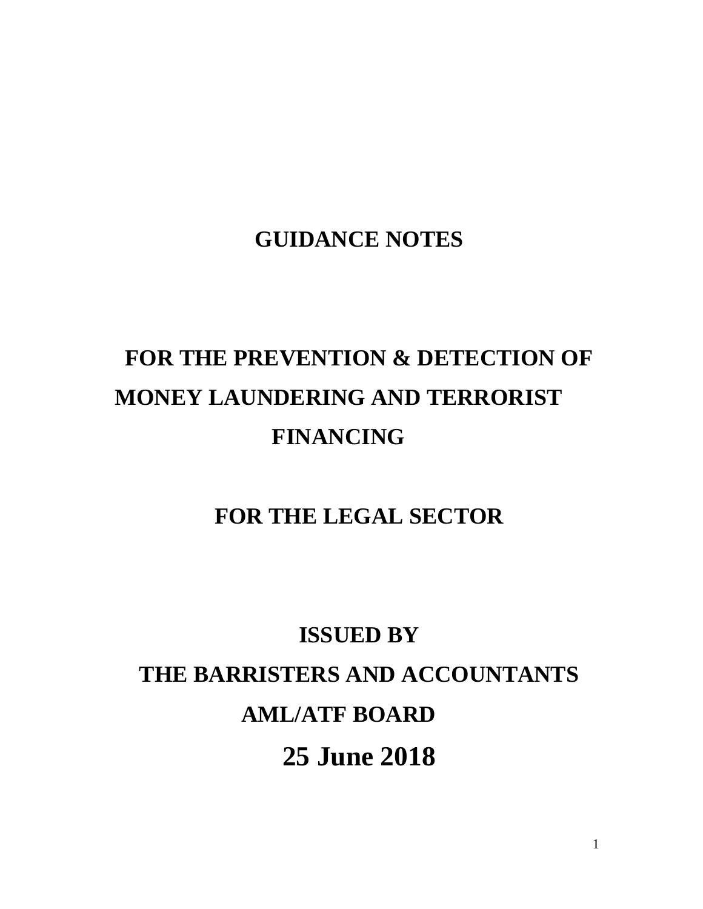# GUIDANCE NOTES

# FOR THE PREVENTION & DETECTION OF MONEY LAUNDERING AND TERRORIST FINANCING

## FOR THE LEGAL SECTOR

**ISSUED BY**

**THE BARRISTERS AND ACCOUNTANTS AML/ATF BOARD**

**25 June 2018**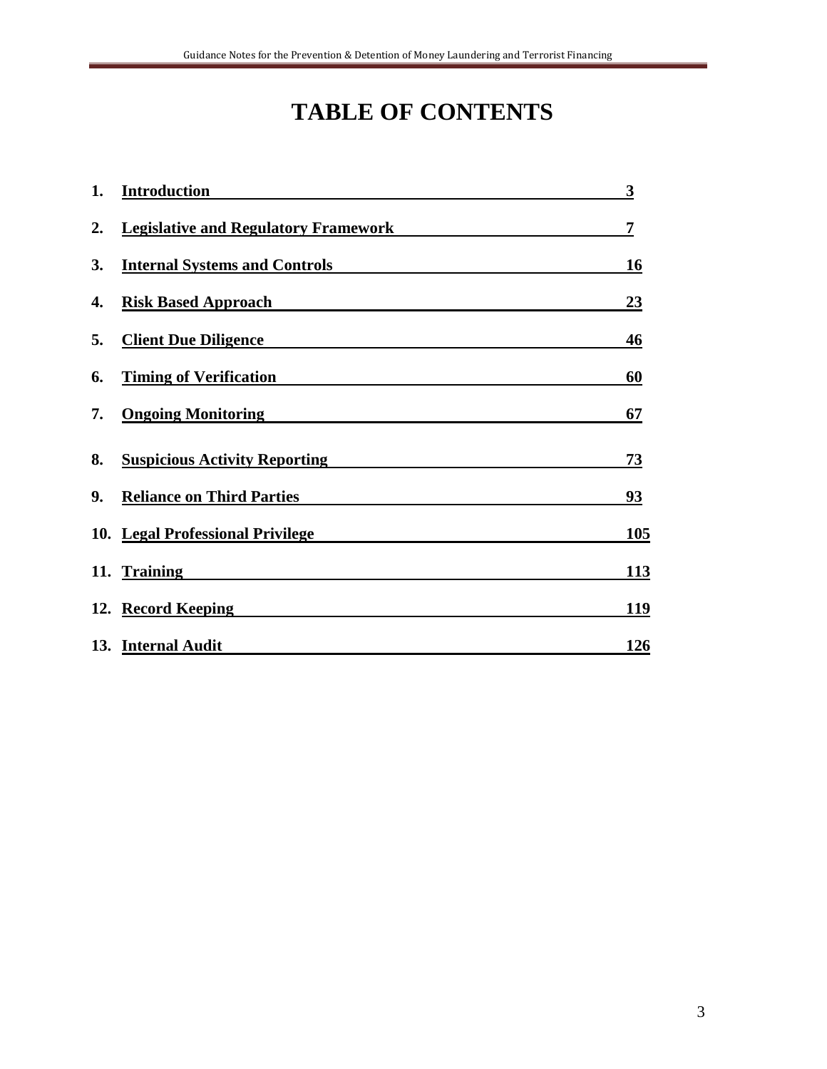# TABLE OF CONTENTS

| | | |
|---|---|---|
| **1.** | **Introduction** | **3** |
| **2.** | **Legislative and Regulatory Framework** | **7** |
| **3.** | **Internal Systems and Controls** | **16** |
| **4.** | **Risk Based Approach** | **23** |
| **5.** | **Client Due Diligence** | **46** |
| **6.** | **Timing of Verification** | **60** |
| **7.** | **Ongoing Monitoring** | **67** |
| **8.** | **Suspicious Activity Reporting** | **73** |
| **9.** | **Reliance on Third Parties** | **93** |
| **10.** | **Legal Professional Privilege** | **105** |
| **11.** | **Training** | **113** |
| **12.** | **Record Keeping** | **119** |
| **13.** | **Internal Audit** | **126** |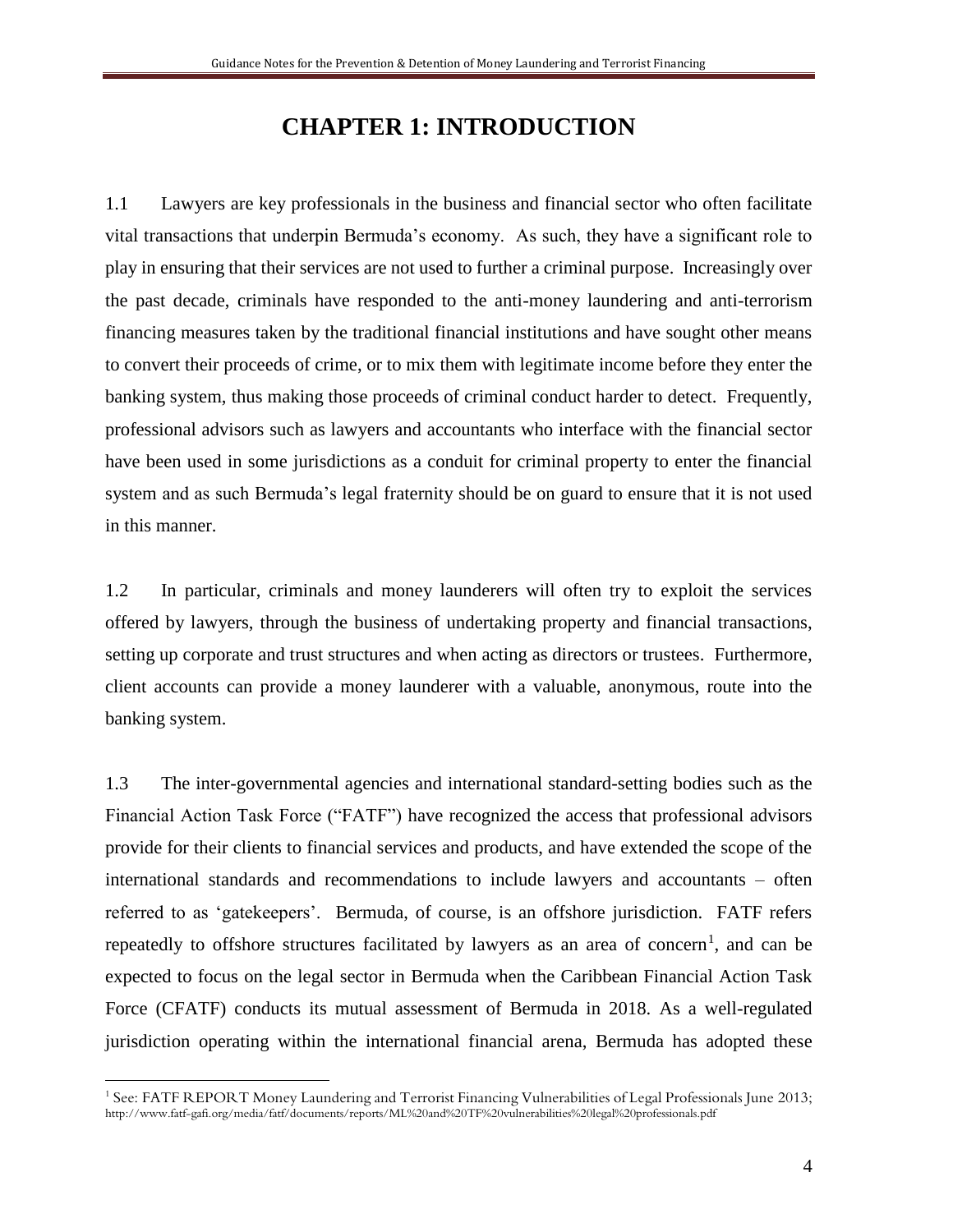# CHAPTER 1: INTRODUCTION

1.1 Lawyers are key professionals in the business and financial sector who often facilitate vital transactions that underpin Bermuda's economy. As such, they have a significant role to play in ensuring that their services are not used to further a criminal purpose. Increasingly over the past decade, criminals have responded to the anti-money laundering and anti-terrorism financing measures taken by the traditional financial institutions and have sought other means to convert their proceeds of crime, or to mix them with legitimate income before they enter the banking system, thus making those proceeds of criminal conduct harder to detect. Frequently, professional advisors such as lawyers and accountants who interface with the financial sector have been used in some jurisdictions as a conduit for criminal property to enter the financial system and as such Bermuda's legal fraternity should be on guard to ensure that it is not used in this manner.

1.2 In particular, criminals and money launderers will often try to exploit the services offered by lawyers, through the business of undertaking property and financial transactions, setting up corporate and trust structures and when acting as directors or trustees. Furthermore, client accounts can provide a money launderer with a valuable, anonymous, route into the banking system.

1.3 The inter-governmental agencies and international standard-setting bodies such as the Financial Action Task Force ("FATF") have recognized the access that professional advisors provide for their clients to financial services and products, and have extended the scope of the international standards and recommendations to include lawyers and accountants – often referred to as 'gatekeepers'. Bermuda, of course, is an offshore jurisdiction. FATF refers repeatedly to offshore structures facilitated by lawyers as an area of concern[1], and can be expected to focus on the legal sector in Bermuda when the Caribbean Financial Action Task Force (CFATF) conducts its mutual assessment of Bermuda in 2018. As a well-regulated jurisdiction operating within the international financial arena, Bermuda has adopted these

[1] See: FATF REPORT Money Laundering and Terrorist Financing Vulnerabilities of Legal Professionals June 2013; http://www.fatf-gafi.org/media/fatf/documents/reports/ML%20and%20TF%20vulnerabilities%20legal%20professionals.pdf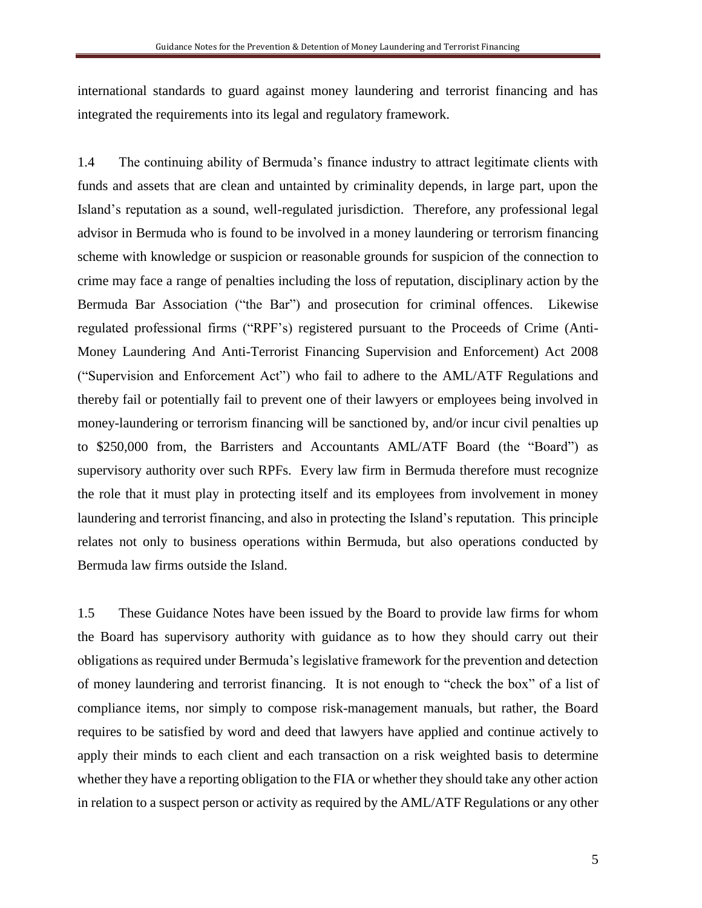international standards to guard against money laundering and terrorist financing and has integrated the requirements into its legal and regulatory framework.

1.4 The continuing ability of Bermuda's finance industry to attract legitimate clients with funds and assets that are clean and untainted by criminality depends, in large part, upon the Island's reputation as a sound, well-regulated jurisdiction. Therefore, any professional legal advisor in Bermuda who is found to be involved in a money laundering or terrorism financing scheme with knowledge or suspicion or reasonable grounds for suspicion of the connection to crime may face a range of penalties including the loss of reputation, disciplinary action by the Bermuda Bar Association ("the Bar") and prosecution for criminal offences. Likewise regulated professional firms ("RPF's) registered pursuant to the Proceeds of Crime (Anti-Money Laundering And Anti-Terrorist Financing Supervision and Enforcement) Act 2008 ("Supervision and Enforcement Act") who fail to adhere to the AML/ATF Regulations and thereby fail or potentially fail to prevent one of their lawyers or employees being involved in money-laundering or terrorism financing will be sanctioned by, and/or incur civil penalties up to $250,000 from, the Barristers and Accountants AML/ATF Board (the "Board") as supervisory authority over such RPFs. Every law firm in Bermuda therefore must recognize the role that it must play in protecting itself and its employees from involvement in money laundering and terrorist financing, and also in protecting the Island's reputation. This principle relates not only to business operations within Bermuda, but also operations conducted by Bermuda law firms outside the Island.

1.5 These Guidance Notes have been issued by the Board to provide law firms for whom the Board has supervisory authority with guidance as to how they should carry out their obligations as required under Bermuda's legislative framework for the prevention and detection of money laundering and terrorist financing. It is not enough to "check the box" of a list of compliance items, nor simply to compose risk-management manuals, but rather, the Board requires to be satisfied by word and deed that lawyers have applied and continue actively to apply their minds to each client and each transaction on a risk weighted basis to determine whether they have a reporting obligation to the FIA or whether they should take any other action in relation to a suspect person or activity as required by the AML/ATF Regulations or any other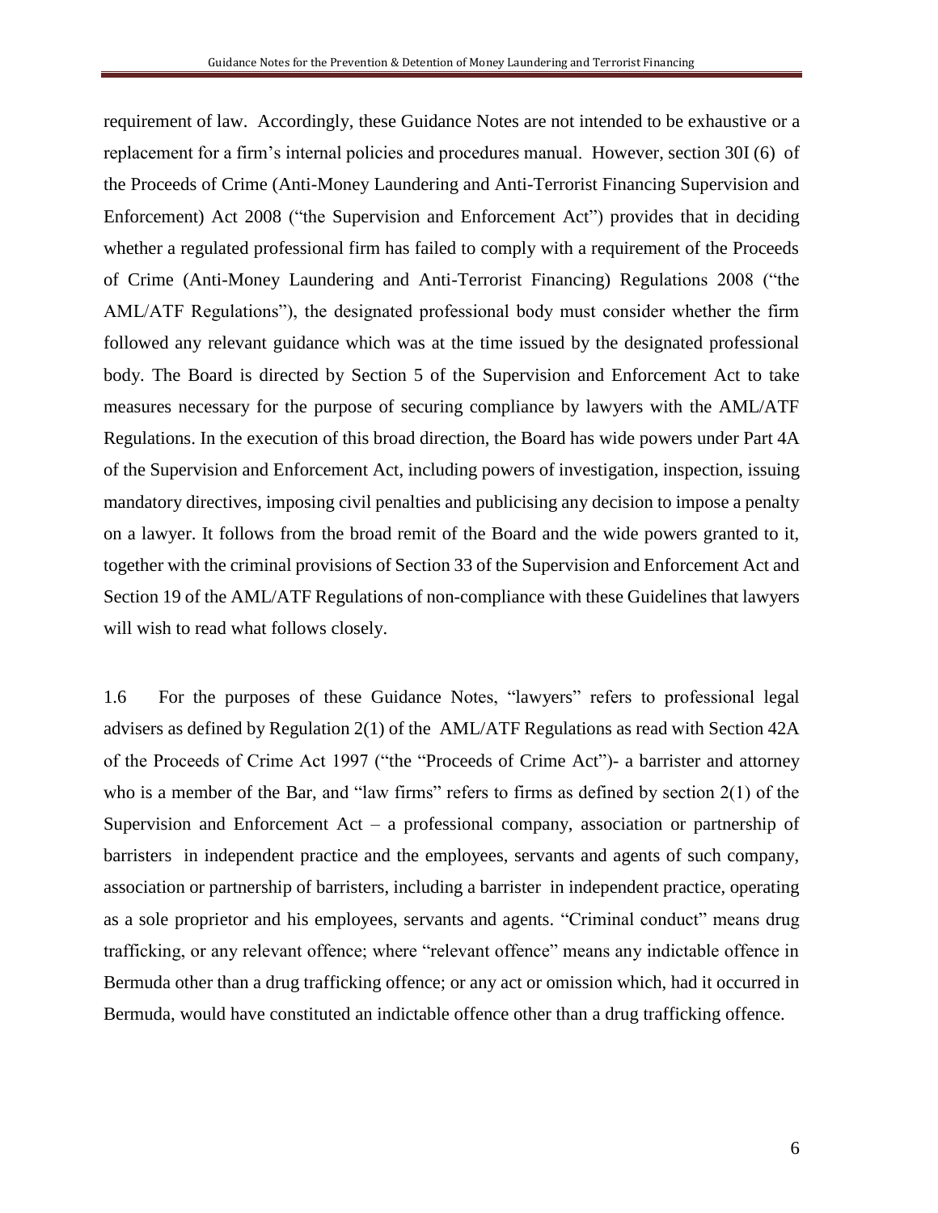requirement of law. Accordingly, these Guidance Notes are not intended to be exhaustive or a replacement for a firm's internal policies and procedures manual. However, section 30I (6) of the Proceeds of Crime (Anti-Money Laundering and Anti-Terrorist Financing Supervision and Enforcement) Act 2008 ("the Supervision and Enforcement Act") provides that in deciding whether a regulated professional firm has failed to comply with a requirement of the Proceeds of Crime (Anti-Money Laundering and Anti-Terrorist Financing) Regulations 2008 ("the AML/ATF Regulations"), the designated professional body must consider whether the firm followed any relevant guidance which was at the time issued by the designated professional body. The Board is directed by Section 5 of the Supervision and Enforcement Act to take measures necessary for the purpose of securing compliance by lawyers with the AML/ATF Regulations. In the execution of this broad direction, the Board has wide powers under Part 4A of the Supervision and Enforcement Act, including powers of investigation, inspection, issuing mandatory directives, imposing civil penalties and publicising any decision to impose a penalty on a lawyer. It follows from the broad remit of the Board and the wide powers granted to it, together with the criminal provisions of Section 33 of the Supervision and Enforcement Act and Section 19 of the AML/ATF Regulations of non-compliance with these Guidelines that lawyers will wish to read what follows closely.

1.6 For the purposes of these Guidance Notes, "lawyers" refers to professional legal advisers as defined by Regulation 2(1) of the AML/ATF Regulations as read with Section 42A of the Proceeds of Crime Act 1997 ("the "Proceeds of Crime Act")- a barrister and attorney who is a member of the Bar, and "law firms" refers to firms as defined by section 2(1) of the Supervision and Enforcement Act – a professional company, association or partnership of barristers in independent practice and the employees, servants and agents of such company, association or partnership of barristers, including a barrister in independent practice, operating as a sole proprietor and his employees, servants and agents. "Criminal conduct" means drug trafficking, or any relevant offence; where "relevant offence" means any indictable offence in Bermuda other than a drug trafficking offence; or any act or omission which, had it occurred in Bermuda, would have constituted an indictable offence other than a drug trafficking offence.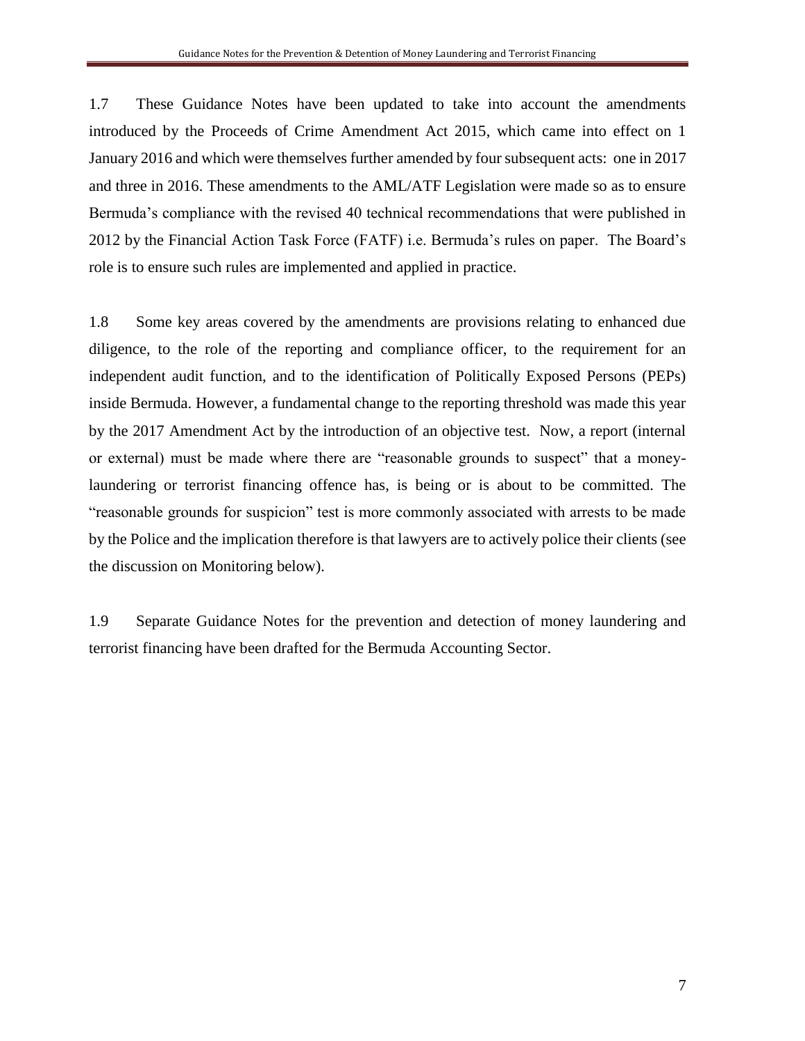1.7 These Guidance Notes have been updated to take into account the amendments introduced by the Proceeds of Crime Amendment Act 2015, which came into effect on 1 January 2016 and which were themselves further amended by four subsequent acts: one in 2017 and three in 2016. These amendments to the AML/ATF Legislation were made so as to ensure Bermuda's compliance with the revised 40 technical recommendations that were published in 2012 by the Financial Action Task Force (FATF) i.e. Bermuda's rules on paper. The Board's role is to ensure such rules are implemented and applied in practice.

1.8 Some key areas covered by the amendments are provisions relating to enhanced due diligence, to the role of the reporting and compliance officer, to the requirement for an independent audit function, and to the identification of Politically Exposed Persons (PEPs) inside Bermuda. However, a fundamental change to the reporting threshold was made this year by the 2017 Amendment Act by the introduction of an objective test. Now, a report (internal or external) must be made where there are "reasonable grounds to suspect" that a money-laundering or terrorist financing offence has, is being or is about to be committed. The "reasonable grounds for suspicion" test is more commonly associated with arrests to be made by the Police and the implication therefore is that lawyers are to actively police their clients (see the discussion on Monitoring below).

1.9 Separate Guidance Notes for the prevention and detection of money laundering and terrorist financing have been drafted for the Bermuda Accounting Sector.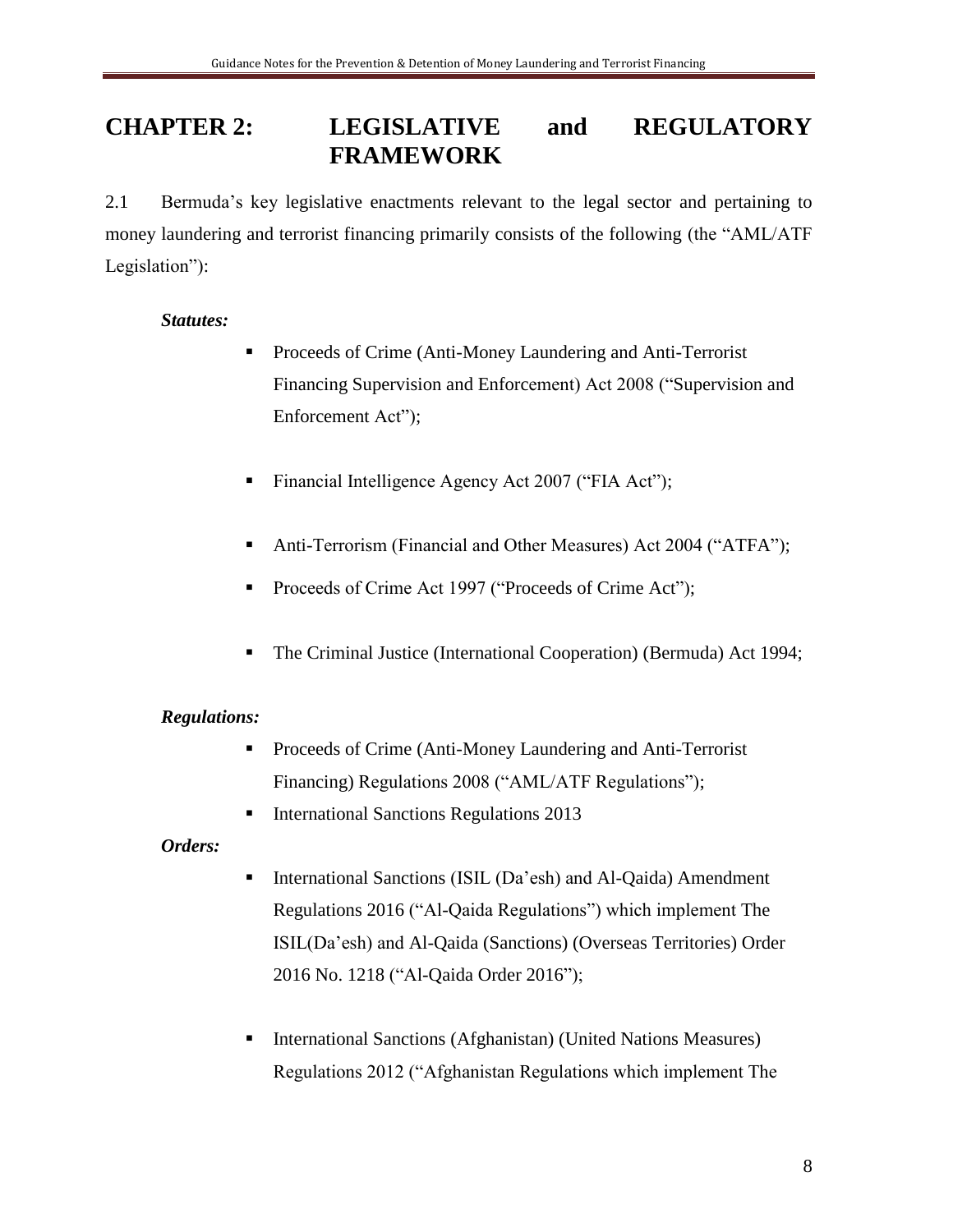# CHAPTER 2: LEGISLATIVE and REGULATORY FRAMEWORK

2.1 Bermuda's key legislative enactments relevant to the legal sector and pertaining to money laundering and terrorist financing primarily consists of the following (the "AML/ATF Legislation"):

***Statutes:***

- Proceeds of Crime (Anti-Money Laundering and Anti-Terrorist Financing Supervision and Enforcement) Act 2008 ("Supervision and Enforcement Act");
- Financial Intelligence Agency Act 2007 ("FIA Act");
- Anti-Terrorism (Financial and Other Measures) Act 2004 ("ATFA");
- Proceeds of Crime Act 1997 ("Proceeds of Crime Act");
- The Criminal Justice (International Cooperation) (Bermuda) Act 1994;

***Regulations:***

- Proceeds of Crime (Anti-Money Laundering and Anti-Terrorist Financing) Regulations 2008 ("AML/ATF Regulations");
- International Sanctions Regulations 2013

***Orders:***

- International Sanctions (ISIL (Da'esh) and Al-Qaida) Amendment Regulations 2016 ("Al-Qaida Regulations") which implement The ISIL(Da'esh) and Al-Qaida (Sanctions) (Overseas Territories) Order 2016 No. 1218 ("Al-Qaida Order 2016");
- International Sanctions (Afghanistan) (United Nations Measures) Regulations 2012 ("Afghanistan Regulations which implement The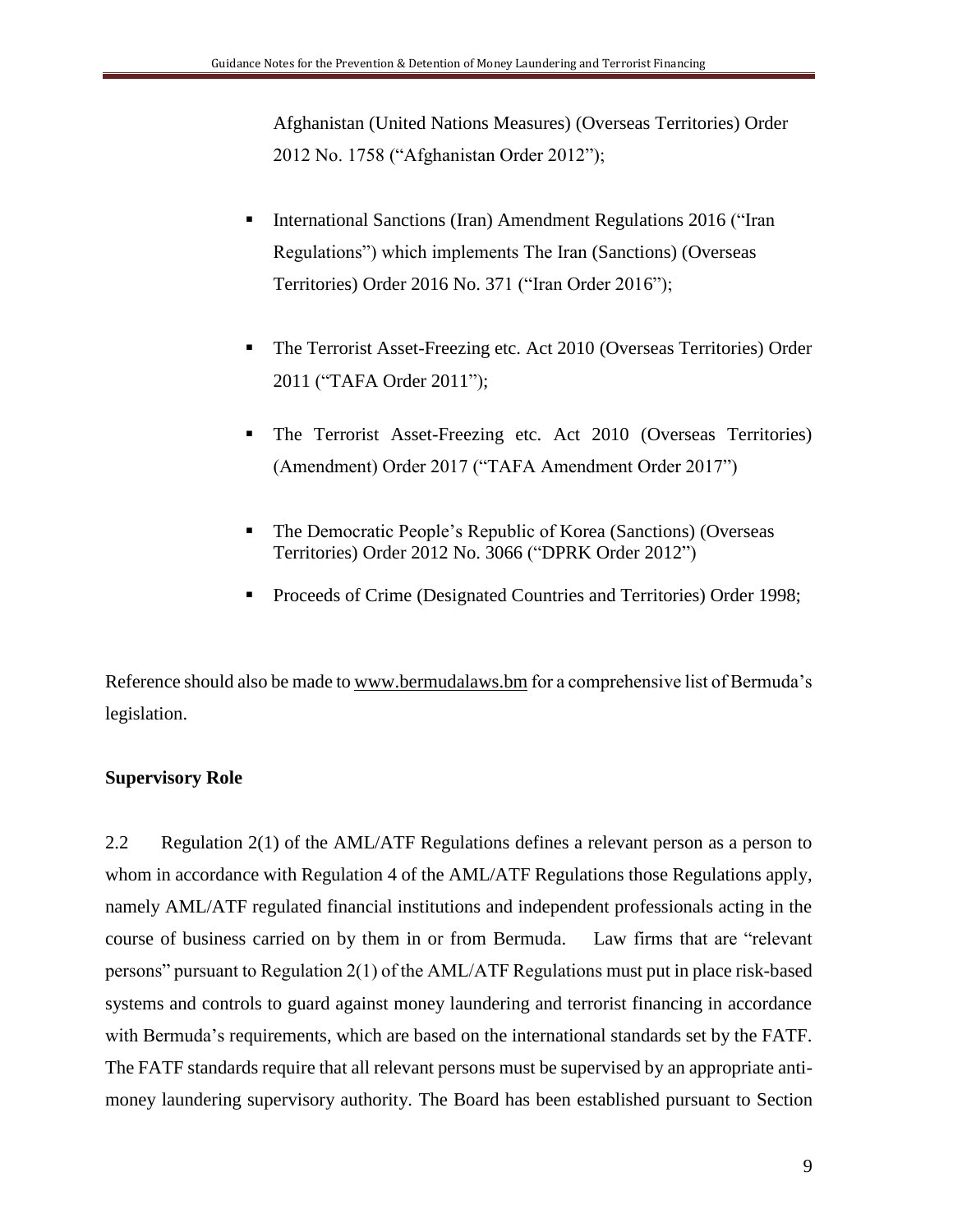Afghanistan (United Nations Measures) (Overseas Territories) Order 2012 No. 1758 ("Afghanistan Order 2012");

- International Sanctions (Iran) Amendment Regulations 2016 ("Iran Regulations") which implements The Iran (Sanctions) (Overseas Territories) Order 2016 No. 371 ("Iran Order 2016");
- The Terrorist Asset-Freezing etc. Act 2010 (Overseas Territories) Order 2011 ("TAFA Order 2011");
- The Terrorist Asset-Freezing etc. Act 2010 (Overseas Territories) (Amendment) Order 2017 ("TAFA Amendment Order 2017")
- The Democratic People's Republic of Korea (Sanctions) (Overseas Territories) Order 2012 No. 3066 ("DPRK Order 2012")
- Proceeds of Crime (Designated Countries and Territories) Order 1998;

Reference should also be made to www.bermudalaws.bm for a comprehensive list of Bermuda's legislation.

**Supervisory Role**

2.2 Regulation 2(1) of the AML/ATF Regulations defines a relevant person as a person to whom in accordance with Regulation 4 of the AML/ATF Regulations those Regulations apply, namely AML/ATF regulated financial institutions and independent professionals acting in the course of business carried on by them in or from Bermuda. Law firms that are "relevant persons" pursuant to Regulation 2(1) of the AML/ATF Regulations must put in place risk-based systems and controls to guard against money laundering and terrorist financing in accordance with Bermuda's requirements, which are based on the international standards set by the FATF. The FATF standards require that all relevant persons must be supervised by an appropriate anti-money laundering supervisory authority. The Board has been established pursuant to Section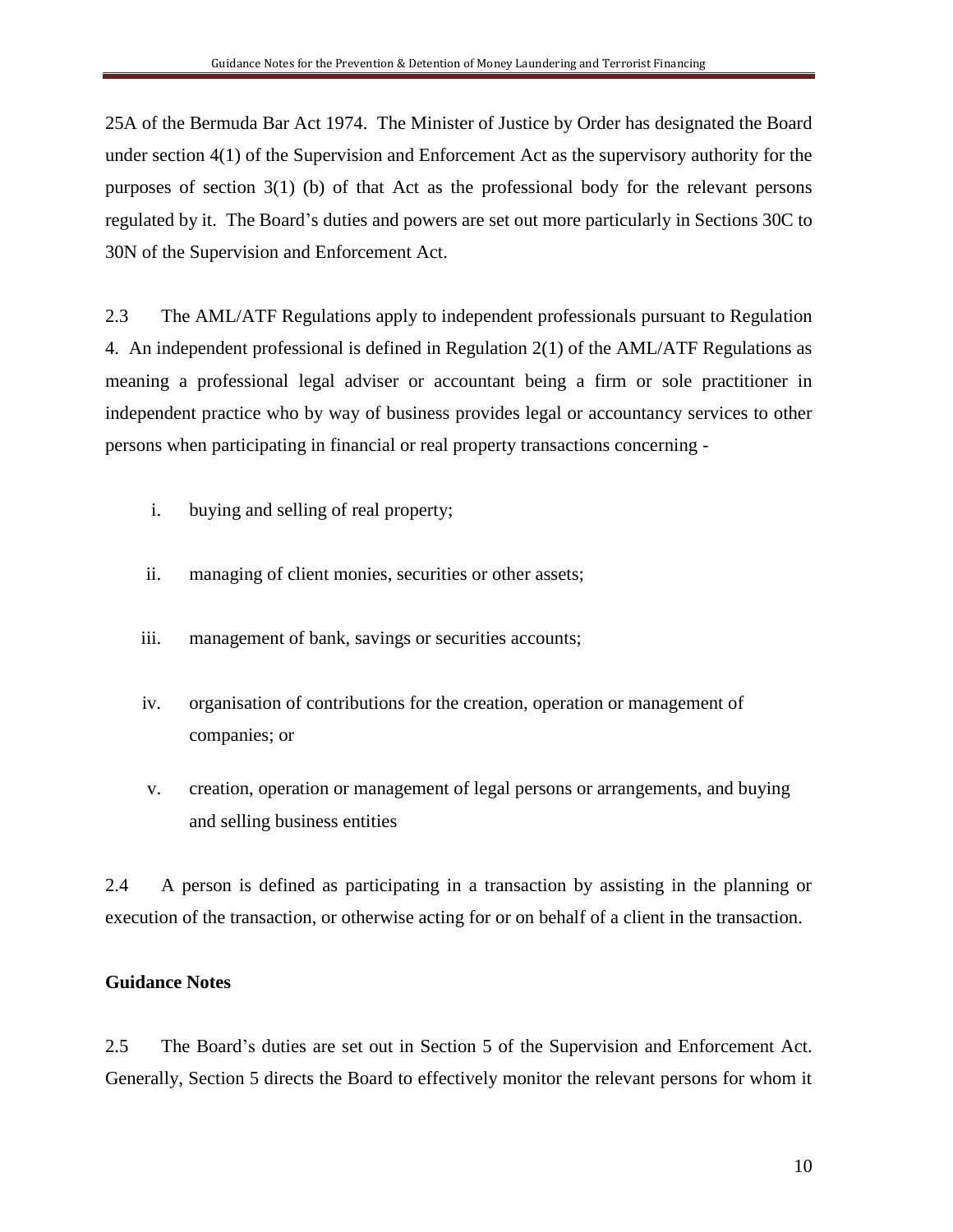25A of the Bermuda Bar Act 1974. The Minister of Justice by Order has designated the Board under section 4(1) of the Supervision and Enforcement Act as the supervisory authority for the purposes of section 3(1) (b) of that Act as the professional body for the relevant persons regulated by it. The Board's duties and powers are set out more particularly in Sections 30C to 30N of the Supervision and Enforcement Act.

2.3 The AML/ATF Regulations apply to independent professionals pursuant to Regulation 4. An independent professional is defined in Regulation 2(1) of the AML/ATF Regulations as meaning a professional legal adviser or accountant being a firm or sole practitioner in independent practice who by way of business provides legal or accountancy services to other persons when participating in financial or real property transactions concerning -

i. buying and selling of real property;

ii. managing of client monies, securities or other assets;

iii. management of bank, savings or securities accounts;

iv. organisation of contributions for the creation, operation or management of companies; or

v. creation, operation or management of legal persons or arrangements, and buying and selling business entities

2.4 A person is defined as participating in a transaction by assisting in the planning or execution of the transaction, or otherwise acting for or on behalf of a client in the transaction.

**Guidance Notes**

2.5 The Board's duties are set out in Section 5 of the Supervision and Enforcement Act. Generally, Section 5 directs the Board to effectively monitor the relevant persons for whom it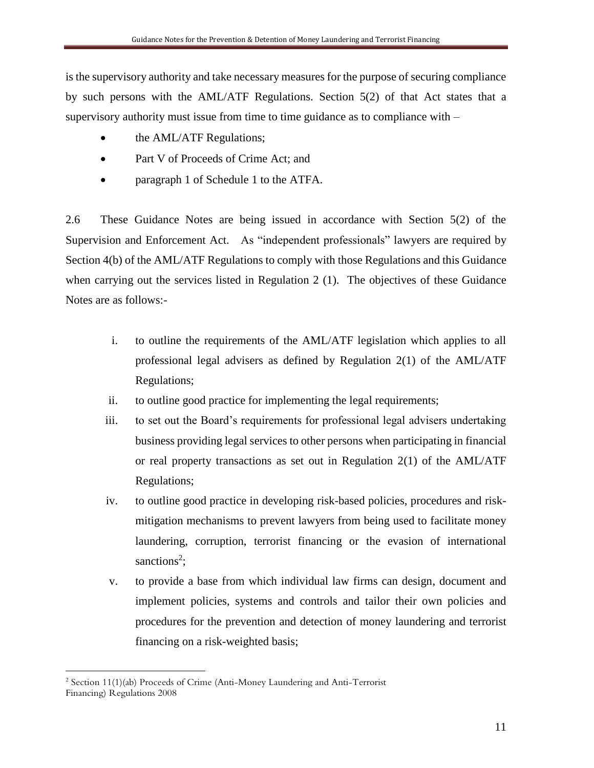is the supervisory authority and take necessary measures for the purpose of securing compliance by such persons with the AML/ATF Regulations. Section 5(2) of that Act states that a supervisory authority must issue from time to time guidance as to compliance with –

- the AML/ATF Regulations;
- Part V of Proceeds of Crime Act; and
- paragraph 1 of Schedule 1 to the ATFA.

2.6 These Guidance Notes are being issued in accordance with Section 5(2) of the Supervision and Enforcement Act. As "independent professionals" lawyers are required by Section 4(b) of the AML/ATF Regulations to comply with those Regulations and this Guidance when carrying out the services listed in Regulation 2 (1). The objectives of these Guidance Notes are as follows:-

i. to outline the requirements of the AML/ATF legislation which applies to all professional legal advisers as defined by Regulation 2(1) of the AML/ATF Regulations;

ii. to outline good practice for implementing the legal requirements;

iii. to set out the Board's requirements for professional legal advisers undertaking business providing legal services to other persons when participating in financial or real property transactions as set out in Regulation 2(1) of the AML/ATF Regulations;

iv. to outline good practice in developing risk-based policies, procedures and risk-mitigation mechanisms to prevent lawyers from being used to facilitate money laundering, corruption, terrorist financing or the evasion of international sanctions[2];

v. to provide a base from which individual law firms can design, document and implement policies, systems and controls and tailor their own policies and procedures for the prevention and detection of money laundering and terrorist financing on a risk-weighted basis;

---

[2] Section 11(1)(ab) Proceeds of Crime (Anti-Money Laundering and Anti-Terrorist Financing) Regulations 2008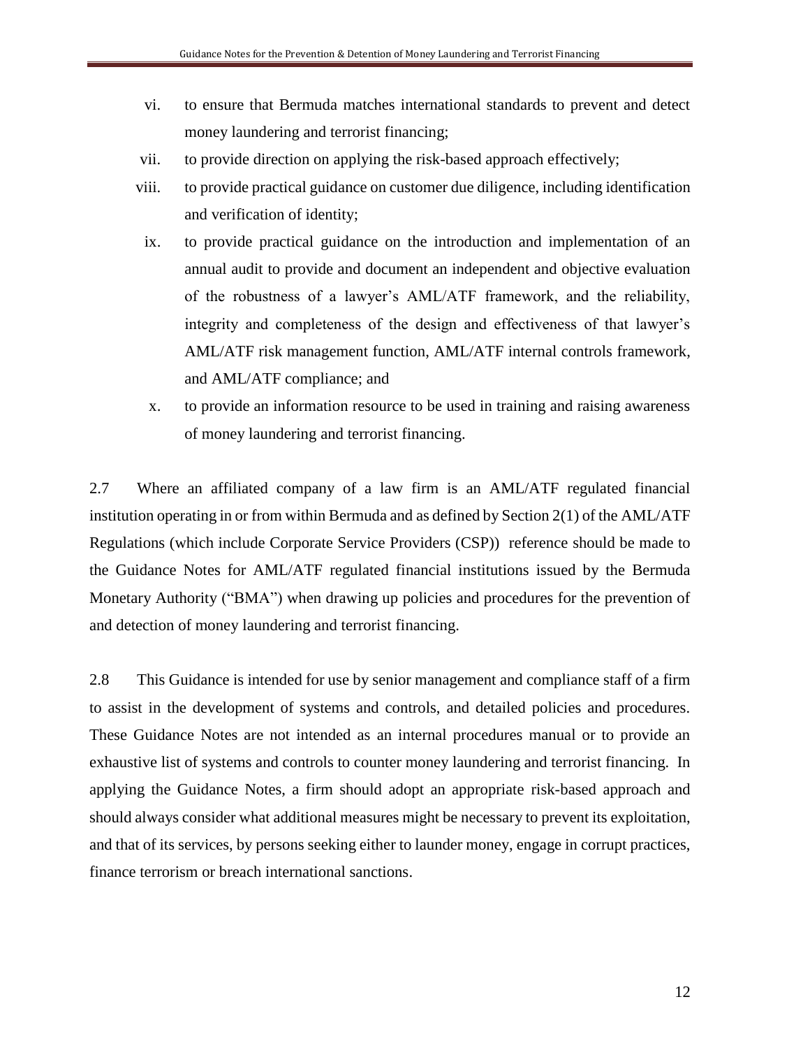vi. to ensure that Bermuda matches international standards to prevent and detect money laundering and terrorist financing;

vii. to provide direction on applying the risk-based approach effectively;

viii. to provide practical guidance on customer due diligence, including identification and verification of identity;

ix. to provide practical guidance on the introduction and implementation of an annual audit to provide and document an independent and objective evaluation of the robustness of a lawyer's AML/ATF framework, and the reliability, integrity and completeness of the design and effectiveness of that lawyer's AML/ATF risk management function, AML/ATF internal controls framework, and AML/ATF compliance; and

x. to provide an information resource to be used in training and raising awareness of money laundering and terrorist financing.

2.7 Where an affiliated company of a law firm is an AML/ATF regulated financial institution operating in or from within Bermuda and as defined by Section 2(1) of the AML/ATF Regulations (which include Corporate Service Providers (CSP)) reference should be made to the Guidance Notes for AML/ATF regulated financial institutions issued by the Bermuda Monetary Authority ("BMA") when drawing up policies and procedures for the prevention of and detection of money laundering and terrorist financing.

2.8 This Guidance is intended for use by senior management and compliance staff of a firm to assist in the development of systems and controls, and detailed policies and procedures. These Guidance Notes are not intended as an internal procedures manual or to provide an exhaustive list of systems and controls to counter money laundering and terrorist financing. In applying the Guidance Notes, a firm should adopt an appropriate risk-based approach and should always consider what additional measures might be necessary to prevent its exploitation, and that of its services, by persons seeking either to launder money, engage in corrupt practices, finance terrorism or breach international sanctions.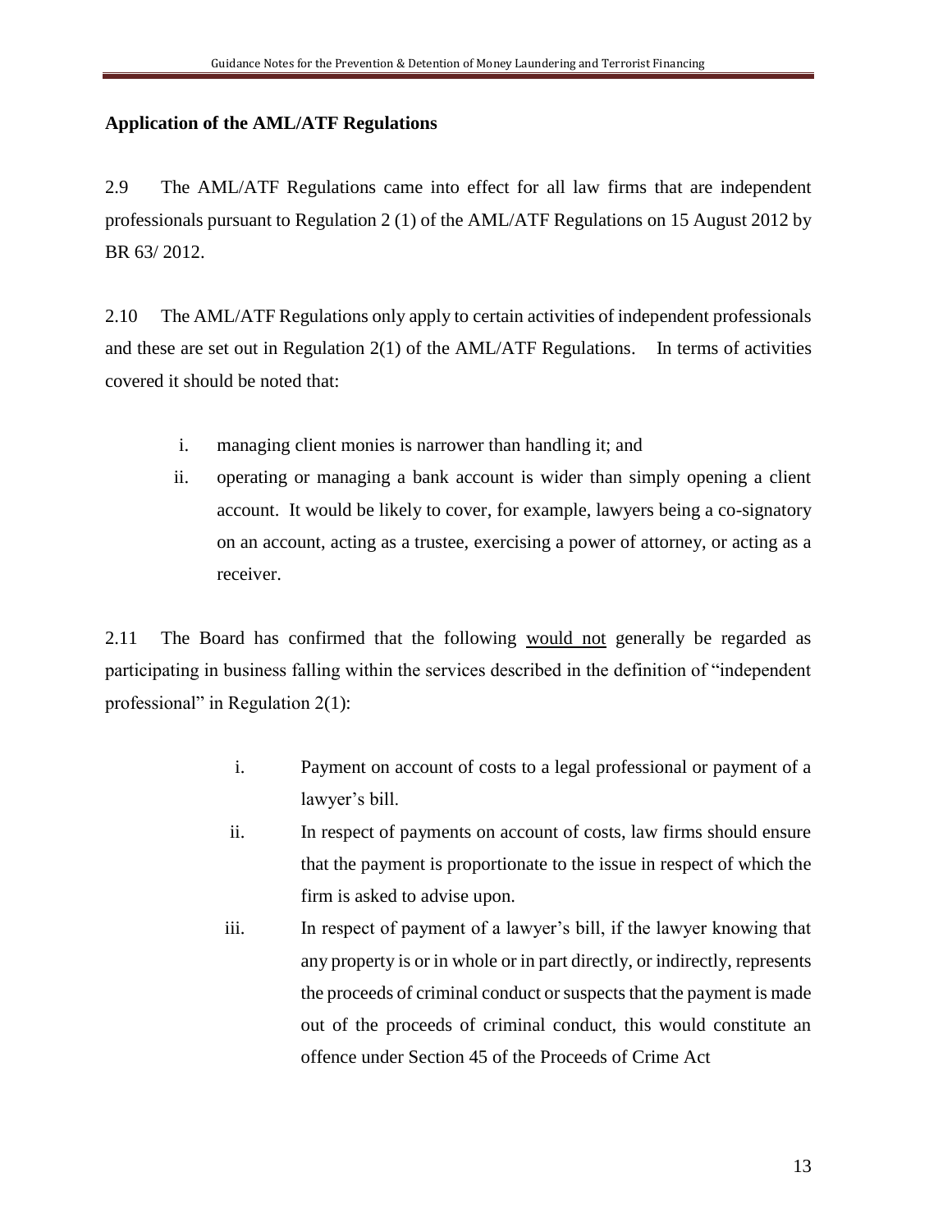## Application of the AML/ATF Regulations

2.9 The AML/ATF Regulations came into effect for all law firms that are independent professionals pursuant to Regulation 2 (1) of the AML/ATF Regulations on 15 August 2012 by BR 63/ 2012.

2.10 The AML/ATF Regulations only apply to certain activities of independent professionals and these are set out in Regulation 2(1) of the AML/ATF Regulations. In terms of activities covered it should be noted that:

i. managing client monies is narrower than handling it; and
ii. operating or managing a bank account is wider than simply opening a client account. It would be likely to cover, for example, lawyers being a co-signatory on an account, acting as a trustee, exercising a power of attorney, or acting as a receiver.

2.11 The Board has confirmed that the following <u>would not</u> generally be regarded as participating in business falling within the services described in the definition of "independent professional" in Regulation 2(1):

i. Payment on account of costs to a legal professional or payment of a lawyer's bill.
ii. In respect of payments on account of costs, law firms should ensure that the payment is proportionate to the issue in respect of which the firm is asked to advise upon.
iii. In respect of payment of a lawyer's bill, if the lawyer knowing that any property is or in whole or in part directly, or indirectly, represents the proceeds of criminal conduct or suspects that the payment is made out of the proceeds of criminal conduct, this would constitute an offence under Section 45 of the Proceeds of Crime Act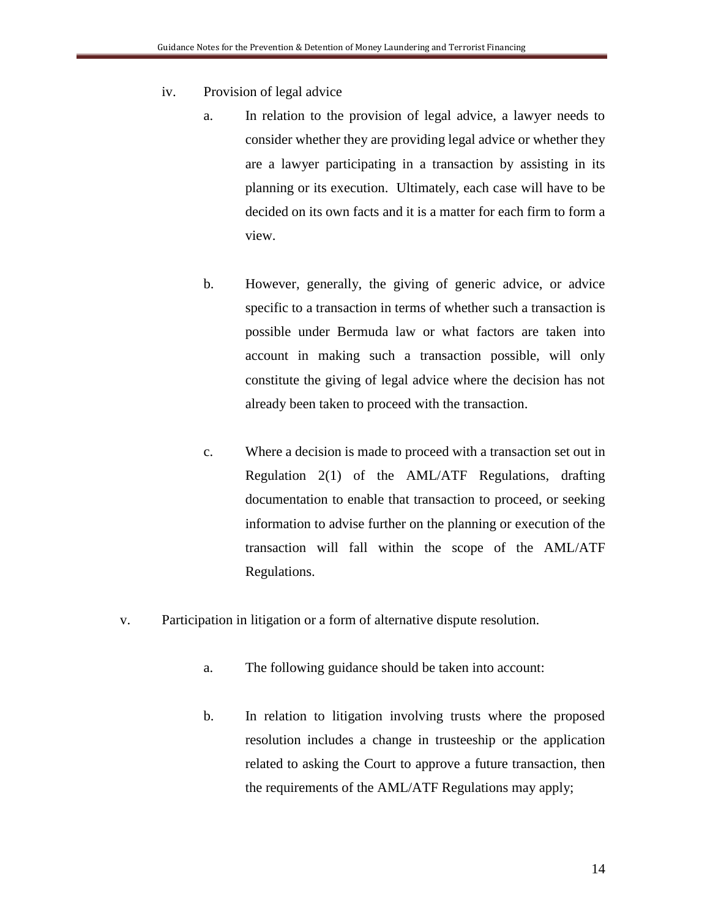iv. Provision of legal advice

  a. In relation to the provision of legal advice, a lawyer needs to consider whether they are providing legal advice or whether they are a lawyer participating in a transaction by assisting in its planning or its execution. Ultimately, each case will have to be decided on its own facts and it is a matter for each firm to form a view.

  b. However, generally, the giving of generic advice, or advice specific to a transaction in terms of whether such a transaction is possible under Bermuda law or what factors are taken into account in making such a transaction possible, will only constitute the giving of legal advice where the decision has not already been taken to proceed with the transaction.

  c. Where a decision is made to proceed with a transaction set out in Regulation 2(1) of the AML/ATF Regulations, drafting documentation to enable that transaction to proceed, or seeking information to advise further on the planning or execution of the transaction will fall within the scope of the AML/ATF Regulations.

v. Participation in litigation or a form of alternative dispute resolution.

  a. The following guidance should be taken into account:

  b. In relation to litigation involving trusts where the proposed resolution includes a change in trusteeship or the application related to asking the Court to approve a future transaction, then the requirements of the AML/ATF Regulations may apply;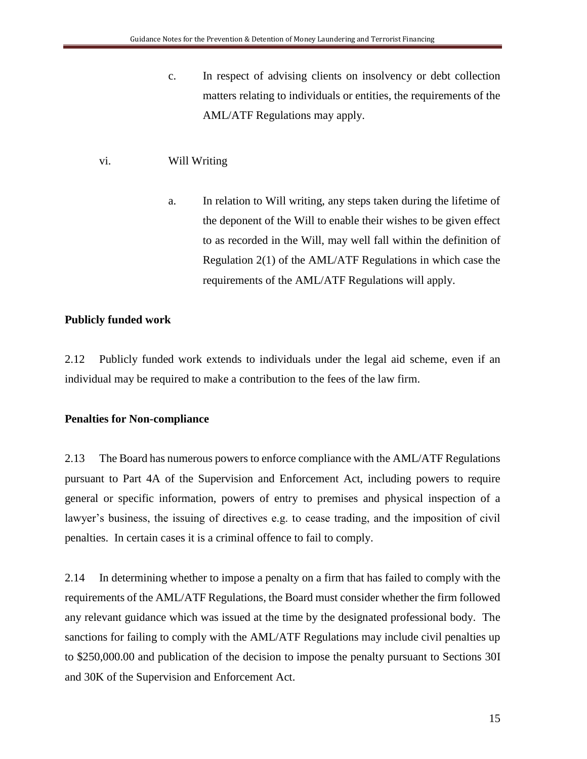c. In respect of advising clients on insolvency or debt collection matters relating to individuals or entities, the requirements of the AML/ATF Regulations may apply.

vi. Will Writing

a. In relation to Will writing, any steps taken during the lifetime of the deponent of the Will to enable their wishes to be given effect to as recorded in the Will, may well fall within the definition of Regulation 2(1) of the AML/ATF Regulations in which case the requirements of the AML/ATF Regulations will apply.

**Publicly funded work**

2.12 Publicly funded work extends to individuals under the legal aid scheme, even if an individual may be required to make a contribution to the fees of the law firm.

**Penalties for Non-compliance**

2.13 The Board has numerous powers to enforce compliance with the AML/ATF Regulations pursuant to Part 4A of the Supervision and Enforcement Act, including powers to require general or specific information, powers of entry to premises and physical inspection of a lawyer's business, the issuing of directives e.g. to cease trading, and the imposition of civil penalties. In certain cases it is a criminal offence to fail to comply.

2.14 In determining whether to impose a penalty on a firm that has failed to comply with the requirements of the AML/ATF Regulations, the Board must consider whether the firm followed any relevant guidance which was issued at the time by the designated professional body. The sanctions for failing to comply with the AML/ATF Regulations may include civil penalties up to $250,000.00 and publication of the decision to impose the penalty pursuant to Sections 30I and 30K of the Supervision and Enforcement Act.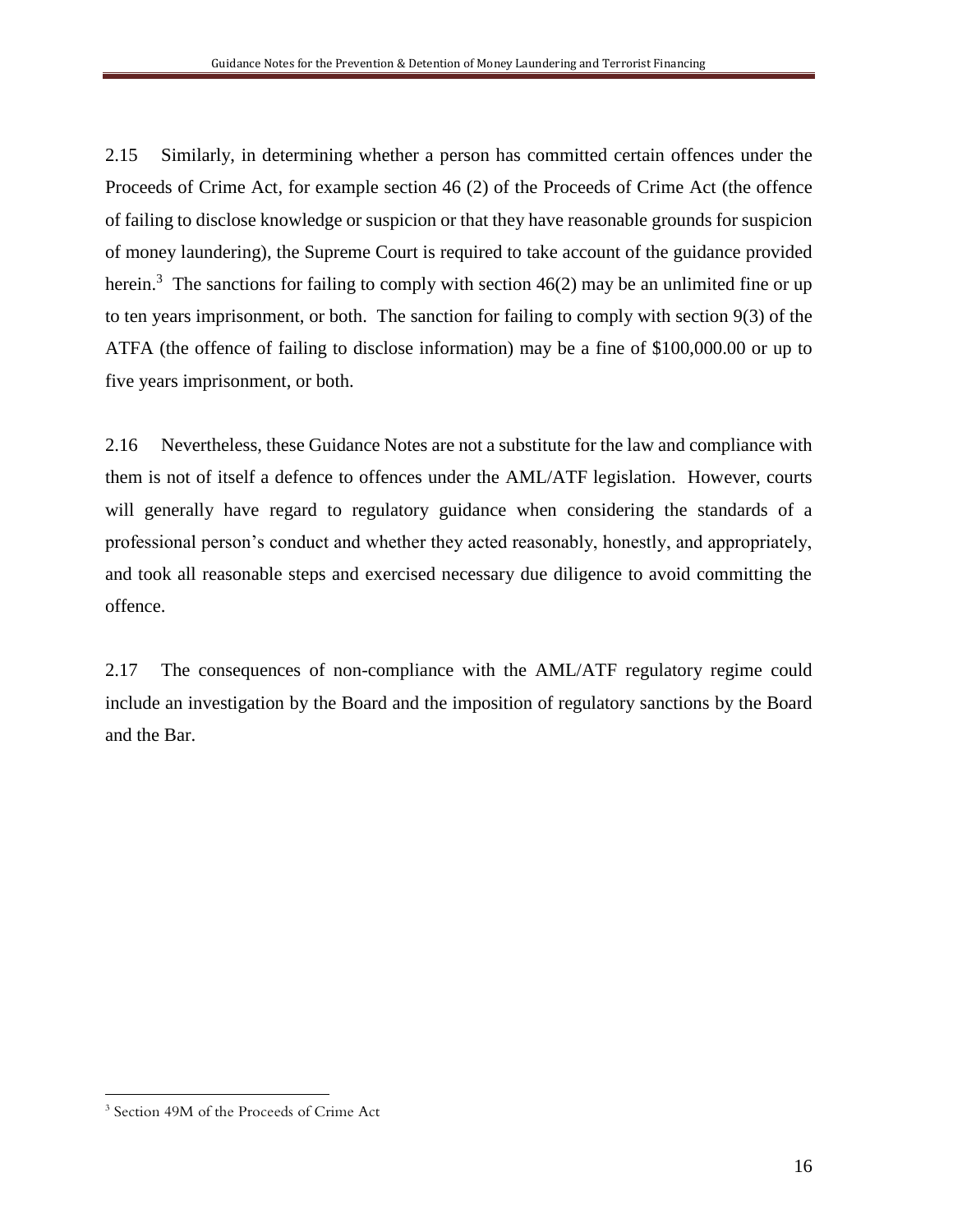2.15 Similarly, in determining whether a person has committed certain offences under the Proceeds of Crime Act, for example section 46 (2) of the Proceeds of Crime Act (the offence of failing to disclose knowledge or suspicion or that they have reasonable grounds for suspicion of money laundering), the Supreme Court is required to take account of the guidance provided herein.[3] The sanctions for failing to comply with section 46(2) may be an unlimited fine or up to ten years imprisonment, or both. The sanction for failing to comply with section 9(3) of the ATFA (the offence of failing to disclose information) may be a fine of $100,000.00 or up to five years imprisonment, or both.

2.16 Nevertheless, these Guidance Notes are not a substitute for the law and compliance with them is not of itself a defence to offences under the AML/ATF legislation. However, courts will generally have regard to regulatory guidance when considering the standards of a professional person's conduct and whether they acted reasonably, honestly, and appropriately, and took all reasonable steps and exercised necessary due diligence to avoid committing the offence.

2.17 The consequences of non-compliance with the AML/ATF regulatory regime could include an investigation by the Board and the imposition of regulatory sanctions by the Board and the Bar.

[3] Section 49M of the Proceeds of Crime Act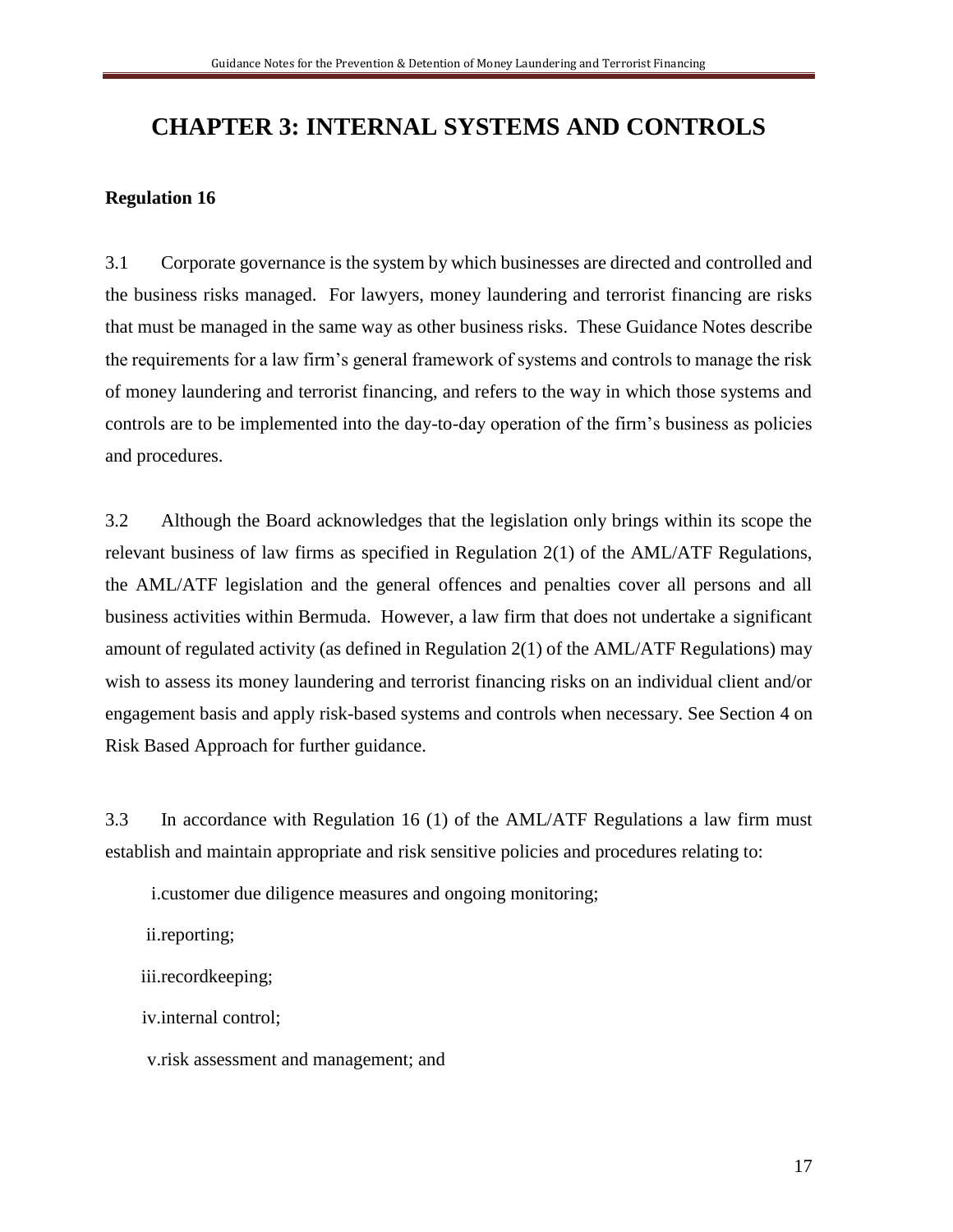# CHAPTER 3: INTERNAL SYSTEMS AND CONTROLS

**Regulation 16**

3.1 Corporate governance is the system by which businesses are directed and controlled and the business risks managed. For lawyers, money laundering and terrorist financing are risks that must be managed in the same way as other business risks. These Guidance Notes describe the requirements for a law firm's general framework of systems and controls to manage the risk of money laundering and terrorist financing, and refers to the way in which those systems and controls are to be implemented into the day-to-day operation of the firm's business as policies and procedures.

3.2 Although the Board acknowledges that the legislation only brings within its scope the relevant business of law firms as specified in Regulation 2(1) of the AML/ATF Regulations, the AML/ATF legislation and the general offences and penalties cover all persons and all business activities within Bermuda. However, a law firm that does not undertake a significant amount of regulated activity (as defined in Regulation 2(1) of the AML/ATF Regulations) may wish to assess its money laundering and terrorist financing risks on an individual client and/or engagement basis and apply risk-based systems and controls when necessary. See Section 4 on Risk Based Approach for further guidance.

3.3 In accordance with Regulation 16 (1) of the AML/ATF Regulations a law firm must establish and maintain appropriate and risk sensitive policies and procedures relating to:

i. customer due diligence measures and ongoing monitoring;

ii. reporting;

iii. recordkeeping;

iv. internal control;

v. risk assessment and management; and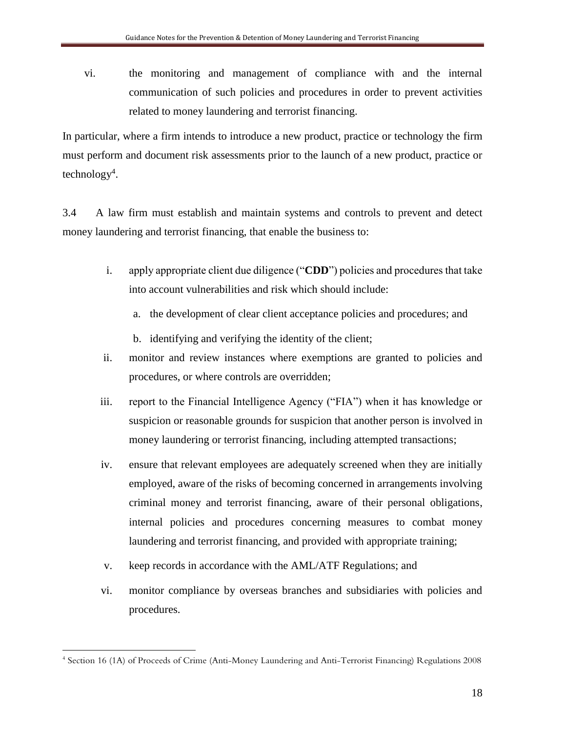vi. the monitoring and management of compliance with and the internal communication of such policies and procedures in order to prevent activities related to money laundering and terrorist financing.

In particular, where a firm intends to introduce a new product, practice or technology the firm must perform and document risk assessments prior to the launch of a new product, practice or technology[4].

3.4 A law firm must establish and maintain systems and controls to prevent and detect money laundering and terrorist financing, that enable the business to:

i. apply appropriate client due diligence ("**CDD**") policies and procedures that take into account vulnerabilities and risk which should include:

   a. the development of clear client acceptance policies and procedures; and

   b. identifying and verifying the identity of the client;

ii. monitor and review instances where exemptions are granted to policies and procedures, or where controls are overridden;

iii. report to the Financial Intelligence Agency ("FIA") when it has knowledge or suspicion or reasonable grounds for suspicion that another person is involved in money laundering or terrorist financing, including attempted transactions;

iv. ensure that relevant employees are adequately screened when they are initially employed, aware of the risks of becoming concerned in arrangements involving criminal money and terrorist financing, aware of their personal obligations, internal policies and procedures concerning measures to combat money laundering and terrorist financing, and provided with appropriate training;

v. keep records in accordance with the AML/ATF Regulations; and

vi. monitor compliance by overseas branches and subsidiaries with policies and procedures.

---

[4] Section 16 (1A) of Proceeds of Crime (Anti-Money Laundering and Anti-Terrorist Financing) Regulations 2008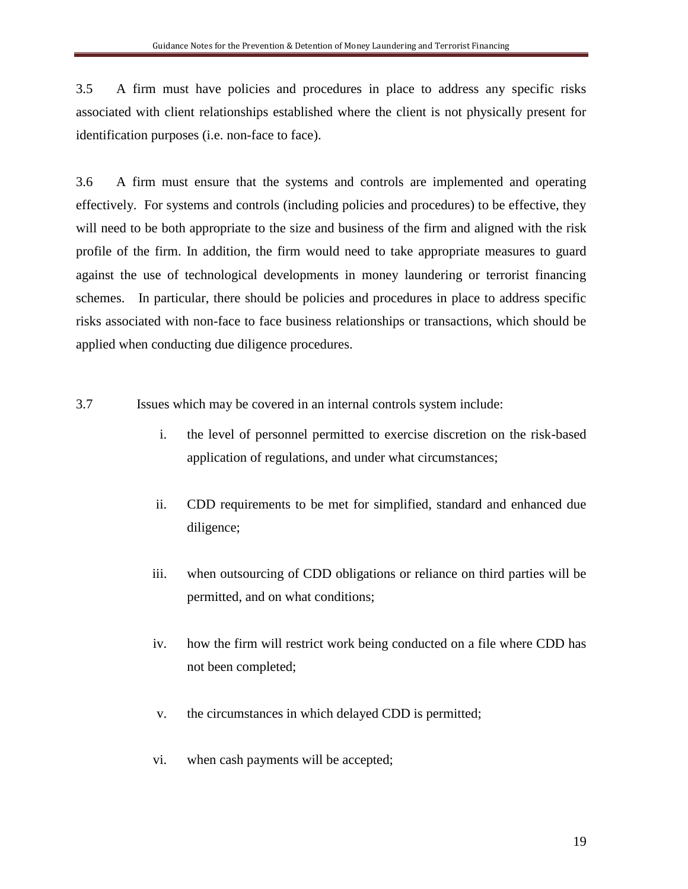3.5 A firm must have policies and procedures in place to address any specific risks associated with client relationships established where the client is not physically present for identification purposes (i.e. non-face to face).

3.6 A firm must ensure that the systems and controls are implemented and operating effectively. For systems and controls (including policies and procedures) to be effective, they will need to be both appropriate to the size and business of the firm and aligned with the risk profile of the firm. In addition, the firm would need to take appropriate measures to guard against the use of technological developments in money laundering or terrorist financing schemes. In particular, there should be policies and procedures in place to address specific risks associated with non-face to face business relationships or transactions, which should be applied when conducting due diligence procedures.

3.7 Issues which may be covered in an internal controls system include:

i. the level of personnel permitted to exercise discretion on the risk-based application of regulations, and under what circumstances;

ii. CDD requirements to be met for simplified, standard and enhanced due diligence;

iii. when outsourcing of CDD obligations or reliance on third parties will be permitted, and on what conditions;

iv. how the firm will restrict work being conducted on a file where CDD has not been completed;

v. the circumstances in which delayed CDD is permitted;

vi. when cash payments will be accepted;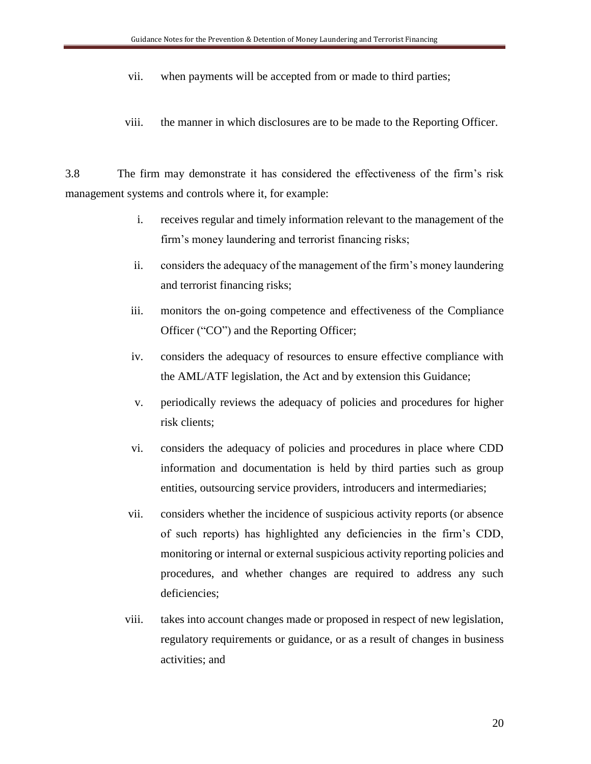vii. when payments will be accepted from or made to third parties;

viii. the manner in which disclosures are to be made to the Reporting Officer.

3.8 The firm may demonstrate it has considered the effectiveness of the firm's risk management systems and controls where it, for example:

i. receives regular and timely information relevant to the management of the firm's money laundering and terrorist financing risks;

ii. considers the adequacy of the management of the firm's money laundering and terrorist financing risks;

iii. monitors the on-going competence and effectiveness of the Compliance Officer ("CO") and the Reporting Officer;

iv. considers the adequacy of resources to ensure effective compliance with the AML/ATF legislation, the Act and by extension this Guidance;

v. periodically reviews the adequacy of policies and procedures for higher risk clients;

vi. considers the adequacy of policies and procedures in place where CDD information and documentation is held by third parties such as group entities, outsourcing service providers, introducers and intermediaries;

vii. considers whether the incidence of suspicious activity reports (or absence of such reports) has highlighted any deficiencies in the firm's CDD, monitoring or internal or external suspicious activity reporting policies and procedures, and whether changes are required to address any such deficiencies;

viii. takes into account changes made or proposed in respect of new legislation, regulatory requirements or guidance, or as a result of changes in business activities; and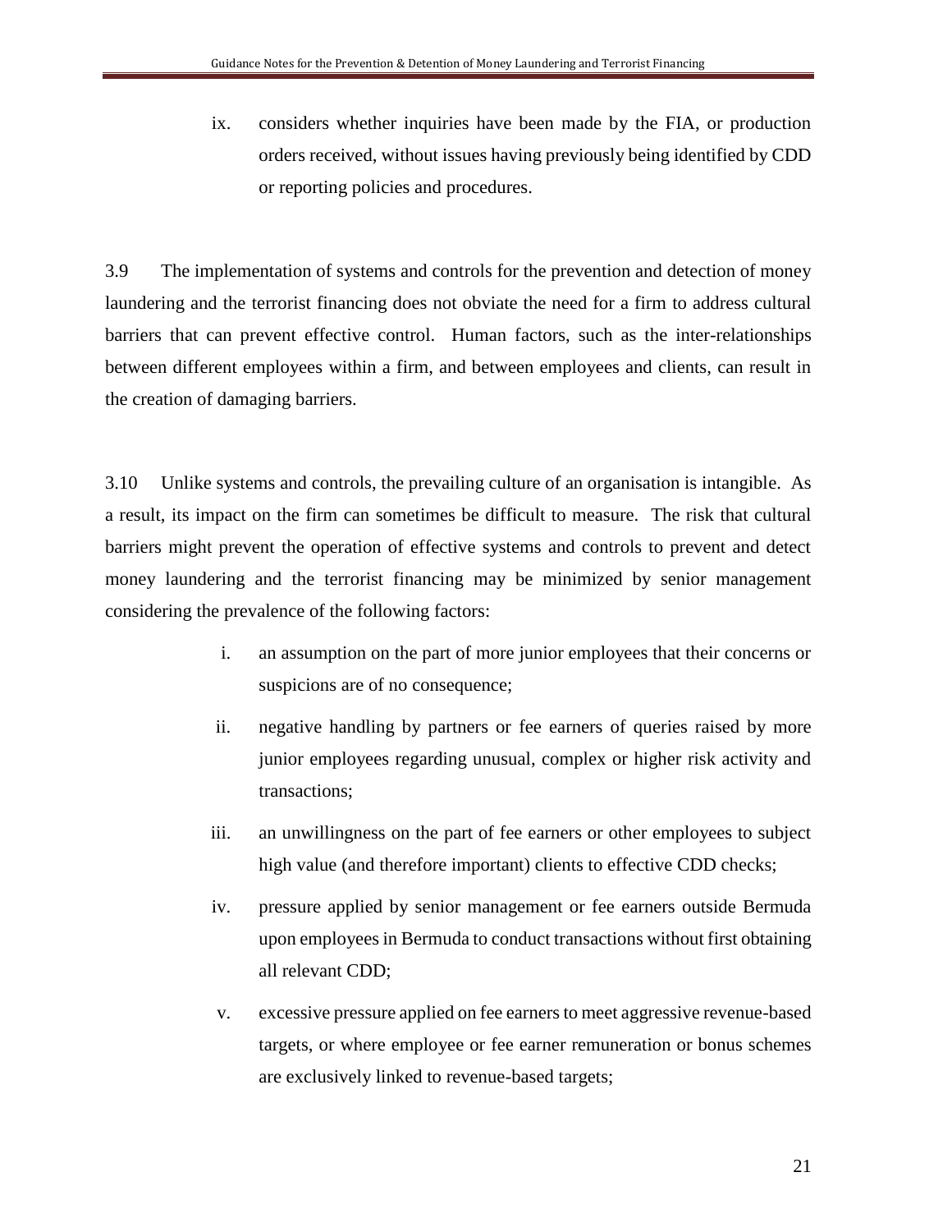ix. considers whether inquiries have been made by the FIA, or production orders received, without issues having previously being identified by CDD or reporting policies and procedures.

3.9 The implementation of systems and controls for the prevention and detection of money laundering and the terrorist financing does not obviate the need for a firm to address cultural barriers that can prevent effective control. Human factors, such as the inter-relationships between different employees within a firm, and between employees and clients, can result in the creation of damaging barriers.

3.10 Unlike systems and controls, the prevailing culture of an organisation is intangible. As a result, its impact on the firm can sometimes be difficult to measure. The risk that cultural barriers might prevent the operation of effective systems and controls to prevent and detect money laundering and the terrorist financing may be minimized by senior management considering the prevalence of the following factors:

i. an assumption on the part of more junior employees that their concerns or suspicions are of no consequence;

ii. negative handling by partners or fee earners of queries raised by more junior employees regarding unusual, complex or higher risk activity and transactions;

iii. an unwillingness on the part of fee earners or other employees to subject high value (and therefore important) clients to effective CDD checks;

iv. pressure applied by senior management or fee earners outside Bermuda upon employees in Bermuda to conduct transactions without first obtaining all relevant CDD;

v. excessive pressure applied on fee earners to meet aggressive revenue-based targets, or where employee or fee earner remuneration or bonus schemes are exclusively linked to revenue-based targets;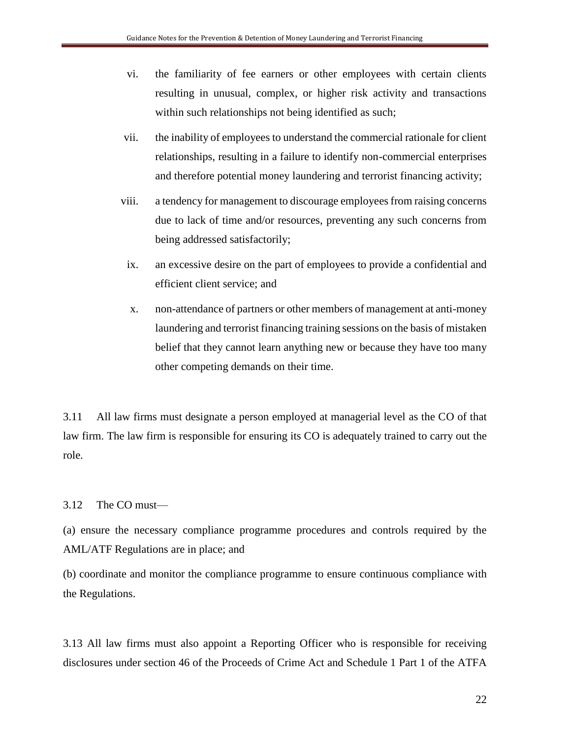vi. the familiarity of fee earners or other employees with certain clients resulting in unusual, complex, or higher risk activity and transactions within such relationships not being identified as such;

vii. the inability of employees to understand the commercial rationale for client relationships, resulting in a failure to identify non-commercial enterprises and therefore potential money laundering and terrorist financing activity;

viii. a tendency for management to discourage employees from raising concerns due to lack of time and/or resources, preventing any such concerns from being addressed satisfactorily;

ix. an excessive desire on the part of employees to provide a confidential and efficient client service; and

x. non-attendance of partners or other members of management at anti-money laundering and terrorist financing training sessions on the basis of mistaken belief that they cannot learn anything new or because they have too many other competing demands on their time.

3.11 All law firms must designate a person employed at managerial level as the CO of that law firm. The law firm is responsible for ensuring its CO is adequately trained to carry out the role.

3.12 The CO must—

(a) ensure the necessary compliance programme procedures and controls required by the AML/ATF Regulations are in place; and

(b) coordinate and monitor the compliance programme to ensure continuous compliance with the Regulations.

3.13 All law firms must also appoint a Reporting Officer who is responsible for receiving disclosures under section 46 of the Proceeds of Crime Act and Schedule 1 Part 1 of the ATFA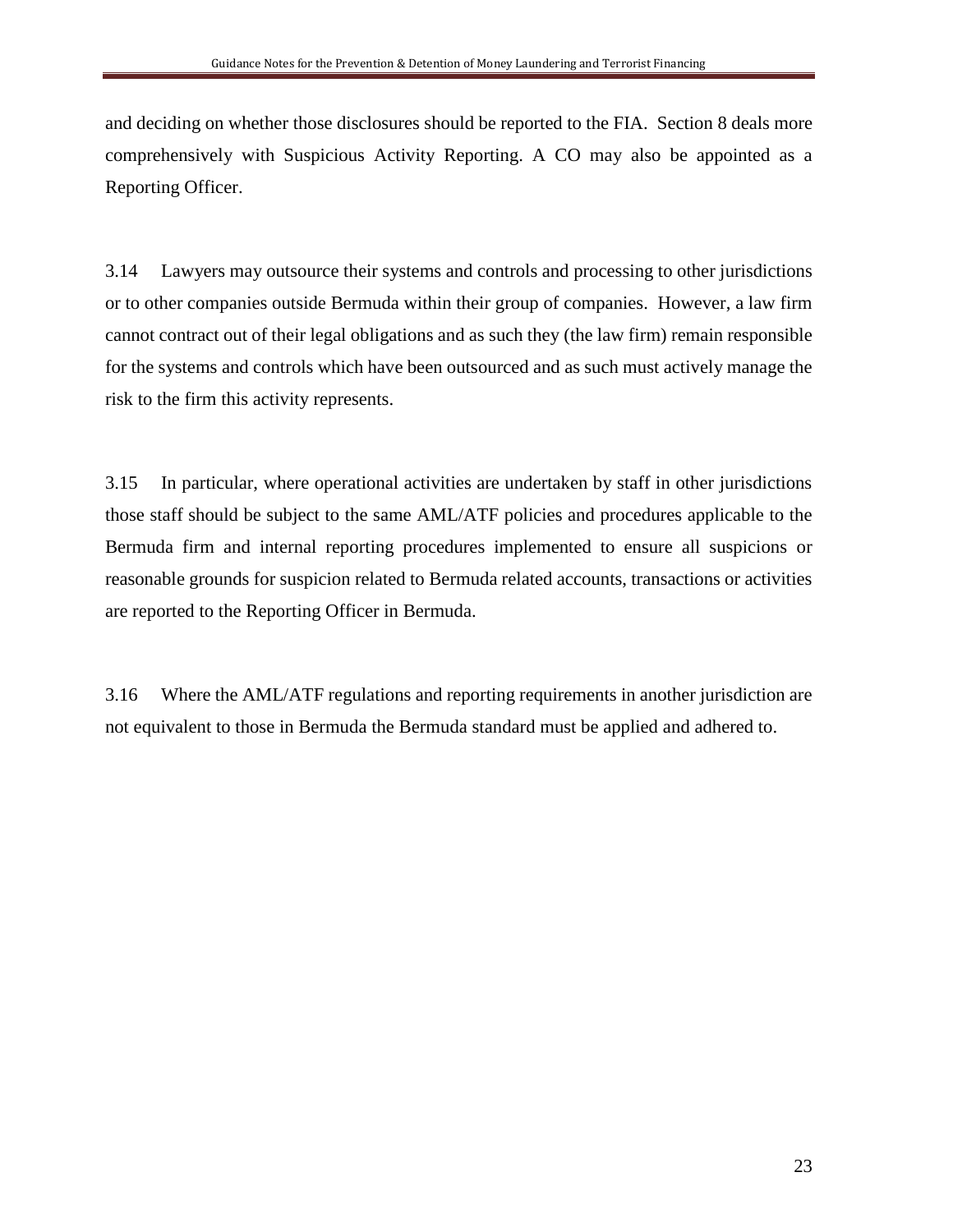and deciding on whether those disclosures should be reported to the FIA. Section 8 deals more comprehensively with Suspicious Activity Reporting. A CO may also be appointed as a Reporting Officer.

3.14 Lawyers may outsource their systems and controls and processing to other jurisdictions or to other companies outside Bermuda within their group of companies. However, a law firm cannot contract out of their legal obligations and as such they (the law firm) remain responsible for the systems and controls which have been outsourced and as such must actively manage the risk to the firm this activity represents.

3.15 In particular, where operational activities are undertaken by staff in other jurisdictions those staff should be subject to the same AML/ATF policies and procedures applicable to the Bermuda firm and internal reporting procedures implemented to ensure all suspicions or reasonable grounds for suspicion related to Bermuda related accounts, transactions or activities are reported to the Reporting Officer in Bermuda.

3.16 Where the AML/ATF regulations and reporting requirements in another jurisdiction are not equivalent to those in Bermuda the Bermuda standard must be applied and adhered to.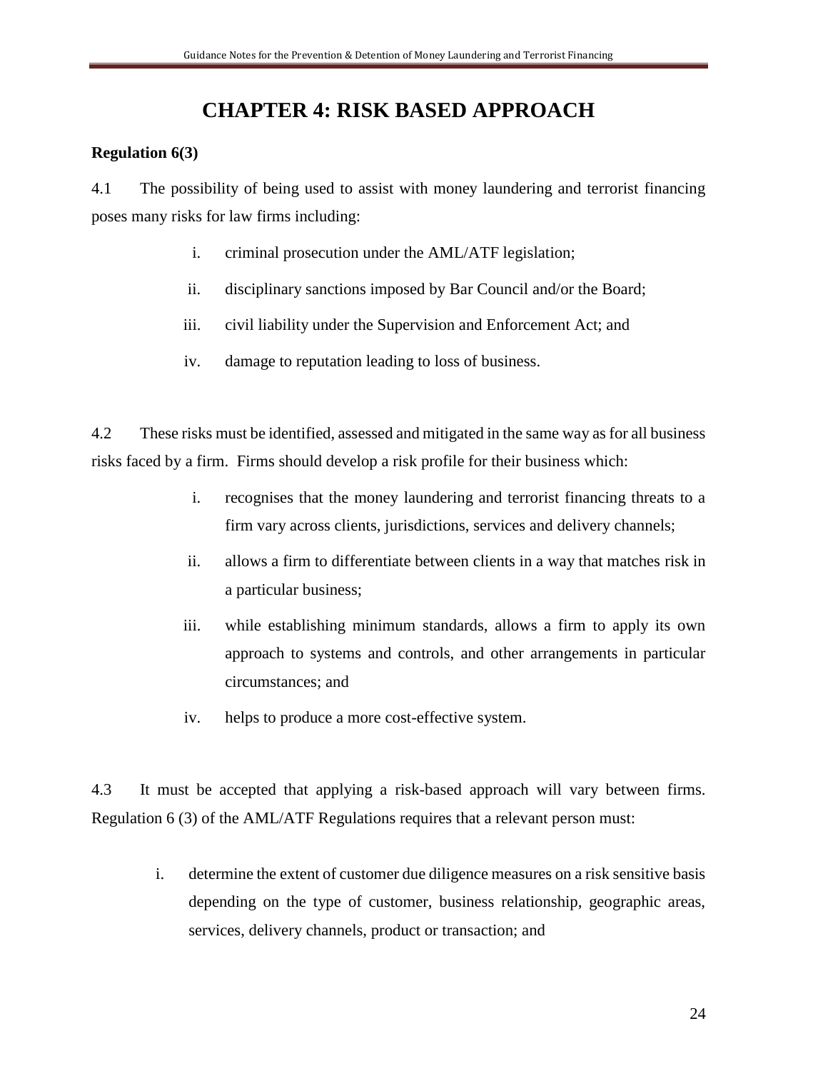# CHAPTER 4: RISK BASED APPROACH

**Regulation 6(3)**

4.1 The possibility of being used to assist with money laundering and terrorist financing poses many risks for law firms including:

i. criminal prosecution under the AML/ATF legislation;

ii. disciplinary sanctions imposed by Bar Council and/or the Board;

iii. civil liability under the Supervision and Enforcement Act; and

iv. damage to reputation leading to loss of business.

4.2 These risks must be identified, assessed and mitigated in the same way as for all business risks faced by a firm. Firms should develop a risk profile for their business which:

i. recognises that the money laundering and terrorist financing threats to a firm vary across clients, jurisdictions, services and delivery channels;

ii. allows a firm to differentiate between clients in a way that matches risk in a particular business;

iii. while establishing minimum standards, allows a firm to apply its own approach to systems and controls, and other arrangements in particular circumstances; and

iv. helps to produce a more cost-effective system.

4.3 It must be accepted that applying a risk-based approach will vary between firms. Regulation 6 (3) of the AML/ATF Regulations requires that a relevant person must:

i. determine the extent of customer due diligence measures on a risk sensitive basis depending on the type of customer, business relationship, geographic areas, services, delivery channels, product or transaction; and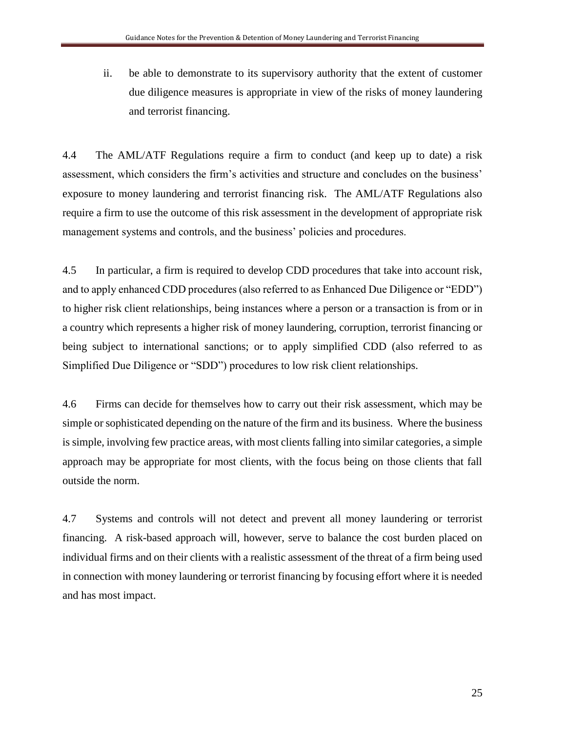ii. be able to demonstrate to its supervisory authority that the extent of customer due diligence measures is appropriate in view of the risks of money laundering and terrorist financing.

4.4 The AML/ATF Regulations require a firm to conduct (and keep up to date) a risk assessment, which considers the firm's activities and structure and concludes on the business' exposure to money laundering and terrorist financing risk. The AML/ATF Regulations also require a firm to use the outcome of this risk assessment in the development of appropriate risk management systems and controls, and the business' policies and procedures.

4.5 In particular, a firm is required to develop CDD procedures that take into account risk, and to apply enhanced CDD procedures (also referred to as Enhanced Due Diligence or "EDD") to higher risk client relationships, being instances where a person or a transaction is from or in a country which represents a higher risk of money laundering, corruption, terrorist financing or being subject to international sanctions; or to apply simplified CDD (also referred to as Simplified Due Diligence or "SDD") procedures to low risk client relationships.

4.6 Firms can decide for themselves how to carry out their risk assessment, which may be simple or sophisticated depending on the nature of the firm and its business. Where the business is simple, involving few practice areas, with most clients falling into similar categories, a simple approach may be appropriate for most clients, with the focus being on those clients that fall outside the norm.

4.7 Systems and controls will not detect and prevent all money laundering or terrorist financing. A risk-based approach will, however, serve to balance the cost burden placed on individual firms and on their clients with a realistic assessment of the threat of a firm being used in connection with money laundering or terrorist financing by focusing effort where it is needed and has most impact.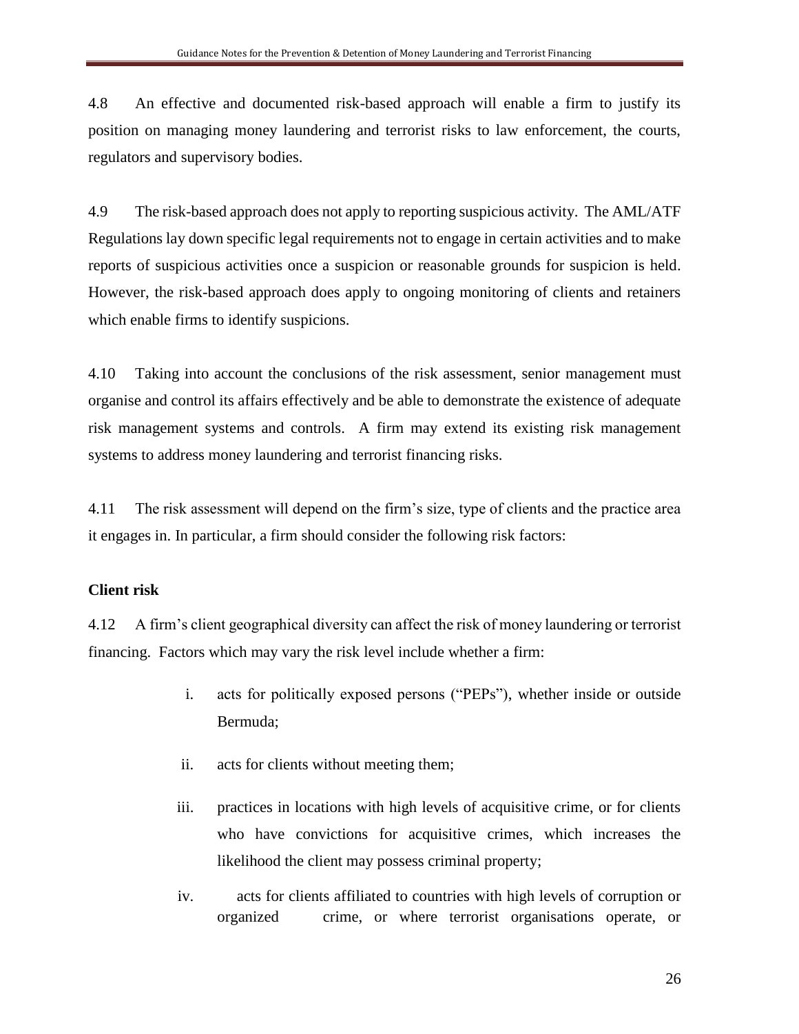4.8 An effective and documented risk-based approach will enable a firm to justify its position on managing money laundering and terrorist risks to law enforcement, the courts, regulators and supervisory bodies.

4.9 The risk-based approach does not apply to reporting suspicious activity. The AML/ATF Regulations lay down specific legal requirements not to engage in certain activities and to make reports of suspicious activities once a suspicion or reasonable grounds for suspicion is held. However, the risk-based approach does apply to ongoing monitoring of clients and retainers which enable firms to identify suspicions.

4.10 Taking into account the conclusions of the risk assessment, senior management must organise and control its affairs effectively and be able to demonstrate the existence of adequate risk management systems and controls. A firm may extend its existing risk management systems to address money laundering and terrorist financing risks.

4.11 The risk assessment will depend on the firm's size, type of clients and the practice area it engages in. In particular, a firm should consider the following risk factors:

**Client risk**

4.12 A firm's client geographical diversity can affect the risk of money laundering or terrorist financing. Factors which may vary the risk level include whether a firm:

i. acts for politically exposed persons ("PEPs"), whether inside or outside Bermuda;

ii. acts for clients without meeting them;

iii. practices in locations with high levels of acquisitive crime, or for clients who have convictions for acquisitive crimes, which increases the likelihood the client may possess criminal property;

iv. acts for clients affiliated to countries with high levels of corruption or organized crime, or where terrorist organisations operate, or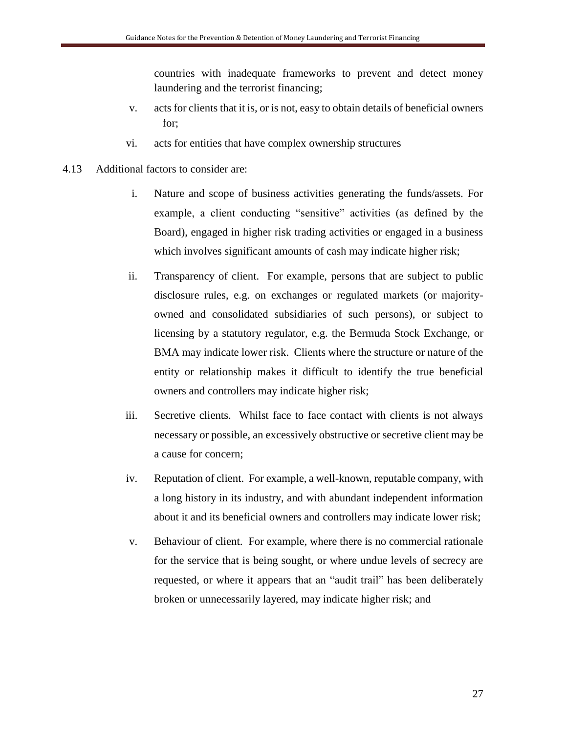countries with inadequate frameworks to prevent and detect money laundering and the terrorist financing;

v. acts for clients that it is, or is not, easy to obtain details of beneficial owners for;

vi. acts for entities that have complex ownership structures

4.13 Additional factors to consider are:

i. Nature and scope of business activities generating the funds/assets. For example, a client conducting "sensitive" activities (as defined by the Board), engaged in higher risk trading activities or engaged in a business which involves significant amounts of cash may indicate higher risk;

ii. Transparency of client. For example, persons that are subject to public disclosure rules, e.g. on exchanges or regulated markets (or majority-owned and consolidated subsidiaries of such persons), or subject to licensing by a statutory regulator, e.g. the Bermuda Stock Exchange, or BMA may indicate lower risk. Clients where the structure or nature of the entity or relationship makes it difficult to identify the true beneficial owners and controllers may indicate higher risk;

iii. Secretive clients. Whilst face to face contact with clients is not always necessary or possible, an excessively obstructive or secretive client may be a cause for concern;

iv. Reputation of client. For example, a well-known, reputable company, with a long history in its industry, and with abundant independent information about it and its beneficial owners and controllers may indicate lower risk;

v. Behaviour of client. For example, where there is no commercial rationale for the service that is being sought, or where undue levels of secrecy are requested, or where it appears that an "audit trail" has been deliberately broken or unnecessarily layered, may indicate higher risk; and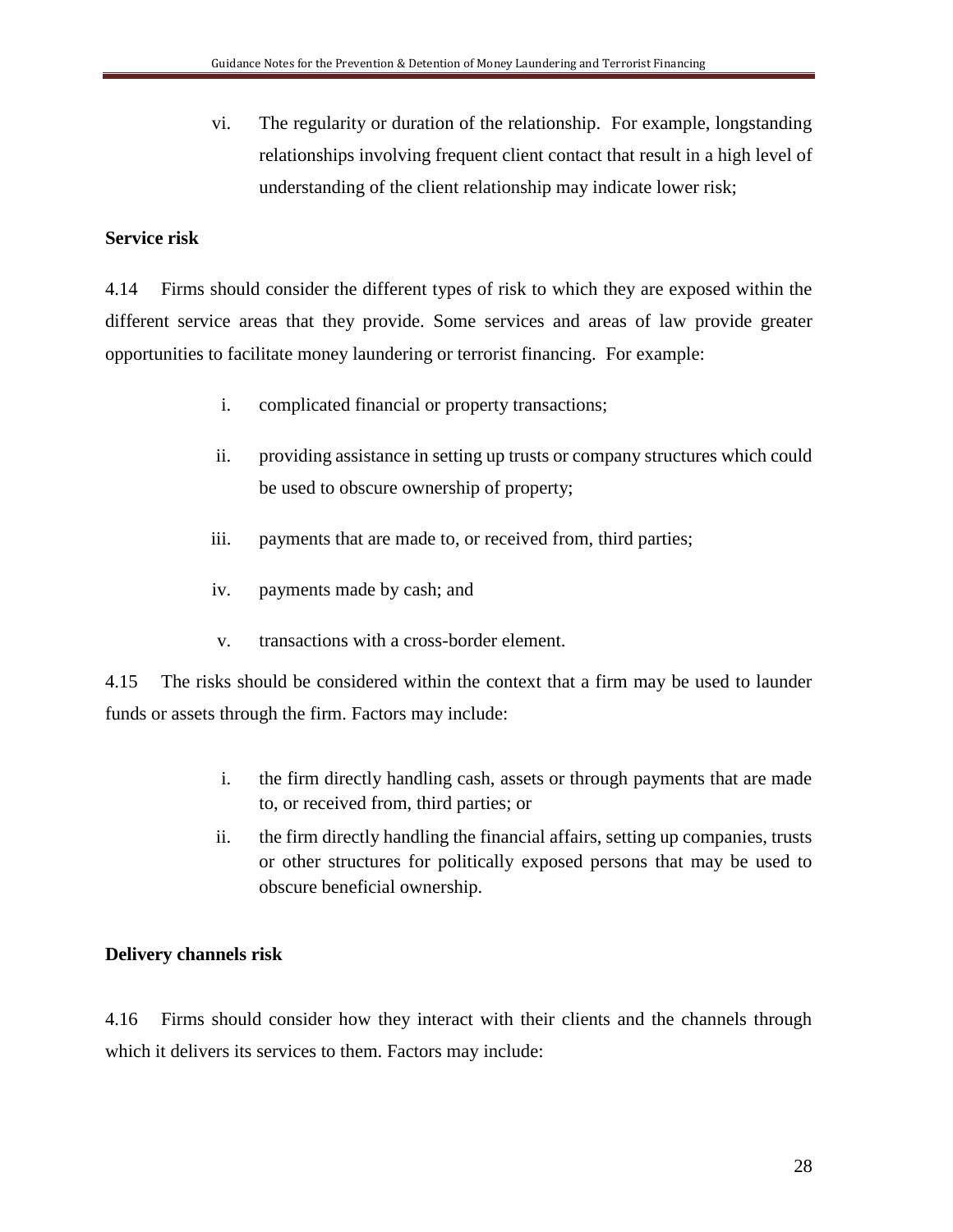vi. The regularity or duration of the relationship. For example, longstanding relationships involving frequent client contact that result in a high level of understanding of the client relationship may indicate lower risk;

**Service risk**

4.14 Firms should consider the different types of risk to which they are exposed within the different service areas that they provide. Some services and areas of law provide greater opportunities to facilitate money laundering or terrorist financing. For example:

i. complicated financial or property transactions;

ii. providing assistance in setting up trusts or company structures which could be used to obscure ownership of property;

iii. payments that are made to, or received from, third parties;

iv. payments made by cash; and

v. transactions with a cross-border element.

4.15 The risks should be considered within the context that a firm may be used to launder funds or assets through the firm. Factors may include:

i. the firm directly handling cash, assets or through payments that are made to, or received from, third parties; or

ii. the firm directly handling the financial affairs, setting up companies, trusts or other structures for politically exposed persons that may be used to obscure beneficial ownership.

**Delivery channels risk**

4.16 Firms should consider how they interact with their clients and the channels through which it delivers its services to them. Factors may include: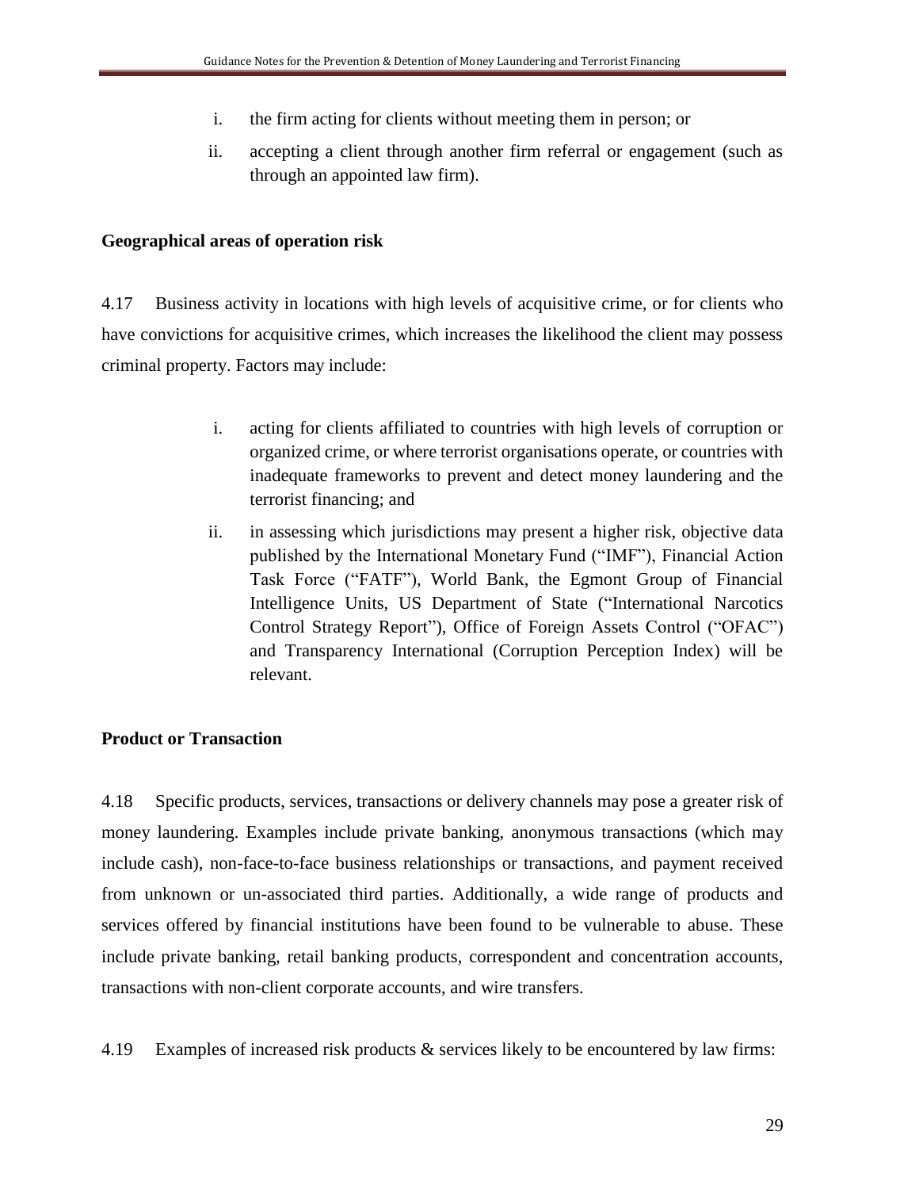i. the firm acting for clients without meeting them in person; or

ii. accepting a client through another firm referral or engagement (such as through an appointed law firm).

**Geographical areas of operation risk**

4.17 Business activity in locations with high levels of acquisitive crime, or for clients who have convictions for acquisitive crimes, which increases the likelihood the client may possess criminal property. Factors may include:

i. acting for clients affiliated to countries with high levels of corruption or organized crime, or where terrorist organisations operate, or countries with inadequate frameworks to prevent and detect money laundering and the terrorist financing; and

ii. in assessing which jurisdictions may present a higher risk, objective data published by the International Monetary Fund ("IMF"), Financial Action Task Force ("FATF"), World Bank, the Egmont Group of Financial Intelligence Units, US Department of State ("International Narcotics Control Strategy Report"), Office of Foreign Assets Control ("OFAC") and Transparency International (Corruption Perception Index) will be relevant.

**Product or Transaction**

4.18 Specific products, services, transactions or delivery channels may pose a greater risk of money laundering. Examples include private banking, anonymous transactions (which may include cash), non-face-to-face business relationships or transactions, and payment received from unknown or un-associated third parties. Additionally, a wide range of products and services offered by financial institutions have been found to be vulnerable to abuse. These include private banking, retail banking products, correspondent and concentration accounts, transactions with non-client corporate accounts, and wire transfers.

4.19 Examples of increased risk products & services likely to be encountered by law firms: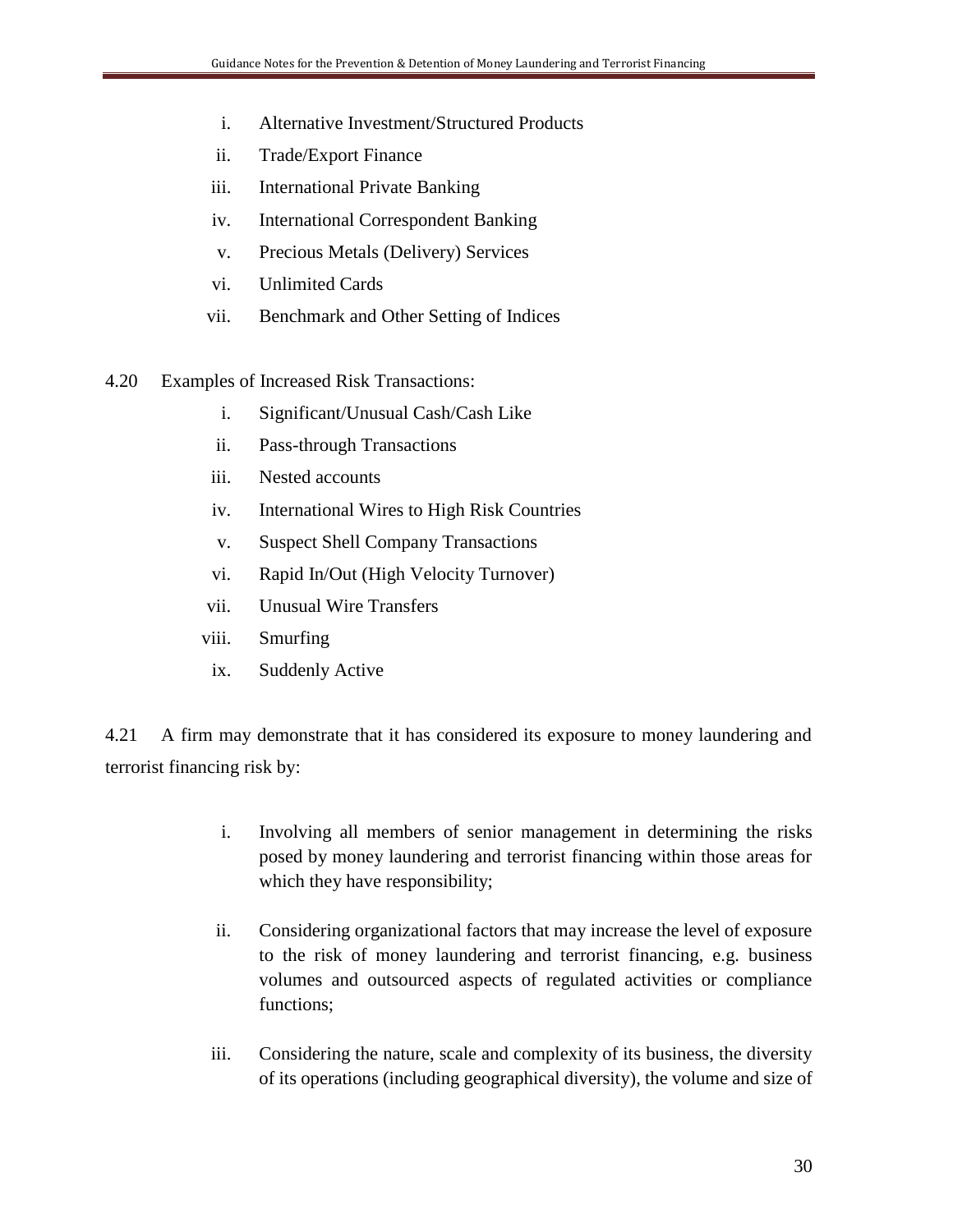i. Alternative Investment/Structured Products
ii. Trade/Export Finance
iii. International Private Banking
iv. International Correspondent Banking
v. Precious Metals (Delivery) Services
vi. Unlimited Cards
vii. Benchmark and Other Setting of Indices

4.20 Examples of Increased Risk Transactions:

i. Significant/Unusual Cash/Cash Like
ii. Pass-through Transactions
iii. Nested accounts
iv. International Wires to High Risk Countries
v. Suspect Shell Company Transactions
vi. Rapid In/Out (High Velocity Turnover)
vii. Unusual Wire Transfers
viii. Smurfing
ix. Suddenly Active

4.21 A firm may demonstrate that it has considered its exposure to money laundering and terrorist financing risk by:

i. Involving all members of senior management in determining the risks posed by money laundering and terrorist financing within those areas for which they have responsibility;

ii. Considering organizational factors that may increase the level of exposure to the risk of money laundering and terrorist financing, e.g. business volumes and outsourced aspects of regulated activities or compliance functions;

iii. Considering the nature, scale and complexity of its business, the diversity of its operations (including geographical diversity), the volume and size of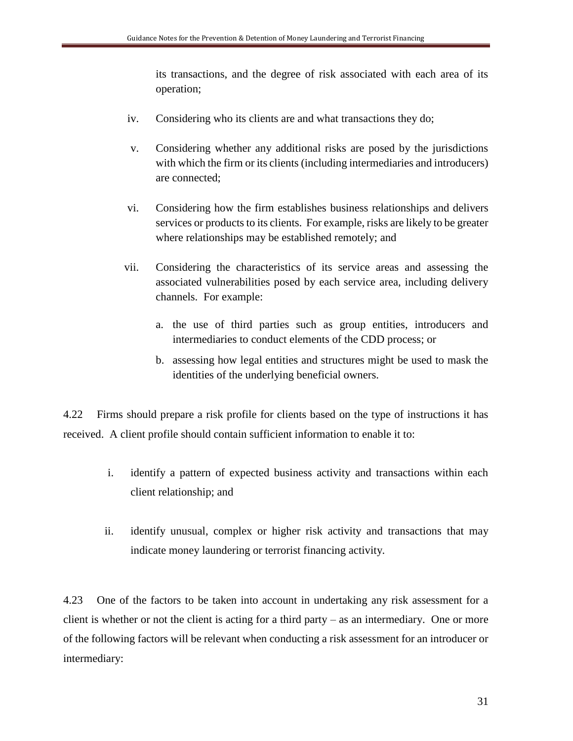its transactions, and the degree of risk associated with each area of its operation;

iv. Considering who its clients are and what transactions they do;

v. Considering whether any additional risks are posed by the jurisdictions with which the firm or its clients (including intermediaries and introducers) are connected;

vi. Considering how the firm establishes business relationships and delivers services or products to its clients. For example, risks are likely to be greater where relationships may be established remotely; and

vii. Considering the characteristics of its service areas and assessing the associated vulnerabilities posed by each service area, including delivery channels. For example:

   a. the use of third parties such as group entities, introducers and intermediaries to conduct elements of the CDD process; or

   b. assessing how legal entities and structures might be used to mask the identities of the underlying beneficial owners.

4.22 Firms should prepare a risk profile for clients based on the type of instructions it has received. A client profile should contain sufficient information to enable it to:

i. identify a pattern of expected business activity and transactions within each client relationship; and

ii. identify unusual, complex or higher risk activity and transactions that may indicate money laundering or terrorist financing activity.

4.23 One of the factors to be taken into account in undertaking any risk assessment for a client is whether or not the client is acting for a third party – as an intermediary. One or more of the following factors will be relevant when conducting a risk assessment for an introducer or intermediary: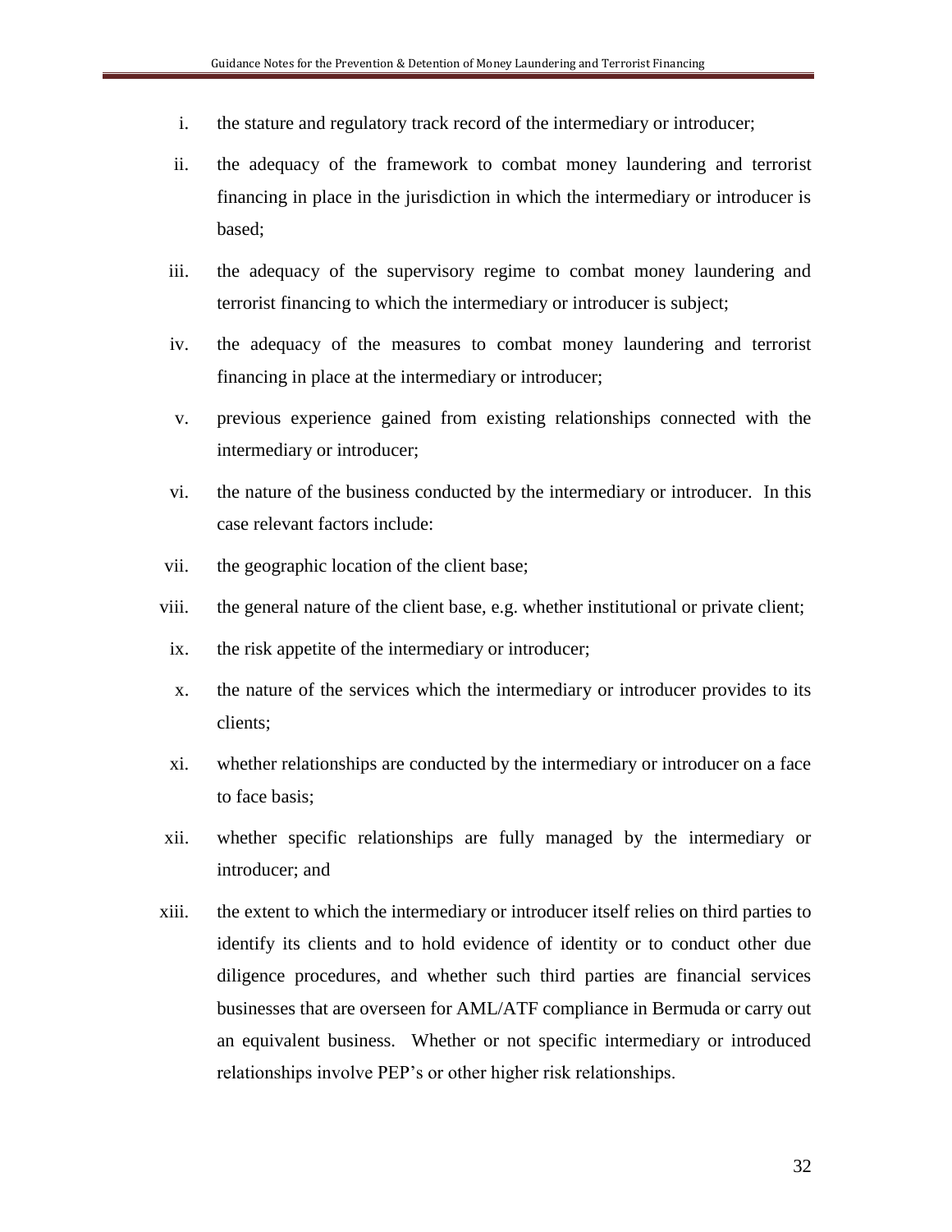i. the stature and regulatory track record of the intermediary or introducer;

ii. the adequacy of the framework to combat money laundering and terrorist financing in place in the jurisdiction in which the intermediary or introducer is based;

iii. the adequacy of the supervisory regime to combat money laundering and terrorist financing to which the intermediary or introducer is subject;

iv. the adequacy of the measures to combat money laundering and terrorist financing in place at the intermediary or introducer;

v. previous experience gained from existing relationships connected with the intermediary or introducer;

vi. the nature of the business conducted by the intermediary or introducer. In this case relevant factors include:

vii. the geographic location of the client base;

viii. the general nature of the client base, e.g. whether institutional or private client;

ix. the risk appetite of the intermediary or introducer;

x. the nature of the services which the intermediary or introducer provides to its clients;

xi. whether relationships are conducted by the intermediary or introducer on a face to face basis;

xii. whether specific relationships are fully managed by the intermediary or introducer; and

xiii. the extent to which the intermediary or introducer itself relies on third parties to identify its clients and to hold evidence of identity or to conduct other due diligence procedures, and whether such third parties are financial services businesses that are overseen for AML/ATF compliance in Bermuda or carry out an equivalent business. Whether or not specific intermediary or introduced relationships involve PEP's or other higher risk relationships.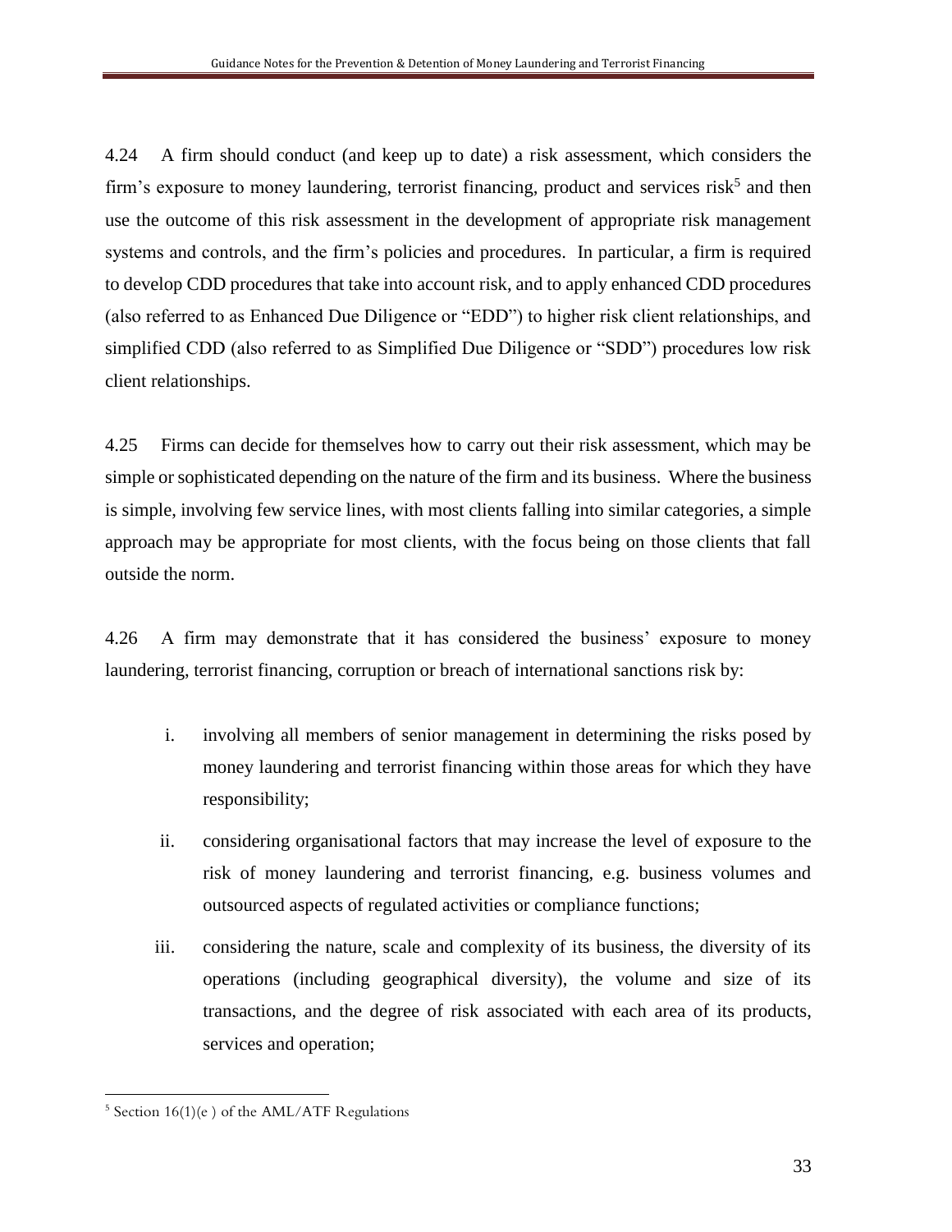4.24 A firm should conduct (and keep up to date) a risk assessment, which considers the firm's exposure to money laundering, terrorist financing, product and services risk[5] and then use the outcome of this risk assessment in the development of appropriate risk management systems and controls, and the firm's policies and procedures. In particular, a firm is required to develop CDD procedures that take into account risk, and to apply enhanced CDD procedures (also referred to as Enhanced Due Diligence or "EDD") to higher risk client relationships, and simplified CDD (also referred to as Simplified Due Diligence or "SDD") procedures low risk client relationships.

4.25 Firms can decide for themselves how to carry out their risk assessment, which may be simple or sophisticated depending on the nature of the firm and its business. Where the business is simple, involving few service lines, with most clients falling into similar categories, a simple approach may be appropriate for most clients, with the focus being on those clients that fall outside the norm.

4.26 A firm may demonstrate that it has considered the business' exposure to money laundering, terrorist financing, corruption or breach of international sanctions risk by:

i. involving all members of senior management in determining the risks posed by money laundering and terrorist financing within those areas for which they have responsibility;

ii. considering organisational factors that may increase the level of exposure to the risk of money laundering and terrorist financing, e.g. business volumes and outsourced aspects of regulated activities or compliance functions;

iii. considering the nature, scale and complexity of its business, the diversity of its operations (including geographical diversity), the volume and size of its transactions, and the degree of risk associated with each area of its products, services and operation;

[5] Section 16(1)(e ) of the AML/ATF Regulations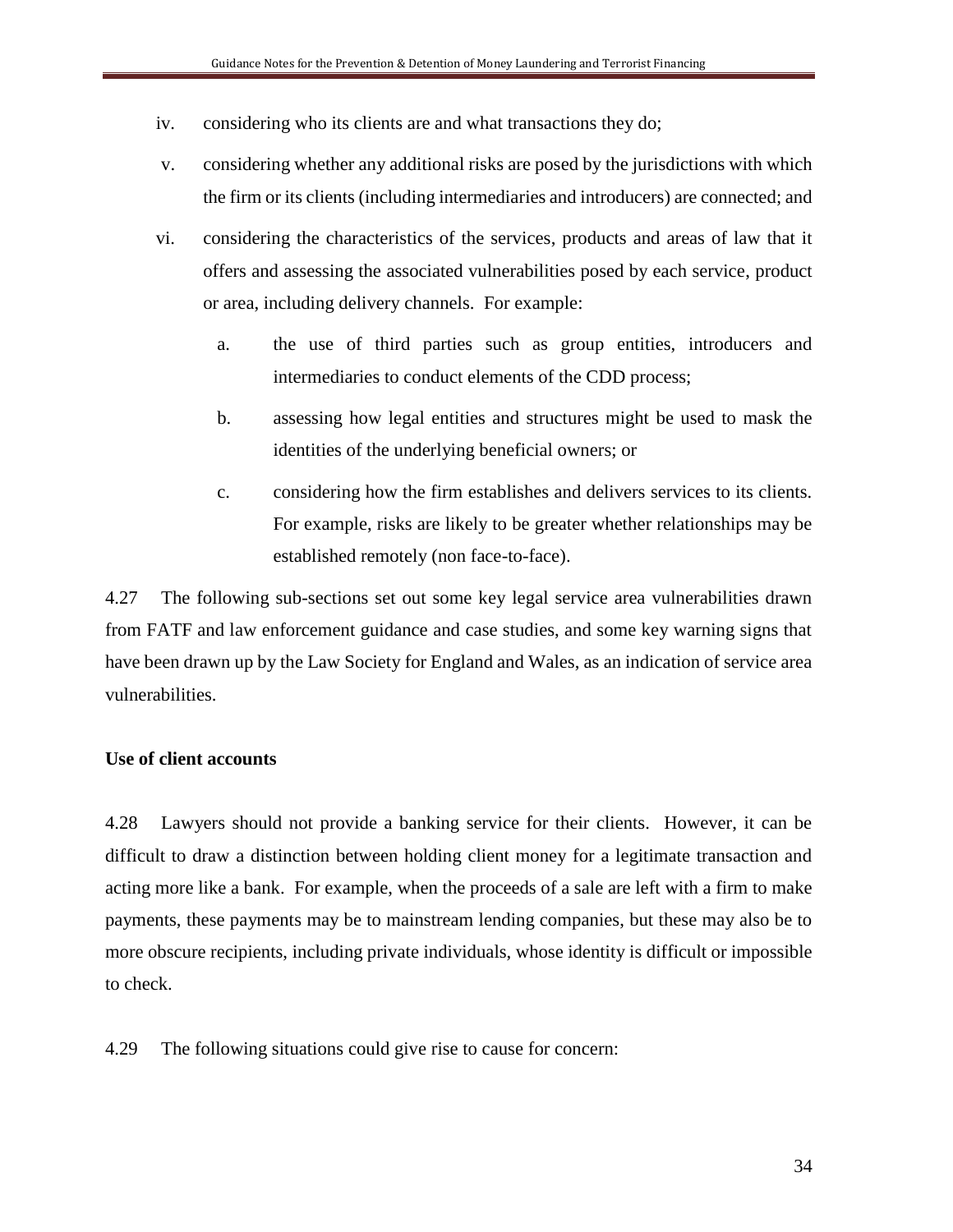iv. considering who its clients are and what transactions they do;

v. considering whether any additional risks are posed by the jurisdictions with which the firm or its clients (including intermediaries and introducers) are connected; and

vi. considering the characteristics of the services, products and areas of law that it offers and assessing the associated vulnerabilities posed by each service, product or area, including delivery channels. For example:

   a. the use of third parties such as group entities, introducers and intermediaries to conduct elements of the CDD process;

   b. assessing how legal entities and structures might be used to mask the identities of the underlying beneficial owners; or

   c. considering how the firm establishes and delivers services to its clients. For example, risks are likely to be greater whether relationships may be established remotely (non face-to-face).

4.27 The following sub-sections set out some key legal service area vulnerabilities drawn from FATF and law enforcement guidance and case studies, and some key warning signs that have been drawn up by the Law Society for England and Wales, as an indication of service area vulnerabilities.

**Use of client accounts**

4.28 Lawyers should not provide a banking service for their clients. However, it can be difficult to draw a distinction between holding client money for a legitimate transaction and acting more like a bank. For example, when the proceeds of a sale are left with a firm to make payments, these payments may be to mainstream lending companies, but these may also be to more obscure recipients, including private individuals, whose identity is difficult or impossible to check.

4.29 The following situations could give rise to cause for concern: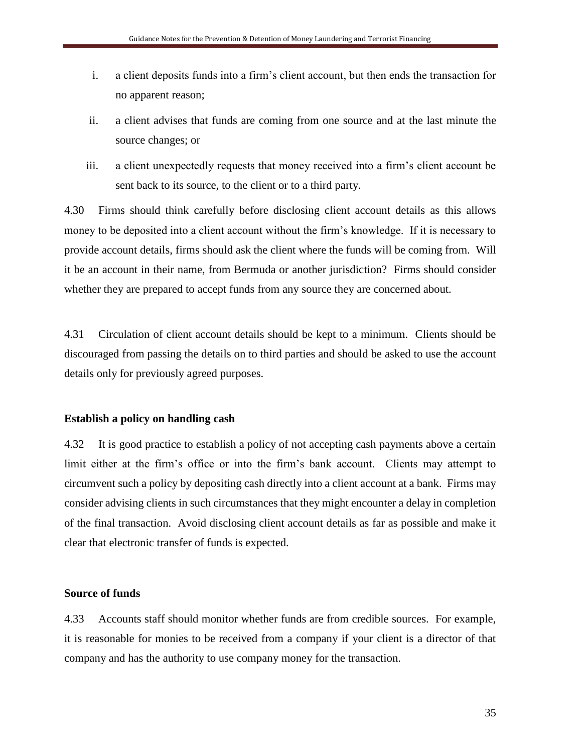i. a client deposits funds into a firm's client account, but then ends the transaction for no apparent reason;

ii. a client advises that funds are coming from one source and at the last minute the source changes; or

iii. a client unexpectedly requests that money received into a firm's client account be sent back to its source, to the client or to a third party.

4.30 Firms should think carefully before disclosing client account details as this allows money to be deposited into a client account without the firm's knowledge. If it is necessary to provide account details, firms should ask the client where the funds will be coming from. Will it be an account in their name, from Bermuda or another jurisdiction? Firms should consider whether they are prepared to accept funds from any source they are concerned about.

4.31 Circulation of client account details should be kept to a minimum. Clients should be discouraged from passing the details on to third parties and should be asked to use the account details only for previously agreed purposes.

**Establish a policy on handling cash**

4.32 It is good practice to establish a policy of not accepting cash payments above a certain limit either at the firm's office or into the firm's bank account. Clients may attempt to circumvent such a policy by depositing cash directly into a client account at a bank. Firms may consider advising clients in such circumstances that they might encounter a delay in completion of the final transaction. Avoid disclosing client account details as far as possible and make it clear that electronic transfer of funds is expected.

**Source of funds**

4.33 Accounts staff should monitor whether funds are from credible sources. For example, it is reasonable for monies to be received from a company if your client is a director of that company and has the authority to use company money for the transaction.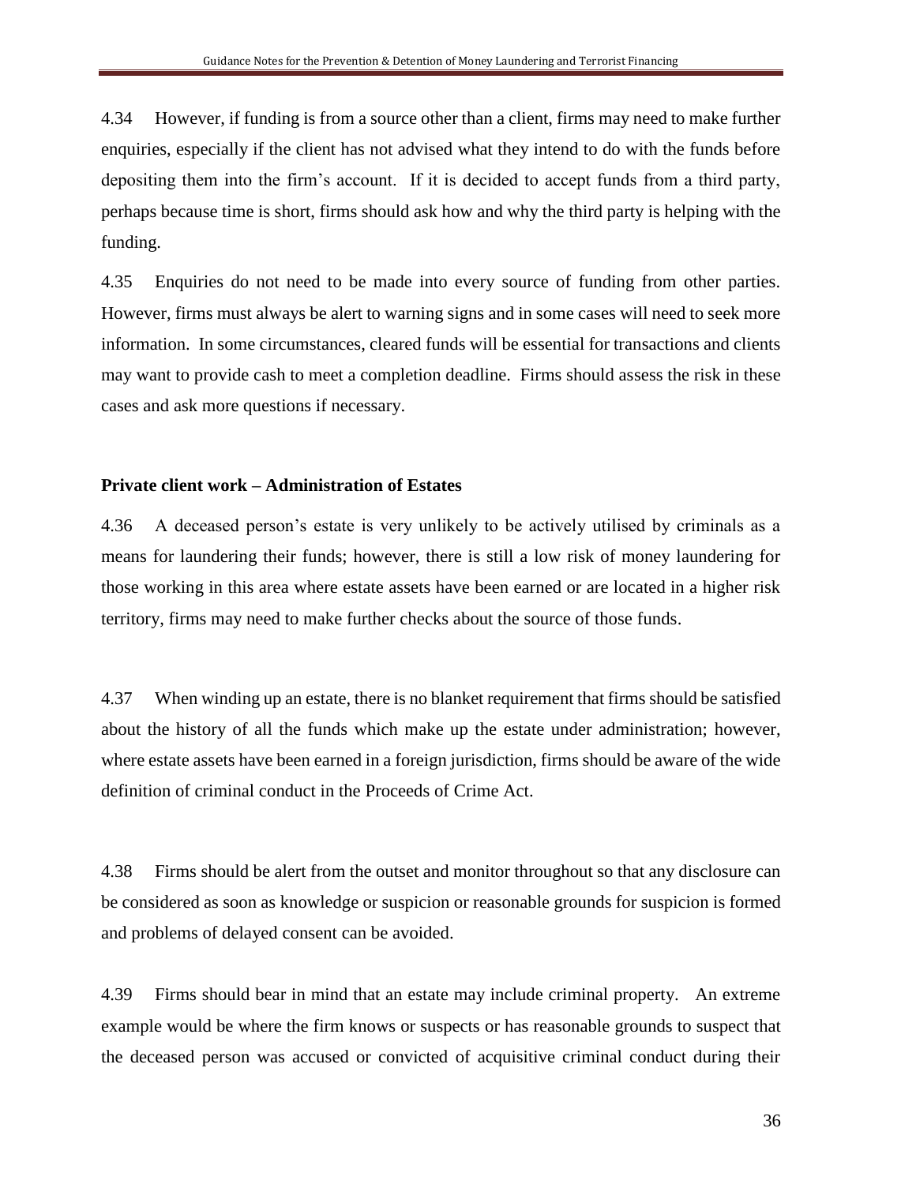4.34 However, if funding is from a source other than a client, firms may need to make further enquiries, especially if the client has not advised what they intend to do with the funds before depositing them into the firm's account. If it is decided to accept funds from a third party, perhaps because time is short, firms should ask how and why the third party is helping with the funding.

4.35 Enquiries do not need to be made into every source of funding from other parties. However, firms must always be alert to warning signs and in some cases will need to seek more information. In some circumstances, cleared funds will be essential for transactions and clients may want to provide cash to meet a completion deadline. Firms should assess the risk in these cases and ask more questions if necessary.

**Private client work – Administration of Estates**

4.36 A deceased person's estate is very unlikely to be actively utilised by criminals as a means for laundering their funds; however, there is still a low risk of money laundering for those working in this area where estate assets have been earned or are located in a higher risk territory, firms may need to make further checks about the source of those funds.

4.37 When winding up an estate, there is no blanket requirement that firms should be satisfied about the history of all the funds which make up the estate under administration; however, where estate assets have been earned in a foreign jurisdiction, firms should be aware of the wide definition of criminal conduct in the Proceeds of Crime Act.

4.38 Firms should be alert from the outset and monitor throughout so that any disclosure can be considered as soon as knowledge or suspicion or reasonable grounds for suspicion is formed and problems of delayed consent can be avoided.

4.39 Firms should bear in mind that an estate may include criminal property. An extreme example would be where the firm knows or suspects or has reasonable grounds to suspect that the deceased person was accused or convicted of acquisitive criminal conduct during their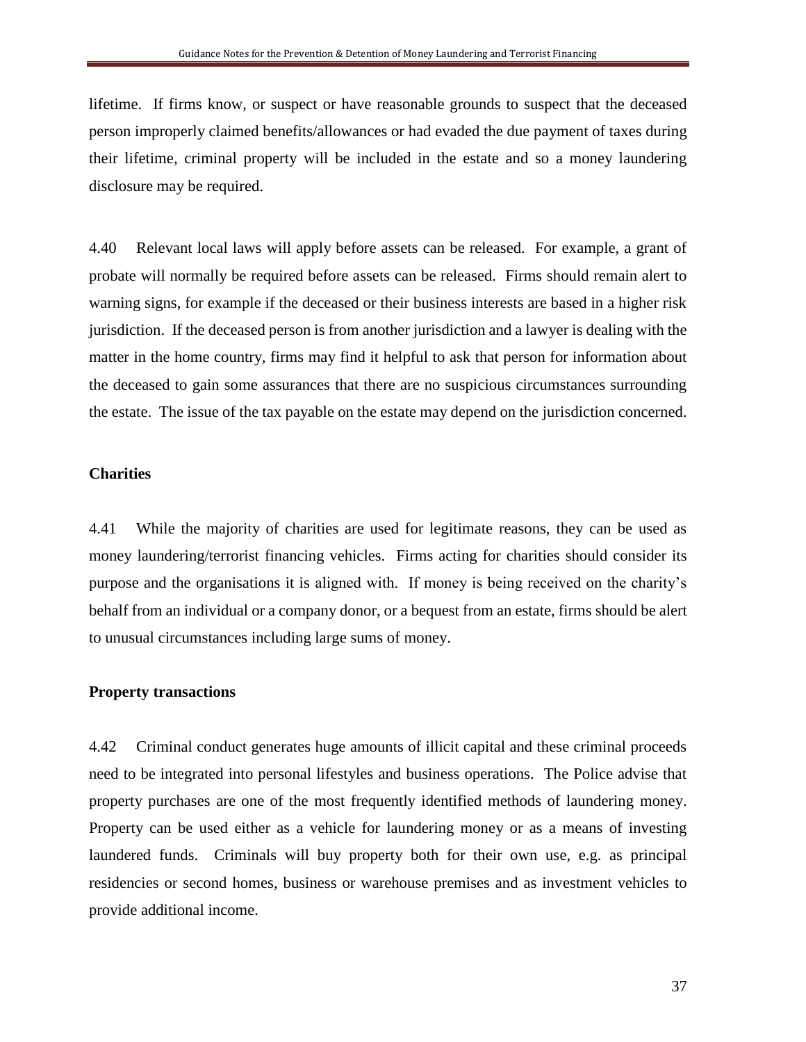lifetime. If firms know, or suspect or have reasonable grounds to suspect that the deceased person improperly claimed benefits/allowances or had evaded the due payment of taxes during their lifetime, criminal property will be included in the estate and so a money laundering disclosure may be required.

4.40 Relevant local laws will apply before assets can be released. For example, a grant of probate will normally be required before assets can be released. Firms should remain alert to warning signs, for example if the deceased or their business interests are based in a higher risk jurisdiction. If the deceased person is from another jurisdiction and a lawyer is dealing with the matter in the home country, firms may find it helpful to ask that person for information about the deceased to gain some assurances that there are no suspicious circumstances surrounding the estate. The issue of the tax payable on the estate may depend on the jurisdiction concerned.

**Charities**

4.41 While the majority of charities are used for legitimate reasons, they can be used as money laundering/terrorist financing vehicles. Firms acting for charities should consider its purpose and the organisations it is aligned with. If money is being received on the charity's behalf from an individual or a company donor, or a bequest from an estate, firms should be alert to unusual circumstances including large sums of money.

**Property transactions**

4.42 Criminal conduct generates huge amounts of illicit capital and these criminal proceeds need to be integrated into personal lifestyles and business operations. The Police advise that property purchases are one of the most frequently identified methods of laundering money. Property can be used either as a vehicle for laundering money or as a means of investing laundered funds. Criminals will buy property both for their own use, e.g. as principal residencies or second homes, business or warehouse premises and as investment vehicles to provide additional income.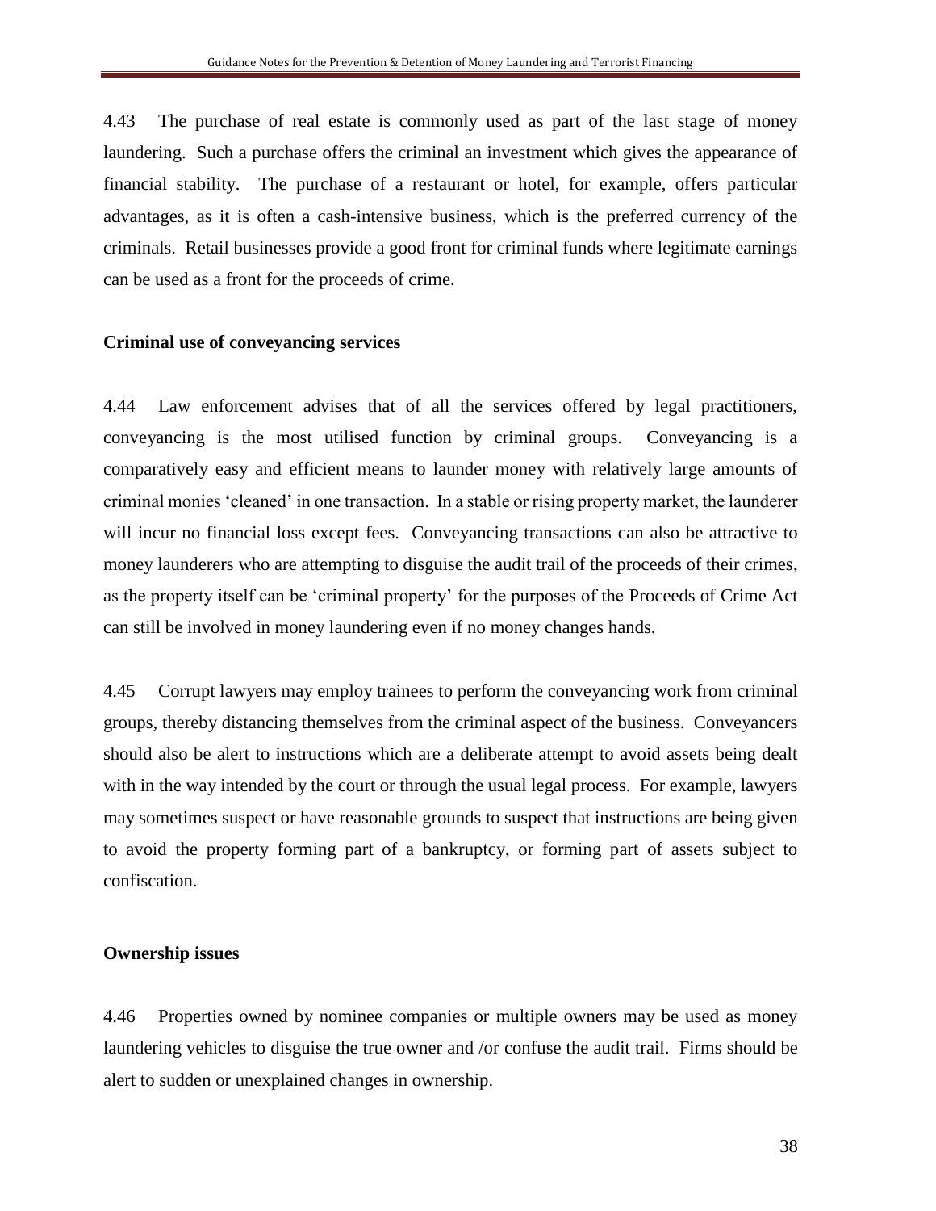4.43 The purchase of real estate is commonly used as part of the last stage of money laundering. Such a purchase offers the criminal an investment which gives the appearance of financial stability. The purchase of a restaurant or hotel, for example, offers particular advantages, as it is often a cash-intensive business, which is the preferred currency of the criminals. Retail businesses provide a good front for criminal funds where legitimate earnings can be used as a front for the proceeds of crime.

**Criminal use of conveyancing services**

4.44 Law enforcement advises that of all the services offered by legal practitioners, conveyancing is the most utilised function by criminal groups. Conveyancing is a comparatively easy and efficient means to launder money with relatively large amounts of criminal monies 'cleaned' in one transaction. In a stable or rising property market, the launderer will incur no financial loss except fees. Conveyancing transactions can also be attractive to money launderers who are attempting to disguise the audit trail of the proceeds of their crimes, as the property itself can be 'criminal property' for the purposes of the Proceeds of Crime Act can still be involved in money laundering even if no money changes hands.

4.45 Corrupt lawyers may employ trainees to perform the conveyancing work from criminal groups, thereby distancing themselves from the criminal aspect of the business. Conveyancers should also be alert to instructions which are a deliberate attempt to avoid assets being dealt with in the way intended by the court or through the usual legal process. For example, lawyers may sometimes suspect or have reasonable grounds to suspect that instructions are being given to avoid the property forming part of a bankruptcy, or forming part of assets subject to confiscation.

**Ownership issues**

4.46 Properties owned by nominee companies or multiple owners may be used as money laundering vehicles to disguise the true owner and /or confuse the audit trail. Firms should be alert to sudden or unexplained changes in ownership.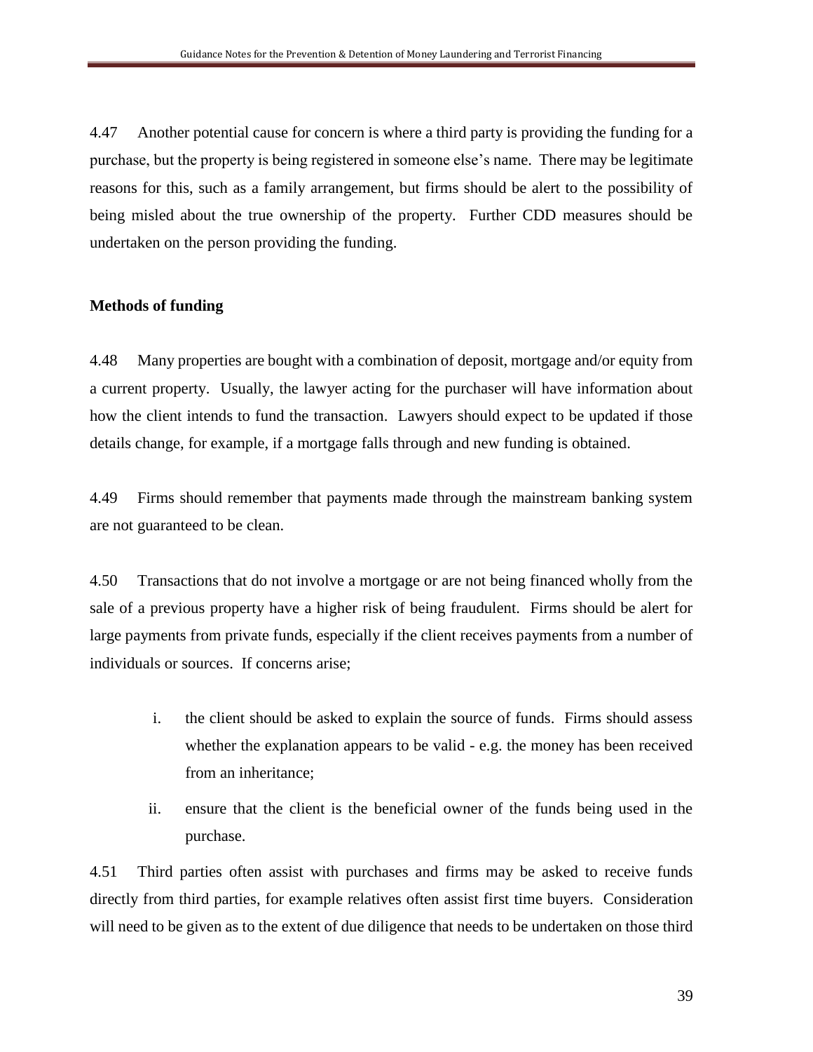4.47 Another potential cause for concern is where a third party is providing the funding for a purchase, but the property is being registered in someone else's name. There may be legitimate reasons for this, such as a family arrangement, but firms should be alert to the possibility of being misled about the true ownership of the property. Further CDD measures should be undertaken on the person providing the funding.

**Methods of funding**

4.48 Many properties are bought with a combination of deposit, mortgage and/or equity from a current property. Usually, the lawyer acting for the purchaser will have information about how the client intends to fund the transaction. Lawyers should expect to be updated if those details change, for example, if a mortgage falls through and new funding is obtained.

4.49 Firms should remember that payments made through the mainstream banking system are not guaranteed to be clean.

4.50 Transactions that do not involve a mortgage or are not being financed wholly from the sale of a previous property have a higher risk of being fraudulent. Firms should be alert for large payments from private funds, especially if the client receives payments from a number of individuals or sources. If concerns arise;

i. the client should be asked to explain the source of funds. Firms should assess whether the explanation appears to be valid - e.g. the money has been received from an inheritance;

ii. ensure that the client is the beneficial owner of the funds being used in the purchase.

4.51 Third parties often assist with purchases and firms may be asked to receive funds directly from third parties, for example relatives often assist first time buyers. Consideration will need to be given as to the extent of due diligence that needs to be undertaken on those third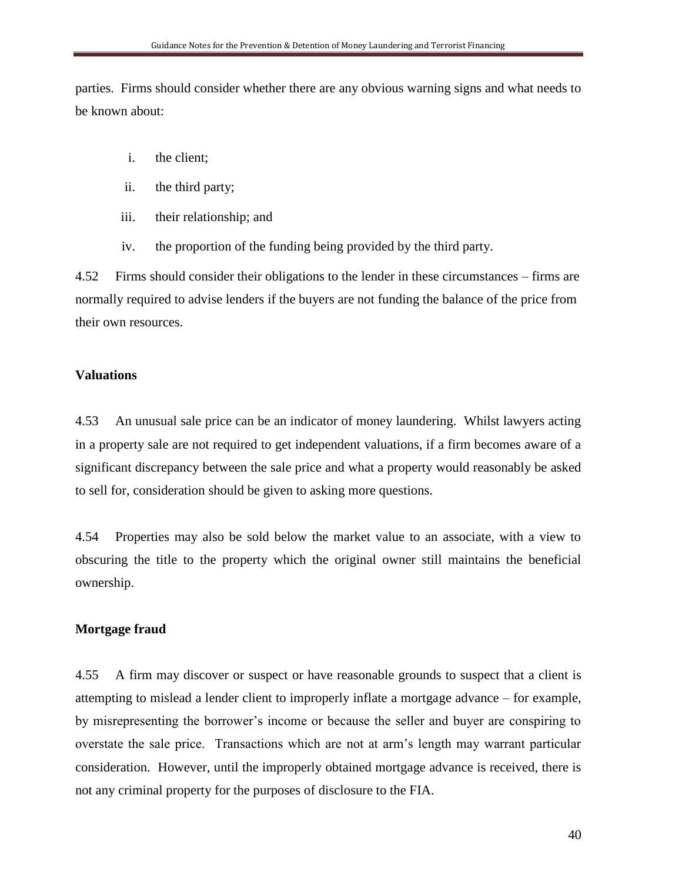parties. Firms should consider whether there are any obvious warning signs and what needs to be known about:

i. the client;

ii. the third party;

iii. their relationship; and

iv. the proportion of the funding being provided by the third party.

4.52 Firms should consider their obligations to the lender in these circumstances – firms are normally required to advise lenders if the buyers are not funding the balance of the price from their own resources.

**Valuations**

4.53 An unusual sale price can be an indicator of money laundering. Whilst lawyers acting in a property sale are not required to get independent valuations, if a firm becomes aware of a significant discrepancy between the sale price and what a property would reasonably be asked to sell for, consideration should be given to asking more questions.

4.54 Properties may also be sold below the market value to an associate, with a view to obscuring the title to the property which the original owner still maintains the beneficial ownership.

**Mortgage fraud**

4.55 A firm may discover or suspect or have reasonable grounds to suspect that a client is attempting to mislead a lender client to improperly inflate a mortgage advance – for example, by misrepresenting the borrower's income or because the seller and buyer are conspiring to overstate the sale price. Transactions which are not at arm's length may warrant particular consideration. However, until the improperly obtained mortgage advance is received, there is not any criminal property for the purposes of disclosure to the FIA.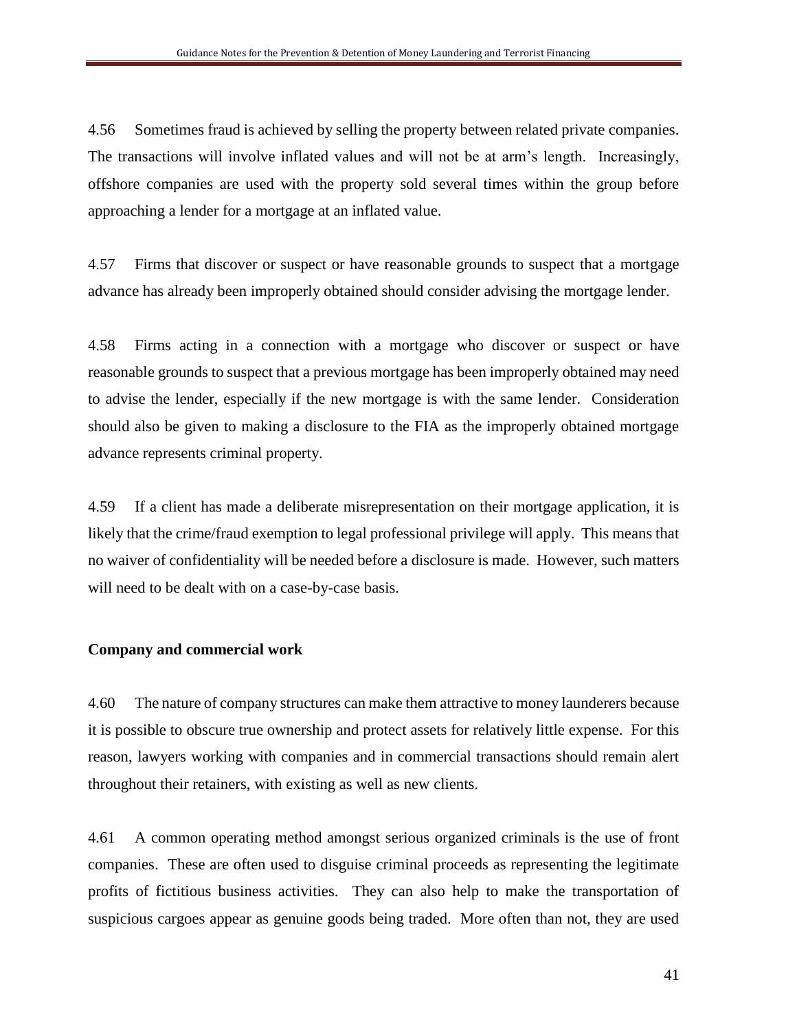4.56 Sometimes fraud is achieved by selling the property between related private companies. The transactions will involve inflated values and will not be at arm's length. Increasingly, offshore companies are used with the property sold several times within the group before approaching a lender for a mortgage at an inflated value.

4.57 Firms that discover or suspect or have reasonable grounds to suspect that a mortgage advance has already been improperly obtained should consider advising the mortgage lender.

4.58 Firms acting in a connection with a mortgage who discover or suspect or have reasonable grounds to suspect that a previous mortgage has been improperly obtained may need to advise the lender, especially if the new mortgage is with the same lender. Consideration should also be given to making a disclosure to the FIA as the improperly obtained mortgage advance represents criminal property.

4.59 If a client has made a deliberate misrepresentation on their mortgage application, it is likely that the crime/fraud exemption to legal professional privilege will apply. This means that no waiver of confidentiality will be needed before a disclosure is made. However, such matters will need to be dealt with on a case-by-case basis.

**Company and commercial work**

4.60 The nature of company structures can make them attractive to money launderers because it is possible to obscure true ownership and protect assets for relatively little expense. For this reason, lawyers working with companies and in commercial transactions should remain alert throughout their retainers, with existing as well as new clients.

4.61 A common operating method amongst serious organized criminals is the use of front companies. These are often used to disguise criminal proceeds as representing the legitimate profits of fictitious business activities. They can also help to make the transportation of suspicious cargoes appear as genuine goods being traded. More often than not, they are used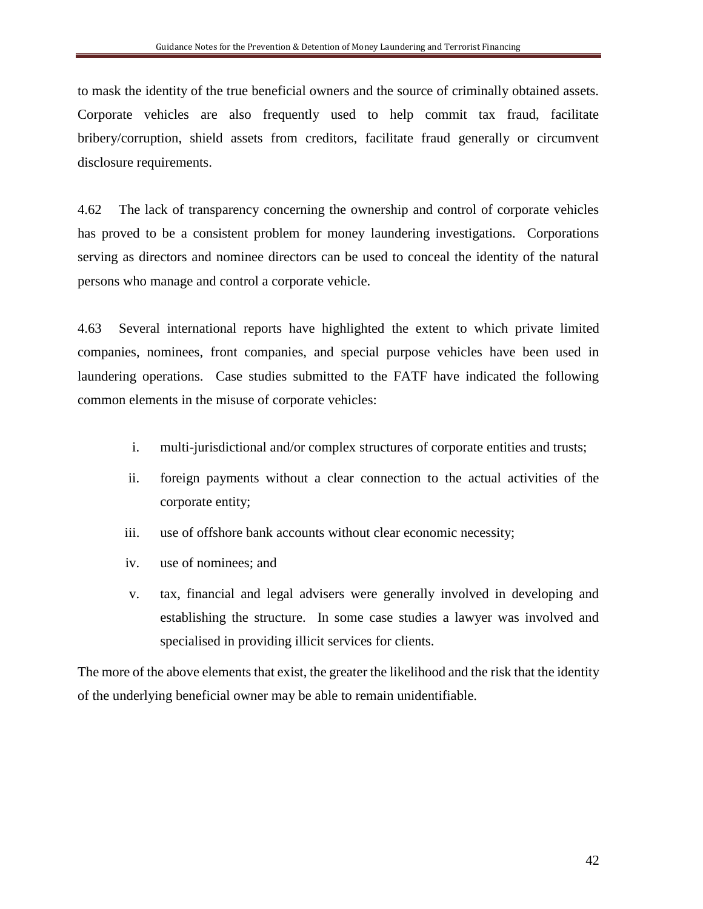to mask the identity of the true beneficial owners and the source of criminally obtained assets. Corporate vehicles are also frequently used to help commit tax fraud, facilitate bribery/corruption, shield assets from creditors, facilitate fraud generally or circumvent disclosure requirements.

4.62 The lack of transparency concerning the ownership and control of corporate vehicles has proved to be a consistent problem for money laundering investigations. Corporations serving as directors and nominee directors can be used to conceal the identity of the natural persons who manage and control a corporate vehicle.

4.63 Several international reports have highlighted the extent to which private limited companies, nominees, front companies, and special purpose vehicles have been used in laundering operations. Case studies submitted to the FATF have indicated the following common elements in the misuse of corporate vehicles:

i. multi-jurisdictional and/or complex structures of corporate entities and trusts;

ii. foreign payments without a clear connection to the actual activities of the corporate entity;

iii. use of offshore bank accounts without clear economic necessity;

iv. use of nominees; and

v. tax, financial and legal advisers were generally involved in developing and establishing the structure. In some case studies a lawyer was involved and specialised in providing illicit services for clients.

The more of the above elements that exist, the greater the likelihood and the risk that the identity of the underlying beneficial owner may be able to remain unidentifiable.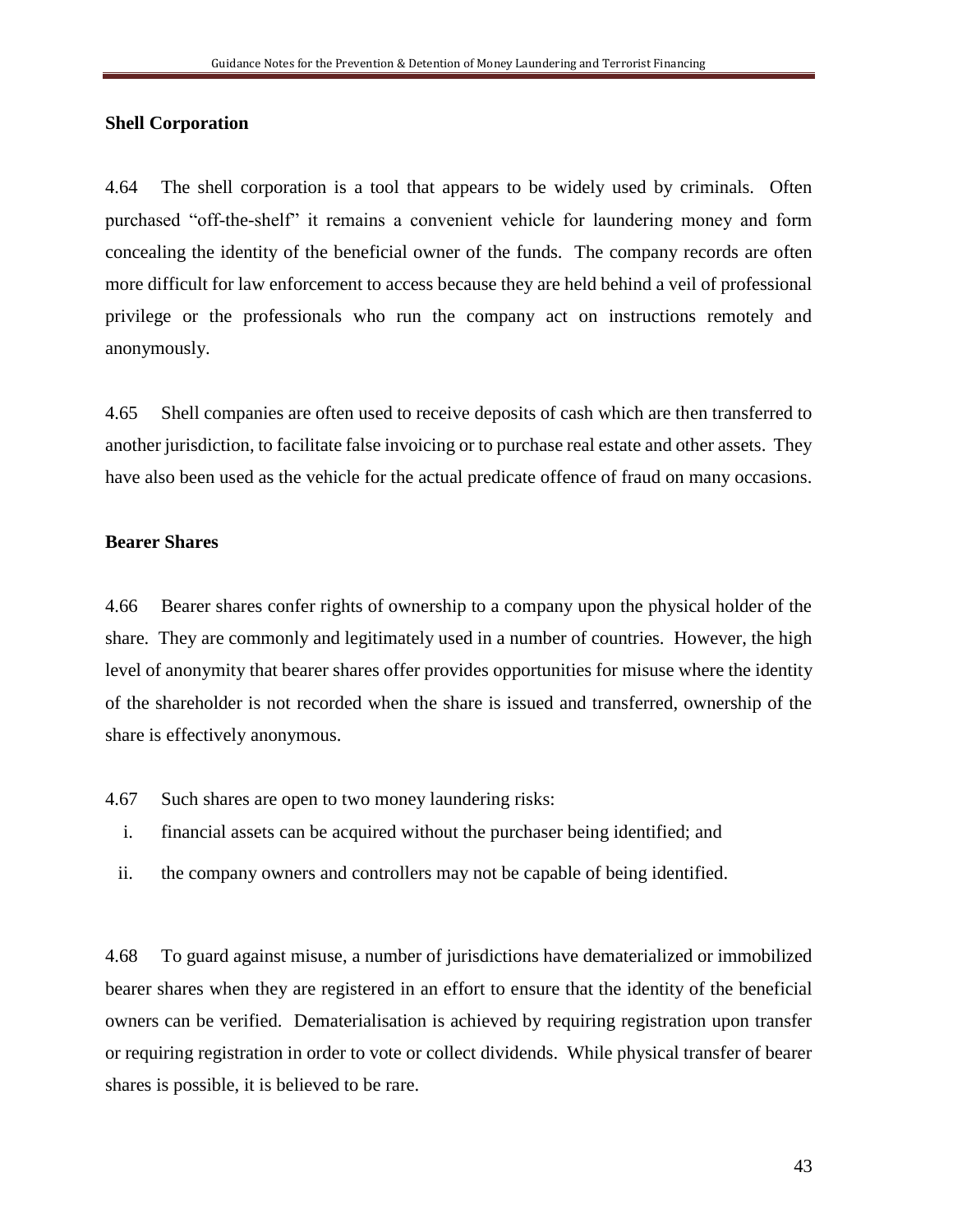**Shell Corporation**

4.64 The shell corporation is a tool that appears to be widely used by criminals. Often purchased "off-the-shelf" it remains a convenient vehicle for laundering money and form concealing the identity of the beneficial owner of the funds. The company records are often more difficult for law enforcement to access because they are held behind a veil of professional privilege or the professionals who run the company act on instructions remotely and anonymously.

4.65 Shell companies are often used to receive deposits of cash which are then transferred to another jurisdiction, to facilitate false invoicing or to purchase real estate and other assets. They have also been used as the vehicle for the actual predicate offence of fraud on many occasions.

**Bearer Shares**

4.66 Bearer shares confer rights of ownership to a company upon the physical holder of the share. They are commonly and legitimately used in a number of countries. However, the high level of anonymity that bearer shares offer provides opportunities for misuse where the identity of the shareholder is not recorded when the share is issued and transferred, ownership of the share is effectively anonymous.

4.67 Such shares are open to two money laundering risks:

i. financial assets can be acquired without the purchaser being identified; and

ii. the company owners and controllers may not be capable of being identified.

4.68 To guard against misuse, a number of jurisdictions have dematerialized or immobilized bearer shares when they are registered in an effort to ensure that the identity of the beneficial owners can be verified. Dematerialisation is achieved by requiring registration upon transfer or requiring registration in order to vote or collect dividends. While physical transfer of bearer shares is possible, it is believed to be rare.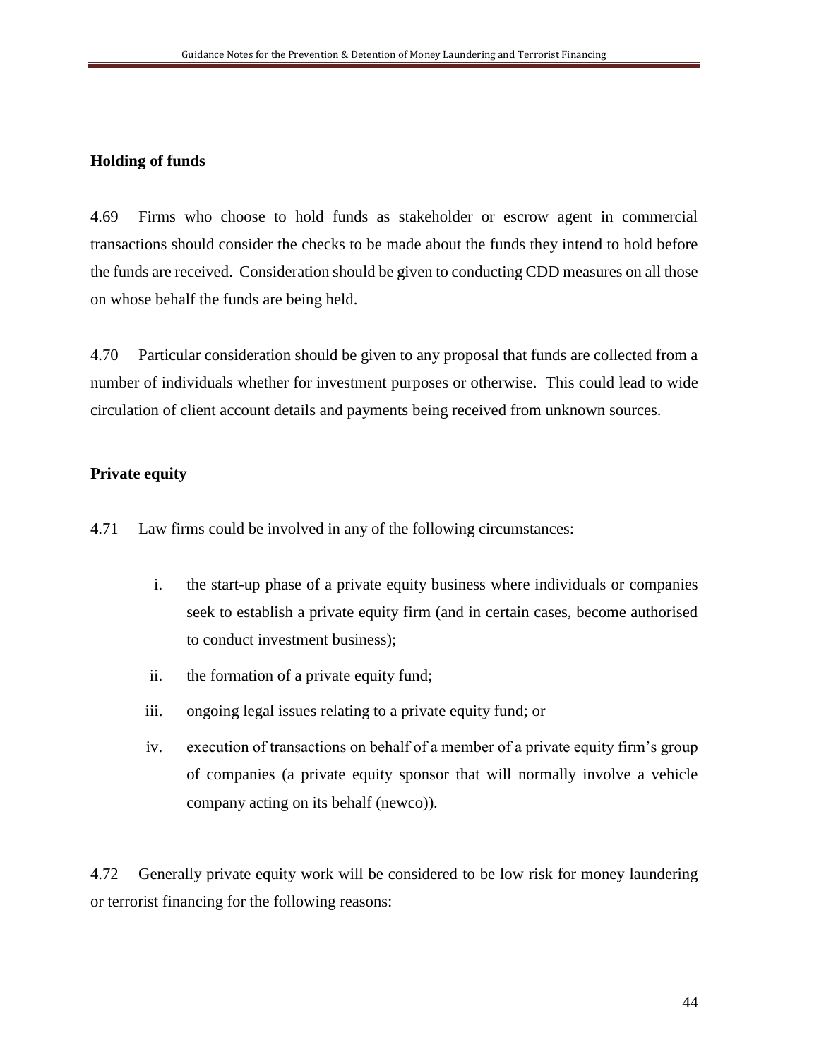**Holding of funds**

4.69 Firms who choose to hold funds as stakeholder or escrow agent in commercial transactions should consider the checks to be made about the funds they intend to hold before the funds are received. Consideration should be given to conducting CDD measures on all those on whose behalf the funds are being held.

4.70 Particular consideration should be given to any proposal that funds are collected from a number of individuals whether for investment purposes or otherwise. This could lead to wide circulation of client account details and payments being received from unknown sources.

**Private equity**

4.71 Law firms could be involved in any of the following circumstances:

i. the start-up phase of a private equity business where individuals or companies seek to establish a private equity firm (and in certain cases, become authorised to conduct investment business);

ii. the formation of a private equity fund;

iii. ongoing legal issues relating to a private equity fund; or

iv. execution of transactions on behalf of a member of a private equity firm's group of companies (a private equity sponsor that will normally involve a vehicle company acting on its behalf (newco)).

4.72 Generally private equity work will be considered to be low risk for money laundering or terrorist financing for the following reasons: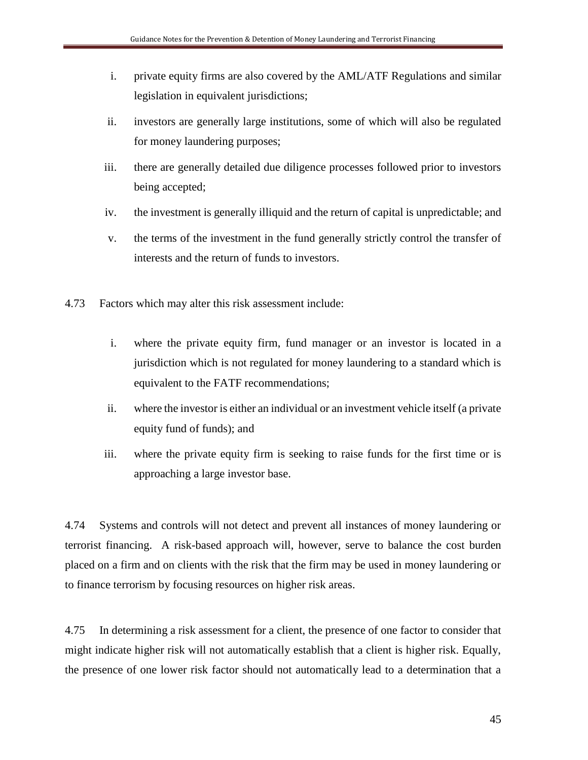i. private equity firms are also covered by the AML/ATF Regulations and similar legislation in equivalent jurisdictions;

ii. investors are generally large institutions, some of which will also be regulated for money laundering purposes;

iii. there are generally detailed due diligence processes followed prior to investors being accepted;

iv. the investment is generally illiquid and the return of capital is unpredictable; and

v. the terms of the investment in the fund generally strictly control the transfer of interests and the return of funds to investors.

4.73 Factors which may alter this risk assessment include:

i. where the private equity firm, fund manager or an investor is located in a jurisdiction which is not regulated for money laundering to a standard which is equivalent to the FATF recommendations;

ii. where the investor is either an individual or an investment vehicle itself (a private equity fund of funds); and

iii. where the private equity firm is seeking to raise funds for the first time or is approaching a large investor base.

4.74 Systems and controls will not detect and prevent all instances of money laundering or terrorist financing. A risk-based approach will, however, serve to balance the cost burden placed on a firm and on clients with the risk that the firm may be used in money laundering or to finance terrorism by focusing resources on higher risk areas.

4.75 In determining a risk assessment for a client, the presence of one factor to consider that might indicate higher risk will not automatically establish that a client is higher risk. Equally, the presence of one lower risk factor should not automatically lead to a determination that a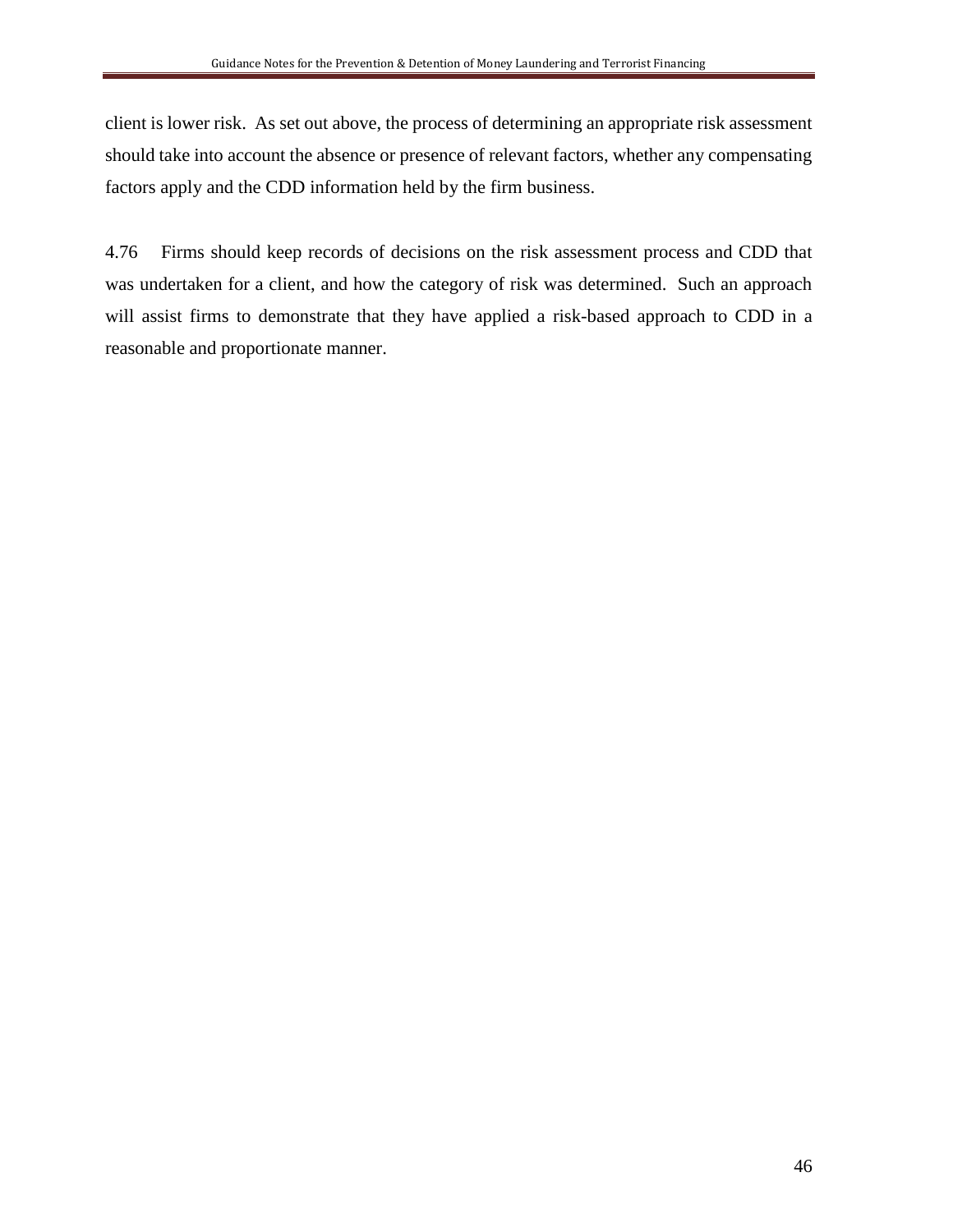client is lower risk. As set out above, the process of determining an appropriate risk assessment should take into account the absence or presence of relevant factors, whether any compensating factors apply and the CDD information held by the firm business.

4.76 Firms should keep records of decisions on the risk assessment process and CDD that was undertaken for a client, and how the category of risk was determined. Such an approach will assist firms to demonstrate that they have applied a risk-based approach to CDD in a reasonable and proportionate manner.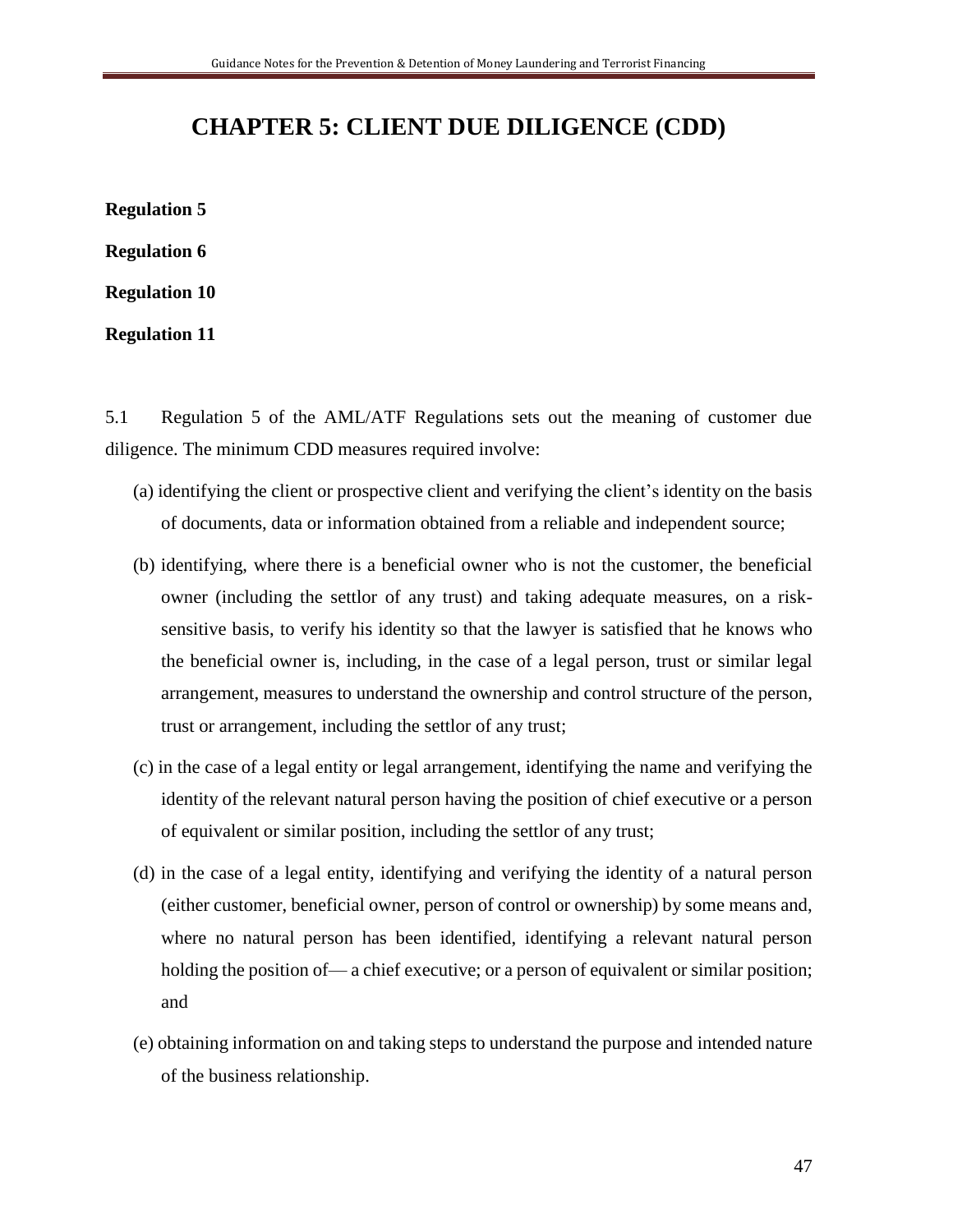# CHAPTER 5: CLIENT DUE DILIGENCE (CDD)

**Regulation 5**

**Regulation 6**

**Regulation 10**

**Regulation 11**

5.1 Regulation 5 of the AML/ATF Regulations sets out the meaning of customer due diligence. The minimum CDD measures required involve:

(a) identifying the client or prospective client and verifying the client's identity on the basis of documents, data or information obtained from a reliable and independent source;

(b) identifying, where there is a beneficial owner who is not the customer, the beneficial owner (including the settlor of any trust) and taking adequate measures, on a risk-sensitive basis, to verify his identity so that the lawyer is satisfied that he knows who the beneficial owner is, including, in the case of a legal person, trust or similar legal arrangement, measures to understand the ownership and control structure of the person, trust or arrangement, including the settlor of any trust;

(c) in the case of a legal entity or legal arrangement, identifying the name and verifying the identity of the relevant natural person having the position of chief executive or a person of equivalent or similar position, including the settlor of any trust;

(d) in the case of a legal entity, identifying and verifying the identity of a natural person (either customer, beneficial owner, person of control or ownership) by some means and, where no natural person has been identified, identifying a relevant natural person holding the position of— a chief executive; or a person of equivalent or similar position; and

(e) obtaining information on and taking steps to understand the purpose and intended nature of the business relationship.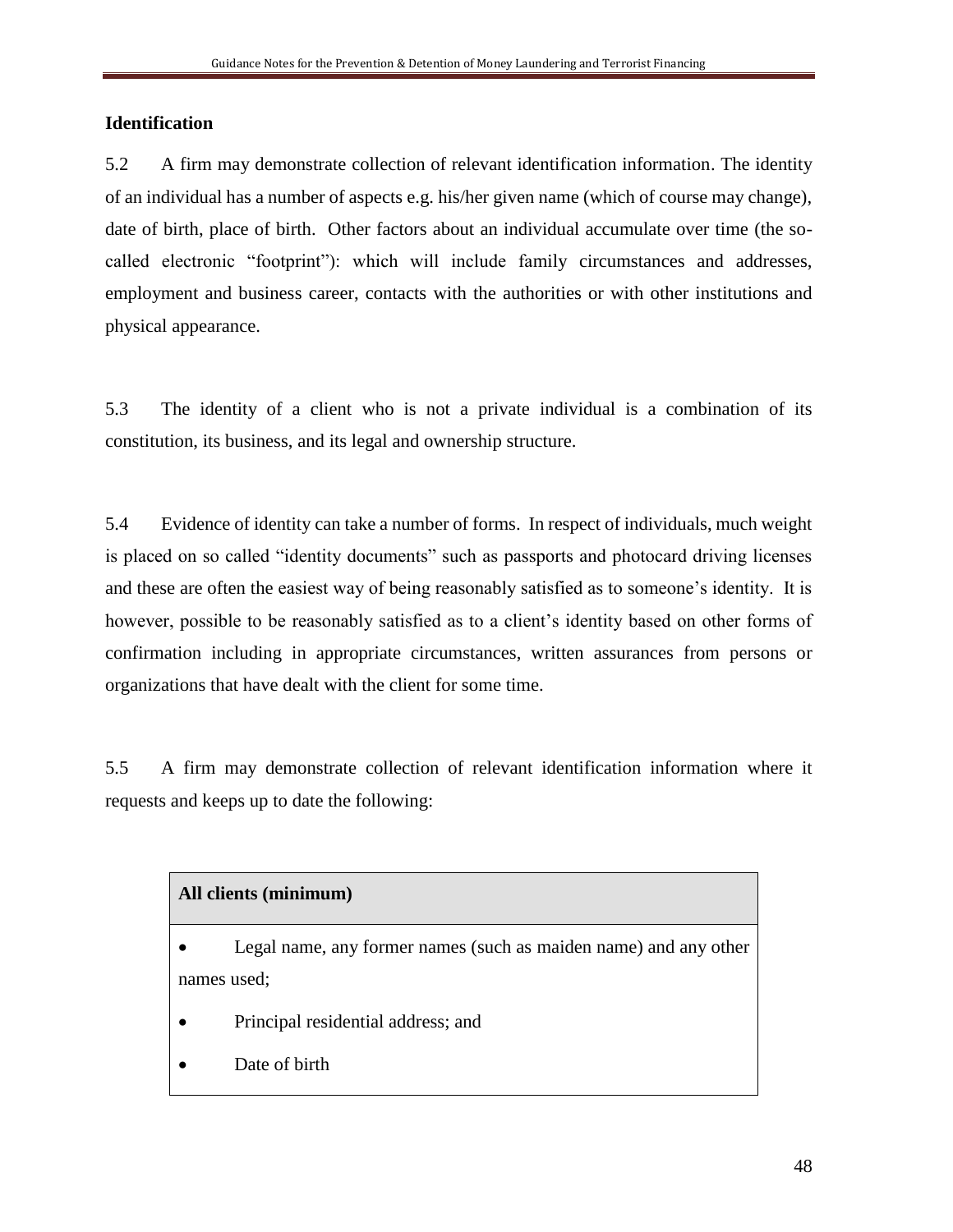**Identification**

5.2 A firm may demonstrate collection of relevant identification information. The identity of an individual has a number of aspects e.g. his/her given name (which of course may change), date of birth, place of birth. Other factors about an individual accumulate over time (the so-called electronic "footprint"): which will include family circumstances and addresses, employment and business career, contacts with the authorities or with other institutions and physical appearance.

5.3 The identity of a client who is not a private individual is a combination of its constitution, its business, and its legal and ownership structure.

5.4 Evidence of identity can take a number of forms. In respect of individuals, much weight is placed on so called "identity documents" such as passports and photocard driving licenses and these are often the easiest way of being reasonably satisfied as to someone's identity. It is however, possible to be reasonably satisfied as to a client's identity based on other forms of confirmation including in appropriate circumstances, written assurances from persons or organizations that have dealt with the client for some time.

5.5 A firm may demonstrate collection of relevant identification information where it requests and keeps up to date the following:

| **All clients (minimum)** |
| --- |
| • Legal name, any former names (such as maiden name) and any other names used; <br> • Principal residential address; and <br> • Date of birth |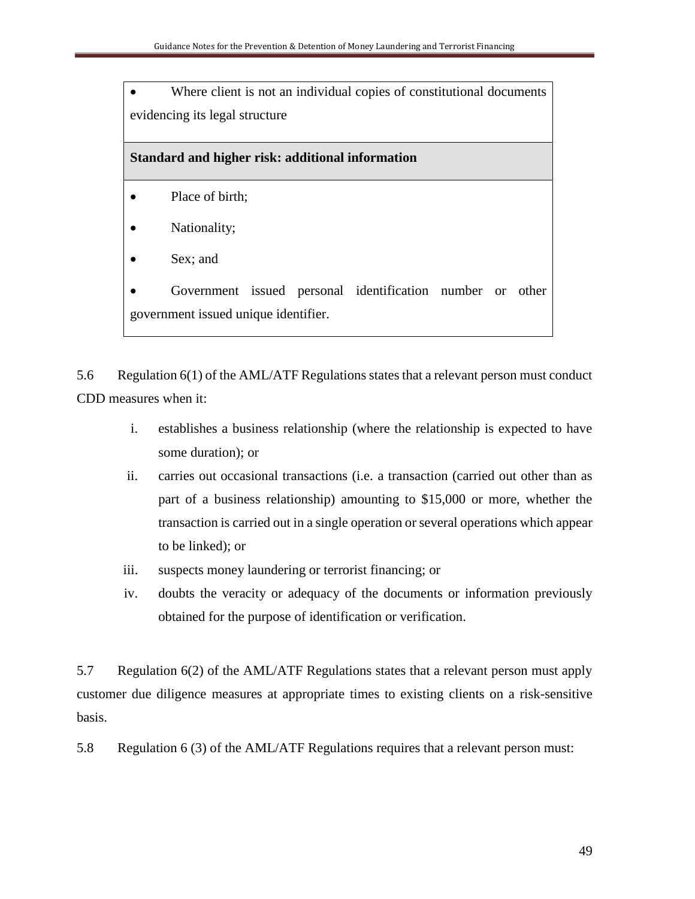| • Where client is not an individual copies of constitutional documents evidencing its legal structure |
| --- |
| **Standard and higher risk: additional information** |
| • Place of birth;<br>• Nationality;<br>• Sex; and<br>• Government issued personal identification number or other government issued unique identifier. |

5.6 Regulation 6(1) of the AML/ATF Regulations states that a relevant person must conduct CDD measures when it:

i. establishes a business relationship (where the relationship is expected to have some duration); or
ii. carries out occasional transactions (i.e. a transaction (carried out other than as part of a business relationship) amounting to $15,000 or more, whether the transaction is carried out in a single operation or several operations which appear to be linked); or
iii. suspects money laundering or terrorist financing; or
iv. doubts the veracity or adequacy of the documents or information previously obtained for the purpose of identification or verification.

5.7 Regulation 6(2) of the AML/ATF Regulations states that a relevant person must apply customer due diligence measures at appropriate times to existing clients on a risk-sensitive basis.

5.8 Regulation 6 (3) of the AML/ATF Regulations requires that a relevant person must: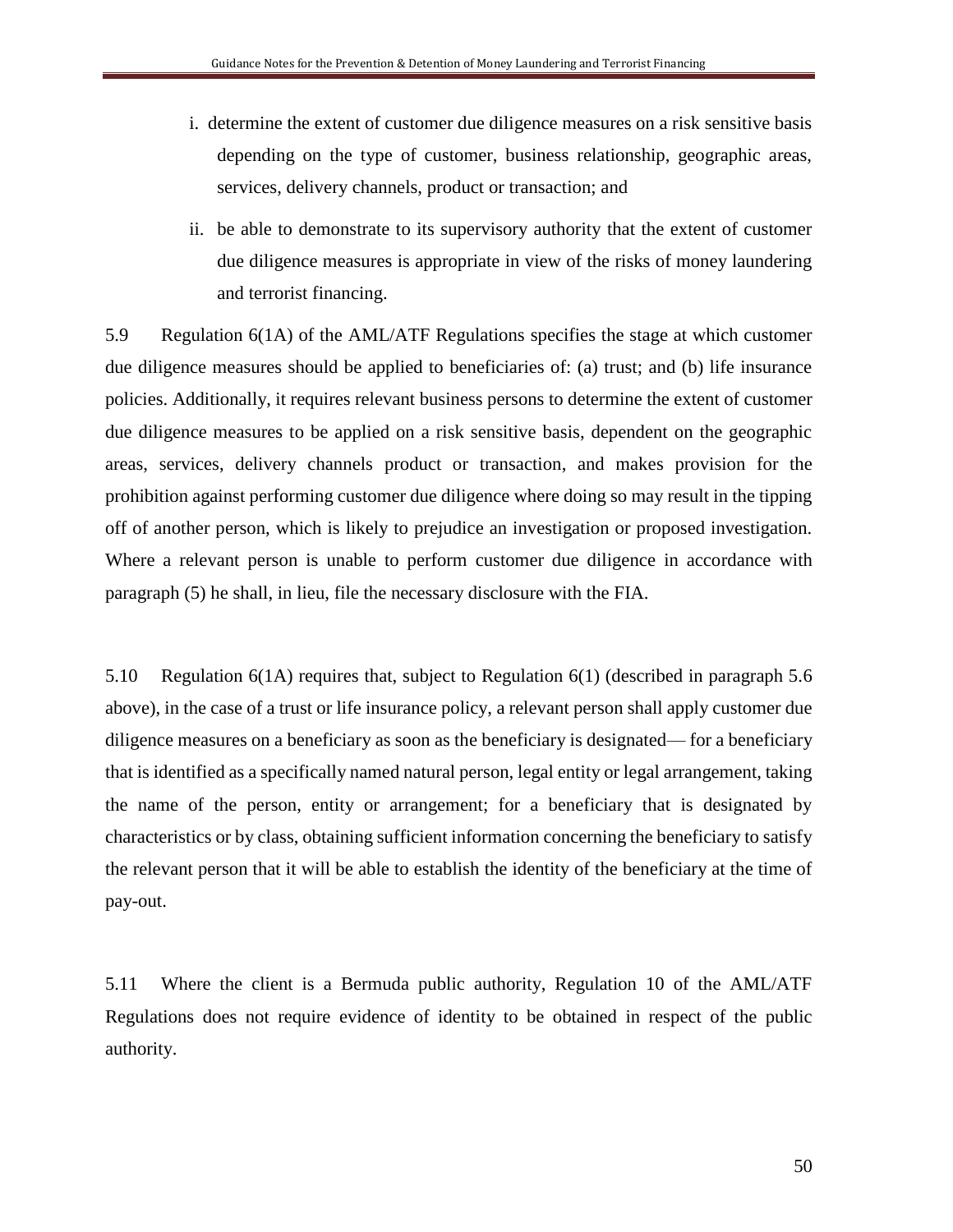i. determine the extent of customer due diligence measures on a risk sensitive basis depending on the type of customer, business relationship, geographic areas, services, delivery channels, product or transaction; and

ii. be able to demonstrate to its supervisory authority that the extent of customer due diligence measures is appropriate in view of the risks of money laundering and terrorist financing.

5.9 Regulation 6(1A) of the AML/ATF Regulations specifies the stage at which customer due diligence measures should be applied to beneficiaries of: (a) trust; and (b) life insurance policies. Additionally, it requires relevant business persons to determine the extent of customer due diligence measures to be applied on a risk sensitive basis, dependent on the geographic areas, services, delivery channels product or transaction, and makes provision for the prohibition against performing customer due diligence where doing so may result in the tipping off of another person, which is likely to prejudice an investigation or proposed investigation. Where a relevant person is unable to perform customer due diligence in accordance with paragraph (5) he shall, in lieu, file the necessary disclosure with the FIA.

5.10 Regulation 6(1A) requires that, subject to Regulation 6(1) (described in paragraph 5.6 above), in the case of a trust or life insurance policy, a relevant person shall apply customer due diligence measures on a beneficiary as soon as the beneficiary is designated— for a beneficiary that is identified as a specifically named natural person, legal entity or legal arrangement, taking the name of the person, entity or arrangement; for a beneficiary that is designated by characteristics or by class, obtaining sufficient information concerning the beneficiary to satisfy the relevant person that it will be able to establish the identity of the beneficiary at the time of pay-out.

5.11 Where the client is a Bermuda public authority, Regulation 10 of the AML/ATF Regulations does not require evidence of identity to be obtained in respect of the public authority.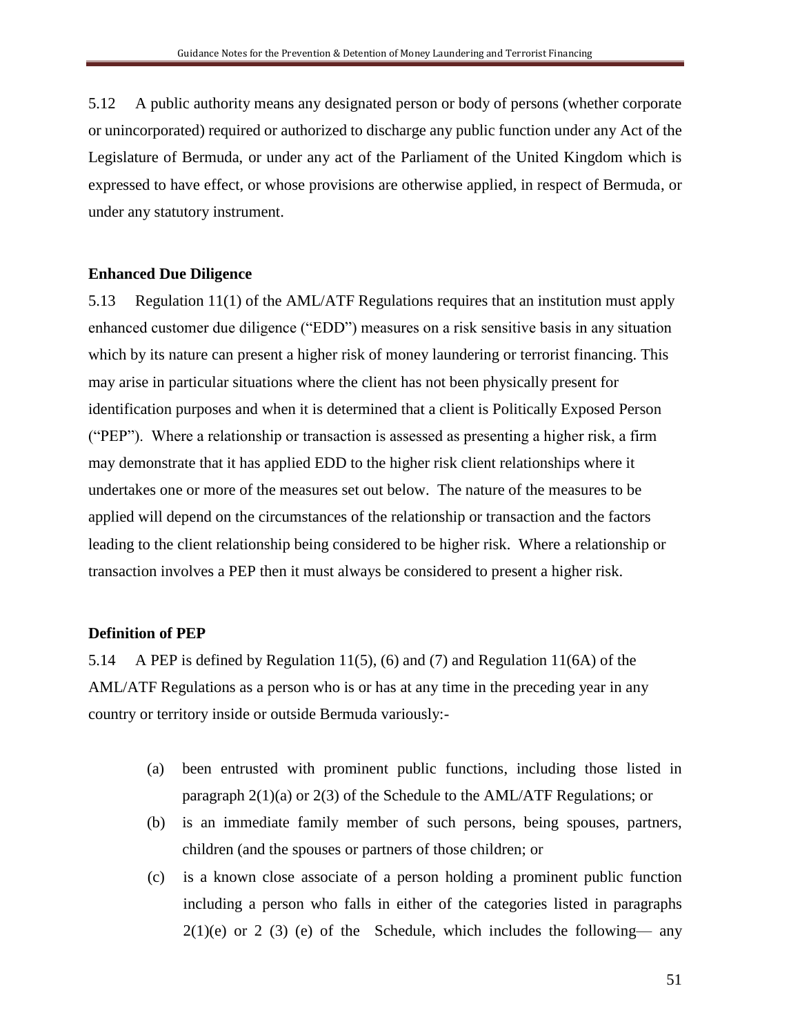5.12 A public authority means any designated person or body of persons (whether corporate or unincorporated) required or authorized to discharge any public function under any Act of the Legislature of Bermuda, or under any act of the Parliament of the United Kingdom which is expressed to have effect, or whose provisions are otherwise applied, in respect of Bermuda, or under any statutory instrument.

**Enhanced Due Diligence**

5.13 Regulation 11(1) of the AML/ATF Regulations requires that an institution must apply enhanced customer due diligence ("EDD") measures on a risk sensitive basis in any situation which by its nature can present a higher risk of money laundering or terrorist financing. This may arise in particular situations where the client has not been physically present for identification purposes and when it is determined that a client is Politically Exposed Person ("PEP"). Where a relationship or transaction is assessed as presenting a higher risk, a firm may demonstrate that it has applied EDD to the higher risk client relationships where it undertakes one or more of the measures set out below. The nature of the measures to be applied will depend on the circumstances of the relationship or transaction and the factors leading to the client relationship being considered to be higher risk. Where a relationship or transaction involves a PEP then it must always be considered to present a higher risk.

**Definition of PEP**

5.14 A PEP is defined by Regulation 11(5), (6) and (7) and Regulation 11(6A) of the AML/ATF Regulations as a person who is or has at any time in the preceding year in any country or territory inside or outside Bermuda variously:-

(a) been entrusted with prominent public functions, including those listed in paragraph 2(1)(a) or 2(3) of the Schedule to the AML/ATF Regulations; or

(b) is an immediate family member of such persons, being spouses, partners, children (and the spouses or partners of those children; or

(c) is a known close associate of a person holding a prominent public function including a person who falls in either of the categories listed in paragraphs 2(1)(e) or 2 (3) (e) of the Schedule, which includes the following— any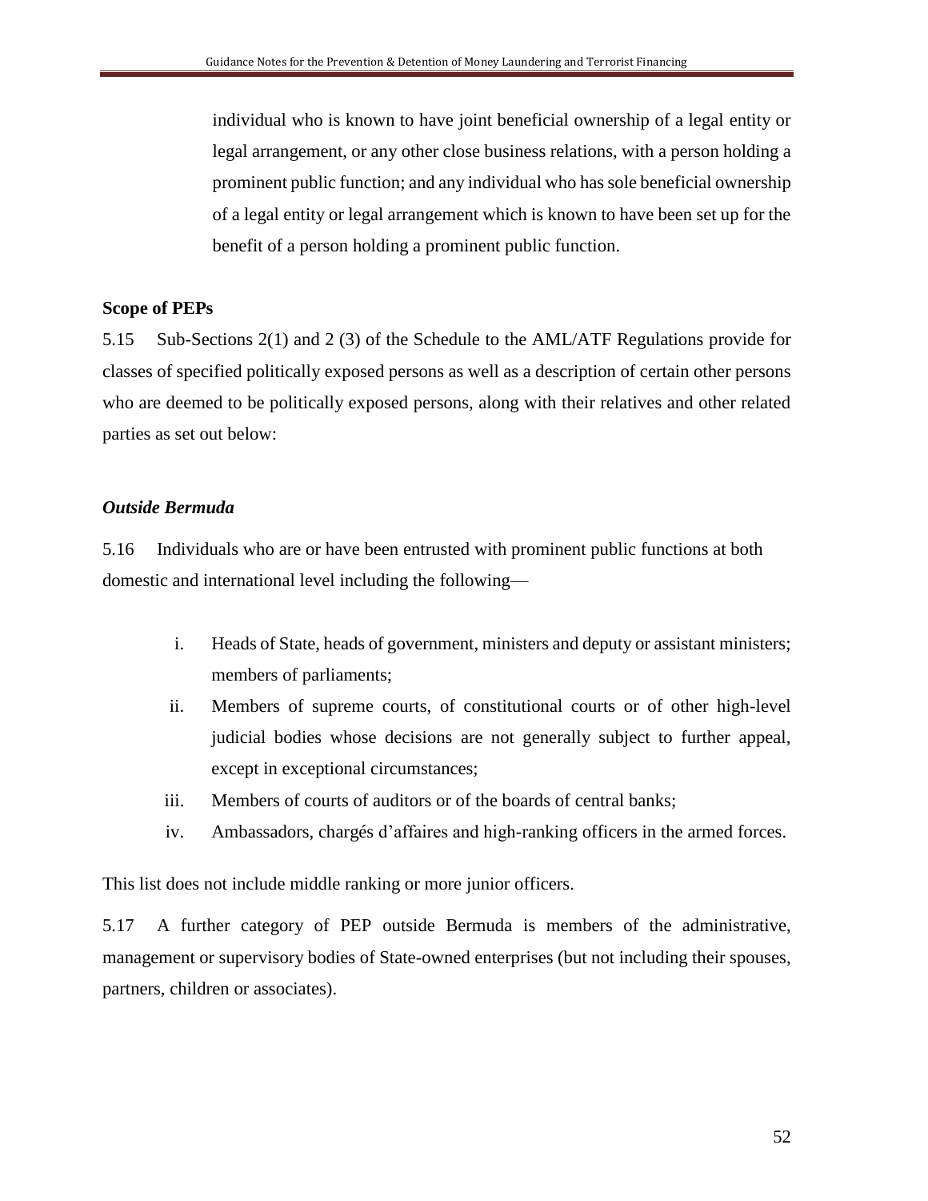individual who is known to have joint beneficial ownership of a legal entity or legal arrangement, or any other close business relations, with a person holding a prominent public function; and any individual who has sole beneficial ownership of a legal entity or legal arrangement which is known to have been set up for the benefit of a person holding a prominent public function.

**Scope of PEPs**

5.15 Sub-Sections 2(1) and 2 (3) of the Schedule to the AML/ATF Regulations provide for classes of specified politically exposed persons as well as a description of certain other persons who are deemed to be politically exposed persons, along with their relatives and other related parties as set out below:

***Outside Bermuda***

5.16 Individuals who are or have been entrusted with prominent public functions at both domestic and international level including the following—

i. Heads of State, heads of government, ministers and deputy or assistant ministers; members of parliaments;

ii. Members of supreme courts, of constitutional courts or of other high-level judicial bodies whose decisions are not generally subject to further appeal, except in exceptional circumstances;

iii. Members of courts of auditors or of the boards of central banks;

iv. Ambassadors, chargés d'affaires and high-ranking officers in the armed forces.

This list does not include middle ranking or more junior officers.

5.17 A further category of PEP outside Bermuda is members of the administrative, management or supervisory bodies of State-owned enterprises (but not including their spouses, partners, children or associates).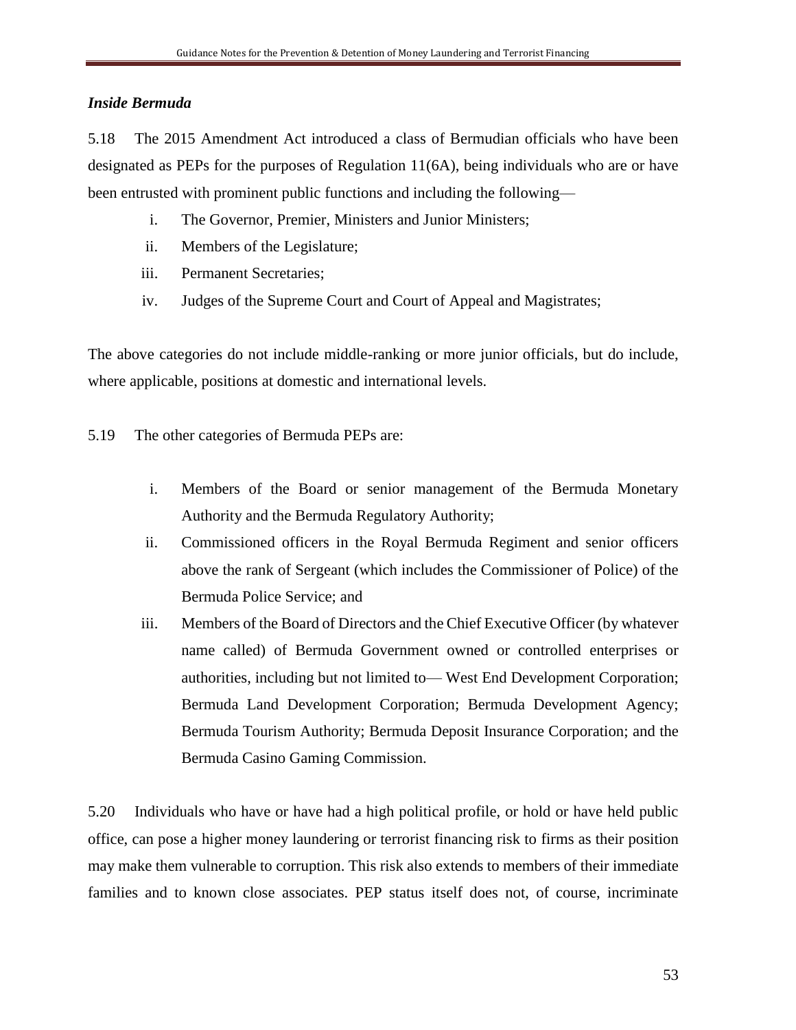*Inside Bermuda*

5.18 The 2015 Amendment Act introduced a class of Bermudian officials who have been designated as PEPs for the purposes of Regulation 11(6A), being individuals who are or have been entrusted with prominent public functions and including the following—

i. The Governor, Premier, Ministers and Junior Ministers;

ii. Members of the Legislature;

iii. Permanent Secretaries;

iv. Judges of the Supreme Court and Court of Appeal and Magistrates;

The above categories do not include middle-ranking or more junior officials, but do include, where applicable, positions at domestic and international levels.

5.19 The other categories of Bermuda PEPs are:

i. Members of the Board or senior management of the Bermuda Monetary Authority and the Bermuda Regulatory Authority;

ii. Commissioned officers in the Royal Bermuda Regiment and senior officers above the rank of Sergeant (which includes the Commissioner of Police) of the Bermuda Police Service; and

iii. Members of the Board of Directors and the Chief Executive Officer (by whatever name called) of Bermuda Government owned or controlled enterprises or authorities, including but not limited to— West End Development Corporation; Bermuda Land Development Corporation; Bermuda Development Agency; Bermuda Tourism Authority; Bermuda Deposit Insurance Corporation; and the Bermuda Casino Gaming Commission.

5.20 Individuals who have or have had a high political profile, or hold or have held public office, can pose a higher money laundering or terrorist financing risk to firms as their position may make them vulnerable to corruption. This risk also extends to members of their immediate families and to known close associates. PEP status itself does not, of course, incriminate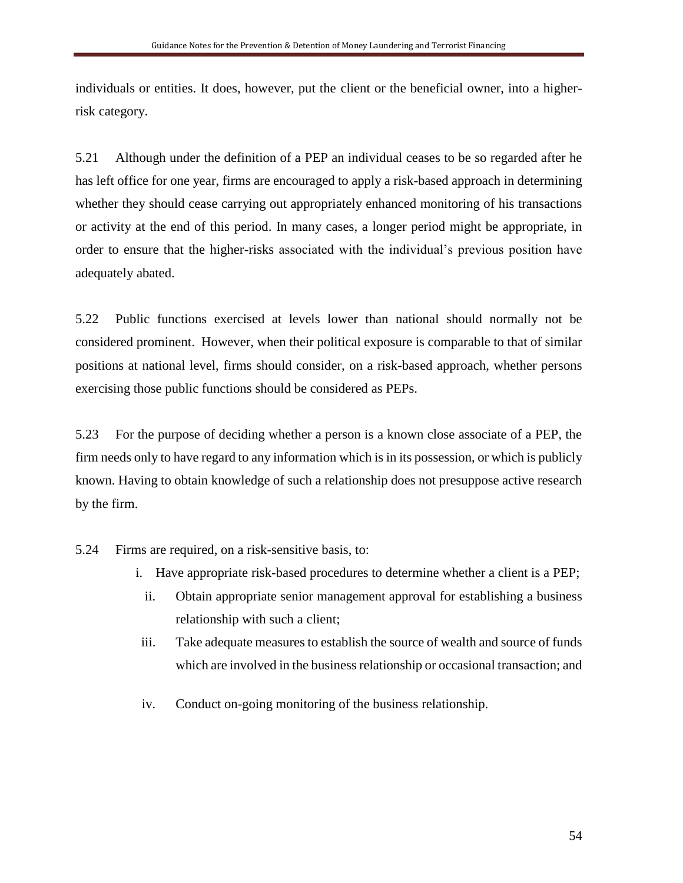individuals or entities. It does, however, put the client or the beneficial owner, into a higher-risk category.

5.21 Although under the definition of a PEP an individual ceases to be so regarded after he has left office for one year, firms are encouraged to apply a risk-based approach in determining whether they should cease carrying out appropriately enhanced monitoring of his transactions or activity at the end of this period. In many cases, a longer period might be appropriate, in order to ensure that the higher-risks associated with the individual's previous position have adequately abated.

5.22 Public functions exercised at levels lower than national should normally not be considered prominent. However, when their political exposure is comparable to that of similar positions at national level, firms should consider, on a risk-based approach, whether persons exercising those public functions should be considered as PEPs.

5.23 For the purpose of deciding whether a person is a known close associate of a PEP, the firm needs only to have regard to any information which is in its possession, or which is publicly known. Having to obtain knowledge of such a relationship does not presuppose active research by the firm.

5.24 Firms are required, on a risk-sensitive basis, to:

i. Have appropriate risk-based procedures to determine whether a client is a PEP;
ii. Obtain appropriate senior management approval for establishing a business relationship with such a client;
iii. Take adequate measures to establish the source of wealth and source of funds which are involved in the business relationship or occasional transaction; and
iv. Conduct on-going monitoring of the business relationship.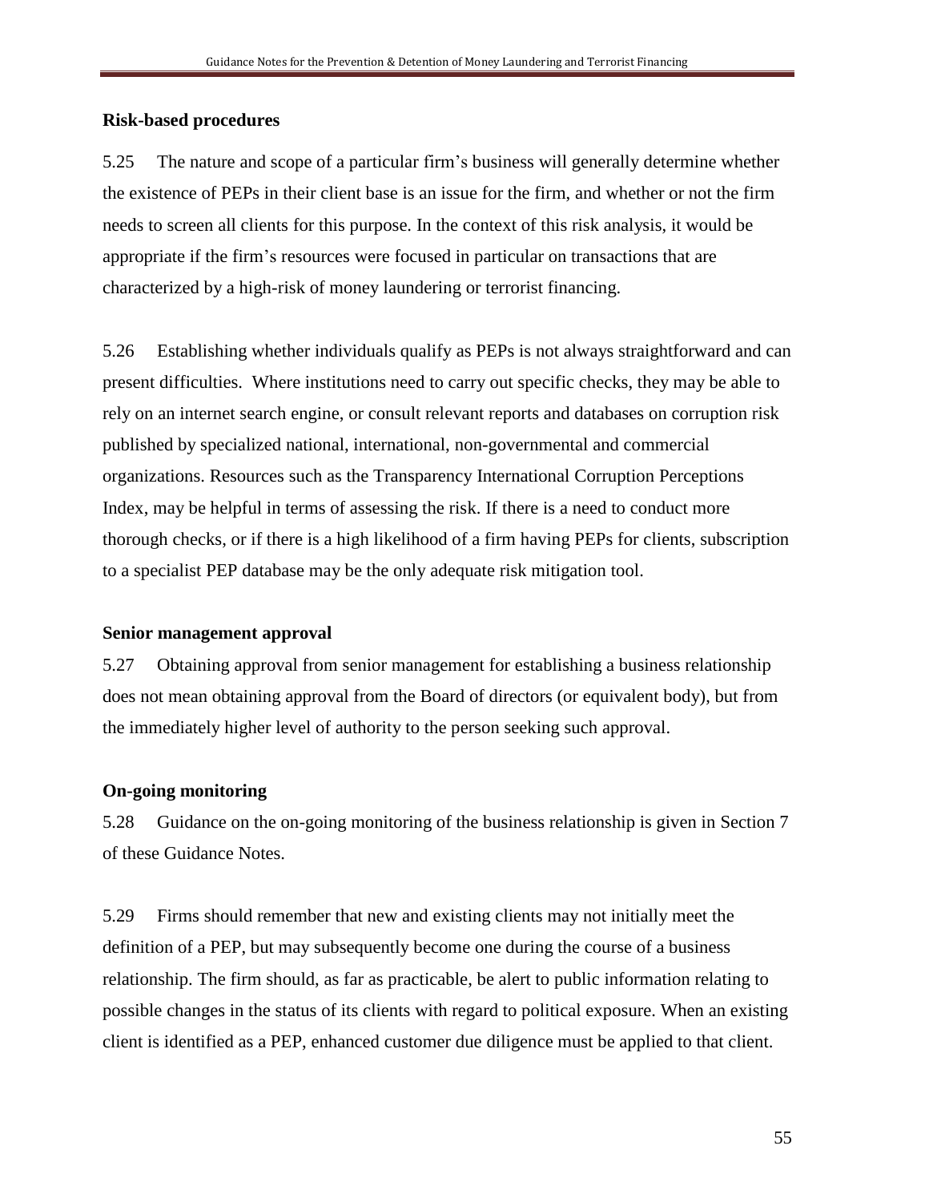**Risk-based procedures**

5.25 The nature and scope of a particular firm's business will generally determine whether the existence of PEPs in their client base is an issue for the firm, and whether or not the firm needs to screen all clients for this purpose. In the context of this risk analysis, it would be appropriate if the firm's resources were focused in particular on transactions that are characterized by a high-risk of money laundering or terrorist financing.

5.26 Establishing whether individuals qualify as PEPs is not always straightforward and can present difficulties. Where institutions need to carry out specific checks, they may be able to rely on an internet search engine, or consult relevant reports and databases on corruption risk published by specialized national, international, non-governmental and commercial organizations. Resources such as the Transparency International Corruption Perceptions Index, may be helpful in terms of assessing the risk. If there is a need to conduct more thorough checks, or if there is a high likelihood of a firm having PEPs for clients, subscription to a specialist PEP database may be the only adequate risk mitigation tool.

**Senior management approval**

5.27 Obtaining approval from senior management for establishing a business relationship does not mean obtaining approval from the Board of directors (or equivalent body), but from the immediately higher level of authority to the person seeking such approval.

**On-going monitoring**

5.28 Guidance on the on-going monitoring of the business relationship is given in Section 7 of these Guidance Notes.

5.29 Firms should remember that new and existing clients may not initially meet the definition of a PEP, but may subsequently become one during the course of a business relationship. The firm should, as far as practicable, be alert to public information relating to possible changes in the status of its clients with regard to political exposure. When an existing client is identified as a PEP, enhanced customer due diligence must be applied to that client.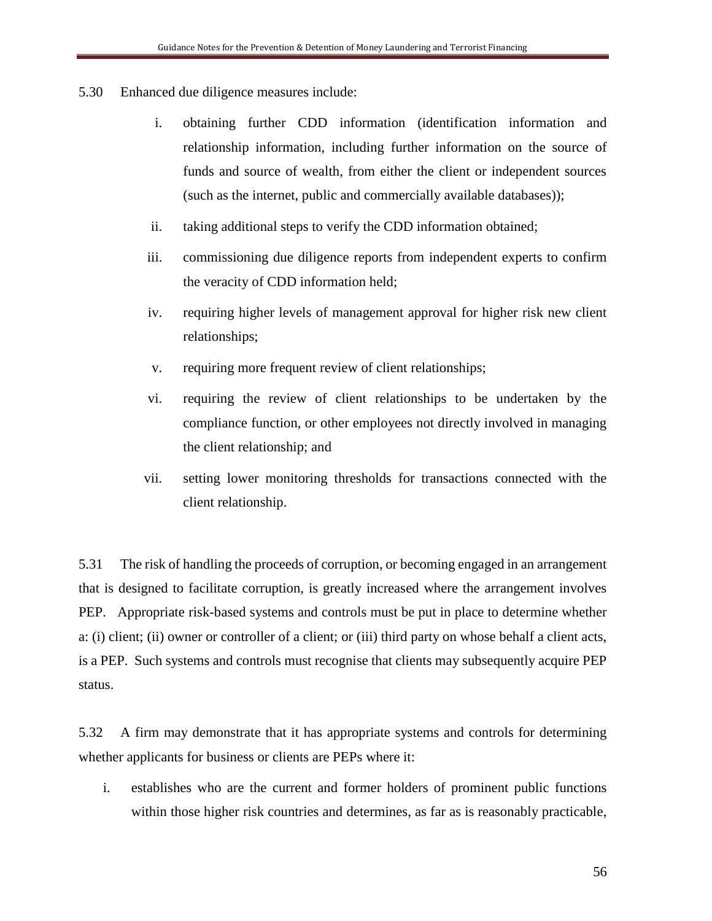5.30 Enhanced due diligence measures include:

i. obtaining further CDD information (identification information and relationship information, including further information on the source of funds and source of wealth, from either the client or independent sources (such as the internet, public and commercially available databases));

ii. taking additional steps to verify the CDD information obtained;

iii. commissioning due diligence reports from independent experts to confirm the veracity of CDD information held;

iv. requiring higher levels of management approval for higher risk new client relationships;

v. requiring more frequent review of client relationships;

vi. requiring the review of client relationships to be undertaken by the compliance function, or other employees not directly involved in managing the client relationship; and

vii. setting lower monitoring thresholds for transactions connected with the client relationship.

5.31 The risk of handling the proceeds of corruption, or becoming engaged in an arrangement that is designed to facilitate corruption, is greatly increased where the arrangement involves PEP. Appropriate risk-based systems and controls must be put in place to determine whether a: (i) client; (ii) owner or controller of a client; or (iii) third party on whose behalf a client acts, is a PEP. Such systems and controls must recognise that clients may subsequently acquire PEP status.

5.32 A firm may demonstrate that it has appropriate systems and controls for determining whether applicants for business or clients are PEPs where it:

i. establishes who are the current and former holders of prominent public functions within those higher risk countries and determines, as far as is reasonably practicable,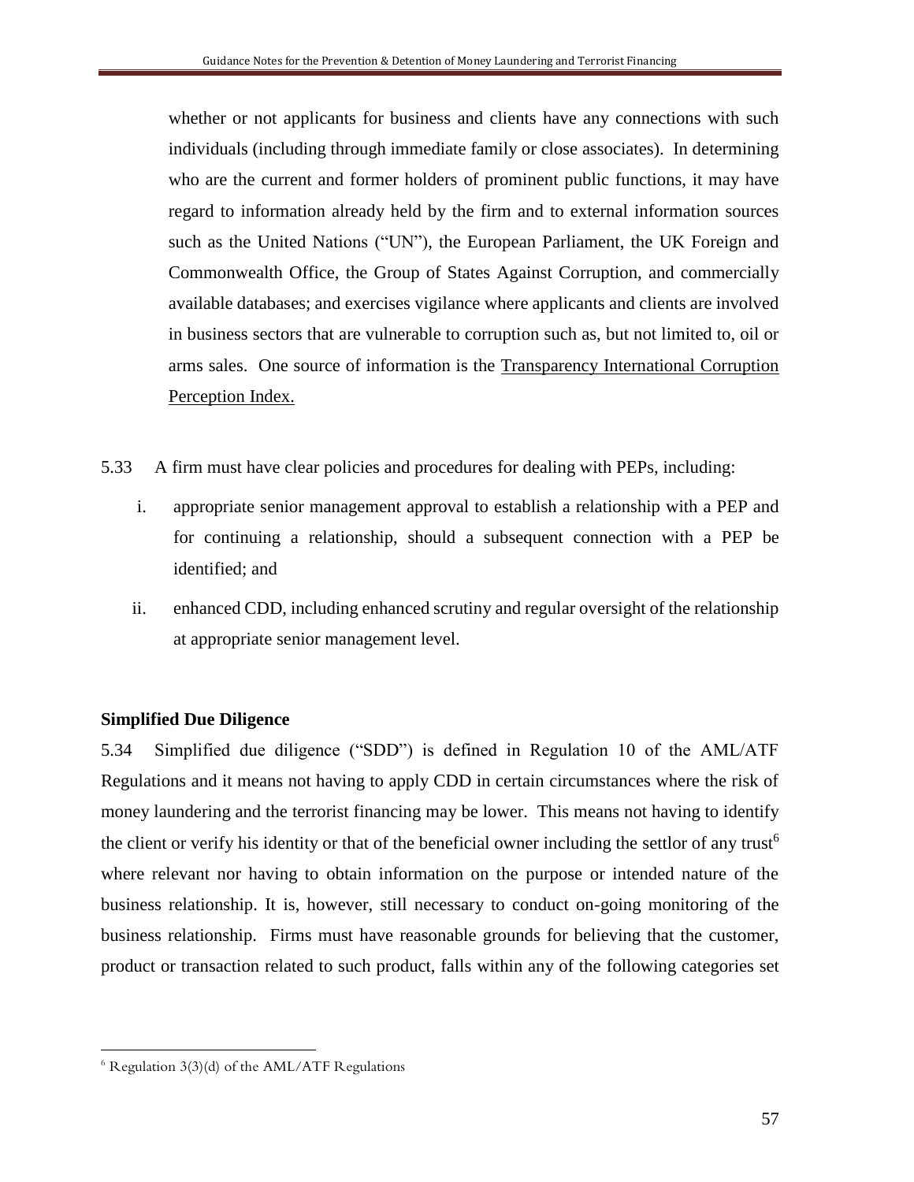whether or not applicants for business and clients have any connections with such individuals (including through immediate family or close associates). In determining who are the current and former holders of prominent public functions, it may have regard to information already held by the firm and to external information sources such as the United Nations ("UN"), the European Parliament, the UK Foreign and Commonwealth Office, the Group of States Against Corruption, and commercially available databases; and exercises vigilance where applicants and clients are involved in business sectors that are vulnerable to corruption such as, but not limited to, oil or arms sales. One source of information is the Transparency International Corruption Perception Index.

5.33 A firm must have clear policies and procedures for dealing with PEPs, including:

i. appropriate senior management approval to establish a relationship with a PEP and for continuing a relationship, should a subsequent connection with a PEP be identified; and

ii. enhanced CDD, including enhanced scrutiny and regular oversight of the relationship at appropriate senior management level.

**Simplified Due Diligence**

5.34 Simplified due diligence ("SDD") is defined in Regulation 10 of the AML/ATF Regulations and it means not having to apply CDD in certain circumstances where the risk of money laundering and the terrorist financing may be lower. This means not having to identify the client or verify his identity or that of the beneficial owner including the settlor of any trust[6] where relevant nor having to obtain information on the purpose or intended nature of the business relationship. It is, however, still necessary to conduct on-going monitoring of the business relationship. Firms must have reasonable grounds for believing that the customer, product or transaction related to such product, falls within any of the following categories set

---

[6] Regulation 3(3)(d) of the AML/ATF Regulations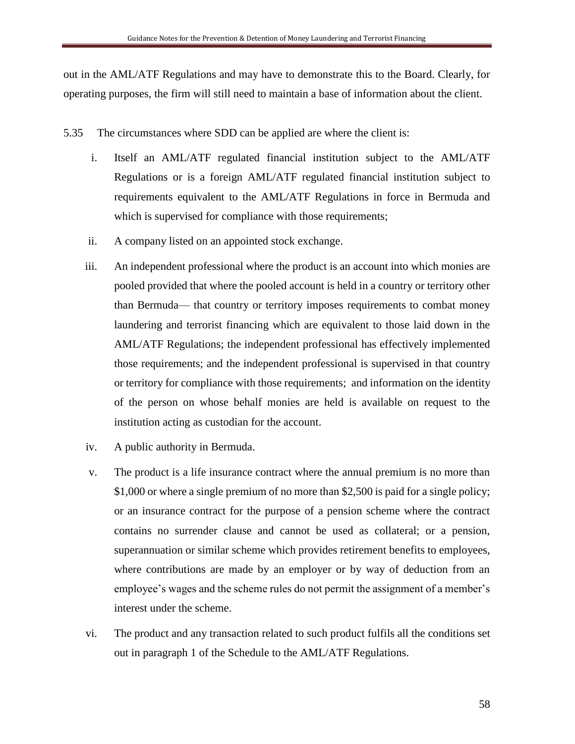out in the AML/ATF Regulations and may have to demonstrate this to the Board. Clearly, for operating purposes, the firm will still need to maintain a base of information about the client.

5.35 The circumstances where SDD can be applied are where the client is:

i. Itself an AML/ATF regulated financial institution subject to the AML/ATF Regulations or is a foreign AML/ATF regulated financial institution subject to requirements equivalent to the AML/ATF Regulations in force in Bermuda and which is supervised for compliance with those requirements;

ii. A company listed on an appointed stock exchange.

iii. An independent professional where the product is an account into which monies are pooled provided that where the pooled account is held in a country or territory other than Bermuda— that country or territory imposes requirements to combat money laundering and terrorist financing which are equivalent to those laid down in the AML/ATF Regulations; the independent professional has effectively implemented those requirements; and the independent professional is supervised in that country or territory for compliance with those requirements; and information on the identity of the person on whose behalf monies are held is available on request to the institution acting as custodian for the account.

iv. A public authority in Bermuda.

v. The product is a life insurance contract where the annual premium is no more than \$1,000 or where a single premium of no more than \$2,500 is paid for a single policy; or an insurance contract for the purpose of a pension scheme where the contract contains no surrender clause and cannot be used as collateral; or a pension, superannuation or similar scheme which provides retirement benefits to employees, where contributions are made by an employer or by way of deduction from an employee's wages and the scheme rules do not permit the assignment of a member's interest under the scheme.

vi. The product and any transaction related to such product fulfils all the conditions set out in paragraph 1 of the Schedule to the AML/ATF Regulations.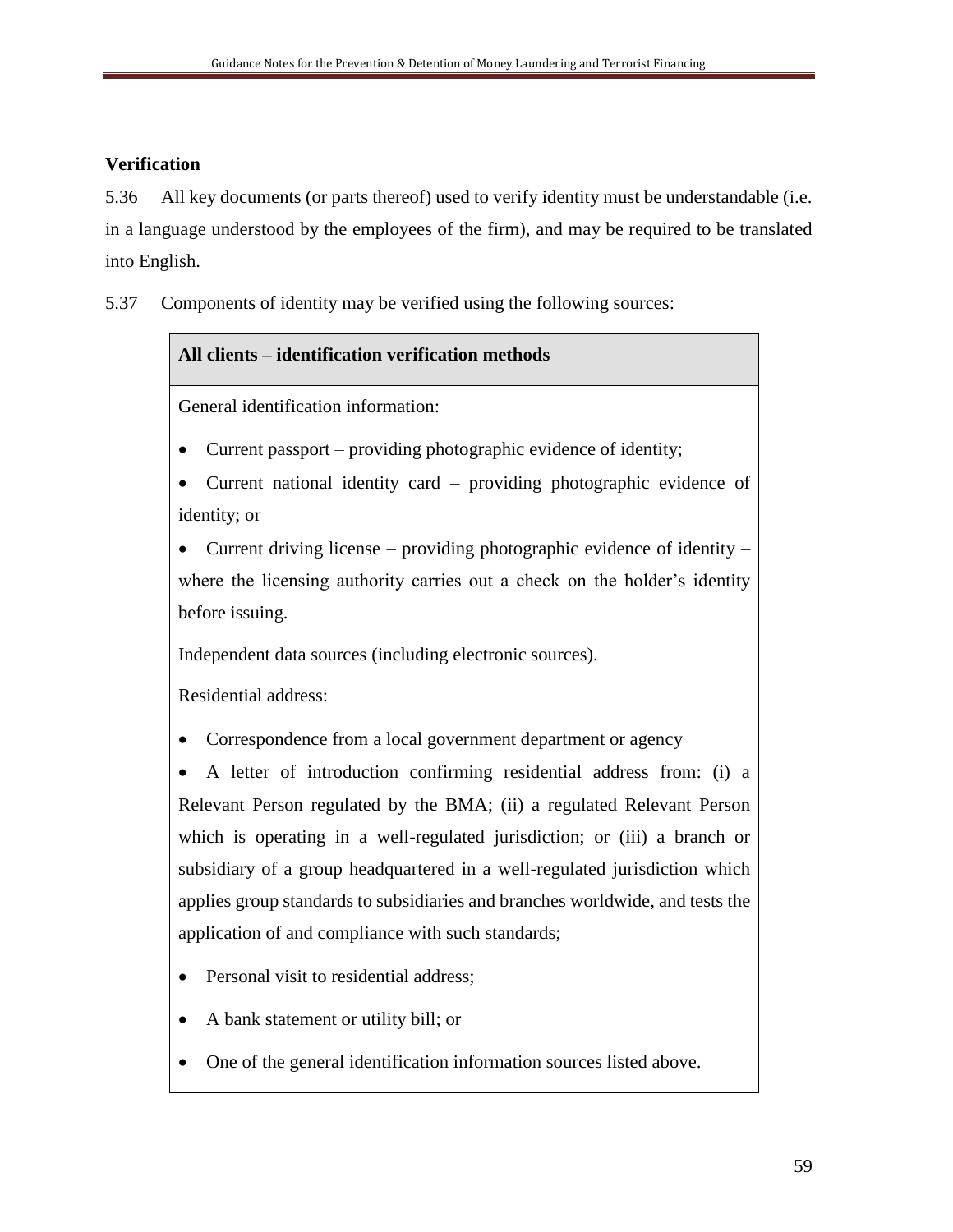**Verification**

5.36 All key documents (or parts thereof) used to verify identity must be understandable (i.e. in a language understood by the employees of the firm), and may be required to be translated into English.

5.37 Components of identity may be verified using the following sources:

| All clients – identification verification methods |
| --- |
| General identification information:<br><br>• Current passport – providing photographic evidence of identity;<br>• Current national identity card – providing photographic evidence of identity; or<br>• Current driving license – providing photographic evidence of identity – where the licensing authority carries out a check on the holder's identity before issuing.<br><br>Independent data sources (including electronic sources).<br><br>Residential address:<br><br>• Correspondence from a local government department or agency<br>• A letter of introduction confirming residential address from: (i) a Relevant Person regulated by the BMA; (ii) a regulated Relevant Person which is operating in a well-regulated jurisdiction; or (iii) a branch or subsidiary of a group headquartered in a well-regulated jurisdiction which applies group standards to subsidiaries and branches worldwide, and tests the application of and compliance with such standards;<br>• Personal visit to residential address;<br>• A bank statement or utility bill; or<br>• One of the general identification information sources listed above. |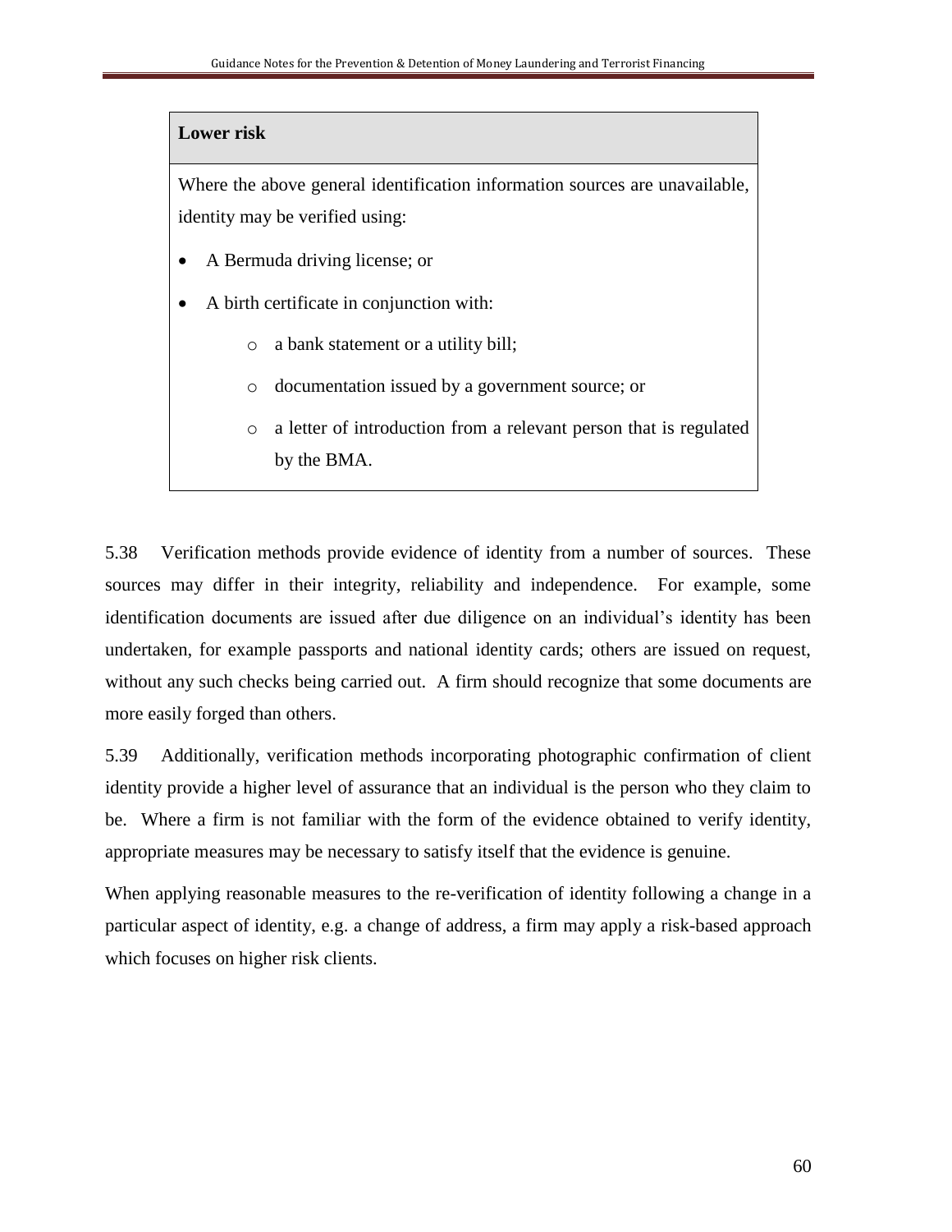**Lower risk**

Where the above general identification information sources are unavailable, identity may be verified using:

- A Bermuda driving license; or
- A birth certificate in conjunction with:
  - a bank statement or a utility bill;
  - documentation issued by a government source; or
  - a letter of introduction from a relevant person that is regulated by the BMA.

5.38 Verification methods provide evidence of identity from a number of sources. These sources may differ in their integrity, reliability and independence. For example, some identification documents are issued after due diligence on an individual's identity has been undertaken, for example passports and national identity cards; others are issued on request, without any such checks being carried out. A firm should recognize that some documents are more easily forged than others.

5.39 Additionally, verification methods incorporating photographic confirmation of client identity provide a higher level of assurance that an individual is the person who they claim to be. Where a firm is not familiar with the form of the evidence obtained to verify identity, appropriate measures may be necessary to satisfy itself that the evidence is genuine.

When applying reasonable measures to the re-verification of identity following a change in a particular aspect of identity, e.g. a change of address, a firm may apply a risk-based approach which focuses on higher risk clients.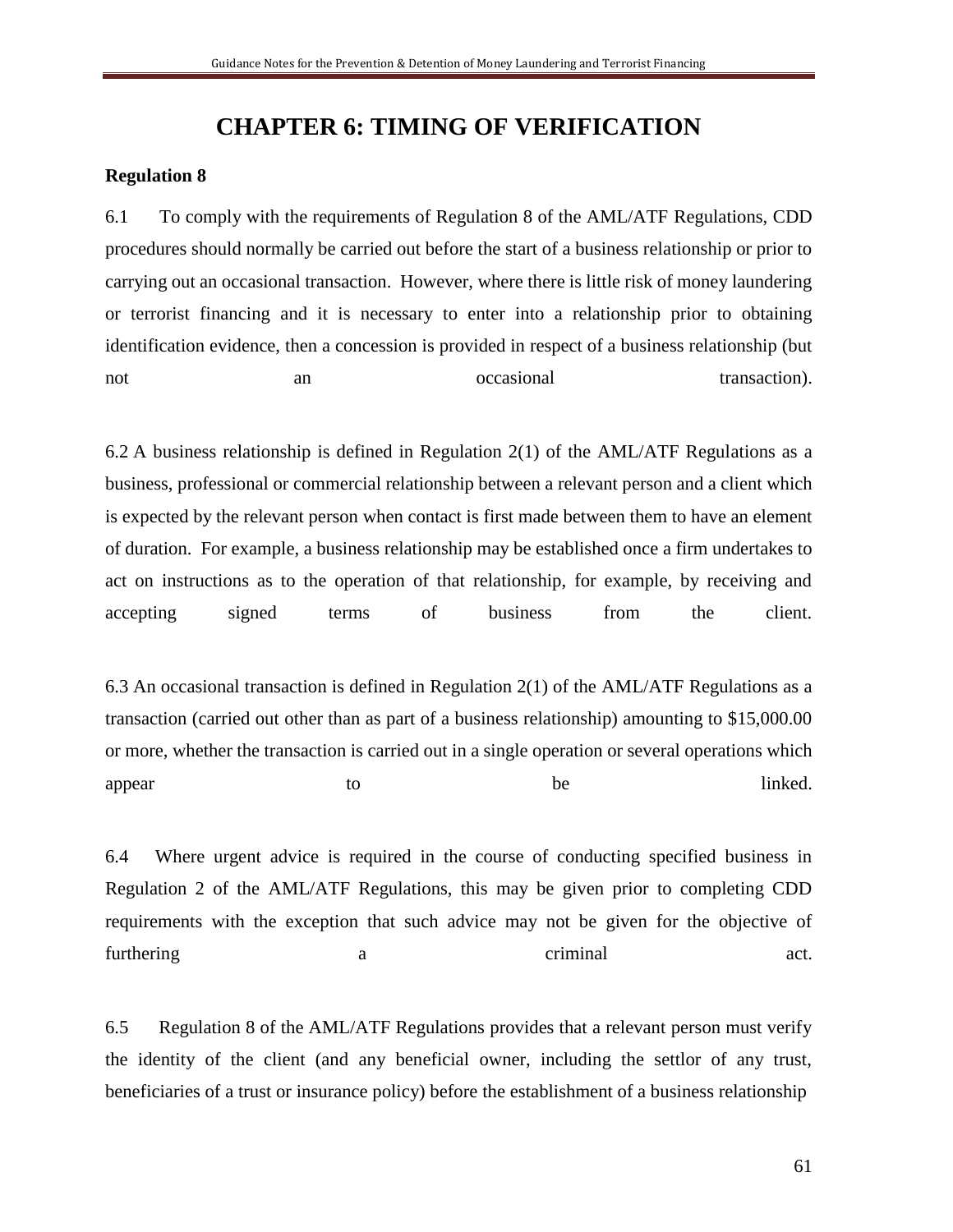# CHAPTER 6: TIMING OF VERIFICATION

**Regulation 8**

6.1 To comply with the requirements of Regulation 8 of the AML/ATF Regulations, CDD procedures should normally be carried out before the start of a business relationship or prior to carrying out an occasional transaction. However, where there is little risk of money laundering or terrorist financing and it is necessary to enter into a relationship prior to obtaining identification evidence, then a concession is provided in respect of a business relationship (but not an occasional transaction).

6.2 A business relationship is defined in Regulation 2(1) of the AML/ATF Regulations as a business, professional or commercial relationship between a relevant person and a client which is expected by the relevant person when contact is first made between them to have an element of duration. For example, a business relationship may be established once a firm undertakes to act on instructions as to the operation of that relationship, for example, by receiving and accepting signed terms of business from the client.

6.3 An occasional transaction is defined in Regulation 2(1) of the AML/ATF Regulations as a transaction (carried out other than as part of a business relationship) amounting to $15,000.00 or more, whether the transaction is carried out in a single operation or several operations which appear to be linked.

6.4 Where urgent advice is required in the course of conducting specified business in Regulation 2 of the AML/ATF Regulations, this may be given prior to completing CDD requirements with the exception that such advice may not be given for the objective of furthering a criminal act.

6.5 Regulation 8 of the AML/ATF Regulations provides that a relevant person must verify the identity of the client (and any beneficial owner, including the settlor of any trust, beneficiaries of a trust or insurance policy) before the establishment of a business relationship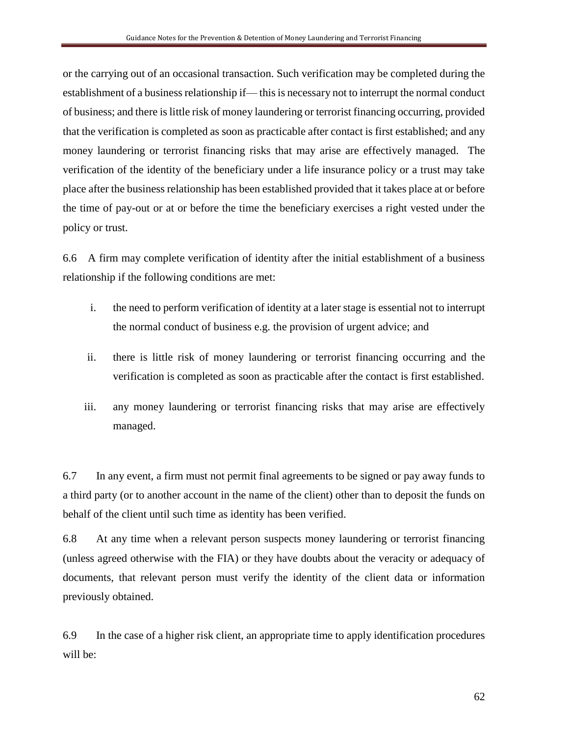or the carrying out of an occasional transaction. Such verification may be completed during the establishment of a business relationship if— this is necessary not to interrupt the normal conduct of business; and there is little risk of money laundering or terrorist financing occurring, provided that the verification is completed as soon as practicable after contact is first established; and any money laundering or terrorist financing risks that may arise are effectively managed. The verification of the identity of the beneficiary under a life insurance policy or a trust may take place after the business relationship has been established provided that it takes place at or before the time of pay-out or at or before the time the beneficiary exercises a right vested under the policy or trust.

6.6 A firm may complete verification of identity after the initial establishment of a business relationship if the following conditions are met:

i. the need to perform verification of identity at a later stage is essential not to interrupt the normal conduct of business e.g. the provision of urgent advice; and

ii. there is little risk of money laundering or terrorist financing occurring and the verification is completed as soon as practicable after the contact is first established.

iii. any money laundering or terrorist financing risks that may arise are effectively managed.

6.7 In any event, a firm must not permit final agreements to be signed or pay away funds to a third party (or to another account in the name of the client) other than to deposit the funds on behalf of the client until such time as identity has been verified.

6.8 At any time when a relevant person suspects money laundering or terrorist financing (unless agreed otherwise with the FIA) or they have doubts about the veracity or adequacy of documents, that relevant person must verify the identity of the client data or information previously obtained.

6.9 In the case of a higher risk client, an appropriate time to apply identification procedures will be: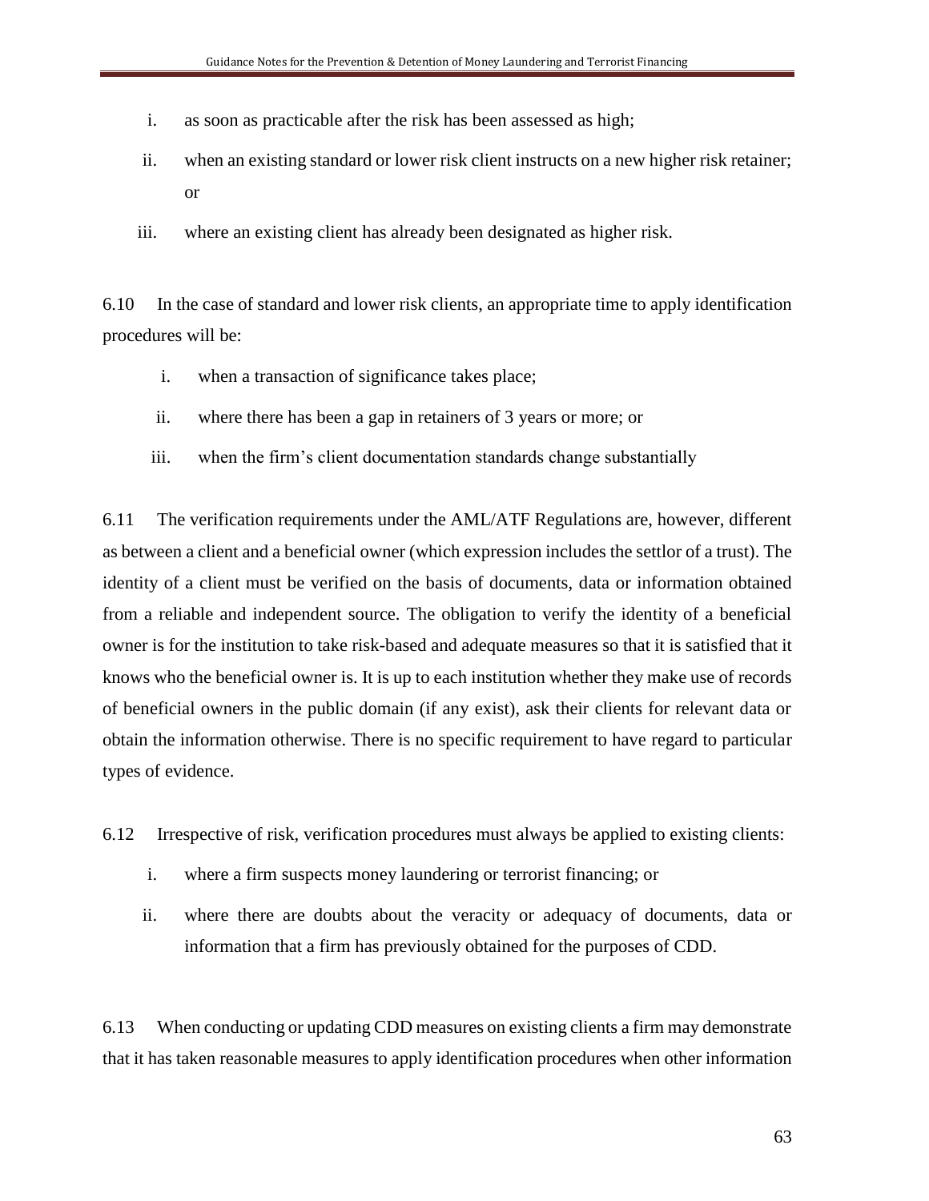i. as soon as practicable after the risk has been assessed as high;

ii. when an existing standard or lower risk client instructs on a new higher risk retainer; or

iii. where an existing client has already been designated as higher risk.

6.10 In the case of standard and lower risk clients, an appropriate time to apply identification procedures will be:

i. when a transaction of significance takes place;

ii. where there has been a gap in retainers of 3 years or more; or

iii. when the firm's client documentation standards change substantially

6.11 The verification requirements under the AML/ATF Regulations are, however, different as between a client and a beneficial owner (which expression includes the settlor of a trust). The identity of a client must be verified on the basis of documents, data or information obtained from a reliable and independent source. The obligation to verify the identity of a beneficial owner is for the institution to take risk-based and adequate measures so that it is satisfied that it knows who the beneficial owner is. It is up to each institution whether they make use of records of beneficial owners in the public domain (if any exist), ask their clients for relevant data or obtain the information otherwise. There is no specific requirement to have regard to particular types of evidence.

6.12 Irrespective of risk, verification procedures must always be applied to existing clients:

i. where a firm suspects money laundering or terrorist financing; or

ii. where there are doubts about the veracity or adequacy of documents, data or information that a firm has previously obtained for the purposes of CDD.

6.13 When conducting or updating CDD measures on existing clients a firm may demonstrate that it has taken reasonable measures to apply identification procedures when other information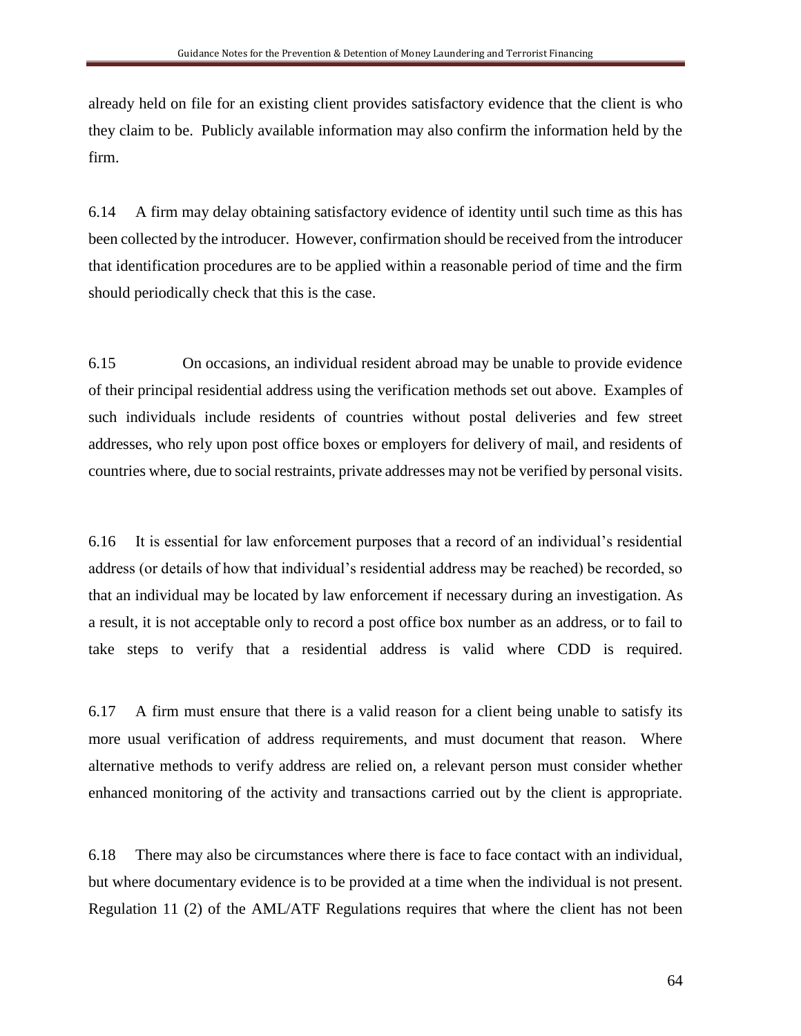already held on file for an existing client provides satisfactory evidence that the client is who they claim to be. Publicly available information may also confirm the information held by the firm.

6.14 A firm may delay obtaining satisfactory evidence of identity until such time as this has been collected by the introducer. However, confirmation should be received from the introducer that identification procedures are to be applied within a reasonable period of time and the firm should periodically check that this is the case.

6.15 On occasions, an individual resident abroad may be unable to provide evidence of their principal residential address using the verification methods set out above. Examples of such individuals include residents of countries without postal deliveries and few street addresses, who rely upon post office boxes or employers for delivery of mail, and residents of countries where, due to social restraints, private addresses may not be verified by personal visits.

6.16 It is essential for law enforcement purposes that a record of an individual's residential address (or details of how that individual's residential address may be reached) be recorded, so that an individual may be located by law enforcement if necessary during an investigation. As a result, it is not acceptable only to record a post office box number as an address, or to fail to take steps to verify that a residential address is valid where CDD is required.

6.17 A firm must ensure that there is a valid reason for a client being unable to satisfy its more usual verification of address requirements, and must document that reason. Where alternative methods to verify address are relied on, a relevant person must consider whether enhanced monitoring of the activity and transactions carried out by the client is appropriate.

6.18 There may also be circumstances where there is face to face contact with an individual, but where documentary evidence is to be provided at a time when the individual is not present. Regulation 11 (2) of the AML/ATF Regulations requires that where the client has not been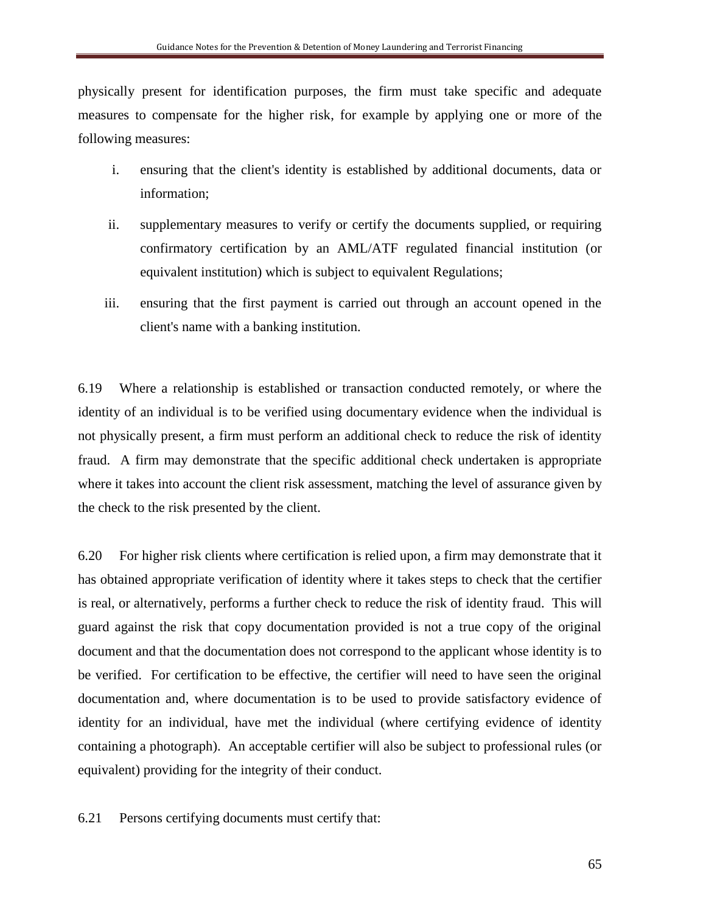physically present for identification purposes, the firm must take specific and adequate measures to compensate for the higher risk, for example by applying one or more of the following measures:

i. ensuring that the client's identity is established by additional documents, data or information;

ii. supplementary measures to verify or certify the documents supplied, or requiring confirmatory certification by an AML/ATF regulated financial institution (or equivalent institution) which is subject to equivalent Regulations;

iii. ensuring that the first payment is carried out through an account opened in the client's name with a banking institution.

6.19 Where a relationship is established or transaction conducted remotely, or where the identity of an individual is to be verified using documentary evidence when the individual is not physically present, a firm must perform an additional check to reduce the risk of identity fraud. A firm may demonstrate that the specific additional check undertaken is appropriate where it takes into account the client risk assessment, matching the level of assurance given by the check to the risk presented by the client.

6.20 For higher risk clients where certification is relied upon, a firm may demonstrate that it has obtained appropriate verification of identity where it takes steps to check that the certifier is real, or alternatively, performs a further check to reduce the risk of identity fraud. This will guard against the risk that copy documentation provided is not a true copy of the original document and that the documentation does not correspond to the applicant whose identity is to be verified. For certification to be effective, the certifier will need to have seen the original documentation and, where documentation is to be used to provide satisfactory evidence of identity for an individual, have met the individual (where certifying evidence of identity containing a photograph). An acceptable certifier will also be subject to professional rules (or equivalent) providing for the integrity of their conduct.

6.21 Persons certifying documents must certify that: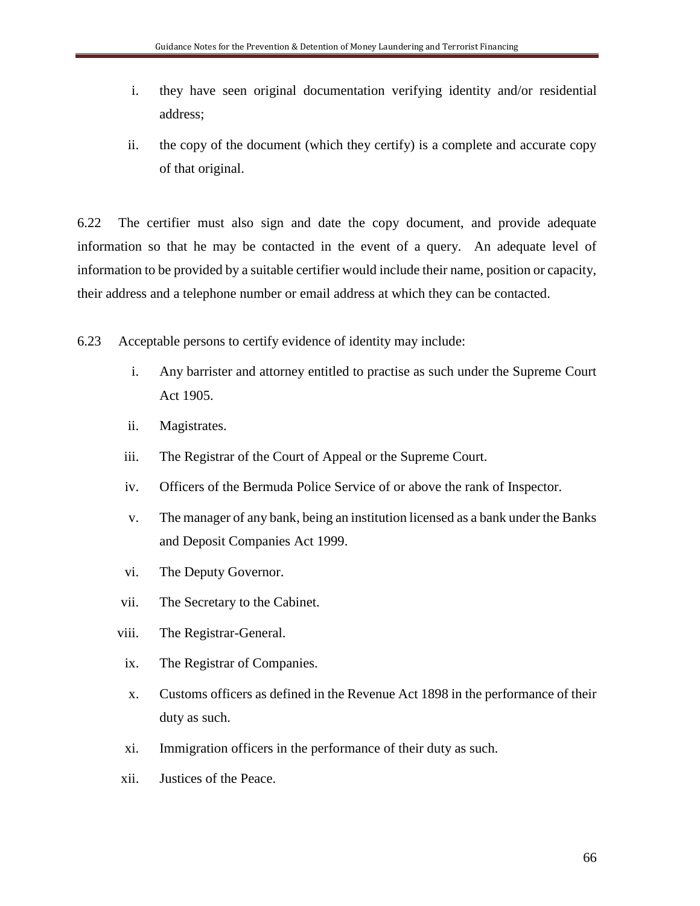i. they have seen original documentation verifying identity and/or residential address;

ii. the copy of the document (which they certify) is a complete and accurate copy of that original.

6.22 The certifier must also sign and date the copy document, and provide adequate information so that he may be contacted in the event of a query. An adequate level of information to be provided by a suitable certifier would include their name, position or capacity, their address and a telephone number or email address at which they can be contacted.

6.23 Acceptable persons to certify evidence of identity may include:

i. Any barrister and attorney entitled to practise as such under the Supreme Court Act 1905.

ii. Magistrates.

iii. The Registrar of the Court of Appeal or the Supreme Court.

iv. Officers of the Bermuda Police Service of or above the rank of Inspector.

v. The manager of any bank, being an institution licensed as a bank under the Banks and Deposit Companies Act 1999.

vi. The Deputy Governor.

vii. The Secretary to the Cabinet.

viii. The Registrar-General.

ix. The Registrar of Companies.

x. Customs officers as defined in the Revenue Act 1898 in the performance of their duty as such.

xi. Immigration officers in the performance of their duty as such.

xii. Justices of the Peace.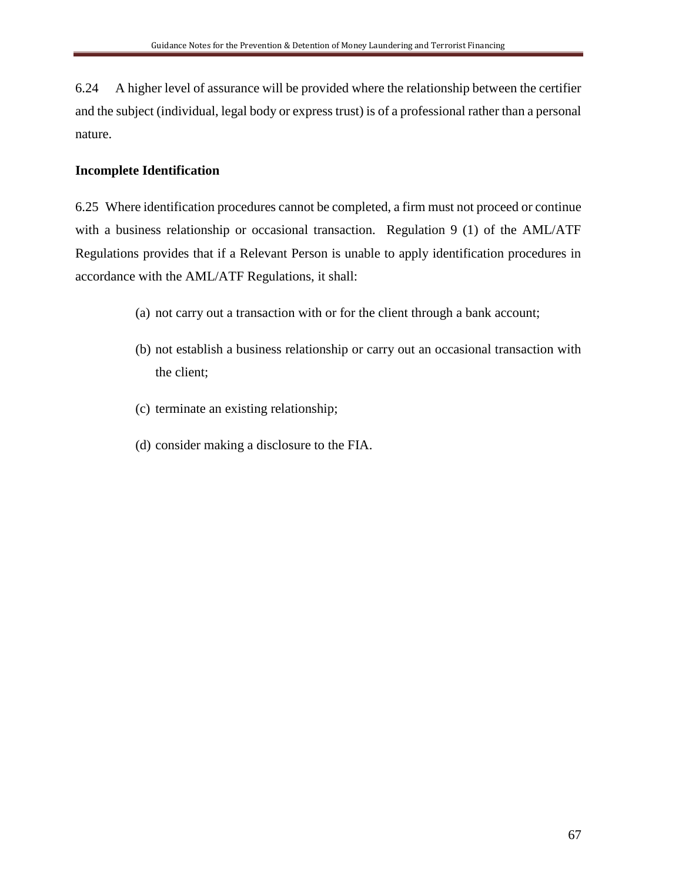6.24 A higher level of assurance will be provided where the relationship between the certifier and the subject (individual, legal body or express trust) is of a professional rather than a personal nature.

**Incomplete Identification**

6.25 Where identification procedures cannot be completed, a firm must not proceed or continue with a business relationship or occasional transaction. Regulation 9 (1) of the AML/ATF Regulations provides that if a Relevant Person is unable to apply identification procedures in accordance with the AML/ATF Regulations, it shall:

(a) not carry out a transaction with or for the client through a bank account;

(b) not establish a business relationship or carry out an occasional transaction with the client;

(c) terminate an existing relationship;

(d) consider making a disclosure to the FIA.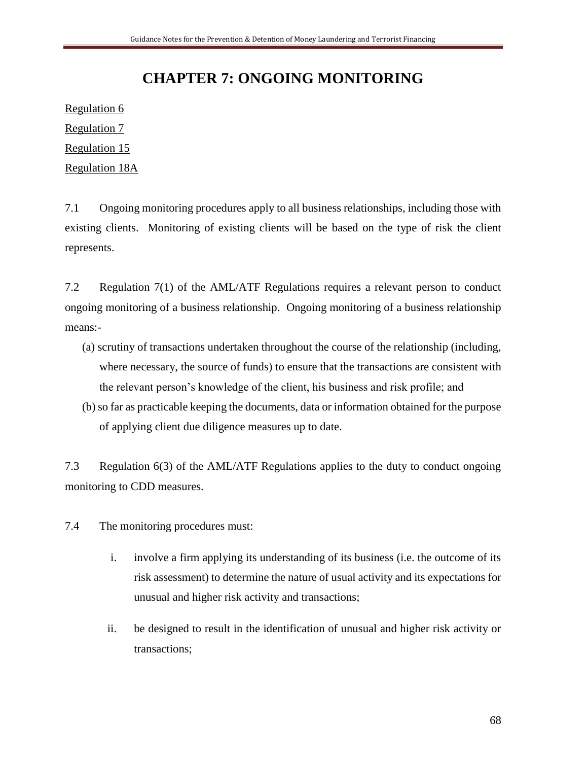# CHAPTER 7: ONGOING MONITORING

Regulation 6

Regulation 7

Regulation 15

Regulation 18A

7.1 Ongoing monitoring procedures apply to all business relationships, including those with existing clients. Monitoring of existing clients will be based on the type of risk the client represents.

7.2 Regulation 7(1) of the AML/ATF Regulations requires a relevant person to conduct ongoing monitoring of a business relationship. Ongoing monitoring of a business relationship means:-

(a) scrutiny of transactions undertaken throughout the course of the relationship (including, where necessary, the source of funds) to ensure that the transactions are consistent with the relevant person's knowledge of the client, his business and risk profile; and

(b) so far as practicable keeping the documents, data or information obtained for the purpose of applying client due diligence measures up to date.

7.3 Regulation 6(3) of the AML/ATF Regulations applies to the duty to conduct ongoing monitoring to CDD measures.

7.4 The monitoring procedures must:

i. involve a firm applying its understanding of its business (i.e. the outcome of its risk assessment) to determine the nature of usual activity and its expectations for unusual and higher risk activity and transactions;

ii. be designed to result in the identification of unusual and higher risk activity or transactions;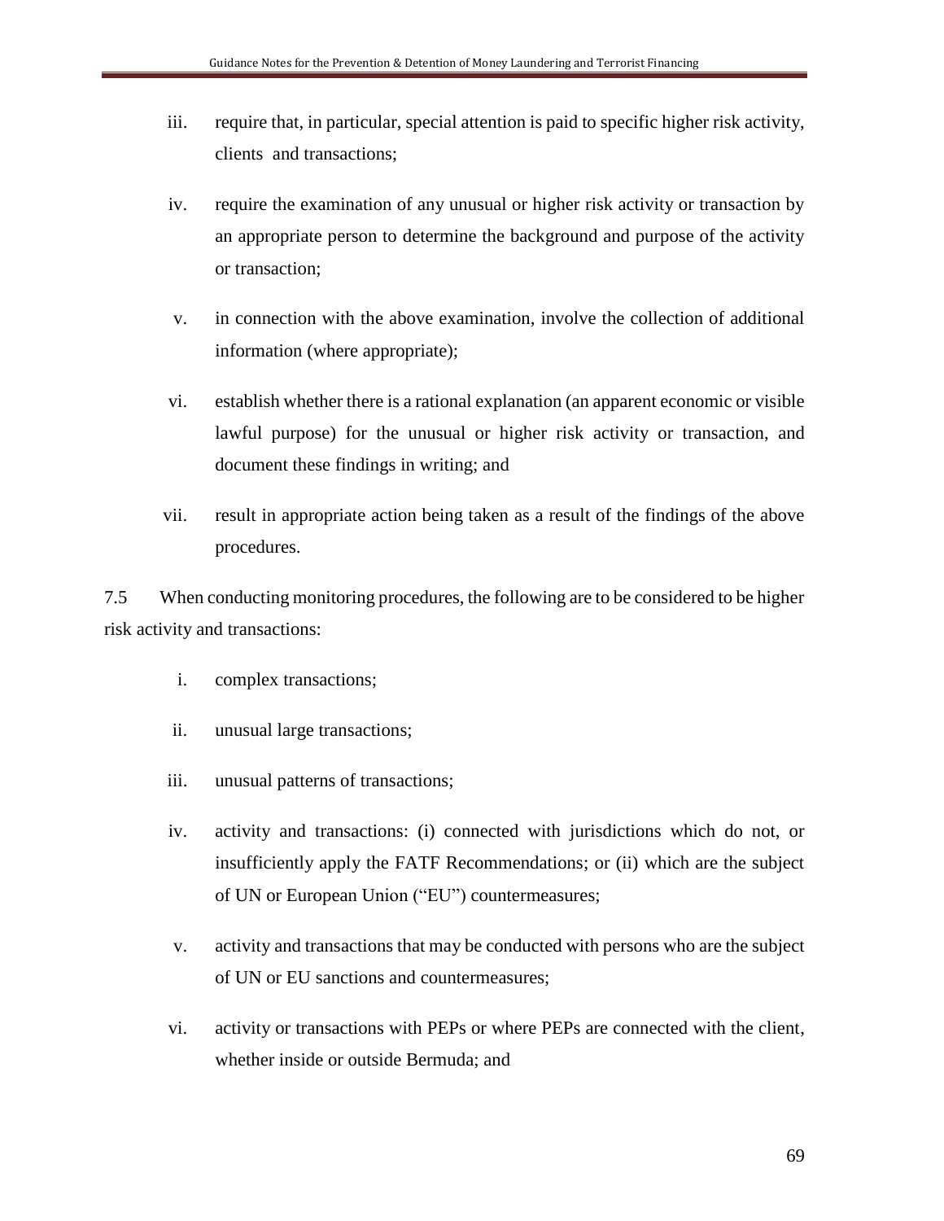iii. require that, in particular, special attention is paid to specific higher risk activity, clients and transactions;

iv. require the examination of any unusual or higher risk activity or transaction by an appropriate person to determine the background and purpose of the activity or transaction;

v. in connection with the above examination, involve the collection of additional information (where appropriate);

vi. establish whether there is a rational explanation (an apparent economic or visible lawful purpose) for the unusual or higher risk activity or transaction, and document these findings in writing; and

vii. result in appropriate action being taken as a result of the findings of the above procedures.

7.5 When conducting monitoring procedures, the following are to be considered to be higher risk activity and transactions:

i. complex transactions;

ii. unusual large transactions;

iii. unusual patterns of transactions;

iv. activity and transactions: (i) connected with jurisdictions which do not, or insufficiently apply the FATF Recommendations; or (ii) which are the subject of UN or European Union ("EU") countermeasures;

v. activity and transactions that may be conducted with persons who are the subject of UN or EU sanctions and countermeasures;

vi. activity or transactions with PEPs or where PEPs are connected with the client, whether inside or outside Bermuda; and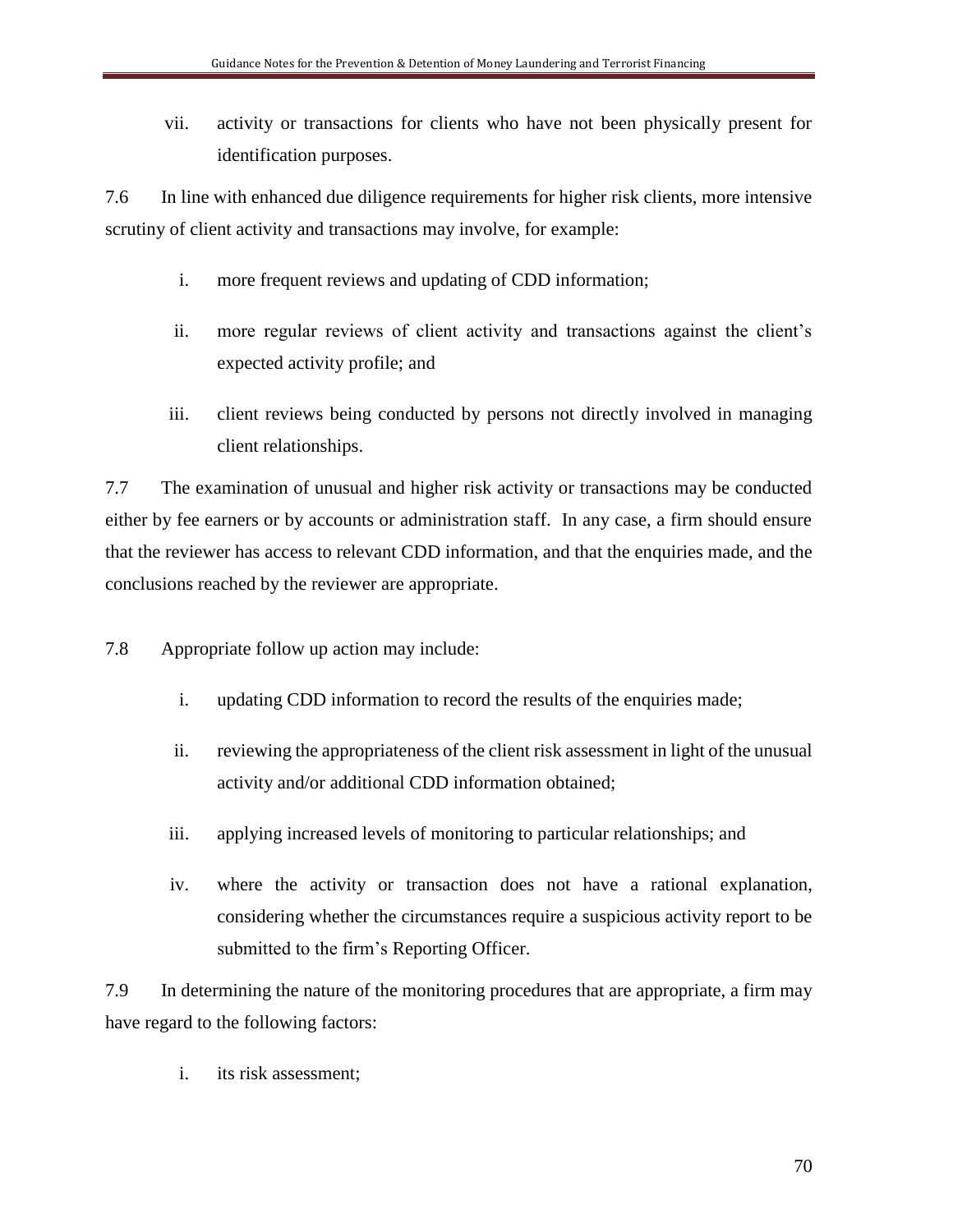vii. activity or transactions for clients who have not been physically present for identification purposes.

7.6 In line with enhanced due diligence requirements for higher risk clients, more intensive scrutiny of client activity and transactions may involve, for example:

i. more frequent reviews and updating of CDD information;

ii. more regular reviews of client activity and transactions against the client's expected activity profile; and

iii. client reviews being conducted by persons not directly involved in managing client relationships.

7.7 The examination of unusual and higher risk activity or transactions may be conducted either by fee earners or by accounts or administration staff. In any case, a firm should ensure that the reviewer has access to relevant CDD information, and that the enquiries made, and the conclusions reached by the reviewer are appropriate.

7.8 Appropriate follow up action may include:

i. updating CDD information to record the results of the enquiries made;

ii. reviewing the appropriateness of the client risk assessment in light of the unusual activity and/or additional CDD information obtained;

iii. applying increased levels of monitoring to particular relationships; and

iv. where the activity or transaction does not have a rational explanation, considering whether the circumstances require a suspicious activity report to be submitted to the firm's Reporting Officer.

7.9 In determining the nature of the monitoring procedures that are appropriate, a firm may have regard to the following factors:

i. its risk assessment;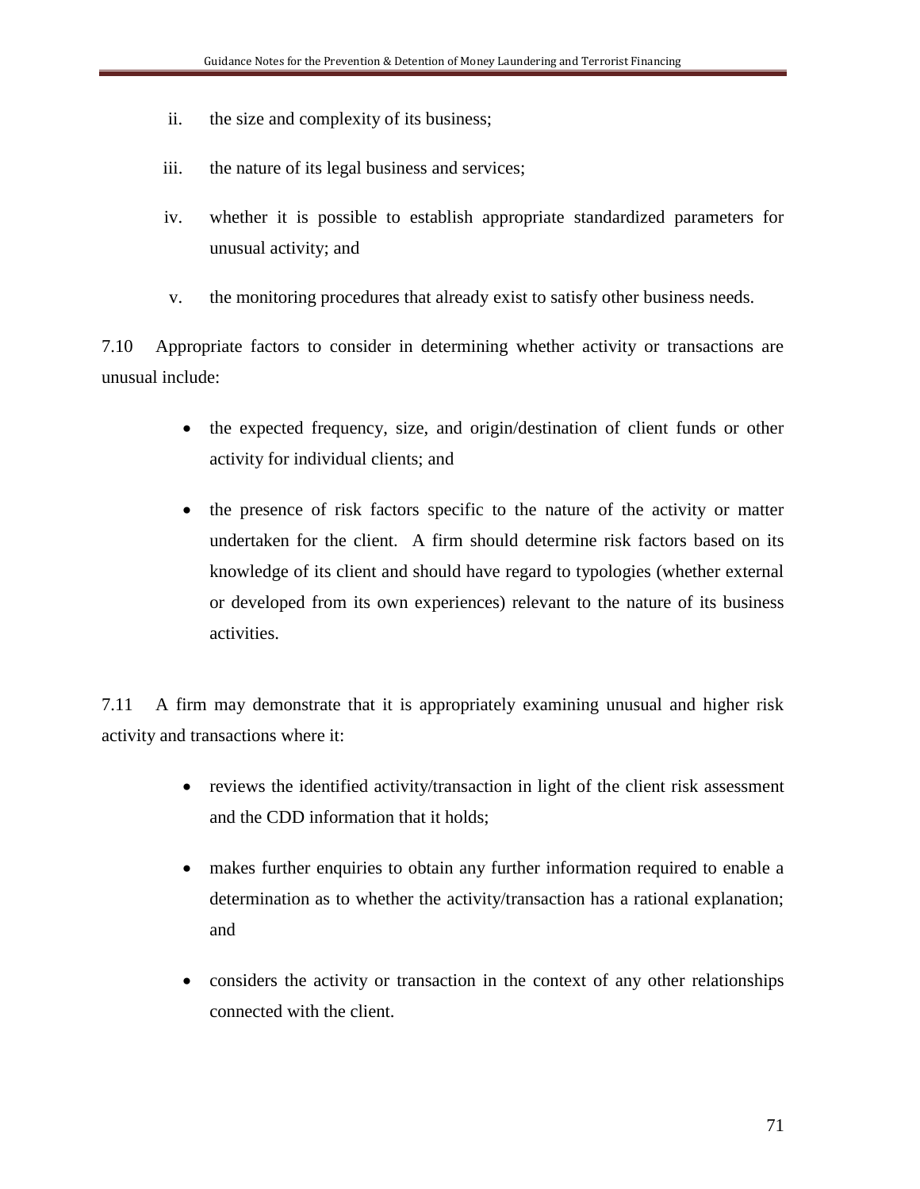ii. the size and complexity of its business;

iii. the nature of its legal business and services;

iv. whether it is possible to establish appropriate standardized parameters for unusual activity; and

v. the monitoring procedures that already exist to satisfy other business needs.

7.10 Appropriate factors to consider in determining whether activity or transactions are unusual include:

- the expected frequency, size, and origin/destination of client funds or other activity for individual clients; and
- the presence of risk factors specific to the nature of the activity or matter undertaken for the client. A firm should determine risk factors based on its knowledge of its client and should have regard to typologies (whether external or developed from its own experiences) relevant to the nature of its business activities.

7.11 A firm may demonstrate that it is appropriately examining unusual and higher risk activity and transactions where it:

- reviews the identified activity/transaction in light of the client risk assessment and the CDD information that it holds;
- makes further enquiries to obtain any further information required to enable a determination as to whether the activity/transaction has a rational explanation; and
- considers the activity or transaction in the context of any other relationships connected with the client.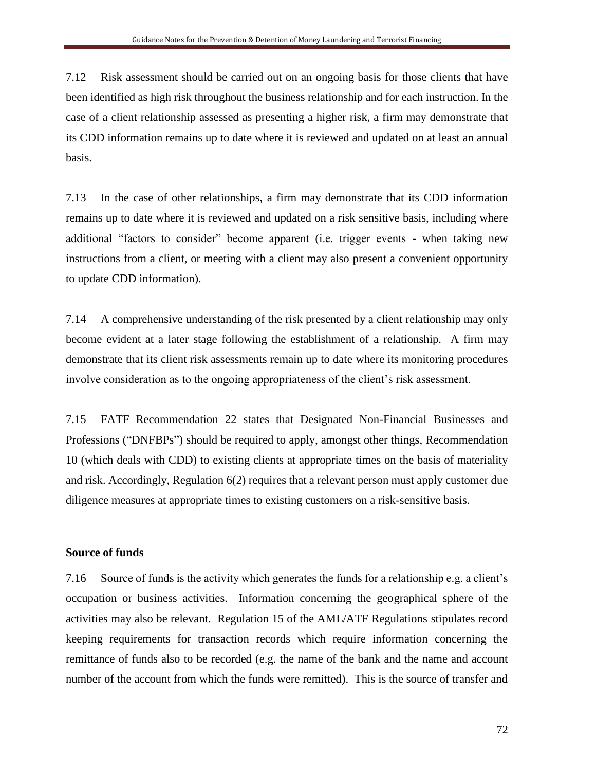7.12 Risk assessment should be carried out on an ongoing basis for those clients that have been identified as high risk throughout the business relationship and for each instruction. In the case of a client relationship assessed as presenting a higher risk, a firm may demonstrate that its CDD information remains up to date where it is reviewed and updated on at least an annual basis.

7.13 In the case of other relationships, a firm may demonstrate that its CDD information remains up to date where it is reviewed and updated on a risk sensitive basis, including where additional "factors to consider" become apparent (i.e. trigger events - when taking new instructions from a client, or meeting with a client may also present a convenient opportunity to update CDD information).

7.14 A comprehensive understanding of the risk presented by a client relationship may only become evident at a later stage following the establishment of a relationship. A firm may demonstrate that its client risk assessments remain up to date where its monitoring procedures involve consideration as to the ongoing appropriateness of the client's risk assessment.

7.15 FATF Recommendation 22 states that Designated Non-Financial Businesses and Professions ("DNFBPs") should be required to apply, amongst other things, Recommendation 10 (which deals with CDD) to existing clients at appropriate times on the basis of materiality and risk. Accordingly, Regulation 6(2) requires that a relevant person must apply customer due diligence measures at appropriate times to existing customers on a risk-sensitive basis.

**Source of funds**

7.16 Source of funds is the activity which generates the funds for a relationship e.g. a client's occupation or business activities. Information concerning the geographical sphere of the activities may also be relevant. Regulation 15 of the AML/ATF Regulations stipulates record keeping requirements for transaction records which require information concerning the remittance of funds also to be recorded (e.g. the name of the bank and the name and account number of the account from which the funds were remitted). This is the source of transfer and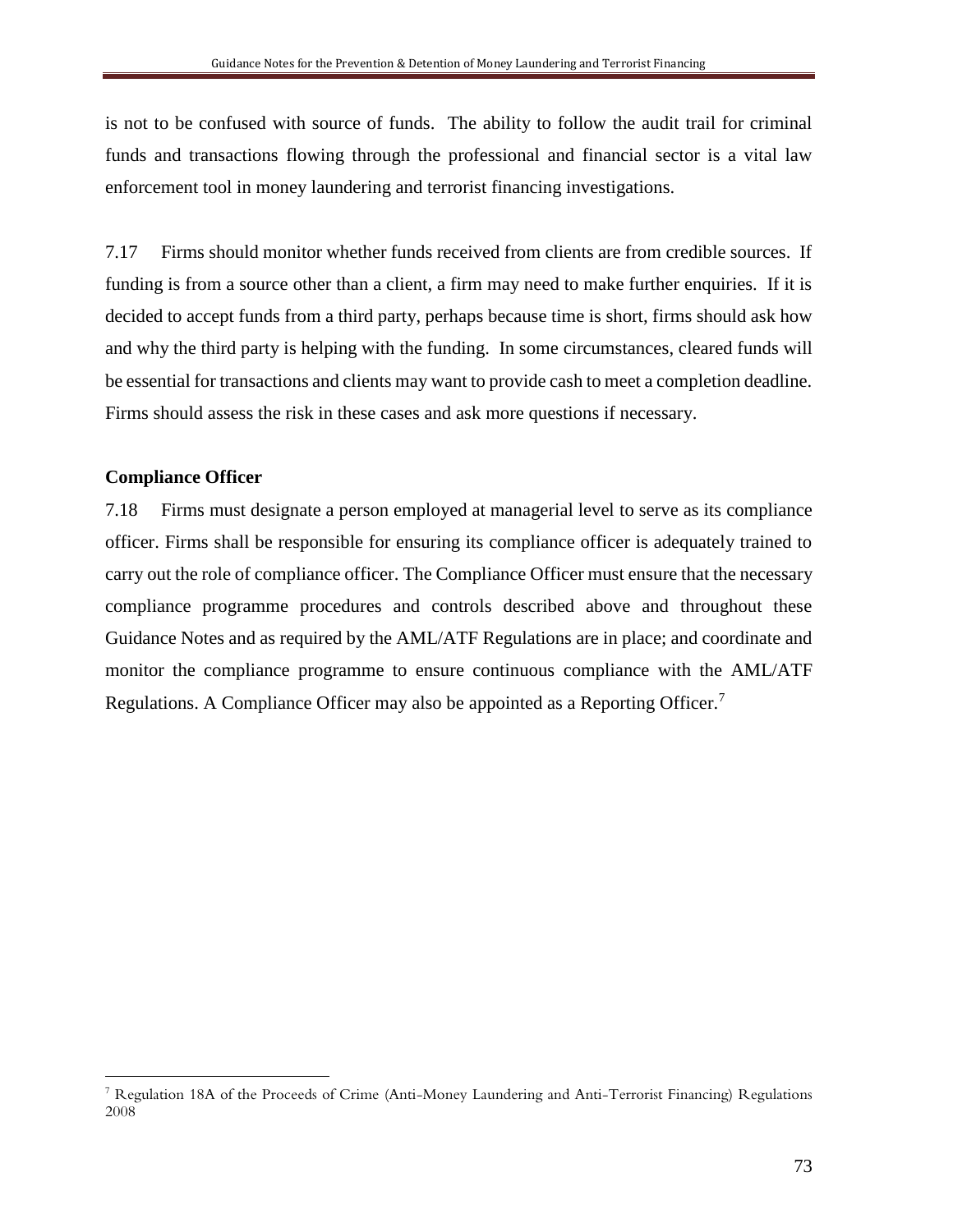is not to be confused with source of funds. The ability to follow the audit trail for criminal funds and transactions flowing through the professional and financial sector is a vital law enforcement tool in money laundering and terrorist financing investigations.

7.17 Firms should monitor whether funds received from clients are from credible sources. If funding is from a source other than a client, a firm may need to make further enquiries. If it is decided to accept funds from a third party, perhaps because time is short, firms should ask how and why the third party is helping with the funding. In some circumstances, cleared funds will be essential for transactions and clients may want to provide cash to meet a completion deadline. Firms should assess the risk in these cases and ask more questions if necessary.

**Compliance Officer**

7.18 Firms must designate a person employed at managerial level to serve as its compliance officer. Firms shall be responsible for ensuring its compliance officer is adequately trained to carry out the role of compliance officer. The Compliance Officer must ensure that the necessary compliance programme procedures and controls described above and throughout these Guidance Notes and as required by the AML/ATF Regulations are in place; and coordinate and monitor the compliance programme to ensure continuous compliance with the AML/ATF Regulations. A Compliance Officer may also be appointed as a Reporting Officer.[7]

[7] Regulation 18A of the Proceeds of Crime (Anti-Money Laundering and Anti-Terrorist Financing) Regulations 2008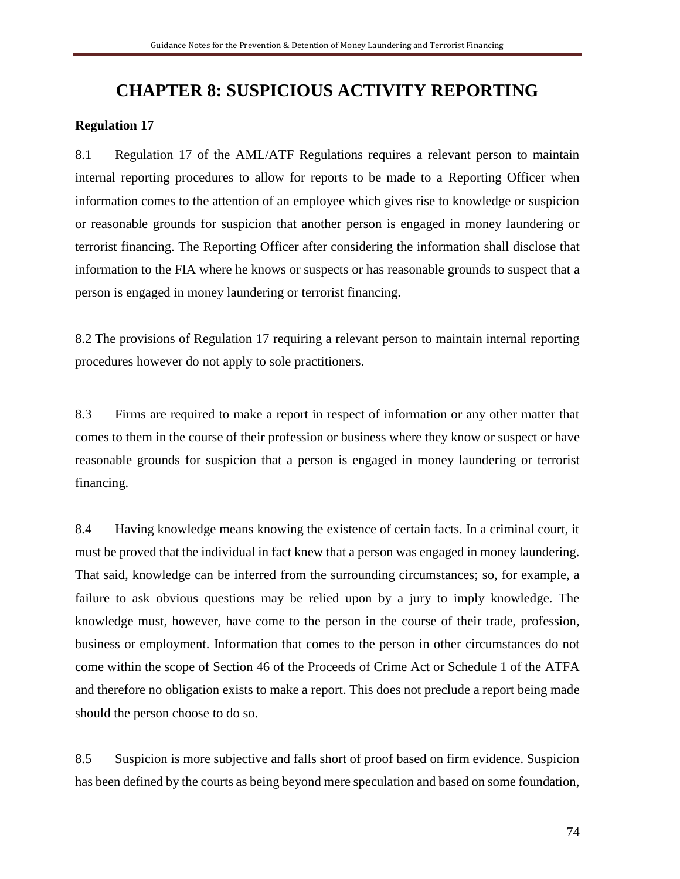# CHAPTER 8: SUSPICIOUS ACTIVITY REPORTING

**Regulation 17**

8.1 Regulation 17 of the AML/ATF Regulations requires a relevant person to maintain internal reporting procedures to allow for reports to be made to a Reporting Officer when information comes to the attention of an employee which gives rise to knowledge or suspicion or reasonable grounds for suspicion that another person is engaged in money laundering or terrorist financing. The Reporting Officer after considering the information shall disclose that information to the FIA where he knows or suspects or has reasonable grounds to suspect that a person is engaged in money laundering or terrorist financing.

8.2 The provisions of Regulation 17 requiring a relevant person to maintain internal reporting procedures however do not apply to sole practitioners.

8.3 Firms are required to make a report in respect of information or any other matter that comes to them in the course of their profession or business where they know or suspect or have reasonable grounds for suspicion that a person is engaged in money laundering or terrorist financing.

8.4 Having knowledge means knowing the existence of certain facts. In a criminal court, it must be proved that the individual in fact knew that a person was engaged in money laundering. That said, knowledge can be inferred from the surrounding circumstances; so, for example, a failure to ask obvious questions may be relied upon by a jury to imply knowledge. The knowledge must, however, have come to the person in the course of their trade, profession, business or employment. Information that comes to the person in other circumstances do not come within the scope of Section 46 of the Proceeds of Crime Act or Schedule 1 of the ATFA and therefore no obligation exists to make a report. This does not preclude a report being made should the person choose to do so.

8.5 Suspicion is more subjective and falls short of proof based on firm evidence. Suspicion has been defined by the courts as being beyond mere speculation and based on some foundation,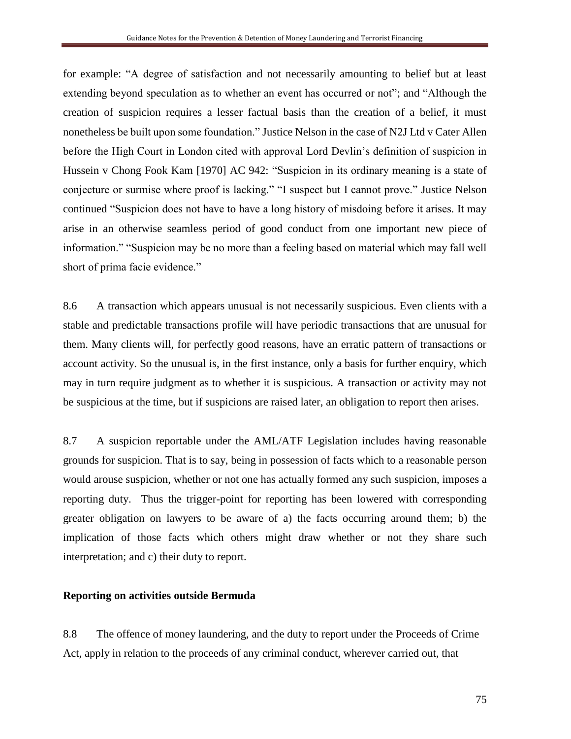for example: "A degree of satisfaction and not necessarily amounting to belief but at least extending beyond speculation as to whether an event has occurred or not"; and "Although the creation of suspicion requires a lesser factual basis than the creation of a belief, it must nonetheless be built upon some foundation." Justice Nelson in the case of N2J Ltd v Cater Allen before the High Court in London cited with approval Lord Devlin's definition of suspicion in Hussein v Chong Fook Kam [1970] AC 942: "Suspicion in its ordinary meaning is a state of conjecture or surmise where proof is lacking." "I suspect but I cannot prove." Justice Nelson continued "Suspicion does not have to have a long history of misdoing before it arises. It may arise in an otherwise seamless period of good conduct from one important new piece of information." "Suspicion may be no more than a feeling based on material which may fall well short of prima facie evidence."

8.6 A transaction which appears unusual is not necessarily suspicious. Even clients with a stable and predictable transactions profile will have periodic transactions that are unusual for them. Many clients will, for perfectly good reasons, have an erratic pattern of transactions or account activity. So the unusual is, in the first instance, only a basis for further enquiry, which may in turn require judgment as to whether it is suspicious. A transaction or activity may not be suspicious at the time, but if suspicions are raised later, an obligation to report then arises.

8.7 A suspicion reportable under the AML/ATF Legislation includes having reasonable grounds for suspicion. That is to say, being in possession of facts which to a reasonable person would arouse suspicion, whether or not one has actually formed any such suspicion, imposes a reporting duty. Thus the trigger-point for reporting has been lowered with corresponding greater obligation on lawyers to be aware of a) the facts occurring around them; b) the implication of those facts which others might draw whether or not they share such interpretation; and c) their duty to report.

**Reporting on activities outside Bermuda**

8.8 The offence of money laundering, and the duty to report under the Proceeds of Crime Act, apply in relation to the proceeds of any criminal conduct, wherever carried out, that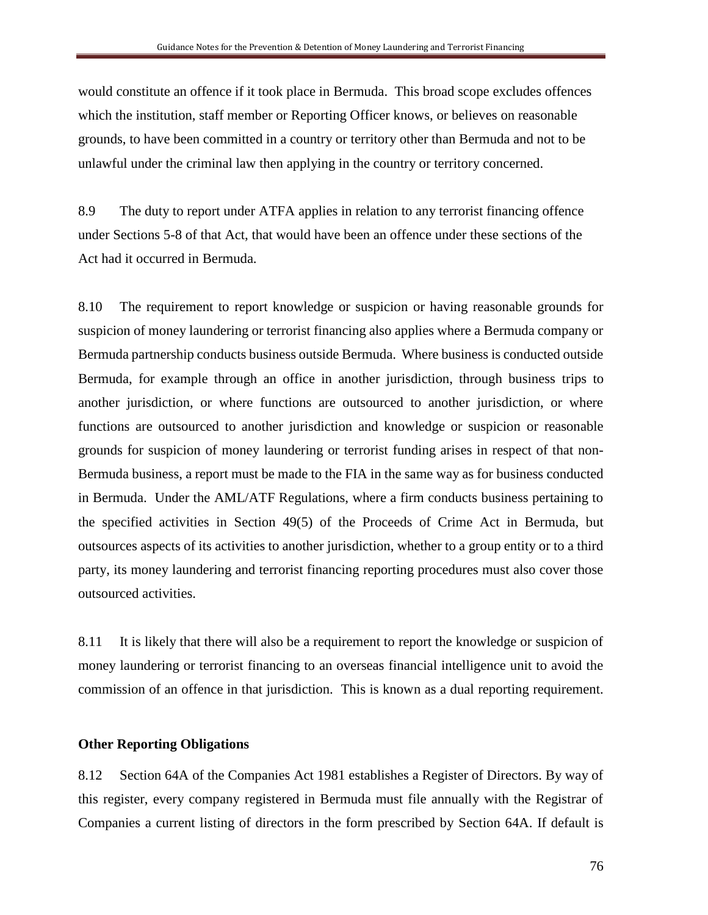would constitute an offence if it took place in Bermuda. This broad scope excludes offences which the institution, staff member or Reporting Officer knows, or believes on reasonable grounds, to have been committed in a country or territory other than Bermuda and not to be unlawful under the criminal law then applying in the country or territory concerned.

8.9 The duty to report under ATFA applies in relation to any terrorist financing offence under Sections 5-8 of that Act, that would have been an offence under these sections of the Act had it occurred in Bermuda.

8.10 The requirement to report knowledge or suspicion or having reasonable grounds for suspicion of money laundering or terrorist financing also applies where a Bermuda company or Bermuda partnership conducts business outside Bermuda. Where business is conducted outside Bermuda, for example through an office in another jurisdiction, through business trips to another jurisdiction, or where functions are outsourced to another jurisdiction, or where functions are outsourced to another jurisdiction and knowledge or suspicion or reasonable grounds for suspicion of money laundering or terrorist funding arises in respect of that non-Bermuda business, a report must be made to the FIA in the same way as for business conducted in Bermuda. Under the AML/ATF Regulations, where a firm conducts business pertaining to the specified activities in Section 49(5) of the Proceeds of Crime Act in Bermuda, but outsources aspects of its activities to another jurisdiction, whether to a group entity or to a third party, its money laundering and terrorist financing reporting procedures must also cover those outsourced activities.

8.11 It is likely that there will also be a requirement to report the knowledge or suspicion of money laundering or terrorist financing to an overseas financial intelligence unit to avoid the commission of an offence in that jurisdiction. This is known as a dual reporting requirement.

**Other Reporting Obligations**

8.12 Section 64A of the Companies Act 1981 establishes a Register of Directors. By way of this register, every company registered in Bermuda must file annually with the Registrar of Companies a current listing of directors in the form prescribed by Section 64A. If default is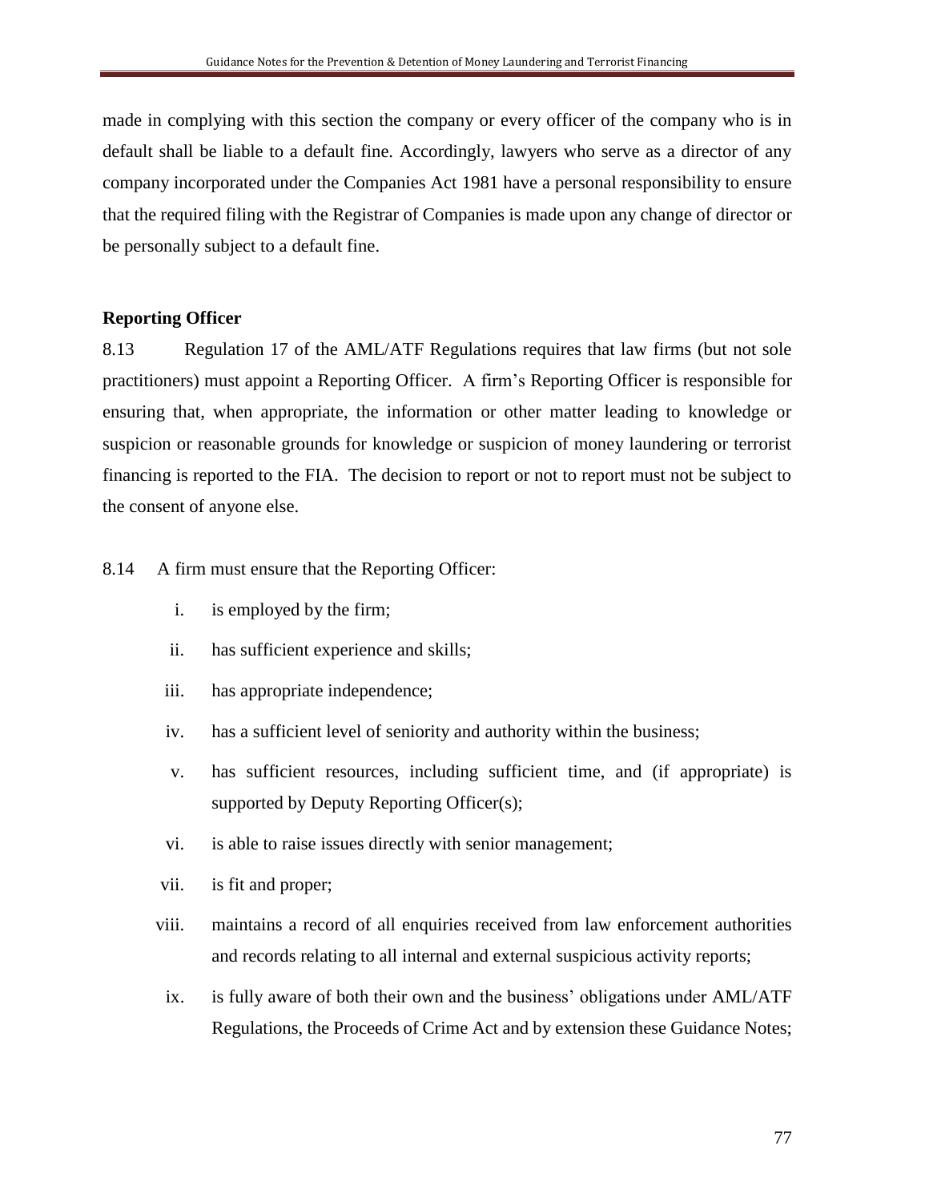made in complying with this section the company or every officer of the company who is in default shall be liable to a default fine. Accordingly, lawyers who serve as a director of any company incorporated under the Companies Act 1981 have a personal responsibility to ensure that the required filing with the Registrar of Companies is made upon any change of director or be personally subject to a default fine.

**Reporting Officer**

8.13 Regulation 17 of the AML/ATF Regulations requires that law firms (but not sole practitioners) must appoint a Reporting Officer. A firm's Reporting Officer is responsible for ensuring that, when appropriate, the information or other matter leading to knowledge or suspicion or reasonable grounds for knowledge or suspicion of money laundering or terrorist financing is reported to the FIA. The decision to report or not to report must not be subject to the consent of anyone else.

8.14 A firm must ensure that the Reporting Officer:

i. is employed by the firm;

ii. has sufficient experience and skills;

iii. has appropriate independence;

iv. has a sufficient level of seniority and authority within the business;

v. has sufficient resources, including sufficient time, and (if appropriate) is supported by Deputy Reporting Officer(s);

vi. is able to raise issues directly with senior management;

vii. is fit and proper;

viii. maintains a record of all enquiries received from law enforcement authorities and records relating to all internal and external suspicious activity reports;

ix. is fully aware of both their own and the business' obligations under AML/ATF Regulations, the Proceeds of Crime Act and by extension these Guidance Notes;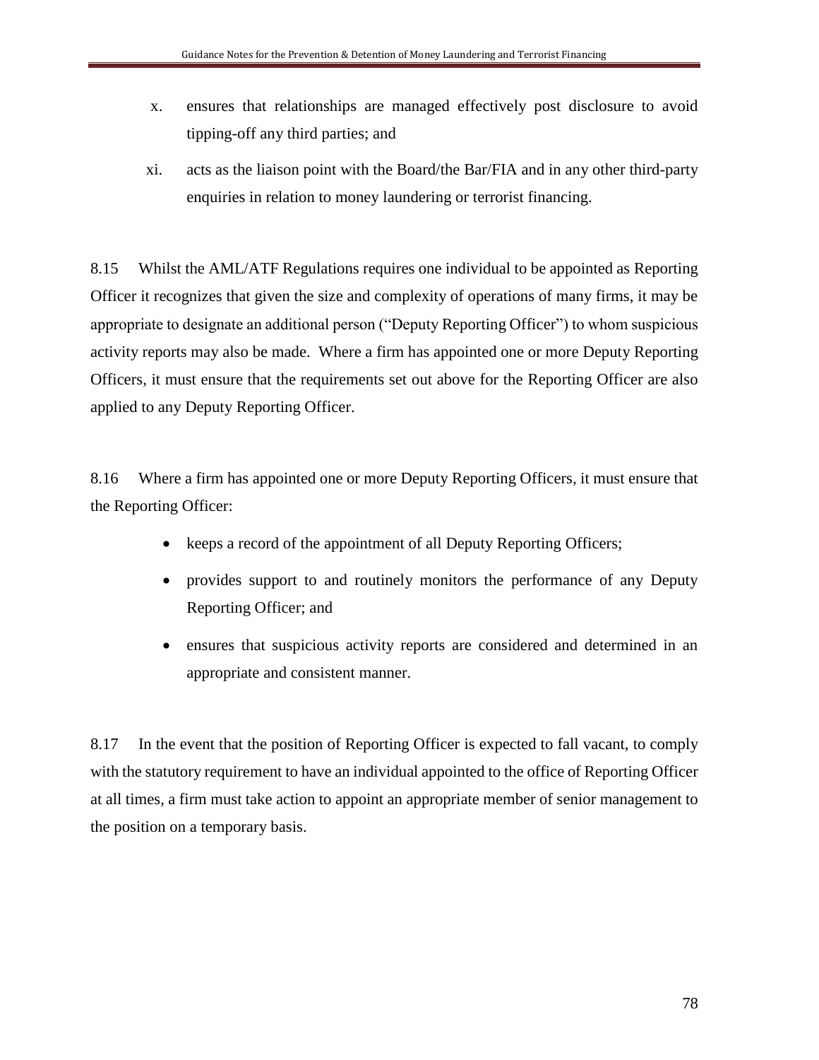x. ensures that relationships are managed effectively post disclosure to avoid tipping-off any third parties; and

xi. acts as the liaison point with the Board/the Bar/FIA and in any other third-party enquiries in relation to money laundering or terrorist financing.

8.15 Whilst the AML/ATF Regulations requires one individual to be appointed as Reporting Officer it recognizes that given the size and complexity of operations of many firms, it may be appropriate to designate an additional person ("Deputy Reporting Officer") to whom suspicious activity reports may also be made. Where a firm has appointed one or more Deputy Reporting Officers, it must ensure that the requirements set out above for the Reporting Officer are also applied to any Deputy Reporting Officer.

8.16 Where a firm has appointed one or more Deputy Reporting Officers, it must ensure that the Reporting Officer:

- keeps a record of the appointment of all Deputy Reporting Officers;
- provides support to and routinely monitors the performance of any Deputy Reporting Officer; and
- ensures that suspicious activity reports are considered and determined in an appropriate and consistent manner.

8.17 In the event that the position of Reporting Officer is expected to fall vacant, to comply with the statutory requirement to have an individual appointed to the office of Reporting Officer at all times, a firm must take action to appoint an appropriate member of senior management to the position on a temporary basis.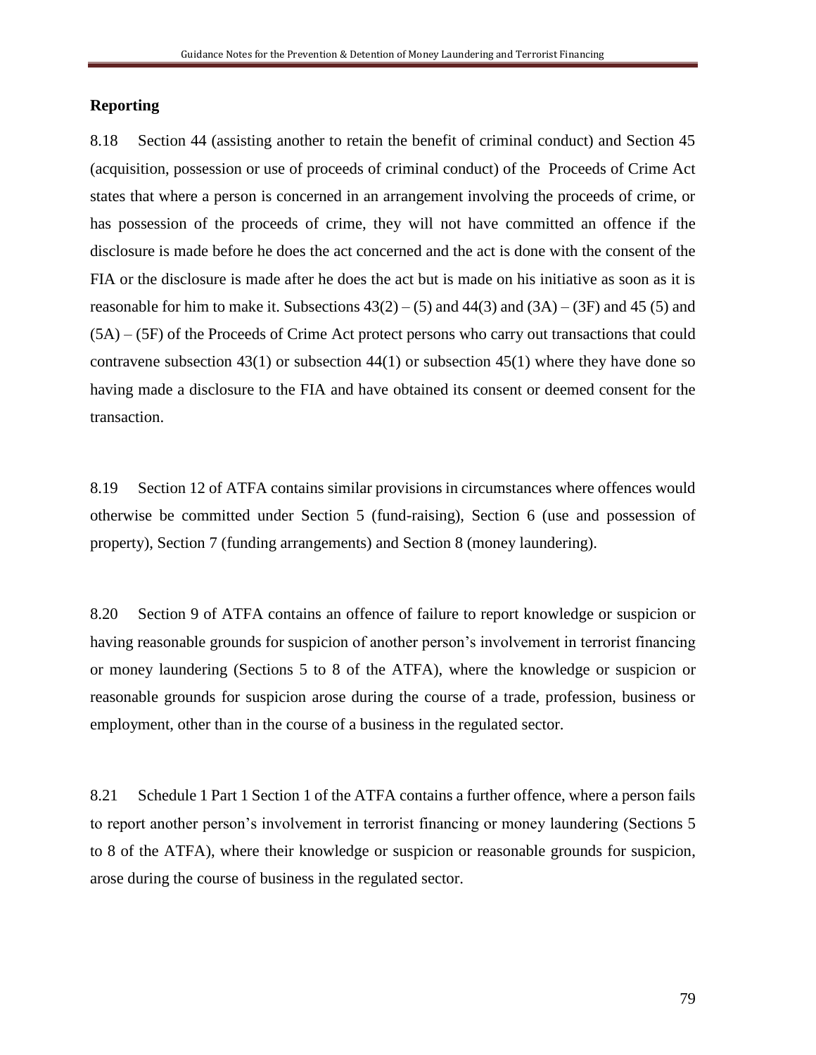## Reporting

8.18 Section 44 (assisting another to retain the benefit of criminal conduct) and Section 45 (acquisition, possession or use of proceeds of criminal conduct) of the Proceeds of Crime Act states that where a person is concerned in an arrangement involving the proceeds of crime, or has possession of the proceeds of crime, they will not have committed an offence if the disclosure is made before he does the act concerned and the act is done with the consent of the FIA or the disclosure is made after he does the act but is made on his initiative as soon as it is reasonable for him to make it. Subsections 43(2) – (5) and 44(3) and (3A) – (3F) and 45 (5) and (5A) – (5F) of the Proceeds of Crime Act protect persons who carry out transactions that could contravene subsection 43(1) or subsection 44(1) or subsection 45(1) where they have done so having made a disclosure to the FIA and have obtained its consent or deemed consent for the transaction.

8.19 Section 12 of ATFA contains similar provisions in circumstances where offences would otherwise be committed under Section 5 (fund-raising), Section 6 (use and possession of property), Section 7 (funding arrangements) and Section 8 (money laundering).

8.20 Section 9 of ATFA contains an offence of failure to report knowledge or suspicion or having reasonable grounds for suspicion of another person's involvement in terrorist financing or money laundering (Sections 5 to 8 of the ATFA), where the knowledge or suspicion or reasonable grounds for suspicion arose during the course of a trade, profession, business or employment, other than in the course of a business in the regulated sector.

8.21 Schedule 1 Part 1 Section 1 of the ATFA contains a further offence, where a person fails to report another person's involvement in terrorist financing or money laundering (Sections 5 to 8 of the ATFA), where their knowledge or suspicion or reasonable grounds for suspicion, arose during the course of business in the regulated sector.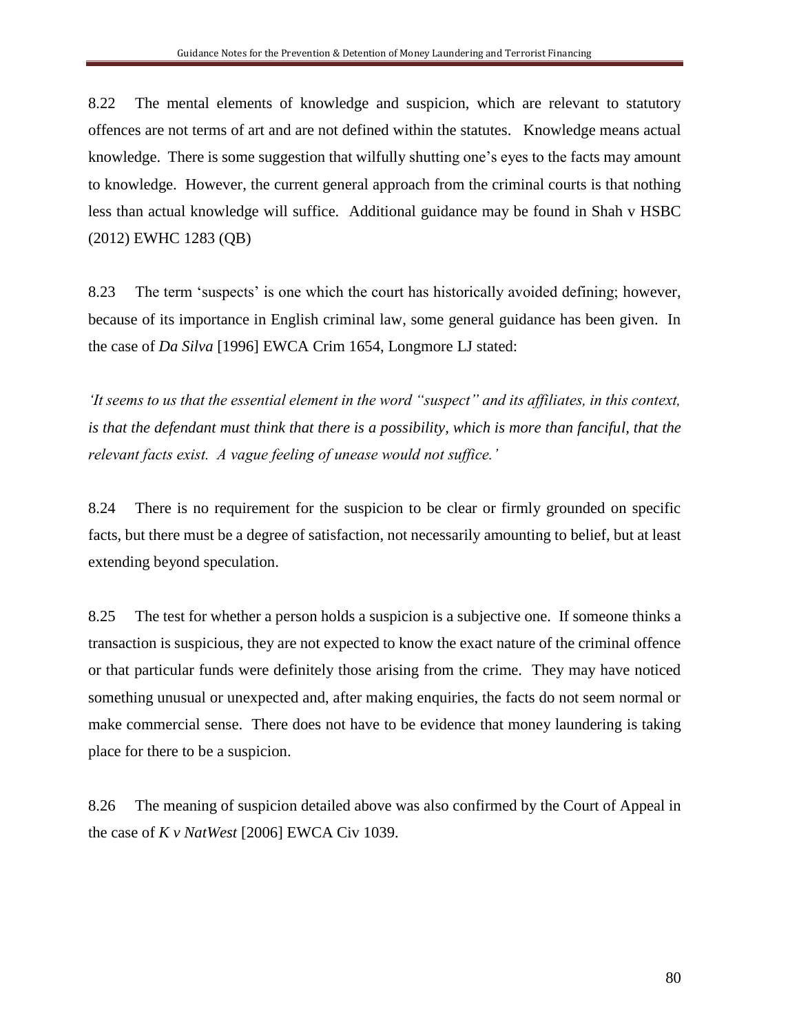8.22 The mental elements of knowledge and suspicion, which are relevant to statutory offences are not terms of art and are not defined within the statutes. Knowledge means actual knowledge. There is some suggestion that wilfully shutting one's eyes to the facts may amount to knowledge. However, the current general approach from the criminal courts is that nothing less than actual knowledge will suffice. Additional guidance may be found in Shah v HSBC (2012) EWHC 1283 (QB)

8.23 The term 'suspects' is one which the court has historically avoided defining; however, because of its importance in English criminal law, some general guidance has been given. In the case of *Da Silva* [1996] EWCA Crim 1654, Longmore LJ stated:

*'It seems to us that the essential element in the word "suspect" and its affiliates, in this context, is that the defendant must think that there is a possibility, which is more than fanciful, that the relevant facts exist. A vague feeling of unease would not suffice.'*

8.24 There is no requirement for the suspicion to be clear or firmly grounded on specific facts, but there must be a degree of satisfaction, not necessarily amounting to belief, but at least extending beyond speculation.

8.25 The test for whether a person holds a suspicion is a subjective one. If someone thinks a transaction is suspicious, they are not expected to know the exact nature of the criminal offence or that particular funds were definitely those arising from the crime. They may have noticed something unusual or unexpected and, after making enquiries, the facts do not seem normal or make commercial sense. There does not have to be evidence that money laundering is taking place for there to be a suspicion.

8.26 The meaning of suspicion detailed above was also confirmed by the Court of Appeal in the case of *K v NatWest* [2006] EWCA Civ 1039.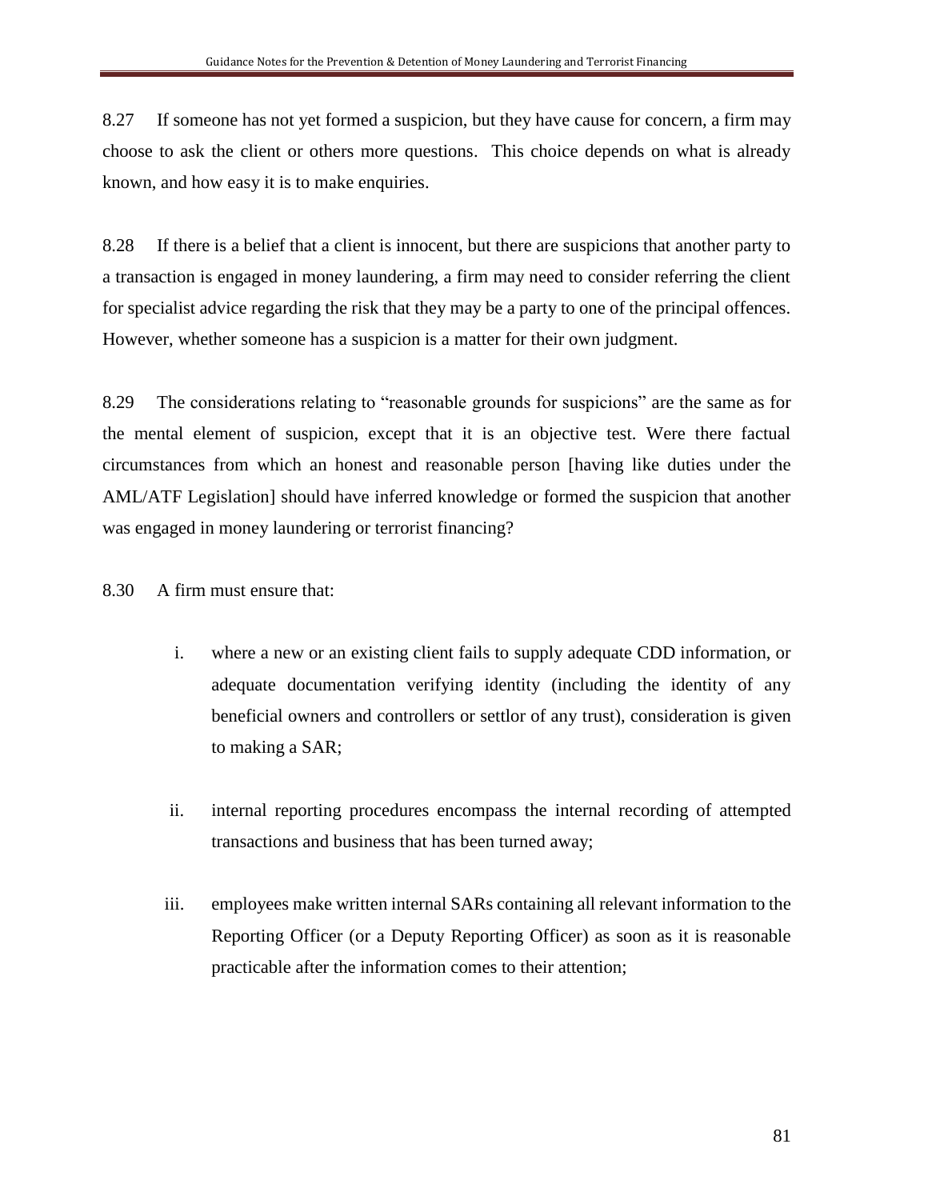8.27 If someone has not yet formed a suspicion, but they have cause for concern, a firm may choose to ask the client or others more questions. This choice depends on what is already known, and how easy it is to make enquiries.

8.28 If there is a belief that a client is innocent, but there are suspicions that another party to a transaction is engaged in money laundering, a firm may need to consider referring the client for specialist advice regarding the risk that they may be a party to one of the principal offences. However, whether someone has a suspicion is a matter for their own judgment.

8.29 The considerations relating to "reasonable grounds for suspicions" are the same as for the mental element of suspicion, except that it is an objective test. Were there factual circumstances from which an honest and reasonable person [having like duties under the AML/ATF Legislation] should have inferred knowledge or formed the suspicion that another was engaged in money laundering or terrorist financing?

8.30 A firm must ensure that:

i. where a new or an existing client fails to supply adequate CDD information, or adequate documentation verifying identity (including the identity of any beneficial owners and controllers or settlor of any trust), consideration is given to making a SAR;

ii. internal reporting procedures encompass the internal recording of attempted transactions and business that has been turned away;

iii. employees make written internal SARs containing all relevant information to the Reporting Officer (or a Deputy Reporting Officer) as soon as it is reasonable practicable after the information comes to their attention;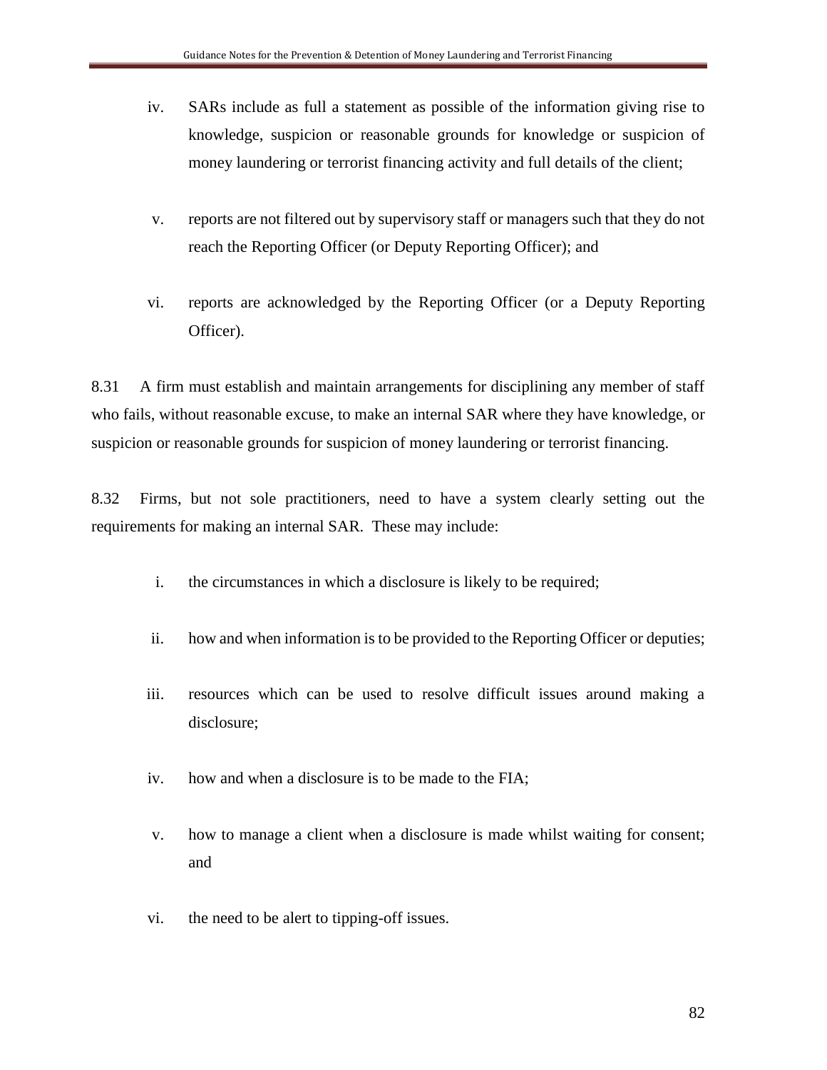iv. SARs include as full a statement as possible of the information giving rise to knowledge, suspicion or reasonable grounds for knowledge or suspicion of money laundering or terrorist financing activity and full details of the client;

v. reports are not filtered out by supervisory staff or managers such that they do not reach the Reporting Officer (or Deputy Reporting Officer); and

vi. reports are acknowledged by the Reporting Officer (or a Deputy Reporting Officer).

8.31 A firm must establish and maintain arrangements for disciplining any member of staff who fails, without reasonable excuse, to make an internal SAR where they have knowledge, or suspicion or reasonable grounds for suspicion of money laundering or terrorist financing.

8.32 Firms, but not sole practitioners, need to have a system clearly setting out the requirements for making an internal SAR. These may include:

i. the circumstances in which a disclosure is likely to be required;

ii. how and when information is to be provided to the Reporting Officer or deputies;

iii. resources which can be used to resolve difficult issues around making a disclosure;

iv. how and when a disclosure is to be made to the FIA;

v. how to manage a client when a disclosure is made whilst waiting for consent; and

vi. the need to be alert to tipping-off issues.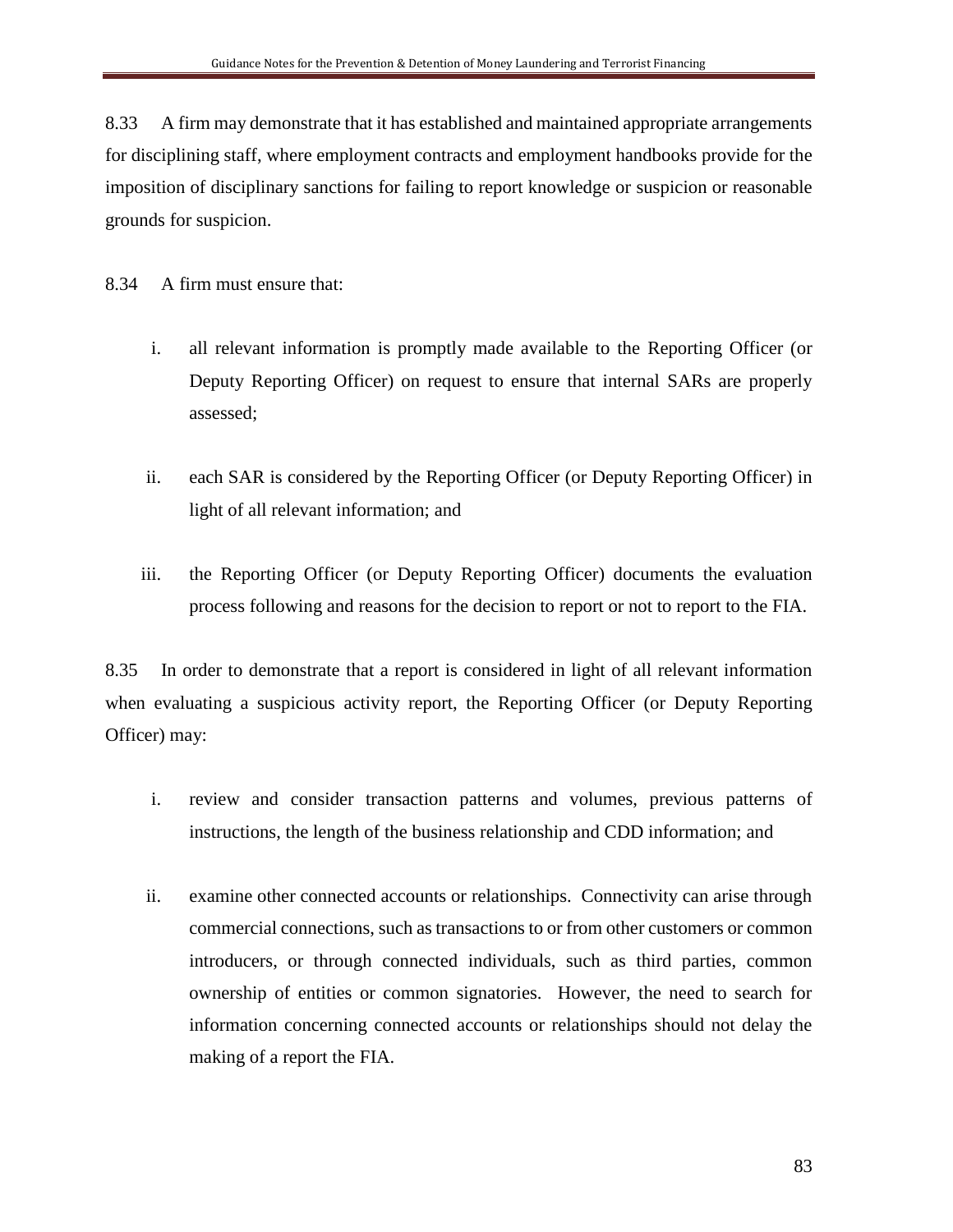8.33 A firm may demonstrate that it has established and maintained appropriate arrangements for disciplining staff, where employment contracts and employment handbooks provide for the imposition of disciplinary sanctions for failing to report knowledge or suspicion or reasonable grounds for suspicion.

8.34 A firm must ensure that:

i. all relevant information is promptly made available to the Reporting Officer (or Deputy Reporting Officer) on request to ensure that internal SARs are properly assessed;

ii. each SAR is considered by the Reporting Officer (or Deputy Reporting Officer) in light of all relevant information; and

iii. the Reporting Officer (or Deputy Reporting Officer) documents the evaluation process following and reasons for the decision to report or not to report to the FIA.

8.35 In order to demonstrate that a report is considered in light of all relevant information when evaluating a suspicious activity report, the Reporting Officer (or Deputy Reporting Officer) may:

i. review and consider transaction patterns and volumes, previous patterns of instructions, the length of the business relationship and CDD information; and

ii. examine other connected accounts or relationships. Connectivity can arise through commercial connections, such as transactions to or from other customers or common introducers, or through connected individuals, such as third parties, common ownership of entities or common signatories. However, the need to search for information concerning connected accounts or relationships should not delay the making of a report the FIA.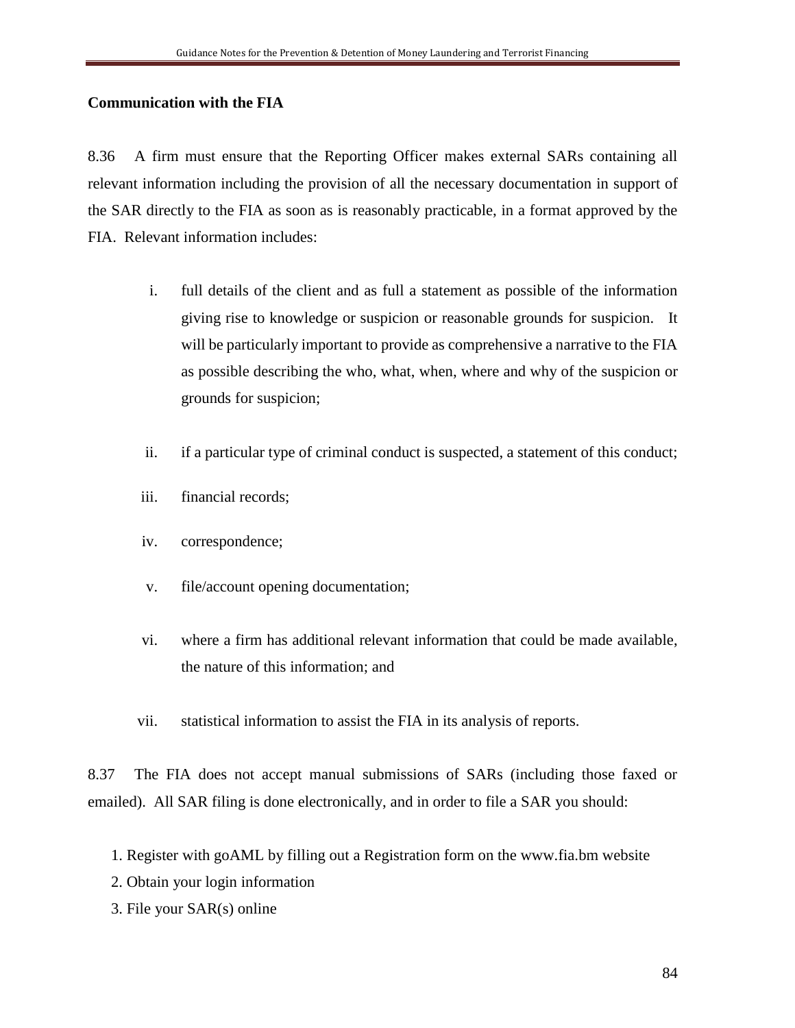**Communication with the FIA**

8.36 A firm must ensure that the Reporting Officer makes external SARs containing all relevant information including the provision of all the necessary documentation in support of the SAR directly to the FIA as soon as is reasonably practicable, in a format approved by the FIA. Relevant information includes:

i. full details of the client and as full a statement as possible of the information giving rise to knowledge or suspicion or reasonable grounds for suspicion. It will be particularly important to provide as comprehensive a narrative to the FIA as possible describing the who, what, when, where and why of the suspicion or grounds for suspicion;

ii. if a particular type of criminal conduct is suspected, a statement of this conduct;

iii. financial records;

iv. correspondence;

v. file/account opening documentation;

vi. where a firm has additional relevant information that could be made available, the nature of this information; and

vii. statistical information to assist the FIA in its analysis of reports.

8.37 The FIA does not accept manual submissions of SARs (including those faxed or emailed). All SAR filing is done electronically, and in order to file a SAR you should:

1. Register with goAML by filling out a Registration form on the www.fia.bm website
2. Obtain your login information
3. File your SAR(s) online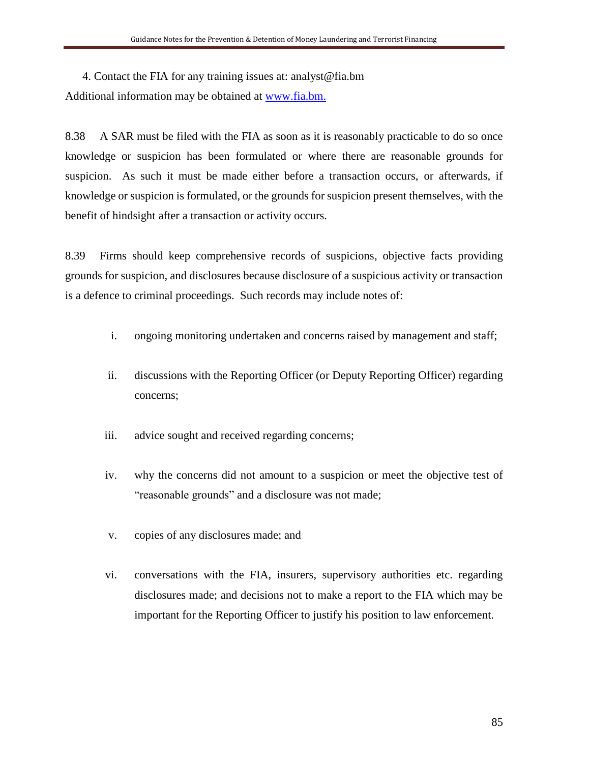4. Contact the FIA for any training issues at: analyst@fia.bm

Additional information may be obtained at [www.fia.bm.](http://www.fia.bm)

8.38 A SAR must be filed with the FIA as soon as it is reasonably practicable to do so once knowledge or suspicion has been formulated or where there are reasonable grounds for suspicion. As such it must be made either before a transaction occurs, or afterwards, if knowledge or suspicion is formulated, or the grounds for suspicion present themselves, with the benefit of hindsight after a transaction or activity occurs.

8.39 Firms should keep comprehensive records of suspicions, objective facts providing grounds for suspicion, and disclosures because disclosure of a suspicious activity or transaction is a defence to criminal proceedings. Such records may include notes of:

i. ongoing monitoring undertaken and concerns raised by management and staff;

ii. discussions with the Reporting Officer (or Deputy Reporting Officer) regarding concerns;

iii. advice sought and received regarding concerns;

iv. why the concerns did not amount to a suspicion or meet the objective test of "reasonable grounds" and a disclosure was not made;

v. copies of any disclosures made; and

vi. conversations with the FIA, insurers, supervisory authorities etc. regarding disclosures made; and decisions not to make a report to the FIA which may be important for the Reporting Officer to justify his position to law enforcement.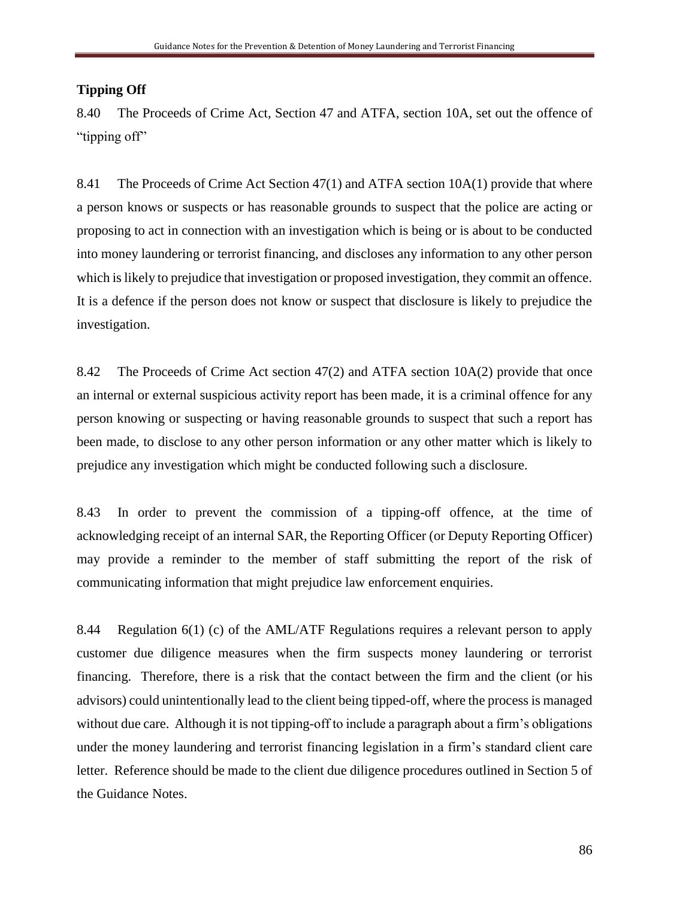**Tipping Off**

8.40 The Proceeds of Crime Act, Section 47 and ATFA, section 10A, set out the offence of "tipping off"

8.41 The Proceeds of Crime Act Section 47(1) and ATFA section 10A(1) provide that where a person knows or suspects or has reasonable grounds to suspect that the police are acting or proposing to act in connection with an investigation which is being or is about to be conducted into money laundering or terrorist financing, and discloses any information to any other person which is likely to prejudice that investigation or proposed investigation, they commit an offence. It is a defence if the person does not know or suspect that disclosure is likely to prejudice the investigation.

8.42 The Proceeds of Crime Act section 47(2) and ATFA section 10A(2) provide that once an internal or external suspicious activity report has been made, it is a criminal offence for any person knowing or suspecting or having reasonable grounds to suspect that such a report has been made, to disclose to any other person information or any other matter which is likely to prejudice any investigation which might be conducted following such a disclosure.

8.43 In order to prevent the commission of a tipping-off offence, at the time of acknowledging receipt of an internal SAR, the Reporting Officer (or Deputy Reporting Officer) may provide a reminder to the member of staff submitting the report of the risk of communicating information that might prejudice law enforcement enquiries.

8.44 Regulation 6(1) (c) of the AML/ATF Regulations requires a relevant person to apply customer due diligence measures when the firm suspects money laundering or terrorist financing. Therefore, there is a risk that the contact between the firm and the client (or his advisors) could unintentionally lead to the client being tipped-off, where the process is managed without due care. Although it is not tipping-off to include a paragraph about a firm's obligations under the money laundering and terrorist financing legislation in a firm's standard client care letter. Reference should be made to the client due diligence procedures outlined in Section 5 of the Guidance Notes.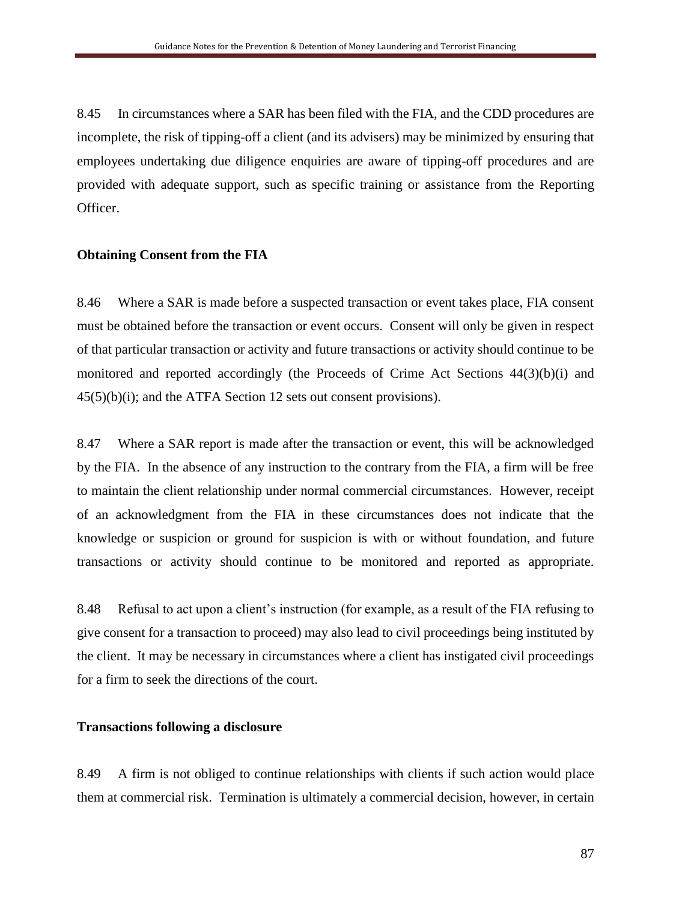8.45 In circumstances where a SAR has been filed with the FIA, and the CDD procedures are incomplete, the risk of tipping-off a client (and its advisers) may be minimized by ensuring that employees undertaking due diligence enquiries are aware of tipping-off procedures and are provided with adequate support, such as specific training or assistance from the Reporting Officer.

**Obtaining Consent from the FIA**

8.46 Where a SAR is made before a suspected transaction or event takes place, FIA consent must be obtained before the transaction or event occurs. Consent will only be given in respect of that particular transaction or activity and future transactions or activity should continue to be monitored and reported accordingly (the Proceeds of Crime Act Sections 44(3)(b)(i) and 45(5)(b)(i); and the ATFA Section 12 sets out consent provisions).

8.47 Where a SAR report is made after the transaction or event, this will be acknowledged by the FIA. In the absence of any instruction to the contrary from the FIA, a firm will be free to maintain the client relationship under normal commercial circumstances. However, receipt of an acknowledgment from the FIA in these circumstances does not indicate that the knowledge or suspicion or ground for suspicion is with or without foundation, and future transactions or activity should continue to be monitored and reported as appropriate.

8.48 Refusal to act upon a client's instruction (for example, as a result of the FIA refusing to give consent for a transaction to proceed) may also lead to civil proceedings being instituted by the client. It may be necessary in circumstances where a client has instigated civil proceedings for a firm to seek the directions of the court.

**Transactions following a disclosure**

8.49 A firm is not obliged to continue relationships with clients if such action would place them at commercial risk. Termination is ultimately a commercial decision, however, in certain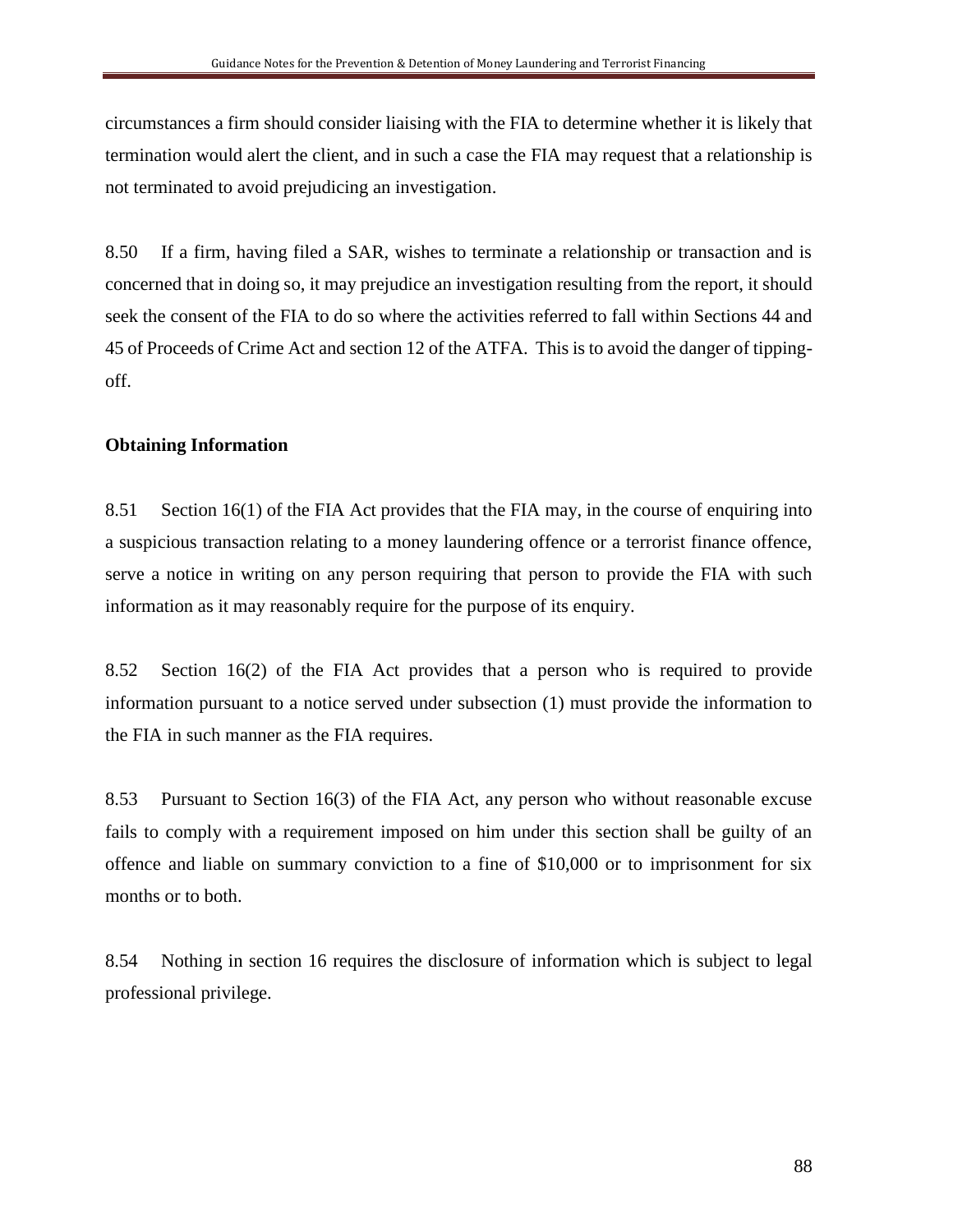circumstances a firm should consider liaising with the FIA to determine whether it is likely that termination would alert the client, and in such a case the FIA may request that a relationship is not terminated to avoid prejudicing an investigation.

8.50 If a firm, having filed a SAR, wishes to terminate a relationship or transaction and is concerned that in doing so, it may prejudice an investigation resulting from the report, it should seek the consent of the FIA to do so where the activities referred to fall within Sections 44 and 45 of Proceeds of Crime Act and section 12 of the ATFA. This is to avoid the danger of tipping-off.

**Obtaining Information**

8.51 Section 16(1) of the FIA Act provides that the FIA may, in the course of enquiring into a suspicious transaction relating to a money laundering offence or a terrorist finance offence, serve a notice in writing on any person requiring that person to provide the FIA with such information as it may reasonably require for the purpose of its enquiry.

8.52 Section 16(2) of the FIA Act provides that a person who is required to provide information pursuant to a notice served under subsection (1) must provide the information to the FIA in such manner as the FIA requires.

8.53 Pursuant to Section 16(3) of the FIA Act, any person who without reasonable excuse fails to comply with a requirement imposed on him under this section shall be guilty of an offence and liable on summary conviction to a fine of $10,000 or to imprisonment for six months or to both.

8.54 Nothing in section 16 requires the disclosure of information which is subject to legal professional privilege.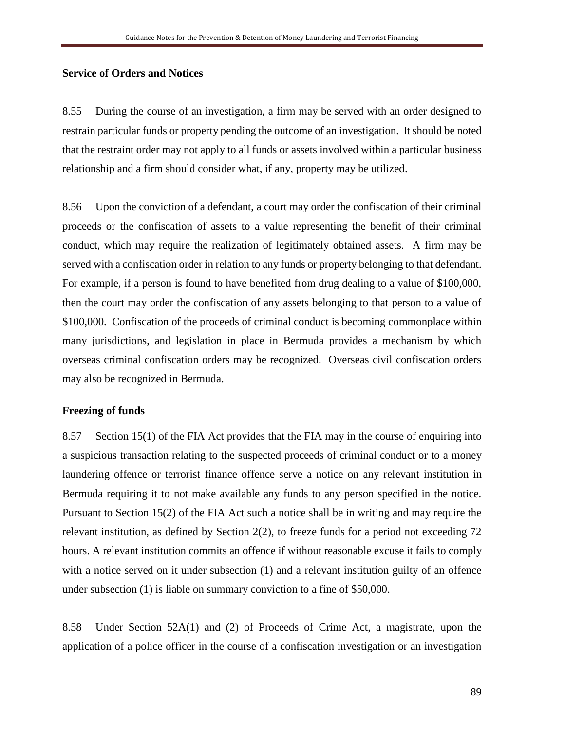**Service of Orders and Notices**

8.55 During the course of an investigation, a firm may be served with an order designed to restrain particular funds or property pending the outcome of an investigation. It should be noted that the restraint order may not apply to all funds or assets involved within a particular business relationship and a firm should consider what, if any, property may be utilized.

8.56 Upon the conviction of a defendant, a court may order the confiscation of their criminal proceeds or the confiscation of assets to a value representing the benefit of their criminal conduct, which may require the realization of legitimately obtained assets. A firm may be served with a confiscation order in relation to any funds or property belonging to that defendant. For example, if a person is found to have benefited from drug dealing to a value of $100,000, then the court may order the confiscation of any assets belonging to that person to a value of $100,000. Confiscation of the proceeds of criminal conduct is becoming commonplace within many jurisdictions, and legislation in place in Bermuda provides a mechanism by which overseas criminal confiscation orders may be recognized. Overseas civil confiscation orders may also be recognized in Bermuda.

**Freezing of funds**

8.57 Section 15(1) of the FIA Act provides that the FIA may in the course of enquiring into a suspicious transaction relating to the suspected proceeds of criminal conduct or to a money laundering offence or terrorist finance offence serve a notice on any relevant institution in Bermuda requiring it to not make available any funds to any person specified in the notice. Pursuant to Section 15(2) of the FIA Act such a notice shall be in writing and may require the relevant institution, as defined by Section 2(2), to freeze funds for a period not exceeding 72 hours. A relevant institution commits an offence if without reasonable excuse it fails to comply with a notice served on it under subsection (1) and a relevant institution guilty of an offence under subsection (1) is liable on summary conviction to a fine of $50,000.

8.58 Under Section 52A(1) and (2) of Proceeds of Crime Act, a magistrate, upon the application of a police officer in the course of a confiscation investigation or an investigation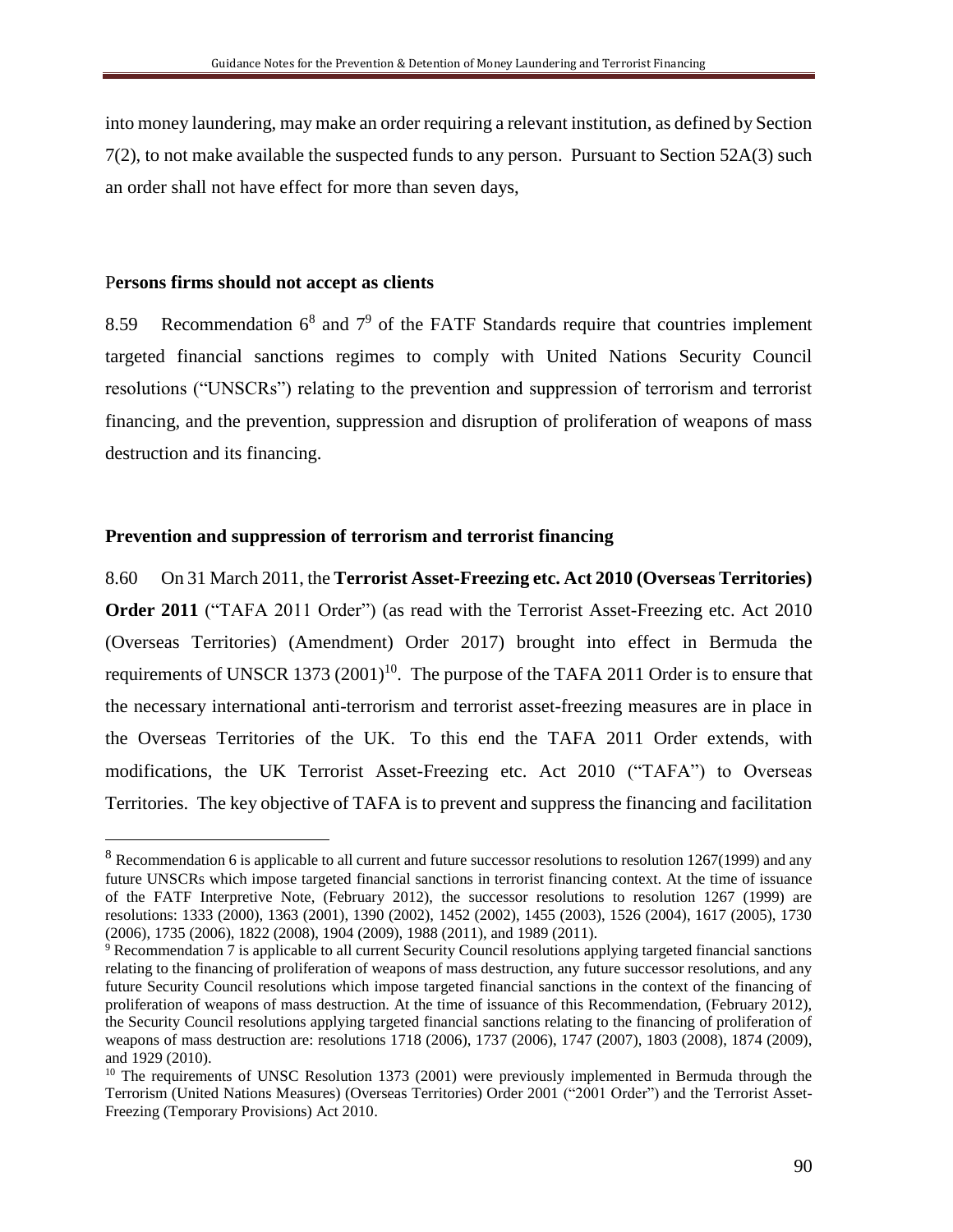into money laundering, may make an order requiring a relevant institution, as defined by Section 7(2), to not make available the suspected funds to any person. Pursuant to Section 52A(3) such an order shall not have effect for more than seven days,

**Persons firms should not accept as clients**

8.59 Recommendation 6[8] and 7[9] of the FATF Standards require that countries implement targeted financial sanctions regimes to comply with United Nations Security Council resolutions ("UNSCRs") relating to the prevention and suppression of terrorism and terrorist financing, and the prevention, suppression and disruption of proliferation of weapons of mass destruction and its financing.

**Prevention and suppression of terrorism and terrorist financing**

8.60 On 31 March 2011, the **Terrorist Asset-Freezing etc. Act 2010 (Overseas Territories) Order 2011** ("TAFA 2011 Order") (as read with the Terrorist Asset-Freezing etc. Act 2010 (Overseas Territories) (Amendment) Order 2017) brought into effect in Bermuda the requirements of UNSCR 1373 (2001)[10]. The purpose of the TAFA 2011 Order is to ensure that the necessary international anti-terrorism and terrorist asset-freezing measures are in place in the Overseas Territories of the UK. To this end the TAFA 2011 Order extends, with modifications, the UK Terrorist Asset-Freezing etc. Act 2010 ("TAFA") to Overseas Territories. The key objective of TAFA is to prevent and suppress the financing and facilitation

---

[8] Recommendation 6 is applicable to all current and future successor resolutions to resolution 1267(1999) and any future UNSCRs which impose targeted financial sanctions in terrorist financing context. At the time of issuance of the FATF Interpretive Note, (February 2012), the successor resolutions to resolution 1267 (1999) are resolutions: 1333 (2000), 1363 (2001), 1390 (2002), 1452 (2002), 1455 (2003), 1526 (2004), 1617 (2005), 1730 (2006), 1735 (2006), 1822 (2008), 1904 (2009), 1988 (2011), and 1989 (2011).

[9] Recommendation 7 is applicable to all current Security Council resolutions applying targeted financial sanctions relating to the financing of proliferation of weapons of mass destruction, any future successor resolutions, and any future Security Council resolutions which impose targeted financial sanctions in the context of the financing of proliferation of weapons of mass destruction. At the time of issuance of this Recommendation, (February 2012), the Security Council resolutions applying targeted financial sanctions relating to the financing of proliferation of weapons of mass destruction are: resolutions 1718 (2006), 1737 (2006), 1747 (2007), 1803 (2008), 1874 (2009), and 1929 (2010).

[10] The requirements of UNSC Resolution 1373 (2001) were previously implemented in Bermuda through the Terrorism (United Nations Measures) (Overseas Territories) Order 2001 ("2001 Order") and the Terrorist Asset-Freezing (Temporary Provisions) Act 2010.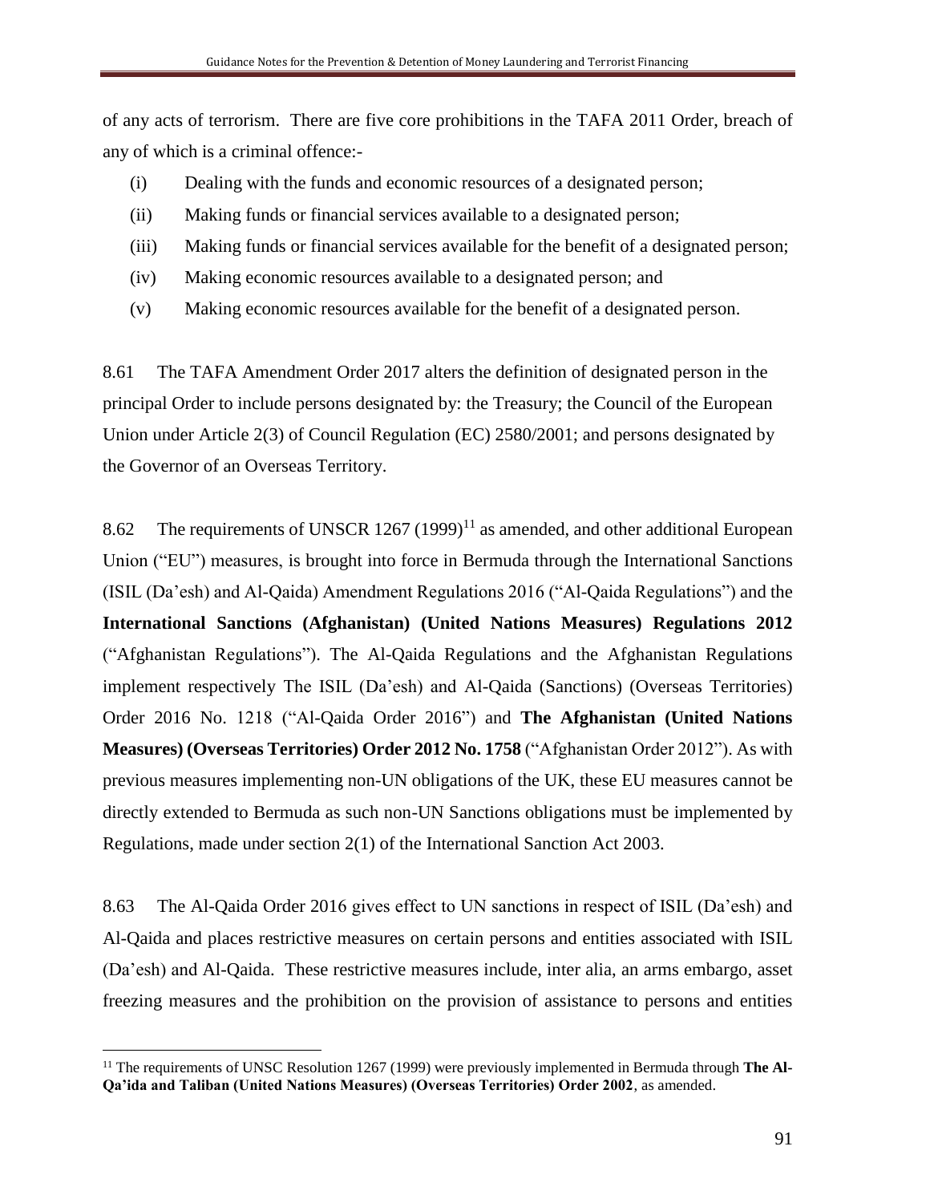of any acts of terrorism. There are five core prohibitions in the TAFA 2011 Order, breach of any of which is a criminal offence:-

(i) Dealing with the funds and economic resources of a designated person;

(ii) Making funds or financial services available to a designated person;

(iii) Making funds or financial services available for the benefit of a designated person;

(iv) Making economic resources available to a designated person; and

(v) Making economic resources available for the benefit of a designated person.

8.61 The TAFA Amendment Order 2017 alters the definition of designated person in the principal Order to include persons designated by: the Treasury; the Council of the European Union under Article 2(3) of Council Regulation (EC) 2580/2001; and persons designated by the Governor of an Overseas Territory.

8.62 The requirements of UNSCR 1267 (1999)[11] as amended, and other additional European Union ("EU") measures, is brought into force in Bermuda through the International Sanctions (ISIL (Da'esh) and Al-Qaida) Amendment Regulations 2016 ("Al-Qaida Regulations") and the **International Sanctions (Afghanistan) (United Nations Measures) Regulations 2012** ("Afghanistan Regulations"). The Al-Qaida Regulations and the Afghanistan Regulations implement respectively The ISIL (Da'esh) and Al-Qaida (Sanctions) (Overseas Territories) Order 2016 No. 1218 ("Al-Qaida Order 2016") and **The Afghanistan (United Nations Measures) (Overseas Territories) Order 2012 No. 1758** ("Afghanistan Order 2012"). As with previous measures implementing non-UN obligations of the UK, these EU measures cannot be directly extended to Bermuda as such non-UN Sanctions obligations must be implemented by Regulations, made under section 2(1) of the International Sanction Act 2003.

8.63 The Al-Qaida Order 2016 gives effect to UN sanctions in respect of ISIL (Da'esh) and Al-Qaida and places restrictive measures on certain persons and entities associated with ISIL (Da'esh) and Al-Qaida. These restrictive measures include, inter alia, an arms embargo, asset freezing measures and the prohibition on the provision of assistance to persons and entities

---

[11] The requirements of UNSC Resolution 1267 (1999) were previously implemented in Bermuda through **The Al-Qa'ida and Taliban (United Nations Measures) (Overseas Territories) Order 2002**, as amended.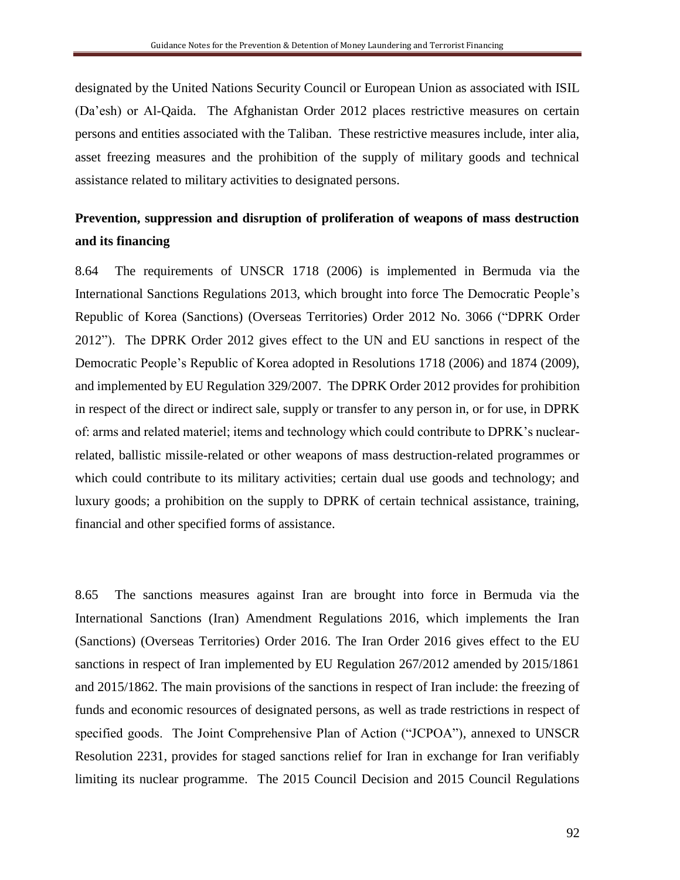designated by the United Nations Security Council or European Union as associated with ISIL (Da'esh) or Al-Qaida. The Afghanistan Order 2012 places restrictive measures on certain persons and entities associated with the Taliban. These restrictive measures include, inter alia, asset freezing measures and the prohibition of the supply of military goods and technical assistance related to military activities to designated persons.

**Prevention, suppression and disruption of proliferation of weapons of mass destruction and its financing**

8.64 The requirements of UNSCR 1718 (2006) is implemented in Bermuda via the International Sanctions Regulations 2013, which brought into force The Democratic People's Republic of Korea (Sanctions) (Overseas Territories) Order 2012 No. 3066 ("DPRK Order 2012"). The DPRK Order 2012 gives effect to the UN and EU sanctions in respect of the Democratic People's Republic of Korea adopted in Resolutions 1718 (2006) and 1874 (2009), and implemented by EU Regulation 329/2007. The DPRK Order 2012 provides for prohibition in respect of the direct or indirect sale, supply or transfer to any person in, or for use, in DPRK of: arms and related materiel; items and technology which could contribute to DPRK's nuclear-related, ballistic missile-related or other weapons of mass destruction-related programmes or which could contribute to its military activities; certain dual use goods and technology; and luxury goods; a prohibition on the supply to DPRK of certain technical assistance, training, financial and other specified forms of assistance.

8.65 The sanctions measures against Iran are brought into force in Bermuda via the International Sanctions (Iran) Amendment Regulations 2016, which implements the Iran (Sanctions) (Overseas Territories) Order 2016. The Iran Order 2016 gives effect to the EU sanctions in respect of Iran implemented by EU Regulation 267/2012 amended by 2015/1861 and 2015/1862. The main provisions of the sanctions in respect of Iran include: the freezing of funds and economic resources of designated persons, as well as trade restrictions in respect of specified goods. The Joint Comprehensive Plan of Action ("JCPOA"), annexed to UNSCR Resolution 2231, provides for staged sanctions relief for Iran in exchange for Iran verifiably limiting its nuclear programme. The 2015 Council Decision and 2015 Council Regulations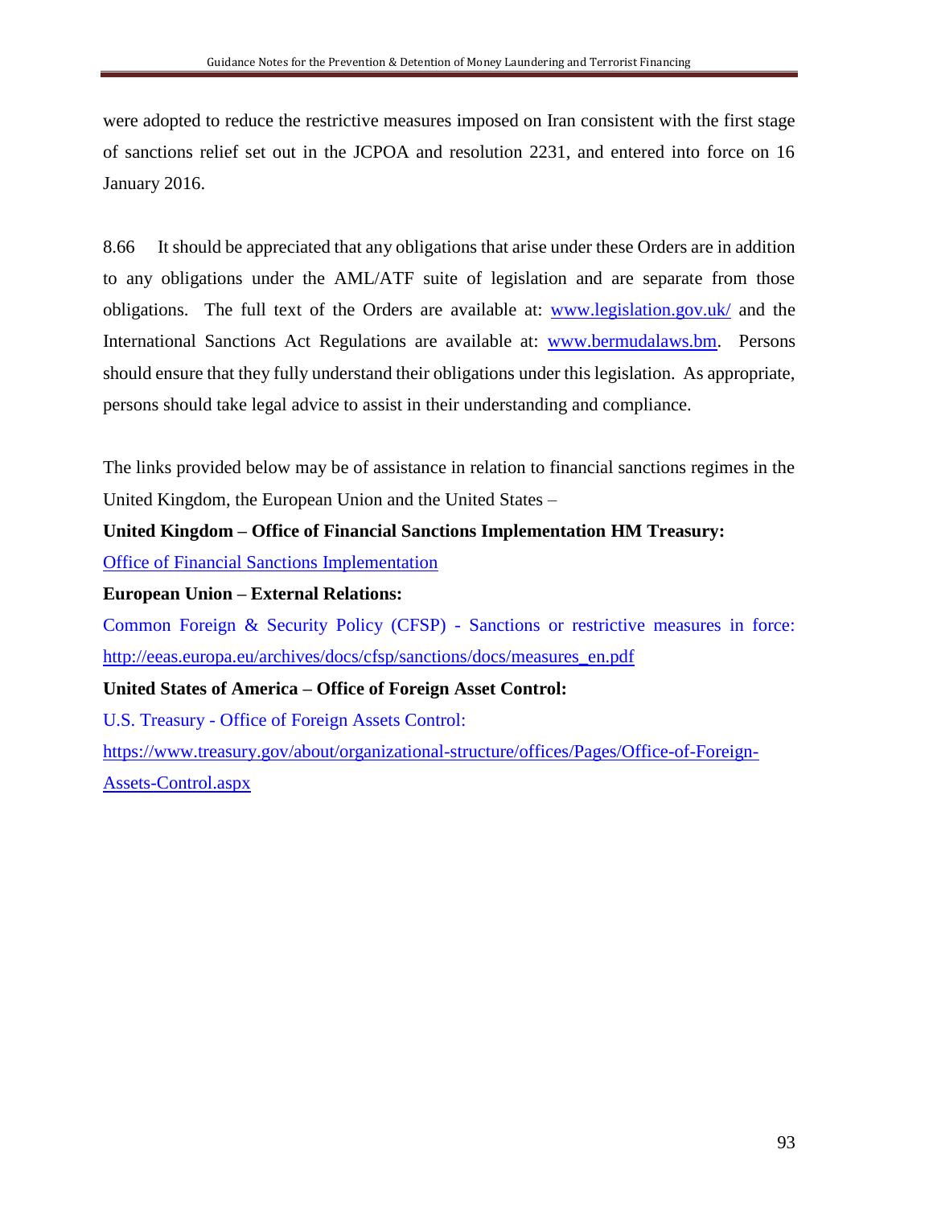were adopted to reduce the restrictive measures imposed on Iran consistent with the first stage of sanctions relief set out in the JCPOA and resolution 2231, and entered into force on 16 January 2016.

8.66 It should be appreciated that any obligations that arise under these Orders are in addition to any obligations under the AML/ATF suite of legislation and are separate from those obligations. The full text of the Orders are available at: www.legislation.gov.uk/ and the International Sanctions Act Regulations are available at: www.bermudalaws.bm. Persons should ensure that they fully understand their obligations under this legislation. As appropriate, persons should take legal advice to assist in their understanding and compliance.

The links provided below may be of assistance in relation to financial sanctions regimes in the United Kingdom, the European Union and the United States –

**United Kingdom – Office of Financial Sanctions Implementation HM Treasury:**

Office of Financial Sanctions Implementation

**European Union – External Relations:**

Common Foreign & Security Policy (CFSP) - Sanctions or restrictive measures in force: http://eeas.europa.eu/archives/docs/cfsp/sanctions/docs/measures_en.pdf

**United States of America – Office of Foreign Asset Control:**

U.S. Treasury - Office of Foreign Assets Control:

https://www.treasury.gov/about/organizational-structure/offices/Pages/Office-of-Foreign-Assets-Control.aspx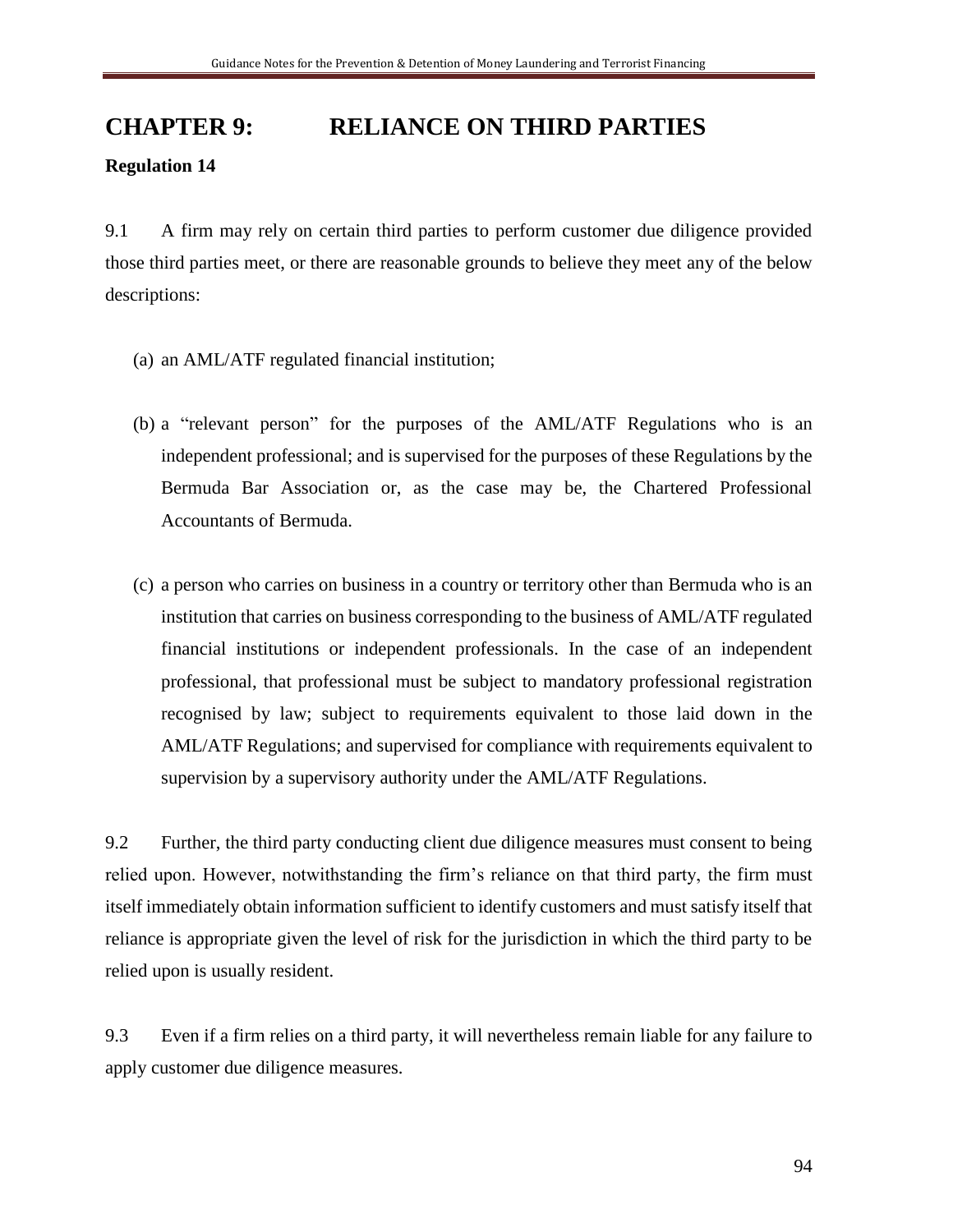# CHAPTER 9: RELIANCE ON THIRD PARTIES

**Regulation 14**

9.1 A firm may rely on certain third parties to perform customer due diligence provided those third parties meet, or there are reasonable grounds to believe they meet any of the below descriptions:

(a) an AML/ATF regulated financial institution;

(b) a "relevant person" for the purposes of the AML/ATF Regulations who is an independent professional; and is supervised for the purposes of these Regulations by the Bermuda Bar Association or, as the case may be, the Chartered Professional Accountants of Bermuda.

(c) a person who carries on business in a country or territory other than Bermuda who is an institution that carries on business corresponding to the business of AML/ATF regulated financial institutions or independent professionals. In the case of an independent professional, that professional must be subject to mandatory professional registration recognised by law; subject to requirements equivalent to those laid down in the AML/ATF Regulations; and supervised for compliance with requirements equivalent to supervision by a supervisory authority under the AML/ATF Regulations.

9.2 Further, the third party conducting client due diligence measures must consent to being relied upon. However, notwithstanding the firm's reliance on that third party, the firm must itself immediately obtain information sufficient to identify customers and must satisfy itself that reliance is appropriate given the level of risk for the jurisdiction in which the third party to be relied upon is usually resident.

9.3 Even if a firm relies on a third party, it will nevertheless remain liable for any failure to apply customer due diligence measures.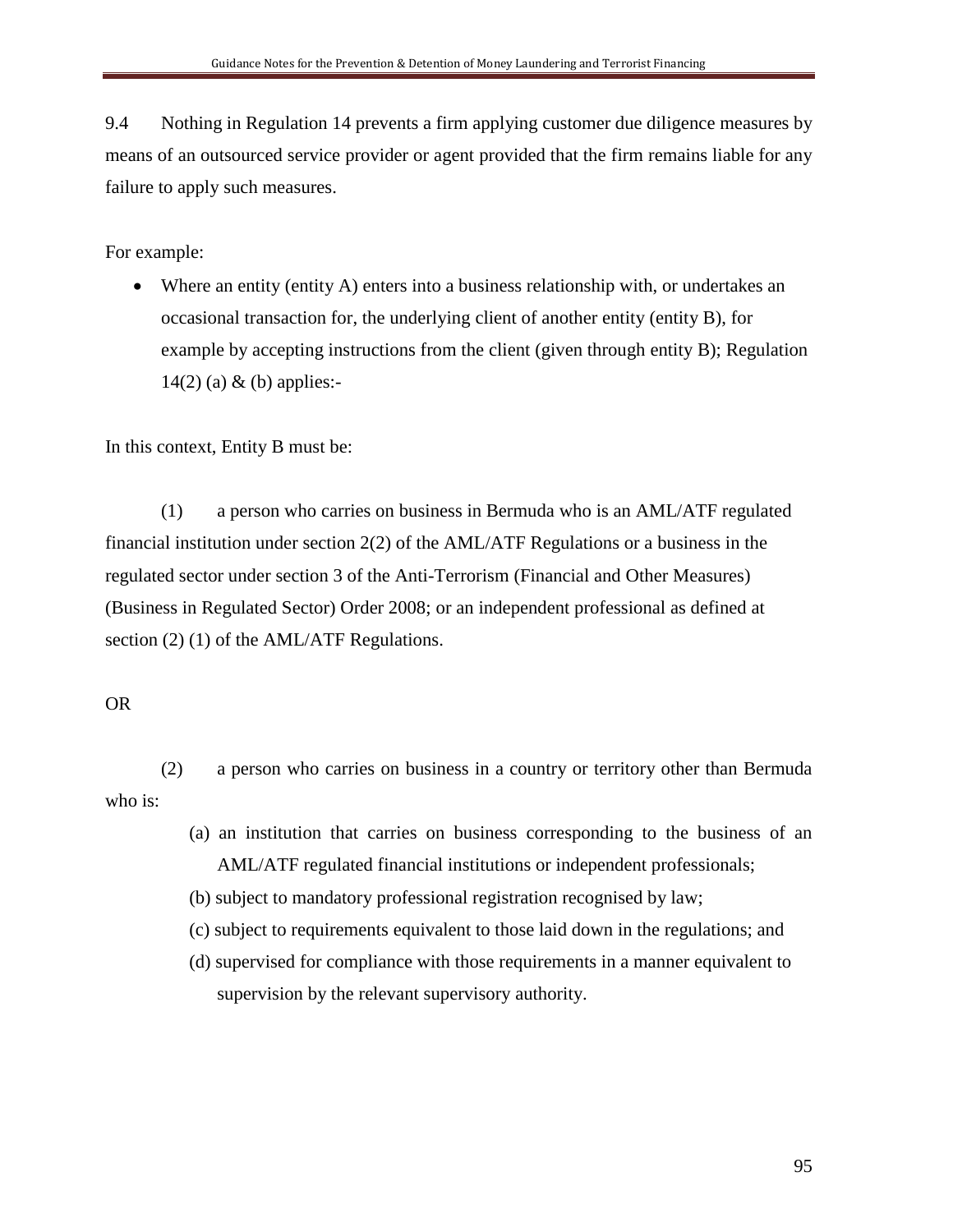9.4 Nothing in Regulation 14 prevents a firm applying customer due diligence measures by means of an outsourced service provider or agent provided that the firm remains liable for any failure to apply such measures.

For example:

- Where an entity (entity A) enters into a business relationship with, or undertakes an occasional transaction for, the underlying client of another entity (entity B), for example by accepting instructions from the client (given through entity B); Regulation 14(2) (a) & (b) applies:-

In this context, Entity B must be:

(1) a person who carries on business in Bermuda who is an AML/ATF regulated financial institution under section 2(2) of the AML/ATF Regulations or a business in the regulated sector under section 3 of the Anti-Terrorism (Financial and Other Measures) (Business in Regulated Sector) Order 2008; or an independent professional as defined at section (2) (1) of the AML/ATF Regulations.

OR

(2) a person who carries on business in a country or territory other than Bermuda who is:

(a) an institution that carries on business corresponding to the business of an AML/ATF regulated financial institutions or independent professionals;

(b) subject to mandatory professional registration recognised by law;

(c) subject to requirements equivalent to those laid down in the regulations; and

(d) supervised for compliance with those requirements in a manner equivalent to supervision by the relevant supervisory authority.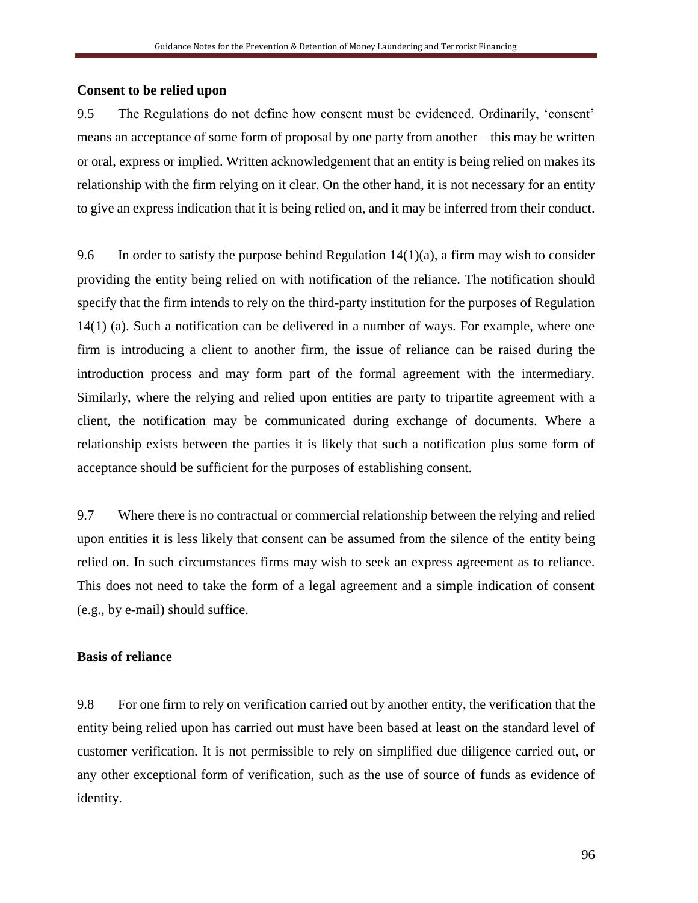**Consent to be relied upon**

9.5 The Regulations do not define how consent must be evidenced. Ordinarily, 'consent' means an acceptance of some form of proposal by one party from another – this may be written or oral, express or implied. Written acknowledgement that an entity is being relied on makes its relationship with the firm relying on it clear. On the other hand, it is not necessary for an entity to give an express indication that it is being relied on, and it may be inferred from their conduct.

9.6 In order to satisfy the purpose behind Regulation 14(1)(a), a firm may wish to consider providing the entity being relied on with notification of the reliance. The notification should specify that the firm intends to rely on the third-party institution for the purposes of Regulation 14(1) (a). Such a notification can be delivered in a number of ways. For example, where one firm is introducing a client to another firm, the issue of reliance can be raised during the introduction process and may form part of the formal agreement with the intermediary. Similarly, where the relying and relied upon entities are party to tripartite agreement with a client, the notification may be communicated during exchange of documents. Where a relationship exists between the parties it is likely that such a notification plus some form of acceptance should be sufficient for the purposes of establishing consent.

9.7 Where there is no contractual or commercial relationship between the relying and relied upon entities it is less likely that consent can be assumed from the silence of the entity being relied on. In such circumstances firms may wish to seek an express agreement as to reliance. This does not need to take the form of a legal agreement and a simple indication of consent (e.g., by e-mail) should suffice.

**Basis of reliance**

9.8 For one firm to rely on verification carried out by another entity, the verification that the entity being relied upon has carried out must have been based at least on the standard level of customer verification. It is not permissible to rely on simplified due diligence carried out, or any other exceptional form of verification, such as the use of source of funds as evidence of identity.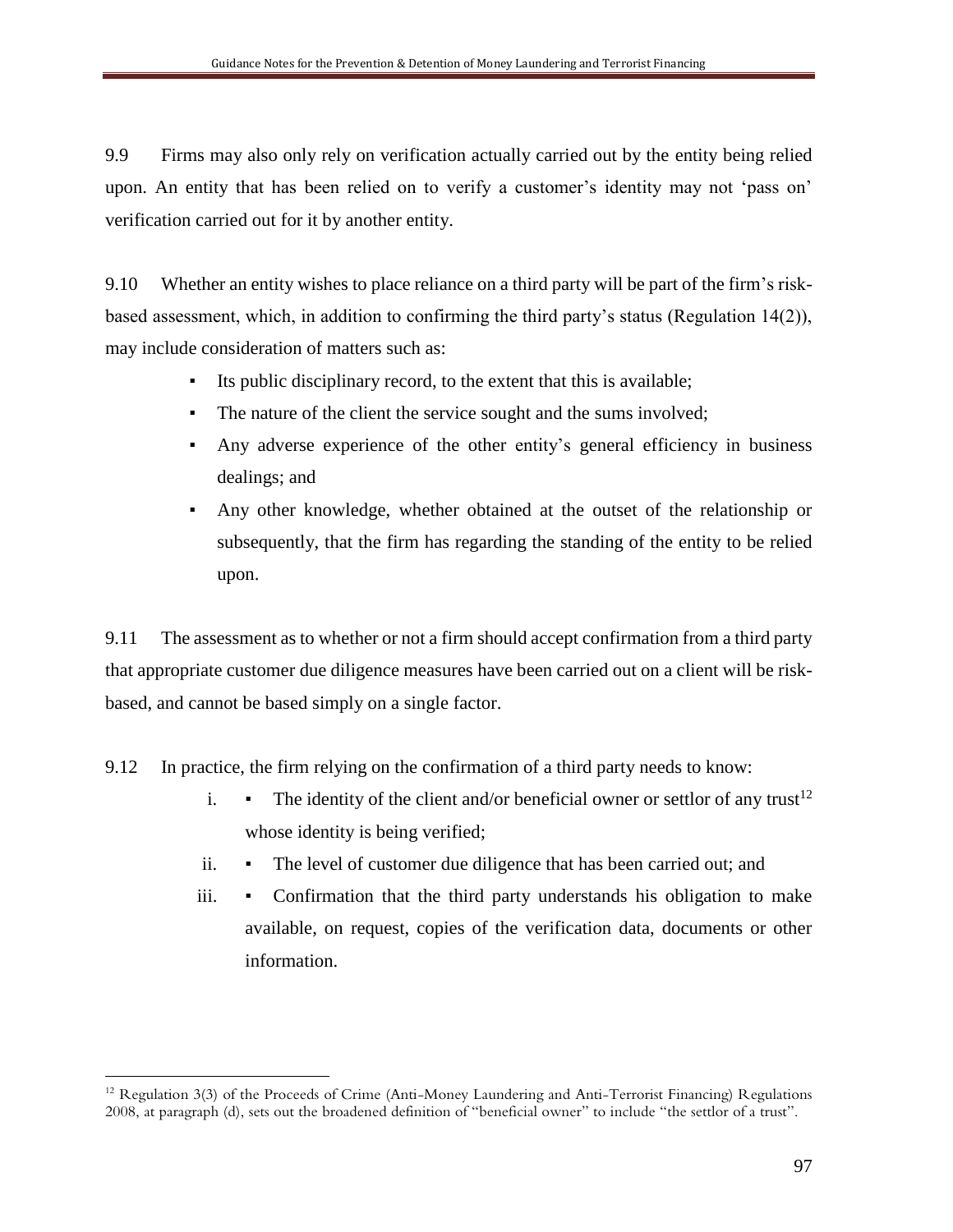9.9 Firms may also only rely on verification actually carried out by the entity being relied upon. An entity that has been relied on to verify a customer's identity may not 'pass on' verification carried out for it by another entity.

9.10 Whether an entity wishes to place reliance on a third party will be part of the firm's risk-based assessment, which, in addition to confirming the third party's status (Regulation 14(2)), may include consideration of matters such as:

- Its public disciplinary record, to the extent that this is available;
- The nature of the client the service sought and the sums involved;
- Any adverse experience of the other entity's general efficiency in business dealings; and
- Any other knowledge, whether obtained at the outset of the relationship or subsequently, that the firm has regarding the standing of the entity to be relied upon.

9.11 The assessment as to whether or not a firm should accept confirmation from a third party that appropriate customer due diligence measures have been carried out on a client will be risk-based, and cannot be based simply on a single factor.

9.12 In practice, the firm relying on the confirmation of a third party needs to know:

i. ▪ The identity of the client and/or beneficial owner or settlor of any trust[12] whose identity is being verified;

ii. ▪ The level of customer due diligence that has been carried out; and

iii. ▪ Confirmation that the third party understands his obligation to make available, on request, copies of the verification data, documents or other information.

---

[12] Regulation 3(3) of the Proceeds of Crime (Anti-Money Laundering and Anti-Terrorist Financing) Regulations 2008, at paragraph (d), sets out the broadened definition of "beneficial owner" to include "the settlor of a trust".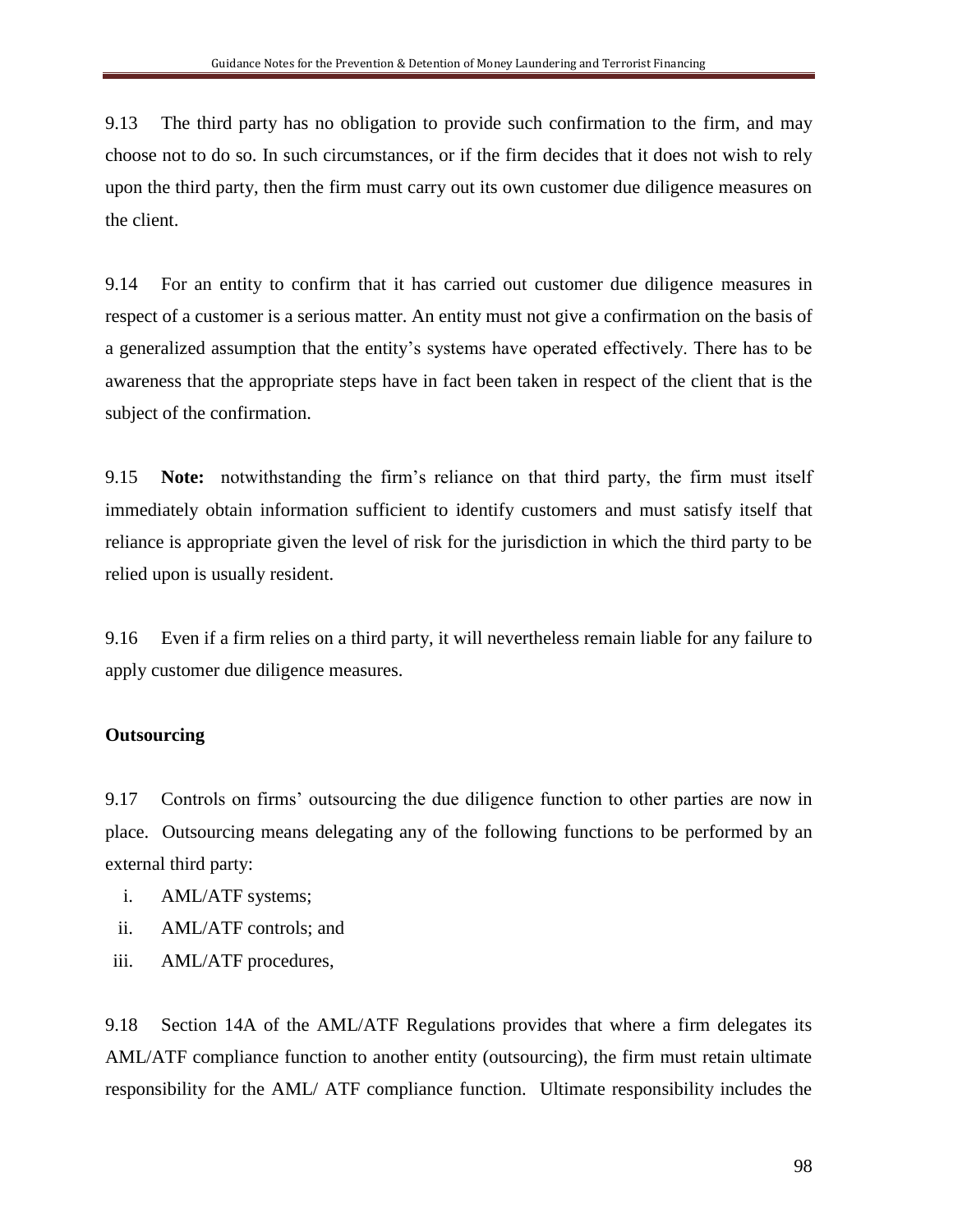9.13 The third party has no obligation to provide such confirmation to the firm, and may choose not to do so. In such circumstances, or if the firm decides that it does not wish to rely upon the third party, then the firm must carry out its own customer due diligence measures on the client.

9.14 For an entity to confirm that it has carried out customer due diligence measures in respect of a customer is a serious matter. An entity must not give a confirmation on the basis of a generalized assumption that the entity's systems have operated effectively. There has to be awareness that the appropriate steps have in fact been taken in respect of the client that is the subject of the confirmation.

9.15 **Note:** notwithstanding the firm's reliance on that third party, the firm must itself immediately obtain information sufficient to identify customers and must satisfy itself that reliance is appropriate given the level of risk for the jurisdiction in which the third party to be relied upon is usually resident.

9.16 Even if a firm relies on a third party, it will nevertheless remain liable for any failure to apply customer due diligence measures.

**Outsourcing**

9.17 Controls on firms' outsourcing the due diligence function to other parties are now in place. Outsourcing means delegating any of the following functions to be performed by an external third party:

i. AML/ATF systems;
ii. AML/ATF controls; and
iii. AML/ATF procedures,

9.18 Section 14A of the AML/ATF Regulations provides that where a firm delegates its AML/ATF compliance function to another entity (outsourcing), the firm must retain ultimate responsibility for the AML/ ATF compliance function. Ultimate responsibility includes the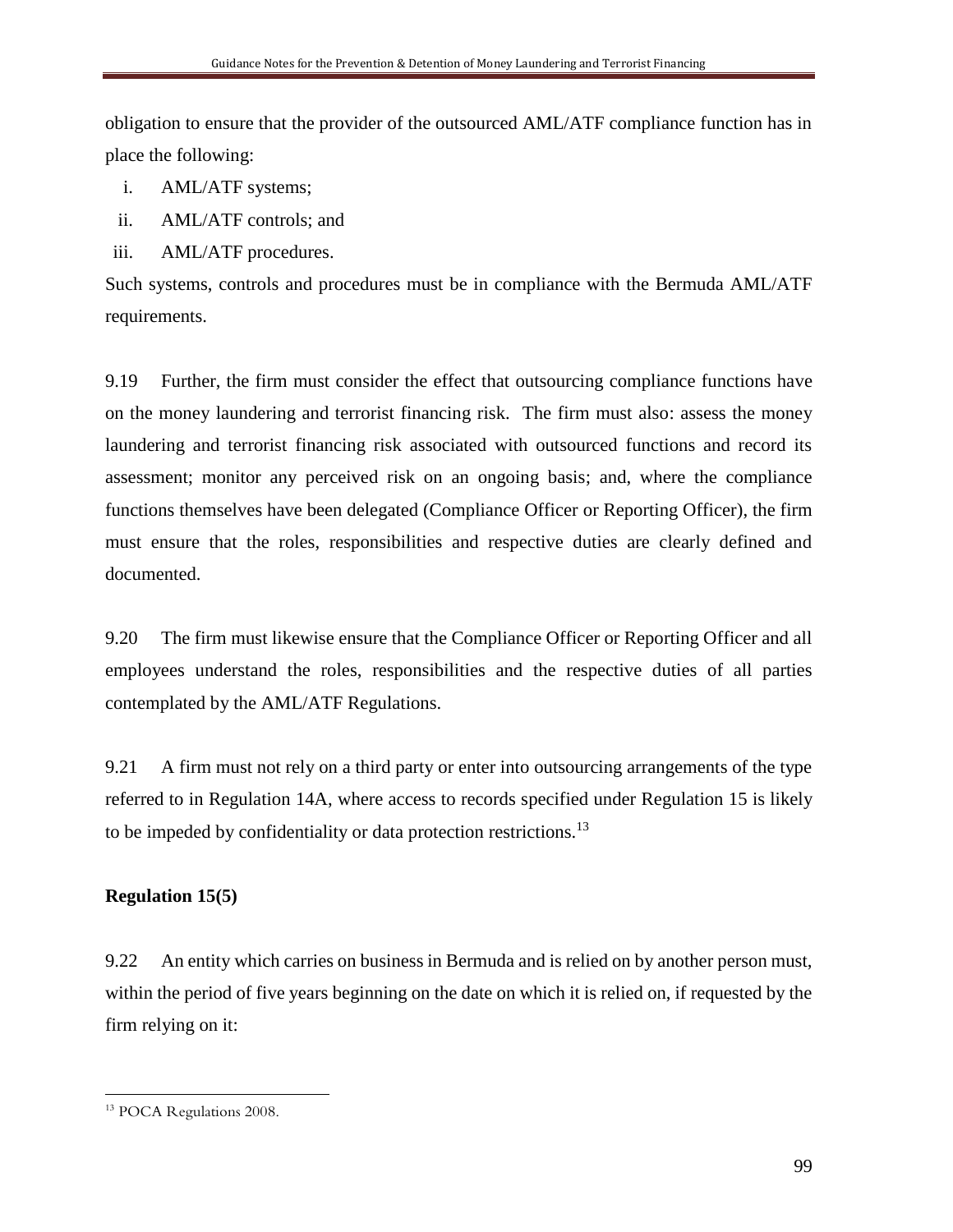obligation to ensure that the provider of the outsourced AML/ATF compliance function has in place the following:

i. AML/ATF systems;
ii. AML/ATF controls; and
iii. AML/ATF procedures.

Such systems, controls and procedures must be in compliance with the Bermuda AML/ATF requirements.

9.19 Further, the firm must consider the effect that outsourcing compliance functions have on the money laundering and terrorist financing risk. The firm must also: assess the money laundering and terrorist financing risk associated with outsourced functions and record its assessment; monitor any perceived risk on an ongoing basis; and, where the compliance functions themselves have been delegated (Compliance Officer or Reporting Officer), the firm must ensure that the roles, responsibilities and respective duties are clearly defined and documented.

9.20 The firm must likewise ensure that the Compliance Officer or Reporting Officer and all employees understand the roles, responsibilities and the respective duties of all parties contemplated by the AML/ATF Regulations.

9.21 A firm must not rely on a third party or enter into outsourcing arrangements of the type referred to in Regulation 14A, where access to records specified under Regulation 15 is likely to be impeded by confidentiality or data protection restrictions.[13]

**Regulation 15(5)**

9.22 An entity which carries on business in Bermuda and is relied on by another person must, within the period of five years beginning on the date on which it is relied on, if requested by the firm relying on it:

[13] POCA Regulations 2008.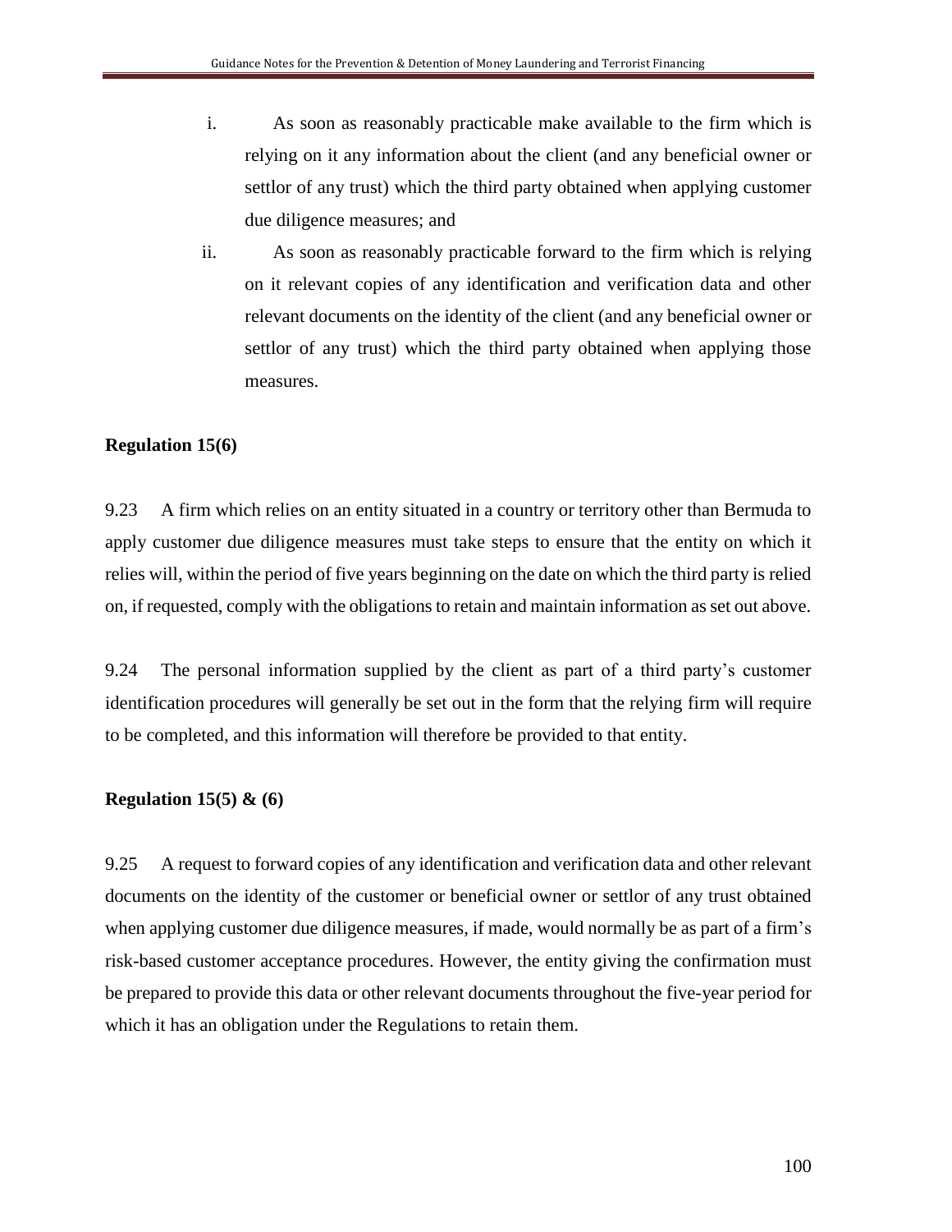i. As soon as reasonably practicable make available to the firm which is relying on it any information about the client (and any beneficial owner or settlor of any trust) which the third party obtained when applying customer due diligence measures; and

ii. As soon as reasonably practicable forward to the firm which is relying on it relevant copies of any identification and verification data and other relevant documents on the identity of the client (and any beneficial owner or settlor of any trust) which the third party obtained when applying those measures.

**Regulation 15(6)**

9.23 A firm which relies on an entity situated in a country or territory other than Bermuda to apply customer due diligence measures must take steps to ensure that the entity on which it relies will, within the period of five years beginning on the date on which the third party is relied on, if requested, comply with the obligations to retain and maintain information as set out above.

9.24 The personal information supplied by the client as part of a third party's customer identification procedures will generally be set out in the form that the relying firm will require to be completed, and this information will therefore be provided to that entity.

**Regulation 15(5) & (6)**

9.25 A request to forward copies of any identification and verification data and other relevant documents on the identity of the customer or beneficial owner or settlor of any trust obtained when applying customer due diligence measures, if made, would normally be as part of a firm's risk-based customer acceptance procedures. However, the entity giving the confirmation must be prepared to provide this data or other relevant documents throughout the five-year period for which it has an obligation under the Regulations to retain them.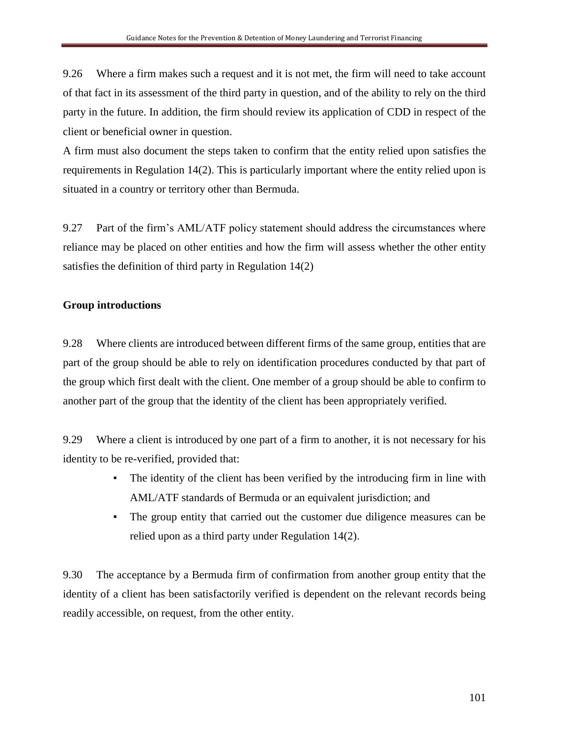9.26 Where a firm makes such a request and it is not met, the firm will need to take account of that fact in its assessment of the third party in question, and of the ability to rely on the third party in the future. In addition, the firm should review its application of CDD in respect of the client or beneficial owner in question.

A firm must also document the steps taken to confirm that the entity relied upon satisfies the requirements in Regulation 14(2). This is particularly important where the entity relied upon is situated in a country or territory other than Bermuda.

9.27 Part of the firm's AML/ATF policy statement should address the circumstances where reliance may be placed on other entities and how the firm will assess whether the other entity satisfies the definition of third party in Regulation 14(2)

**Group introductions**

9.28 Where clients are introduced between different firms of the same group, entities that are part of the group should be able to rely on identification procedures conducted by that part of the group which first dealt with the client. One member of a group should be able to confirm to another part of the group that the identity of the client has been appropriately verified.

9.29 Where a client is introduced by one part of a firm to another, it is not necessary for his identity to be re-verified, provided that:

- The identity of the client has been verified by the introducing firm in line with AML/ATF standards of Bermuda or an equivalent jurisdiction; and
- The group entity that carried out the customer due diligence measures can be relied upon as a third party under Regulation 14(2).

9.30 The acceptance by a Bermuda firm of confirmation from another group entity that the identity of a client has been satisfactorily verified is dependent on the relevant records being readily accessible, on request, from the other entity.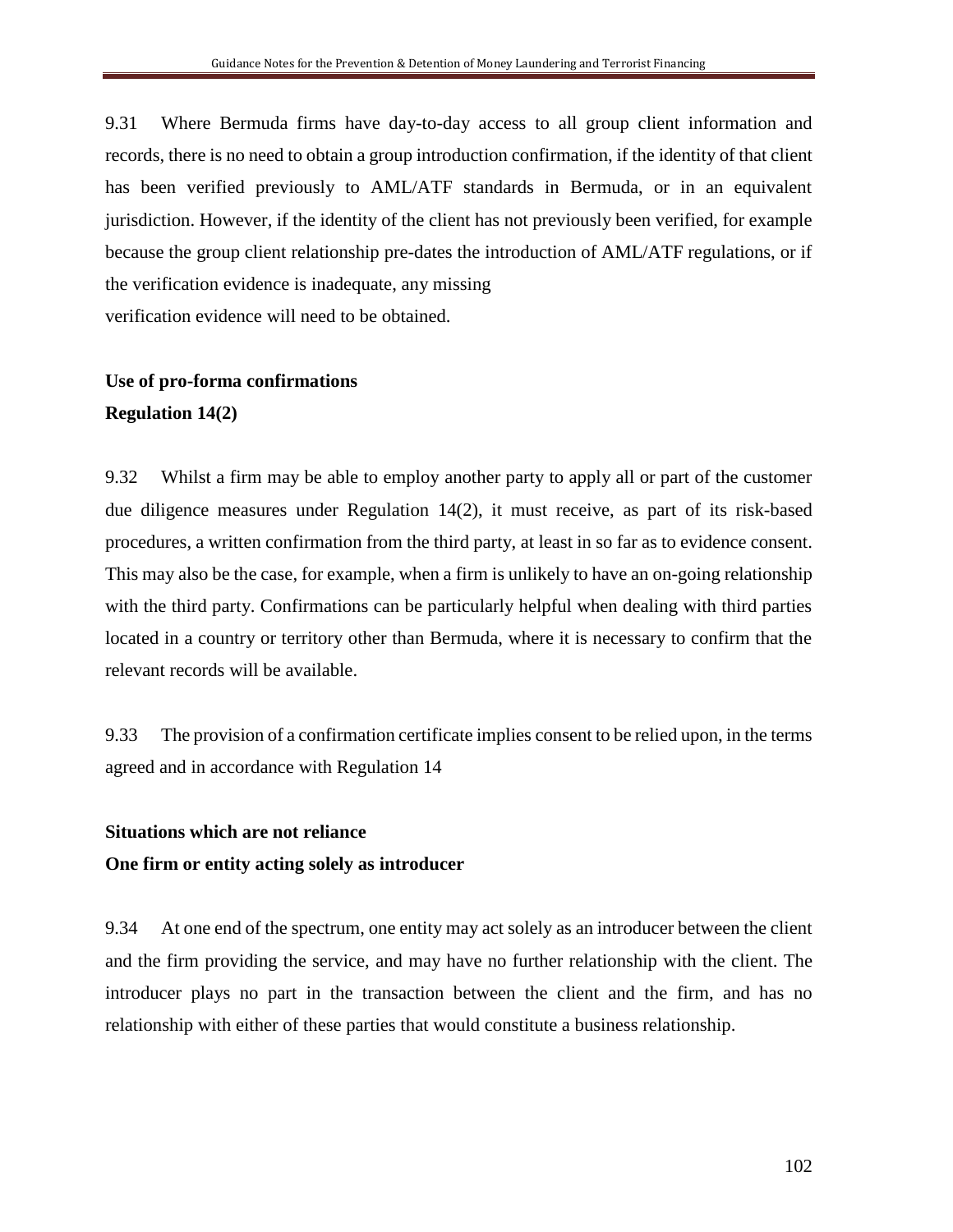9.31 Where Bermuda firms have day-to-day access to all group client information and records, there is no need to obtain a group introduction confirmation, if the identity of that client has been verified previously to AML/ATF standards in Bermuda, or in an equivalent jurisdiction. However, if the identity of the client has not previously been verified, for example because the group client relationship pre-dates the introduction of AML/ATF regulations, or if the verification evidence is inadequate, any missing verification evidence will need to be obtained.

**Use of pro-forma confirmations**

**Regulation 14(2)**

9.32 Whilst a firm may be able to employ another party to apply all or part of the customer due diligence measures under Regulation 14(2), it must receive, as part of its risk-based procedures, a written confirmation from the third party, at least in so far as to evidence consent. This may also be the case, for example, when a firm is unlikely to have an on-going relationship with the third party. Confirmations can be particularly helpful when dealing with third parties located in a country or territory other than Bermuda, where it is necessary to confirm that the relevant records will be available.

9.33 The provision of a confirmation certificate implies consent to be relied upon, in the terms agreed and in accordance with Regulation 14

**Situations which are not reliance**

**One firm or entity acting solely as introducer**

9.34 At one end of the spectrum, one entity may act solely as an introducer between the client and the firm providing the service, and may have no further relationship with the client. The introducer plays no part in the transaction between the client and the firm, and has no relationship with either of these parties that would constitute a business relationship.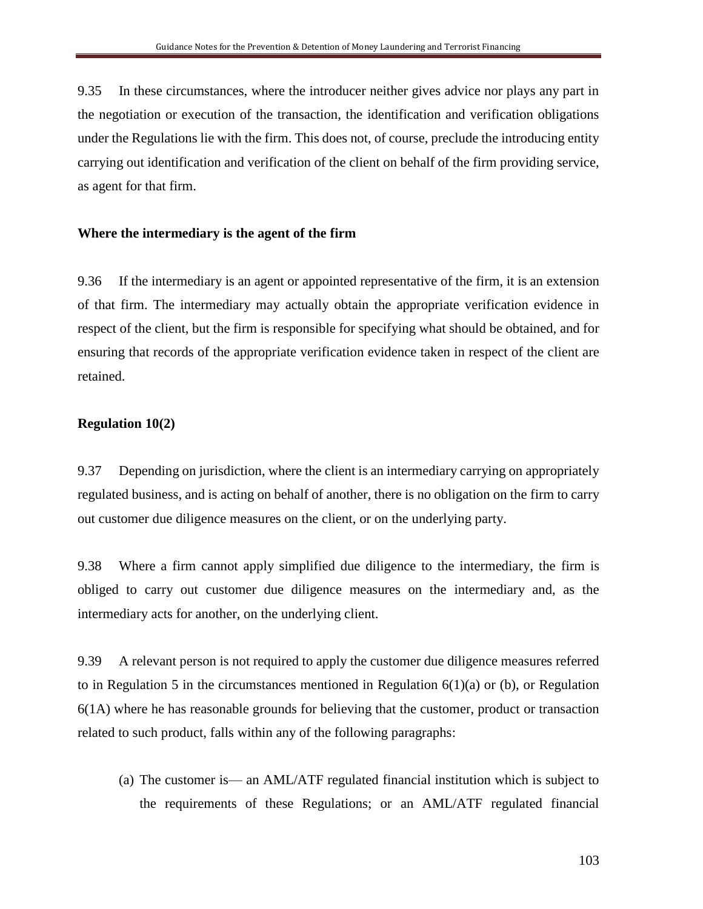9.35 In these circumstances, where the introducer neither gives advice nor plays any part in the negotiation or execution of the transaction, the identification and verification obligations under the Regulations lie with the firm. This does not, of course, preclude the introducing entity carrying out identification and verification of the client on behalf of the firm providing service, as agent for that firm.

**Where the intermediary is the agent of the firm**

9.36 If the intermediary is an agent or appointed representative of the firm, it is an extension of that firm. The intermediary may actually obtain the appropriate verification evidence in respect of the client, but the firm is responsible for specifying what should be obtained, and for ensuring that records of the appropriate verification evidence taken in respect of the client are retained.

**Regulation 10(2)**

9.37 Depending on jurisdiction, where the client is an intermediary carrying on appropriately regulated business, and is acting on behalf of another, there is no obligation on the firm to carry out customer due diligence measures on the client, or on the underlying party.

9.38 Where a firm cannot apply simplified due diligence to the intermediary, the firm is obliged to carry out customer due diligence measures on the intermediary and, as the intermediary acts for another, on the underlying client.

9.39 A relevant person is not required to apply the customer due diligence measures referred to in Regulation 5 in the circumstances mentioned in Regulation 6(1)(a) or (b), or Regulation 6(1A) where he has reasonable grounds for believing that the customer, product or transaction related to such product, falls within any of the following paragraphs:

(a) The customer is— an AML/ATF regulated financial institution which is subject to the requirements of these Regulations; or an AML/ATF regulated financial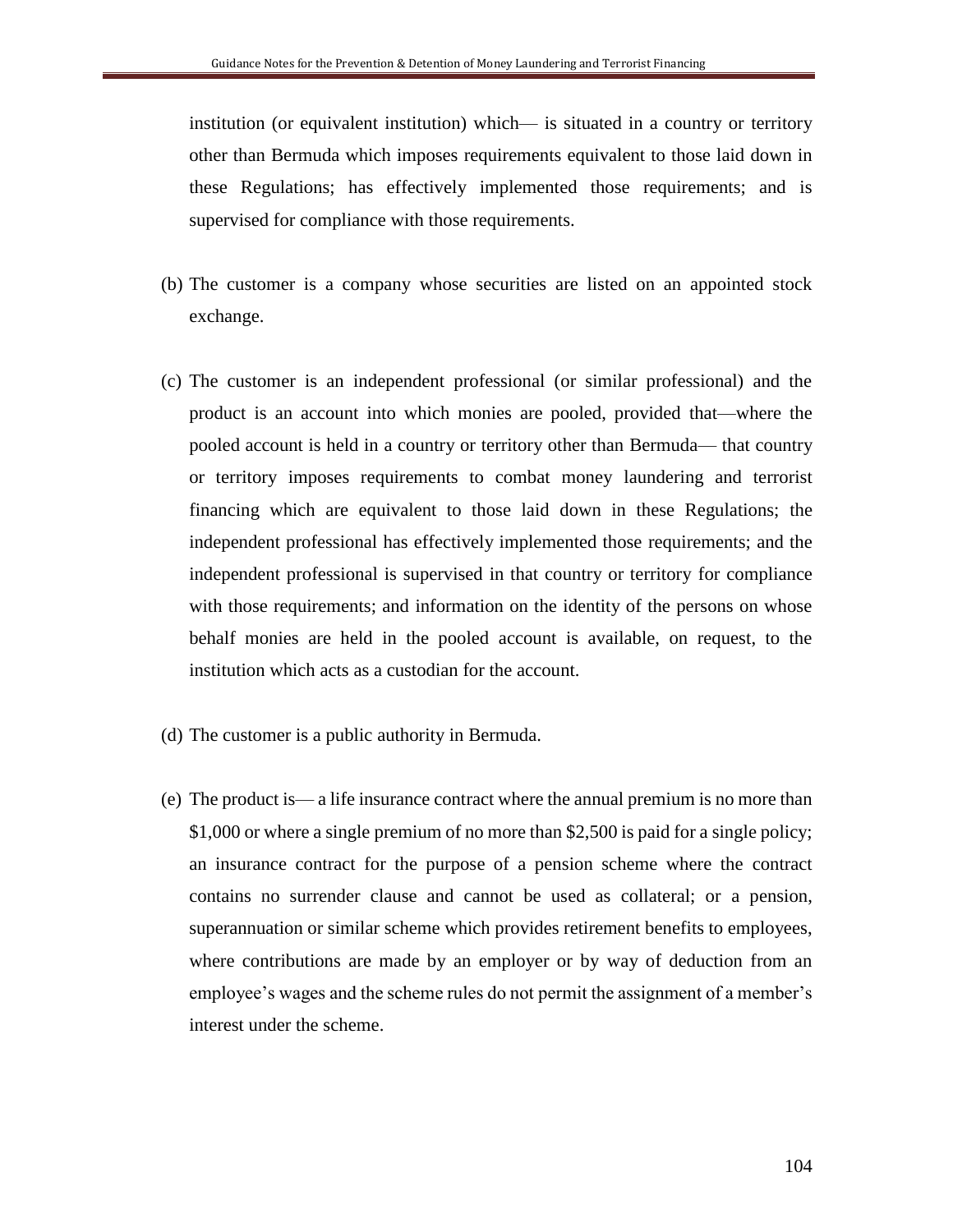institution (or equivalent institution) which— is situated in a country or territory other than Bermuda which imposes requirements equivalent to those laid down in these Regulations; has effectively implemented those requirements; and is supervised for compliance with those requirements.

(b) The customer is a company whose securities are listed on an appointed stock exchange.

(c) The customer is an independent professional (or similar professional) and the product is an account into which monies are pooled, provided that—where the pooled account is held in a country or territory other than Bermuda— that country or territory imposes requirements to combat money laundering and terrorist financing which are equivalent to those laid down in these Regulations; the independent professional has effectively implemented those requirements; and the independent professional is supervised in that country or territory for compliance with those requirements; and information on the identity of the persons on whose behalf monies are held in the pooled account is available, on request, to the institution which acts as a custodian for the account.

(d) The customer is a public authority in Bermuda.

(e) The product is— a life insurance contract where the annual premium is no more than \$1,000 or where a single premium of no more than \$2,500 is paid for a single policy; an insurance contract for the purpose of a pension scheme where the contract contains no surrender clause and cannot be used as collateral; or a pension, superannuation or similar scheme which provides retirement benefits to employees, where contributions are made by an employer or by way of deduction from an employee's wages and the scheme rules do not permit the assignment of a member's interest under the scheme.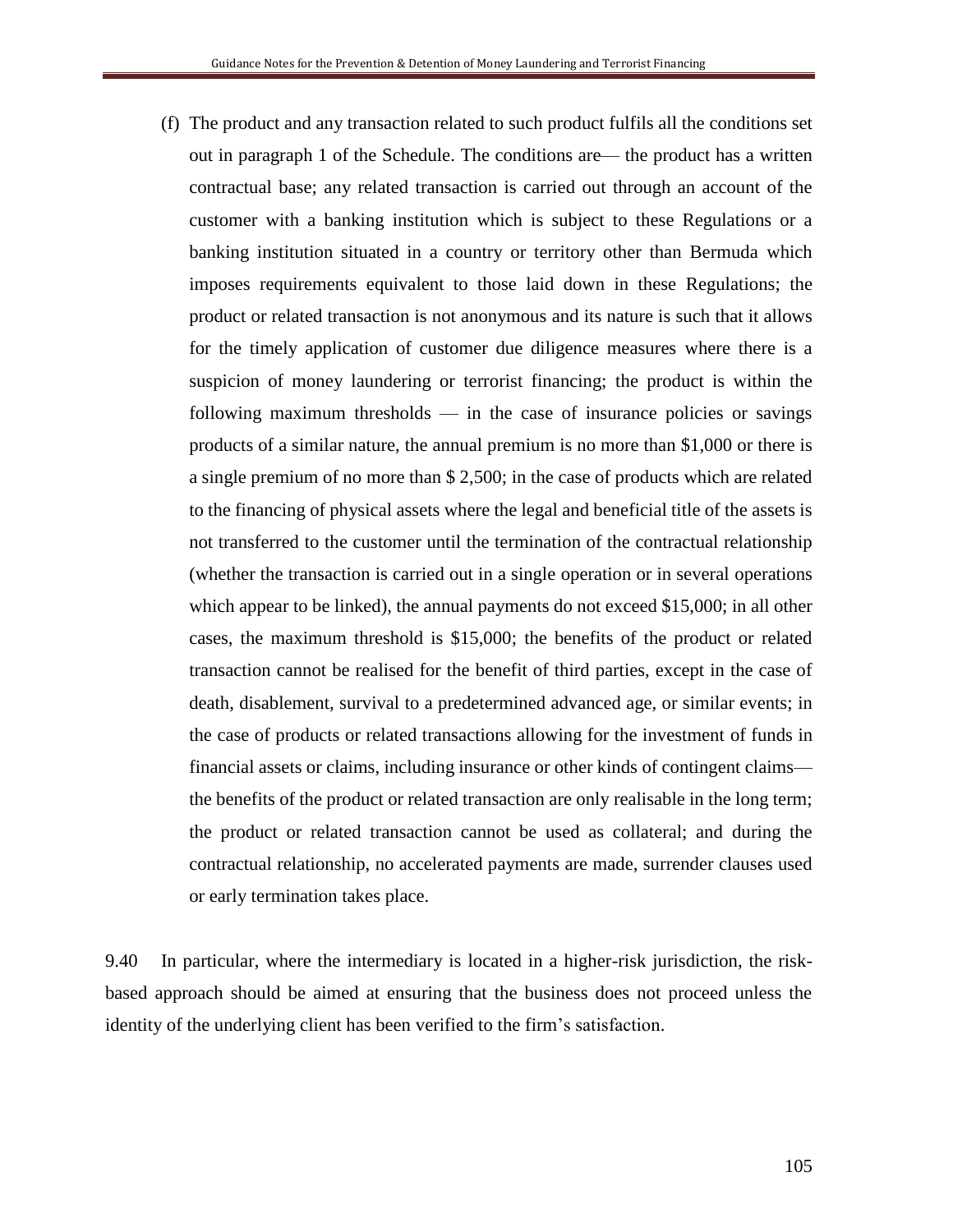(f) The product and any transaction related to such product fulfils all the conditions set out in paragraph 1 of the Schedule. The conditions are— the product has a written contractual base; any related transaction is carried out through an account of the customer with a banking institution which is subject to these Regulations or a banking institution situated in a country or territory other than Bermuda which imposes requirements equivalent to those laid down in these Regulations; the product or related transaction is not anonymous and its nature is such that it allows for the timely application of customer due diligence measures where there is a suspicion of money laundering or terrorist financing; the product is within the following maximum thresholds — in the case of insurance policies or savings products of a similar nature, the annual premium is no more than $1,000 or there is a single premium of no more than $ 2,500; in the case of products which are related to the financing of physical assets where the legal and beneficial title of the assets is not transferred to the customer until the termination of the contractual relationship (whether the transaction is carried out in a single operation or in several operations which appear to be linked), the annual payments do not exceed $15,000; in all other cases, the maximum threshold is $15,000; the benefits of the product or related transaction cannot be realised for the benefit of third parties, except in the case of death, disablement, survival to a predetermined advanced age, or similar events; in the case of products or related transactions allowing for the investment of funds in financial assets or claims, including insurance or other kinds of contingent claims— the benefits of the product or related transaction are only realisable in the long term; the product or related transaction cannot be used as collateral; and during the contractual relationship, no accelerated payments are made, surrender clauses used or early termination takes place.

9.40 In particular, where the intermediary is located in a higher-risk jurisdiction, the risk-based approach should be aimed at ensuring that the business does not proceed unless the identity of the underlying client has been verified to the firm's satisfaction.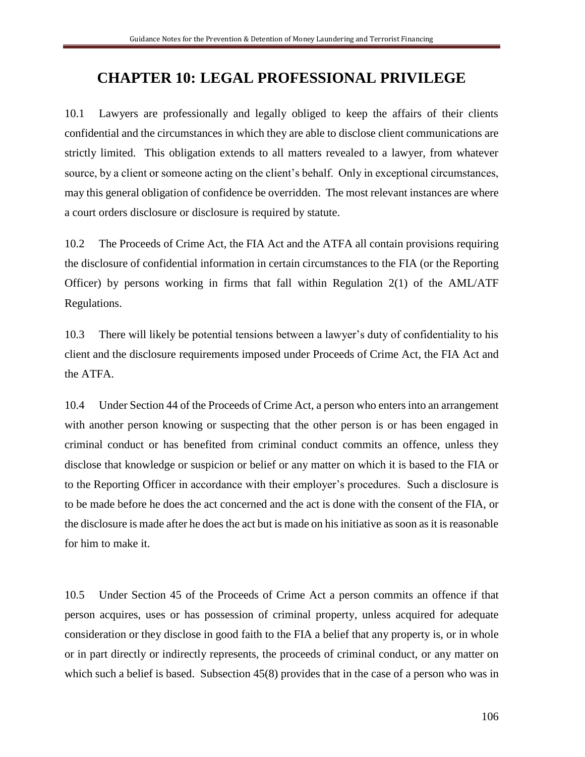# CHAPTER 10: LEGAL PROFESSIONAL PRIVILEGE

10.1 Lawyers are professionally and legally obliged to keep the affairs of their clients confidential and the circumstances in which they are able to disclose client communications are strictly limited. This obligation extends to all matters revealed to a lawyer, from whatever source, by a client or someone acting on the client's behalf. Only in exceptional circumstances, may this general obligation of confidence be overridden. The most relevant instances are where a court orders disclosure or disclosure is required by statute.

10.2 The Proceeds of Crime Act, the FIA Act and the ATFA all contain provisions requiring the disclosure of confidential information in certain circumstances to the FIA (or the Reporting Officer) by persons working in firms that fall within Regulation 2(1) of the AML/ATF Regulations.

10.3 There will likely be potential tensions between a lawyer's duty of confidentiality to his client and the disclosure requirements imposed under Proceeds of Crime Act, the FIA Act and the ATFA.

10.4 Under Section 44 of the Proceeds of Crime Act, a person who enters into an arrangement with another person knowing or suspecting that the other person is or has been engaged in criminal conduct or has benefited from criminal conduct commits an offence, unless they disclose that knowledge or suspicion or belief or any matter on which it is based to the FIA or to the Reporting Officer in accordance with their employer's procedures. Such a disclosure is to be made before he does the act concerned and the act is done with the consent of the FIA, or the disclosure is made after he does the act but is made on his initiative as soon as it is reasonable for him to make it.

10.5 Under Section 45 of the Proceeds of Crime Act a person commits an offence if that person acquires, uses or has possession of criminal property, unless acquired for adequate consideration or they disclose in good faith to the FIA a belief that any property is, or in whole or in part directly or indirectly represents, the proceeds of criminal conduct, or any matter on which such a belief is based. Subsection 45(8) provides that in the case of a person who was in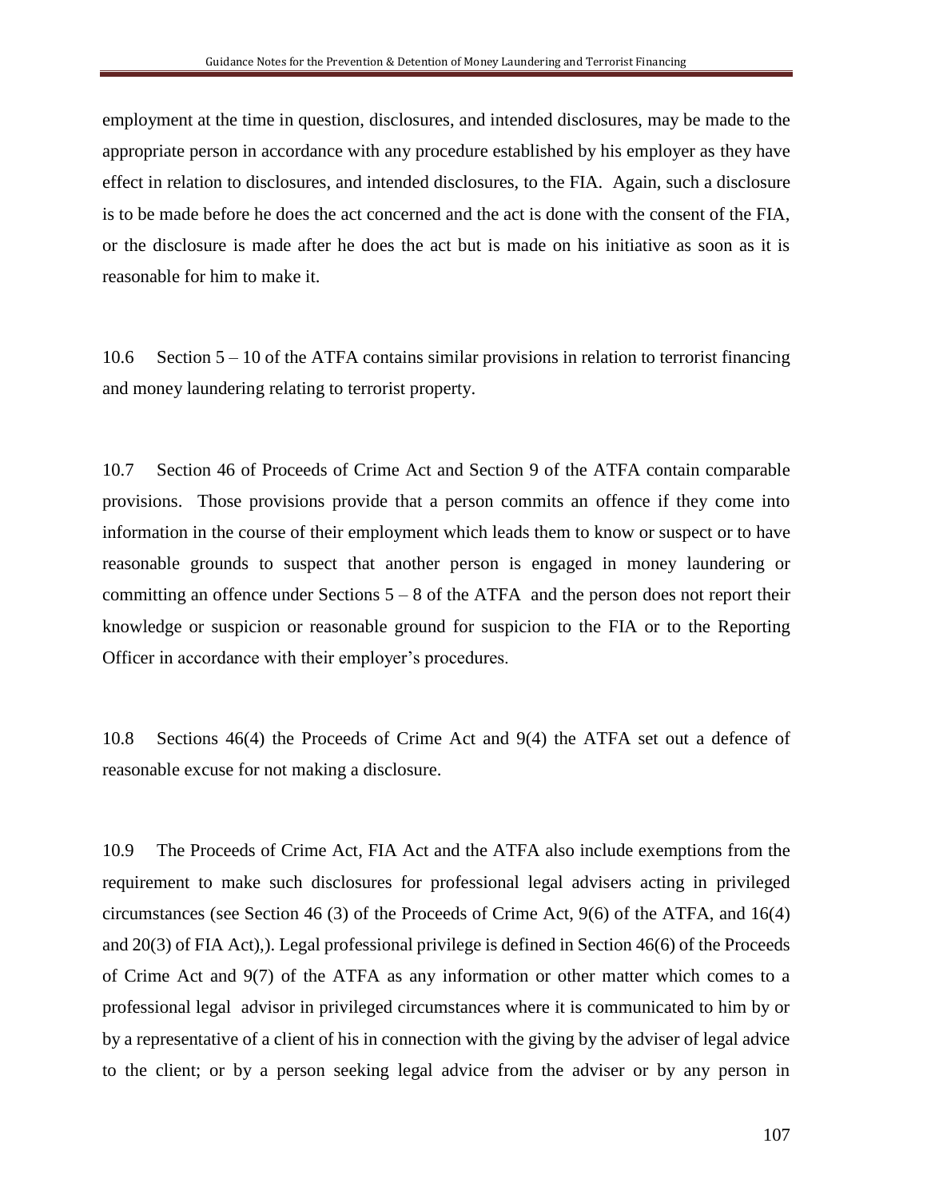employment at the time in question, disclosures, and intended disclosures, may be made to the appropriate person in accordance with any procedure established by his employer as they have effect in relation to disclosures, and intended disclosures, to the FIA. Again, such a disclosure is to be made before he does the act concerned and the act is done with the consent of the FIA, or the disclosure is made after he does the act but is made on his initiative as soon as it is reasonable for him to make it.

10.6 Section 5 – 10 of the ATFA contains similar provisions in relation to terrorist financing and money laundering relating to terrorist property.

10.7 Section 46 of Proceeds of Crime Act and Section 9 of the ATFA contain comparable provisions. Those provisions provide that a person commits an offence if they come into information in the course of their employment which leads them to know or suspect or to have reasonable grounds to suspect that another person is engaged in money laundering or committing an offence under Sections 5 – 8 of the ATFA and the person does not report their knowledge or suspicion or reasonable ground for suspicion to the FIA or to the Reporting Officer in accordance with their employer's procedures.

10.8 Sections 46(4) the Proceeds of Crime Act and 9(4) the ATFA set out a defence of reasonable excuse for not making a disclosure.

10.9 The Proceeds of Crime Act, FIA Act and the ATFA also include exemptions from the requirement to make such disclosures for professional legal advisers acting in privileged circumstances (see Section 46 (3) of the Proceeds of Crime Act, 9(6) of the ATFA, and 16(4) and 20(3) of FIA Act),). Legal professional privilege is defined in Section 46(6) of the Proceeds of Crime Act and 9(7) of the ATFA as any information or other matter which comes to a professional legal advisor in privileged circumstances where it is communicated to him by or by a representative of a client of his in connection with the giving by the adviser of legal advice to the client; or by a person seeking legal advice from the adviser or by any person in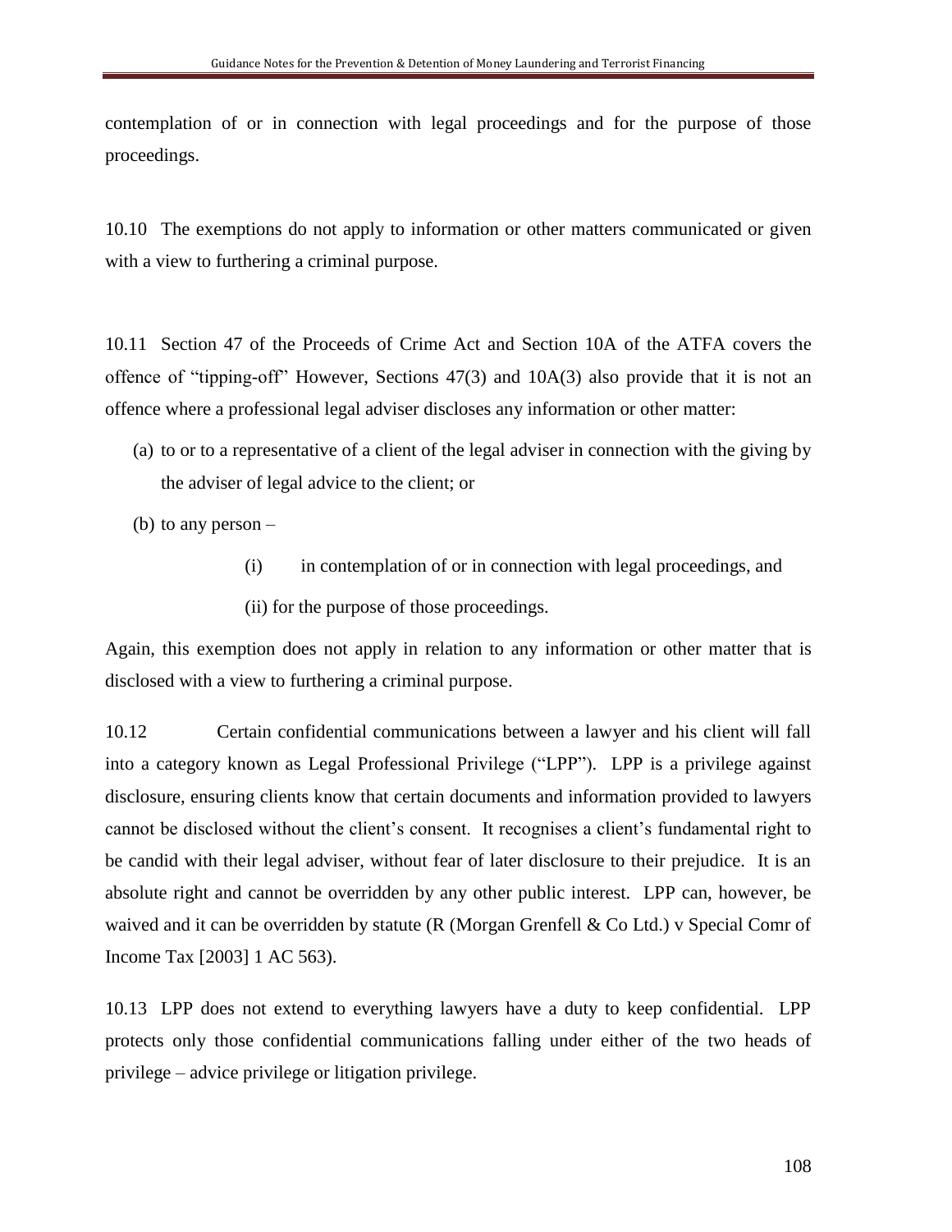contemplation of or in connection with legal proceedings and for the purpose of those proceedings.

10.10 The exemptions do not apply to information or other matters communicated or given with a view to furthering a criminal purpose.

10.11 Section 47 of the Proceeds of Crime Act and Section 10A of the ATFA covers the offence of "tipping-off" However, Sections 47(3) and 10A(3) also provide that it is not an offence where a professional legal adviser discloses any information or other matter:

(a) to or to a representative of a client of the legal adviser in connection with the giving by the adviser of legal advice to the client; or

(b) to any person –

  (i) in contemplation of or in connection with legal proceedings, and

  (ii) for the purpose of those proceedings.

Again, this exemption does not apply in relation to any information or other matter that is disclosed with a view to furthering a criminal purpose.

10.12 Certain confidential communications between a lawyer and his client will fall into a category known as Legal Professional Privilege ("LPP"). LPP is a privilege against disclosure, ensuring clients know that certain documents and information provided to lawyers cannot be disclosed without the client's consent. It recognises a client's fundamental right to be candid with their legal adviser, without fear of later disclosure to their prejudice. It is an absolute right and cannot be overridden by any other public interest. LPP can, however, be waived and it can be overridden by statute (R (Morgan Grenfell & Co Ltd.) v Special Comr of Income Tax [2003] 1 AC 563).

10.13 LPP does not extend to everything lawyers have a duty to keep confidential. LPP protects only those confidential communications falling under either of the two heads of privilege – advice privilege or litigation privilege.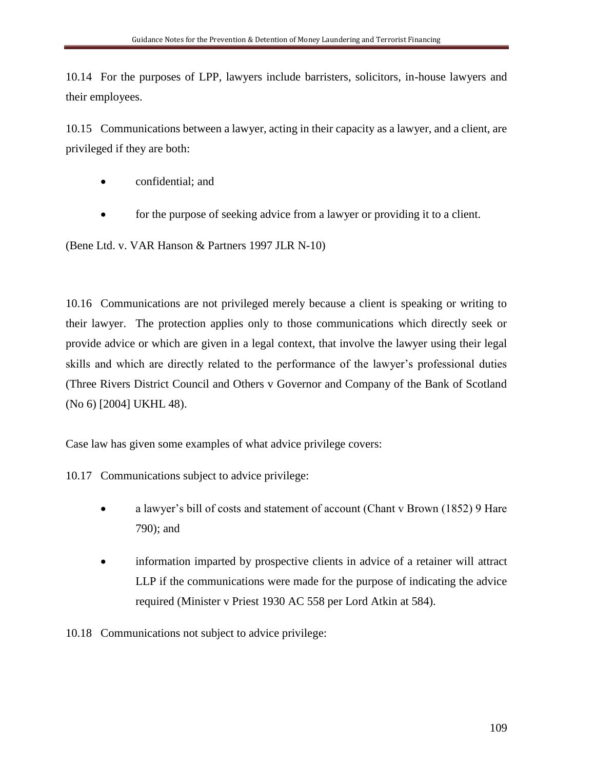10.14 For the purposes of LPP, lawyers include barristers, solicitors, in-house lawyers and their employees.

10.15 Communications between a lawyer, acting in their capacity as a lawyer, and a client, are privileged if they are both:

- confidential; and
- for the purpose of seeking advice from a lawyer or providing it to a client.

(Bene Ltd. v. VAR Hanson & Partners 1997 JLR N-10)

10.16 Communications are not privileged merely because a client is speaking or writing to their lawyer. The protection applies only to those communications which directly seek or provide advice or which are given in a legal context, that involve the lawyer using their legal skills and which are directly related to the performance of the lawyer's professional duties (Three Rivers District Council and Others v Governor and Company of the Bank of Scotland (No 6) [2004] UKHL 48).

Case law has given some examples of what advice privilege covers:

10.17 Communications subject to advice privilege:

- a lawyer's bill of costs and statement of account (Chant v Brown (1852) 9 Hare 790); and
- information imparted by prospective clients in advice of a retainer will attract LLP if the communications were made for the purpose of indicating the advice required (Minister v Priest 1930 AC 558 per Lord Atkin at 584).

10.18 Communications not subject to advice privilege: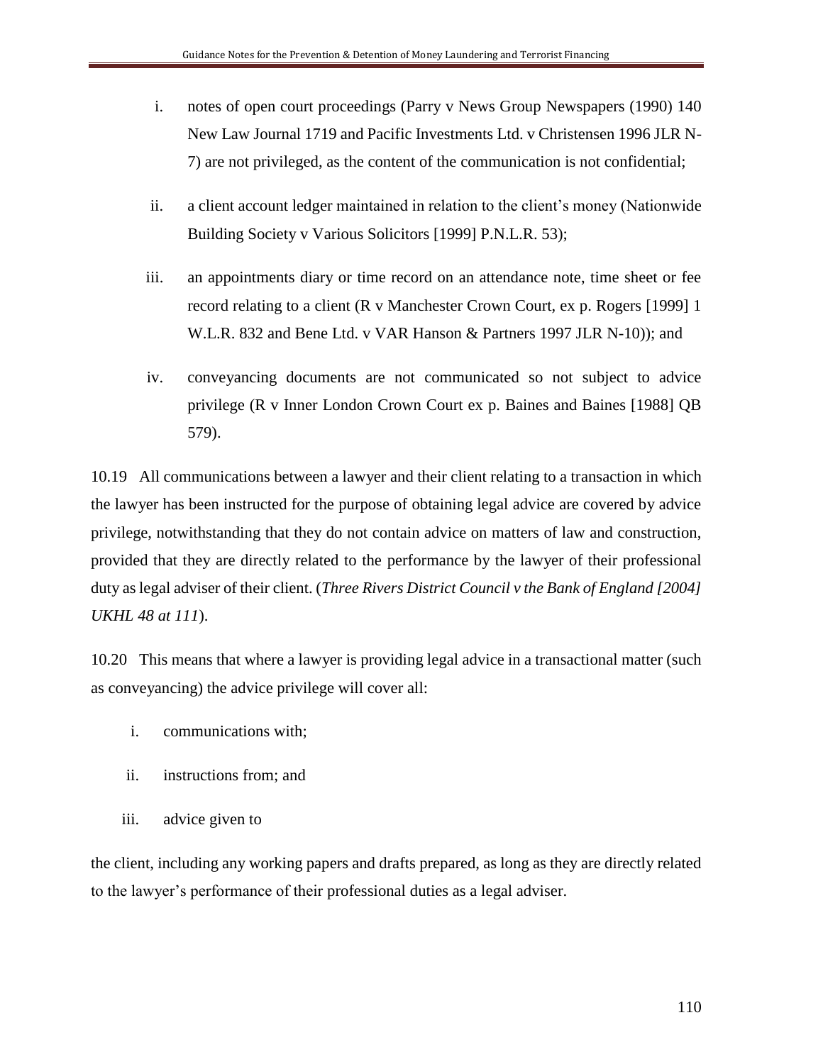i. notes of open court proceedings (Parry v News Group Newspapers (1990) 140 New Law Journal 1719 and Pacific Investments Ltd. v Christensen 1996 JLR N-7) are not privileged, as the content of the communication is not confidential;

ii. a client account ledger maintained in relation to the client's money (Nationwide Building Society v Various Solicitors [1999] P.N.L.R. 53);

iii. an appointments diary or time record on an attendance note, time sheet or fee record relating to a client (R v Manchester Crown Court, ex p. Rogers [1999] 1 W.L.R. 832 and Bene Ltd. v VAR Hanson & Partners 1997 JLR N-10)); and

iv. conveyancing documents are not communicated so not subject to advice privilege (R v Inner London Crown Court ex p. Baines and Baines [1988] QB 579).

10.19 All communications between a lawyer and their client relating to a transaction in which the lawyer has been instructed for the purpose of obtaining legal advice are covered by advice privilege, notwithstanding that they do not contain advice on matters of law and construction, provided that they are directly related to the performance by the lawyer of their professional duty as legal adviser of their client. (*Three Rivers District Council v the Bank of England [2004] UKHL 48 at 111*).

10.20 This means that where a lawyer is providing legal advice in a transactional matter (such as conveyancing) the advice privilege will cover all:

i. communications with;

ii. instructions from; and

iii. advice given to

the client, including any working papers and drafts prepared, as long as they are directly related to the lawyer's performance of their professional duties as a legal adviser.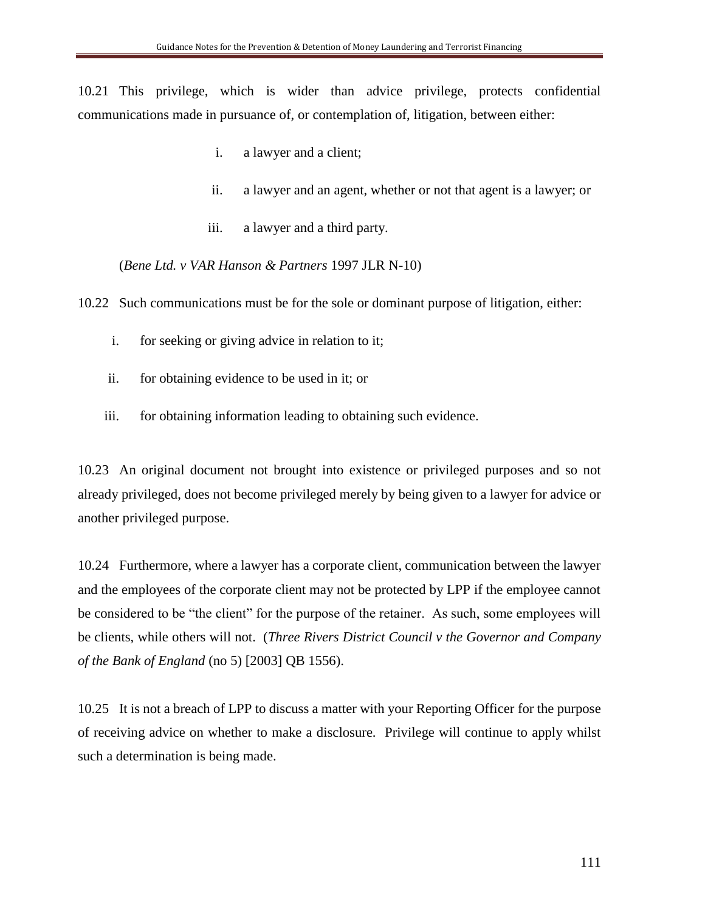10.21 This privilege, which is wider than advice privilege, protects confidential communications made in pursuance of, or contemplation of, litigation, between either:

i. a lawyer and a client;

ii. a lawyer and an agent, whether or not that agent is a lawyer; or

iii. a lawyer and a third party.

(*Bene Ltd. v VAR Hanson & Partners* 1997 JLR N-10)

10.22 Such communications must be for the sole or dominant purpose of litigation, either:

i. for seeking or giving advice in relation to it;

ii. for obtaining evidence to be used in it; or

iii. for obtaining information leading to obtaining such evidence.

10.23 An original document not brought into existence or privileged purposes and so not already privileged, does not become privileged merely by being given to a lawyer for advice or another privileged purpose.

10.24 Furthermore, where a lawyer has a corporate client, communication between the lawyer and the employees of the corporate client may not be protected by LPP if the employee cannot be considered to be "the client" for the purpose of the retainer. As such, some employees will be clients, while others will not. (*Three Rivers District Council v the Governor and Company of the Bank of England* (no 5) [2003] QB 1556).

10.25 It is not a breach of LPP to discuss a matter with your Reporting Officer for the purpose of receiving advice on whether to make a disclosure. Privilege will continue to apply whilst such a determination is being made.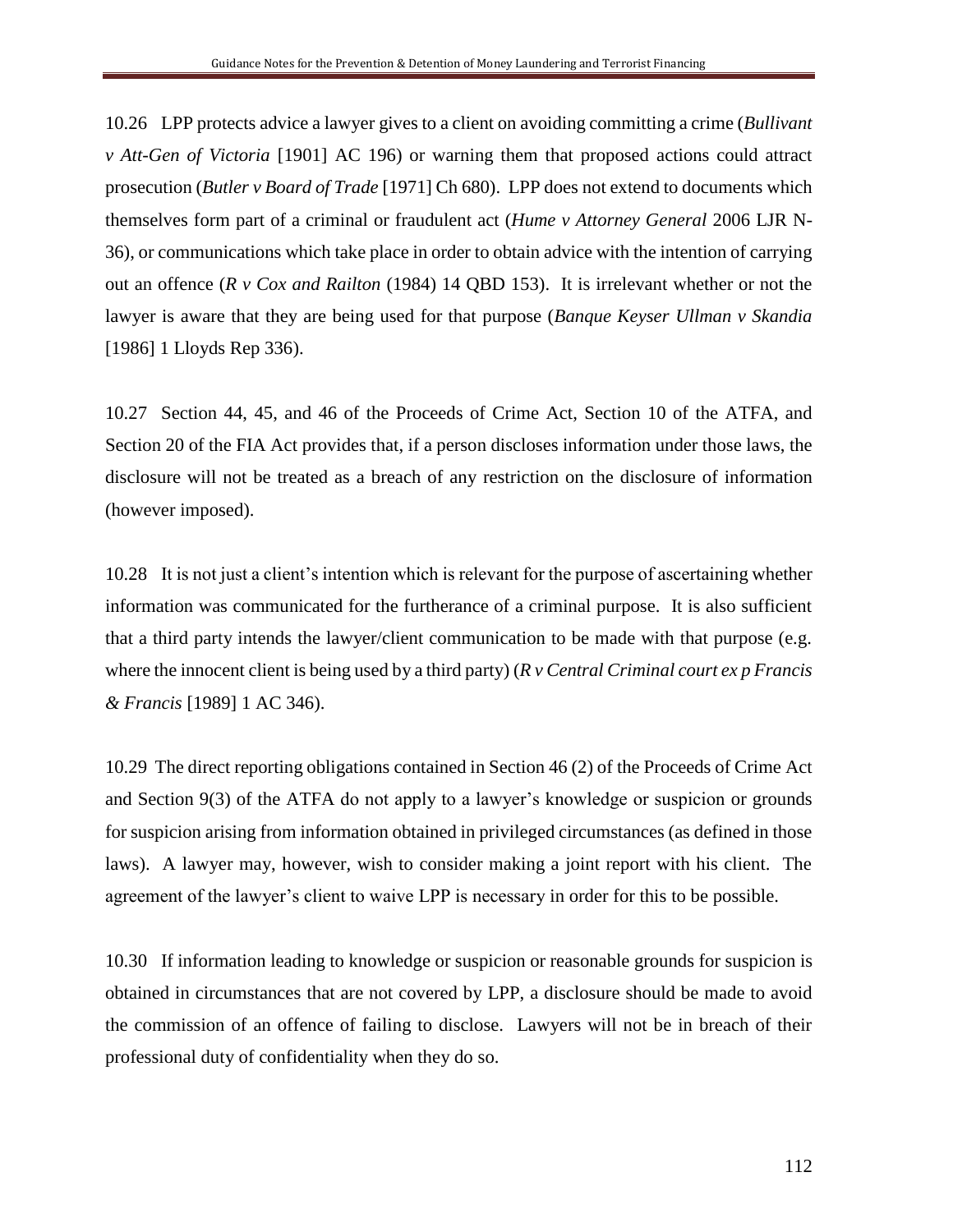10.26 LPP protects advice a lawyer gives to a client on avoiding committing a crime (*Bullivant v Att-Gen of Victoria* [1901] AC 196) or warning them that proposed actions could attract prosecution (*Butler v Board of Trade* [1971] Ch 680). LPP does not extend to documents which themselves form part of a criminal or fraudulent act (*Hume v Attorney General* 2006 LJR N-36), or communications which take place in order to obtain advice with the intention of carrying out an offence (*R v Cox and Railton* (1984) 14 QBD 153). It is irrelevant whether or not the lawyer is aware that they are being used for that purpose (*Banque Keyser Ullman v Skandia* [1986] 1 Lloyds Rep 336).

10.27 Section 44, 45, and 46 of the Proceeds of Crime Act, Section 10 of the ATFA, and Section 20 of the FIA Act provides that, if a person discloses information under those laws, the disclosure will not be treated as a breach of any restriction on the disclosure of information (however imposed).

10.28 It is not just a client's intention which is relevant for the purpose of ascertaining whether information was communicated for the furtherance of a criminal purpose. It is also sufficient that a third party intends the lawyer/client communication to be made with that purpose (e.g. where the innocent client is being used by a third party) (*R v Central Criminal court ex p Francis & Francis* [1989] 1 AC 346).

10.29 The direct reporting obligations contained in Section 46 (2) of the Proceeds of Crime Act and Section 9(3) of the ATFA do not apply to a lawyer's knowledge or suspicion or grounds for suspicion arising from information obtained in privileged circumstances (as defined in those laws). A lawyer may, however, wish to consider making a joint report with his client. The agreement of the lawyer's client to waive LPP is necessary in order for this to be possible.

10.30 If information leading to knowledge or suspicion or reasonable grounds for suspicion is obtained in circumstances that are not covered by LPP, a disclosure should be made to avoid the commission of an offence of failing to disclose. Lawyers will not be in breach of their professional duty of confidentiality when they do so.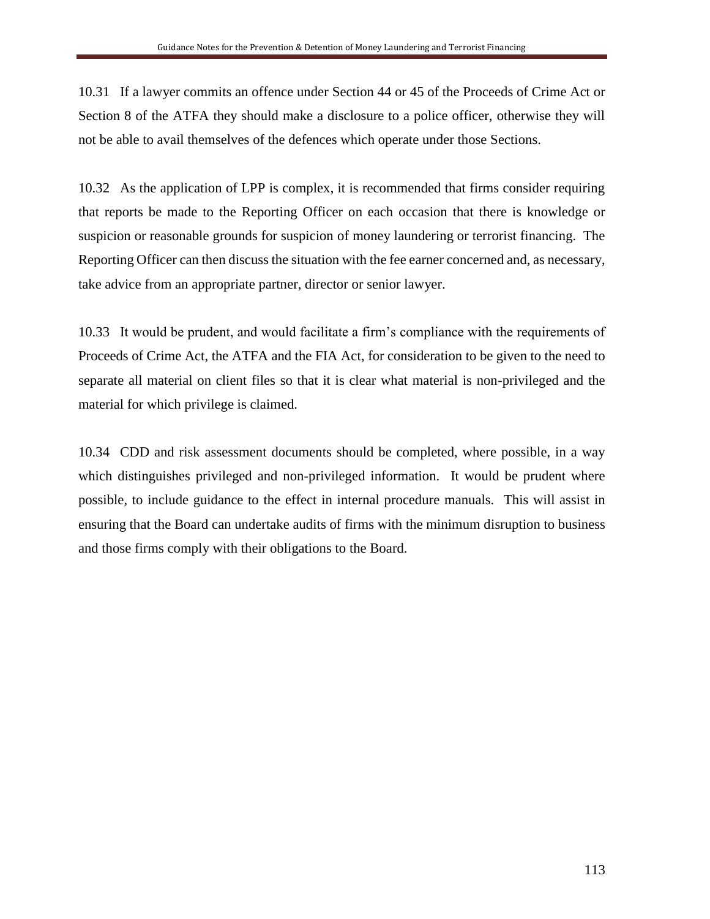10.31 If a lawyer commits an offence under Section 44 or 45 of the Proceeds of Crime Act or Section 8 of the ATFA they should make a disclosure to a police officer, otherwise they will not be able to avail themselves of the defences which operate under those Sections.

10.32 As the application of LPP is complex, it is recommended that firms consider requiring that reports be made to the Reporting Officer on each occasion that there is knowledge or suspicion or reasonable grounds for suspicion of money laundering or terrorist financing. The Reporting Officer can then discuss the situation with the fee earner concerned and, as necessary, take advice from an appropriate partner, director or senior lawyer.

10.33 It would be prudent, and would facilitate a firm's compliance with the requirements of Proceeds of Crime Act, the ATFA and the FIA Act, for consideration to be given to the need to separate all material on client files so that it is clear what material is non-privileged and the material for which privilege is claimed.

10.34 CDD and risk assessment documents should be completed, where possible, in a way which distinguishes privileged and non-privileged information. It would be prudent where possible, to include guidance to the effect in internal procedure manuals. This will assist in ensuring that the Board can undertake audits of firms with the minimum disruption to business and those firms comply with their obligations to the Board.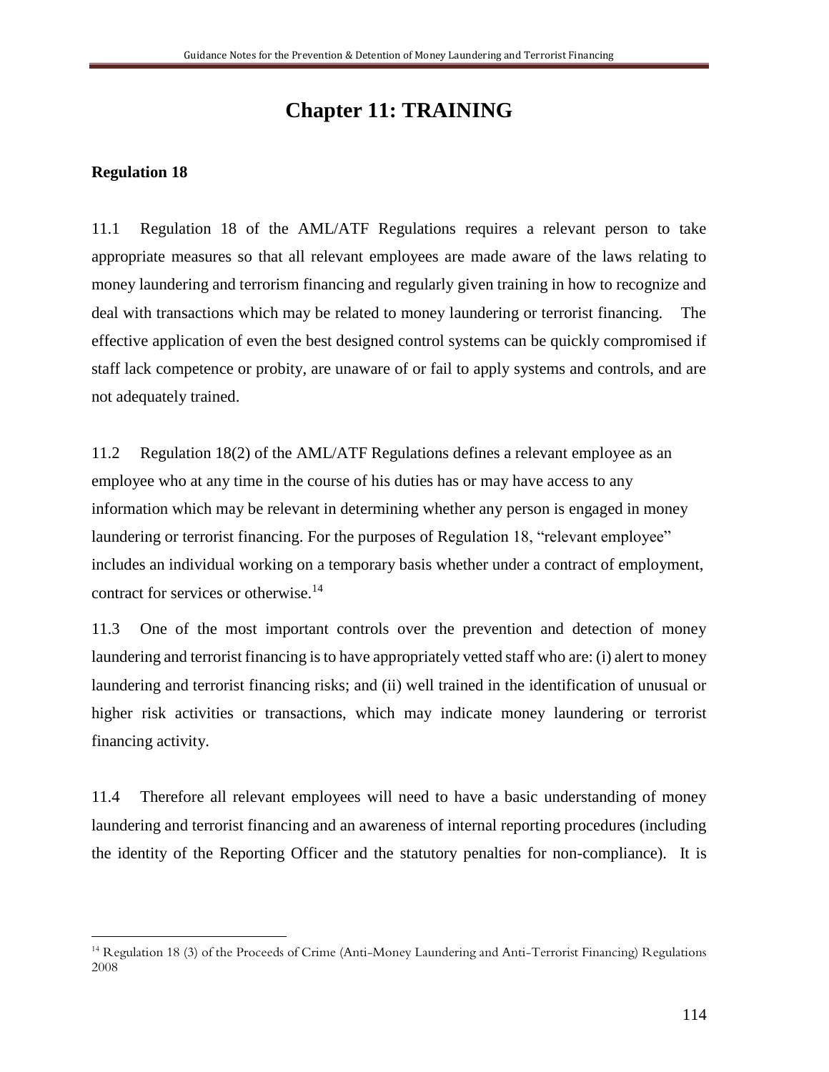# Chapter 11: TRAINING

**Regulation 18**

11.1 Regulation 18 of the AML/ATF Regulations requires a relevant person to take appropriate measures so that all relevant employees are made aware of the laws relating to money laundering and terrorism financing and regularly given training in how to recognize and deal with transactions which may be related to money laundering or terrorist financing. The effective application of even the best designed control systems can be quickly compromised if staff lack competence or probity, are unaware of or fail to apply systems and controls, and are not adequately trained.

11.2 Regulation 18(2) of the AML/ATF Regulations defines a relevant employee as an employee who at any time in the course of his duties has or may have access to any information which may be relevant in determining whether any person is engaged in money laundering or terrorist financing. For the purposes of Regulation 18, "relevant employee" includes an individual working on a temporary basis whether under a contract of employment, contract for services or otherwise.[14]

11.3 One of the most important controls over the prevention and detection of money laundering and terrorist financing is to have appropriately vetted staff who are: (i) alert to money laundering and terrorist financing risks; and (ii) well trained in the identification of unusual or higher risk activities or transactions, which may indicate money laundering or terrorist financing activity.

11.4 Therefore all relevant employees will need to have a basic understanding of money laundering and terrorist financing and an awareness of internal reporting procedures (including the identity of the Reporting Officer and the statutory penalties for non-compliance). It is

[14] Regulation 18 (3) of the Proceeds of Crime (Anti-Money Laundering and Anti-Terrorist Financing) Regulations 2008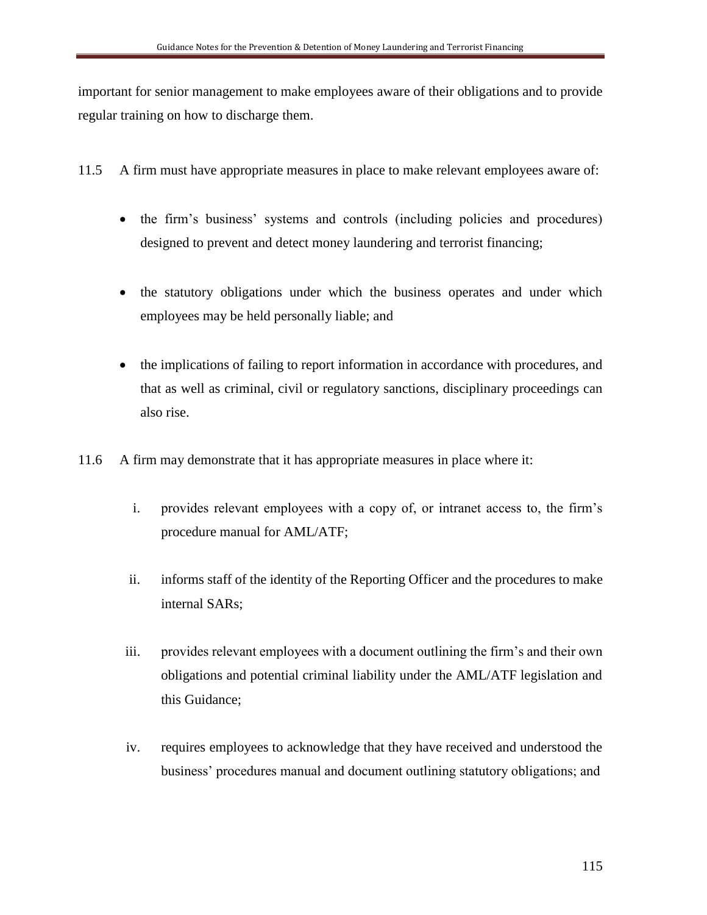important for senior management to make employees aware of their obligations and to provide regular training on how to discharge them.

11.5 A firm must have appropriate measures in place to make relevant employees aware of:

- the firm's business' systems and controls (including policies and procedures) designed to prevent and detect money laundering and terrorist financing;
- the statutory obligations under which the business operates and under which employees may be held personally liable; and
- the implications of failing to report information in accordance with procedures, and that as well as criminal, civil or regulatory sanctions, disciplinary proceedings can also rise.

11.6 A firm may demonstrate that it has appropriate measures in place where it:

i. provides relevant employees with a copy of, or intranet access to, the firm's procedure manual for AML/ATF;

ii. informs staff of the identity of the Reporting Officer and the procedures to make internal SARs;

iii. provides relevant employees with a document outlining the firm's and their own obligations and potential criminal liability under the AML/ATF legislation and this Guidance;

iv. requires employees to acknowledge that they have received and understood the business' procedures manual and document outlining statutory obligations; and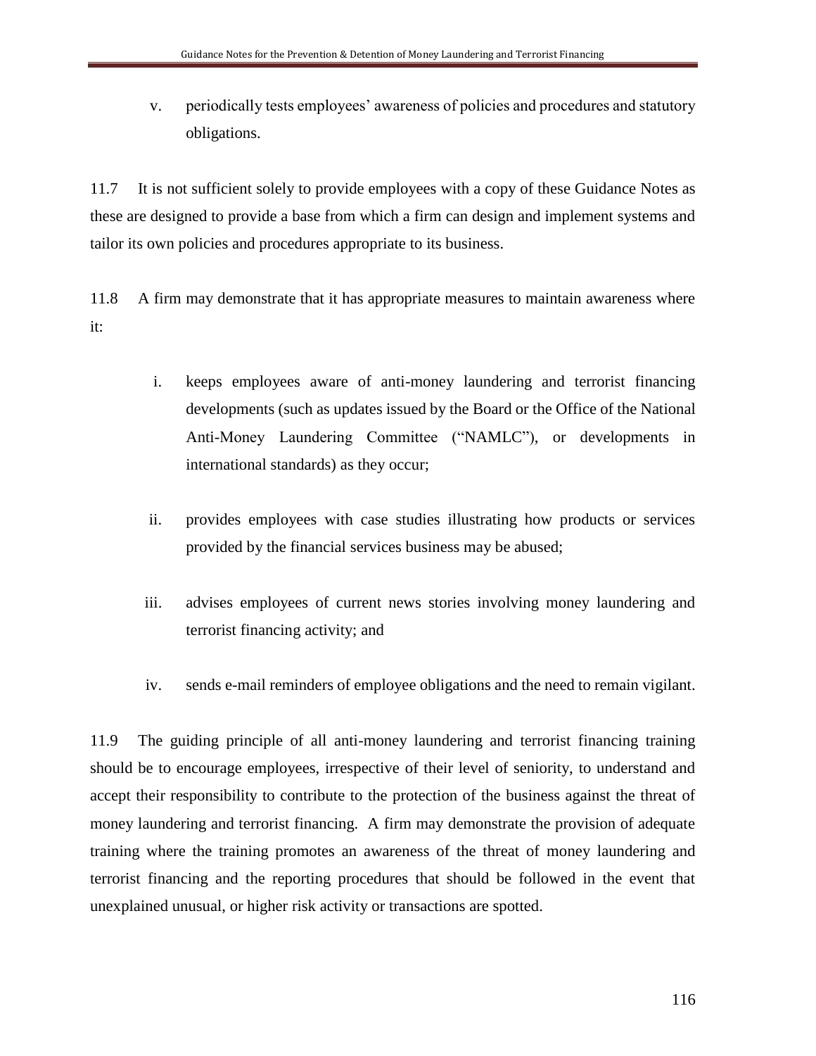v. periodically tests employees' awareness of policies and procedures and statutory obligations.

11.7 It is not sufficient solely to provide employees with a copy of these Guidance Notes as these are designed to provide a base from which a firm can design and implement systems and tailor its own policies and procedures appropriate to its business.

11.8 A firm may demonstrate that it has appropriate measures to maintain awareness where it:

i. keeps employees aware of anti-money laundering and terrorist financing developments (such as updates issued by the Board or the Office of the National Anti-Money Laundering Committee ("NAMLC"), or developments in international standards) as they occur;

ii. provides employees with case studies illustrating how products or services provided by the financial services business may be abused;

iii. advises employees of current news stories involving money laundering and terrorist financing activity; and

iv. sends e-mail reminders of employee obligations and the need to remain vigilant.

11.9 The guiding principle of all anti-money laundering and terrorist financing training should be to encourage employees, irrespective of their level of seniority, to understand and accept their responsibility to contribute to the protection of the business against the threat of money laundering and terrorist financing. A firm may demonstrate the provision of adequate training where the training promotes an awareness of the threat of money laundering and terrorist financing and the reporting procedures that should be followed in the event that unexplained unusual, or higher risk activity or transactions are spotted.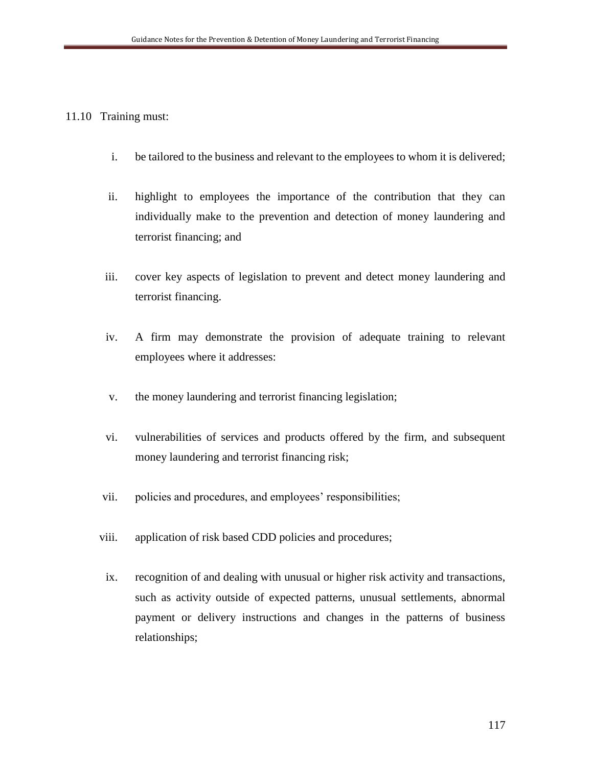11.10 Training must:

i. be tailored to the business and relevant to the employees to whom it is delivered;

ii. highlight to employees the importance of the contribution that they can individually make to the prevention and detection of money laundering and terrorist financing; and

iii. cover key aspects of legislation to prevent and detect money laundering and terrorist financing.

iv. A firm may demonstrate the provision of adequate training to relevant employees where it addresses:

v. the money laundering and terrorist financing legislation;

vi. vulnerabilities of services and products offered by the firm, and subsequent money laundering and terrorist financing risk;

vii. policies and procedures, and employees' responsibilities;

viii. application of risk based CDD policies and procedures;

ix. recognition of and dealing with unusual or higher risk activity and transactions, such as activity outside of expected patterns, unusual settlements, abnormal payment or delivery instructions and changes in the patterns of business relationships;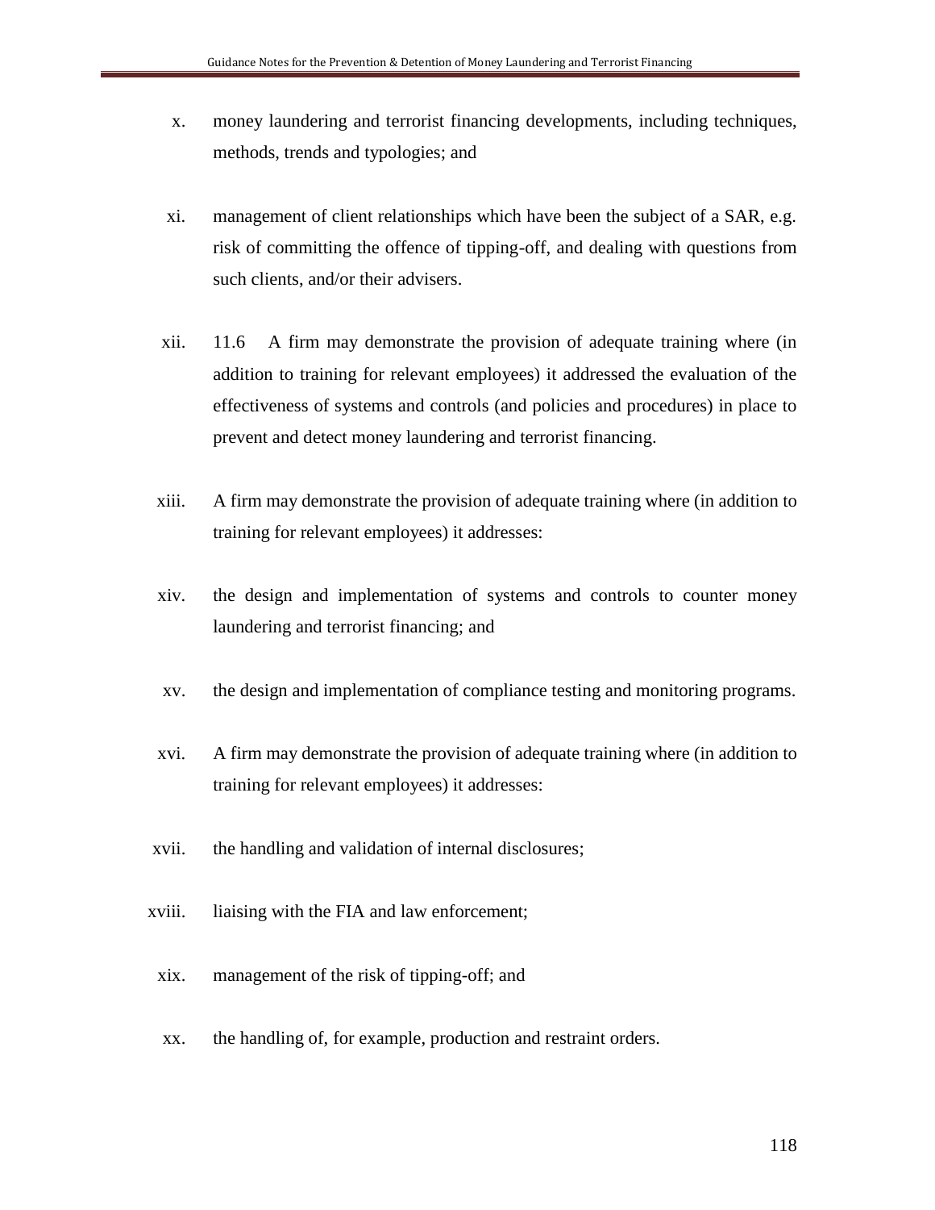x. money laundering and terrorist financing developments, including techniques, methods, trends and typologies; and

xi. management of client relationships which have been the subject of a SAR, e.g. risk of committing the offence of tipping-off, and dealing with questions from such clients, and/or their advisers.

xii. 11.6 A firm may demonstrate the provision of adequate training where (in addition to training for relevant employees) it addressed the evaluation of the effectiveness of systems and controls (and policies and procedures) in place to prevent and detect money laundering and terrorist financing.

xiii. A firm may demonstrate the provision of adequate training where (in addition to training for relevant employees) it addresses:

xiv. the design and implementation of systems and controls to counter money laundering and terrorist financing; and

xv. the design and implementation of compliance testing and monitoring programs.

xvi. A firm may demonstrate the provision of adequate training where (in addition to training for relevant employees) it addresses:

xvii. the handling and validation of internal disclosures;

xviii. liaising with the FIA and law enforcement;

xix. management of the risk of tipping-off; and

xx. the handling of, for example, production and restraint orders.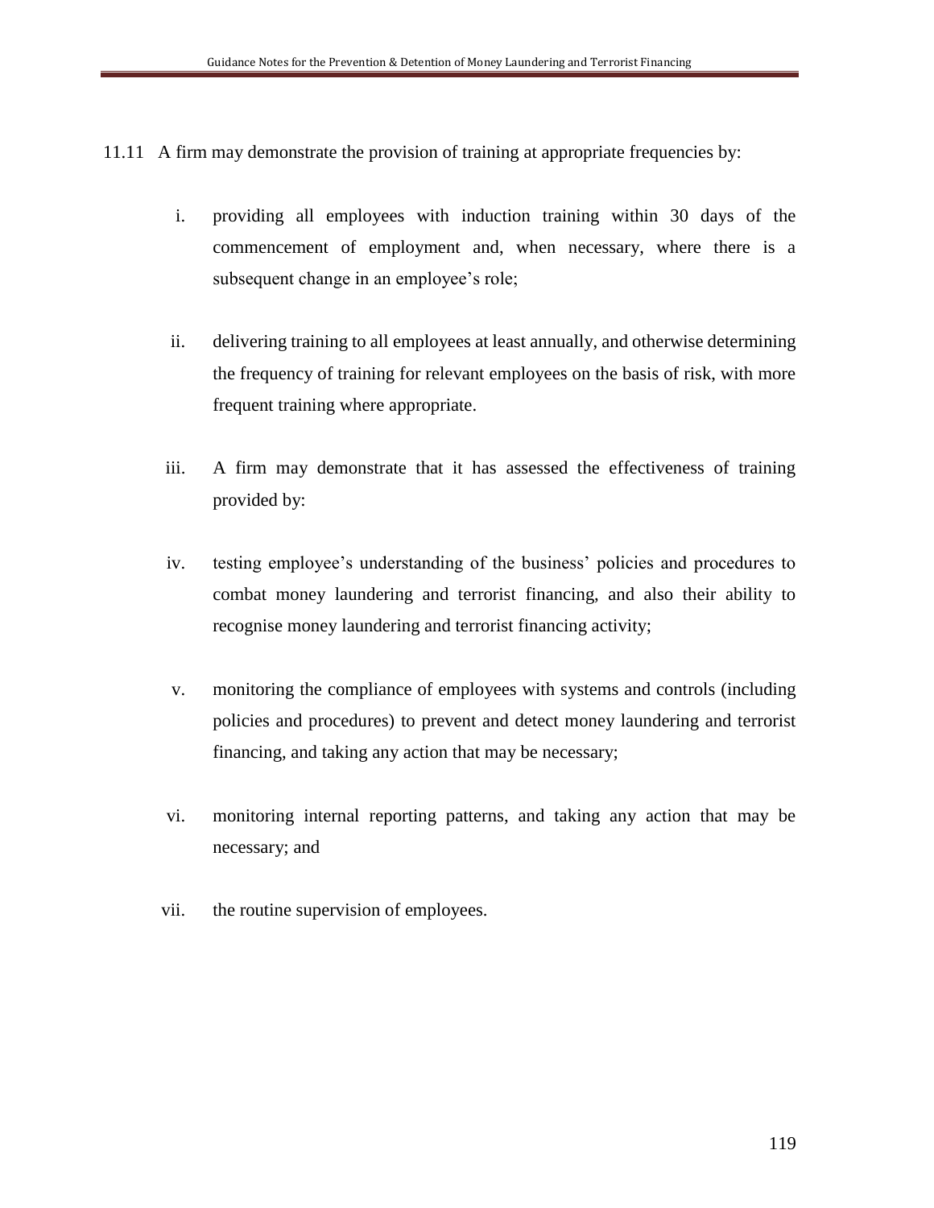11.11 A firm may demonstrate the provision of training at appropriate frequencies by:

i. providing all employees with induction training within 30 days of the commencement of employment and, when necessary, where there is a subsequent change in an employee's role;

ii. delivering training to all employees at least annually, and otherwise determining the frequency of training for relevant employees on the basis of risk, with more frequent training where appropriate.

iii. A firm may demonstrate that it has assessed the effectiveness of training provided by:

iv. testing employee's understanding of the business' policies and procedures to combat money laundering and terrorist financing, and also their ability to recognise money laundering and terrorist financing activity;

v. monitoring the compliance of employees with systems and controls (including policies and procedures) to prevent and detect money laundering and terrorist financing, and taking any action that may be necessary;

vi. monitoring internal reporting patterns, and taking any action that may be necessary; and

vii. the routine supervision of employees.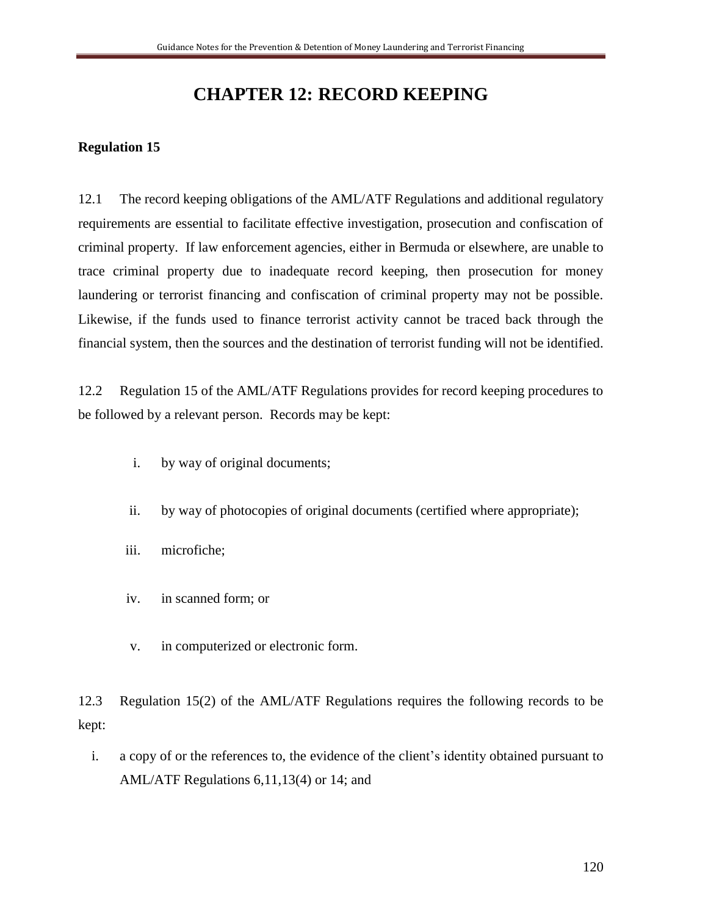# CHAPTER 12: RECORD KEEPING

**Regulation 15**

12.1 The record keeping obligations of the AML/ATF Regulations and additional regulatory requirements are essential to facilitate effective investigation, prosecution and confiscation of criminal property. If law enforcement agencies, either in Bermuda or elsewhere, are unable to trace criminal property due to inadequate record keeping, then prosecution for money laundering or terrorist financing and confiscation of criminal property may not be possible. Likewise, if the funds used to finance terrorist activity cannot be traced back through the financial system, then the sources and the destination of terrorist funding will not be identified.

12.2 Regulation 15 of the AML/ATF Regulations provides for record keeping procedures to be followed by a relevant person. Records may be kept:

i. by way of original documents;

ii. by way of photocopies of original documents (certified where appropriate);

iii. microfiche;

iv. in scanned form; or

v. in computerized or electronic form.

12.3 Regulation 15(2) of the AML/ATF Regulations requires the following records to be kept:

i. a copy of or the references to, the evidence of the client's identity obtained pursuant to AML/ATF Regulations 6,11,13(4) or 14; and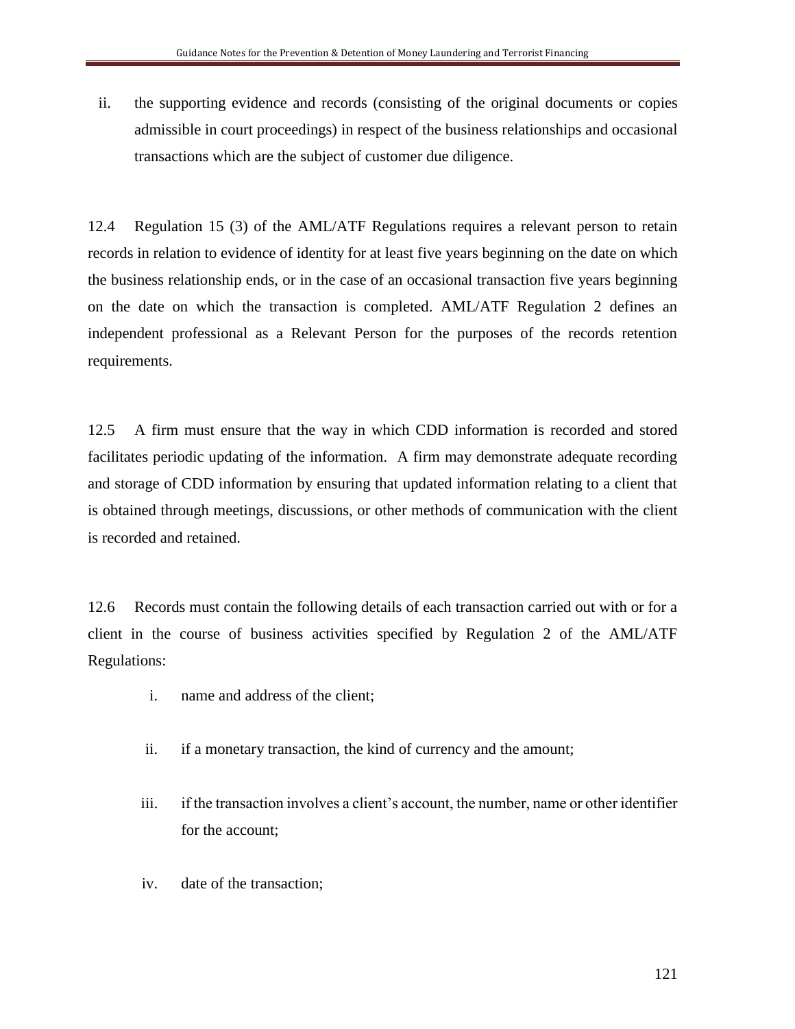ii. the supporting evidence and records (consisting of the original documents or copies admissible in court proceedings) in respect of the business relationships and occasional transactions which are the subject of customer due diligence.

12.4 Regulation 15 (3) of the AML/ATF Regulations requires a relevant person to retain records in relation to evidence of identity for at least five years beginning on the date on which the business relationship ends, or in the case of an occasional transaction five years beginning on the date on which the transaction is completed. AML/ATF Regulation 2 defines an independent professional as a Relevant Person for the purposes of the records retention requirements.

12.5 A firm must ensure that the way in which CDD information is recorded and stored facilitates periodic updating of the information. A firm may demonstrate adequate recording and storage of CDD information by ensuring that updated information relating to a client that is obtained through meetings, discussions, or other methods of communication with the client is recorded and retained.

12.6 Records must contain the following details of each transaction carried out with or for a client in the course of business activities specified by Regulation 2 of the AML/ATF Regulations:

i. name and address of the client;

ii. if a monetary transaction, the kind of currency and the amount;

iii. if the transaction involves a client's account, the number, name or other identifier for the account;

iv. date of the transaction;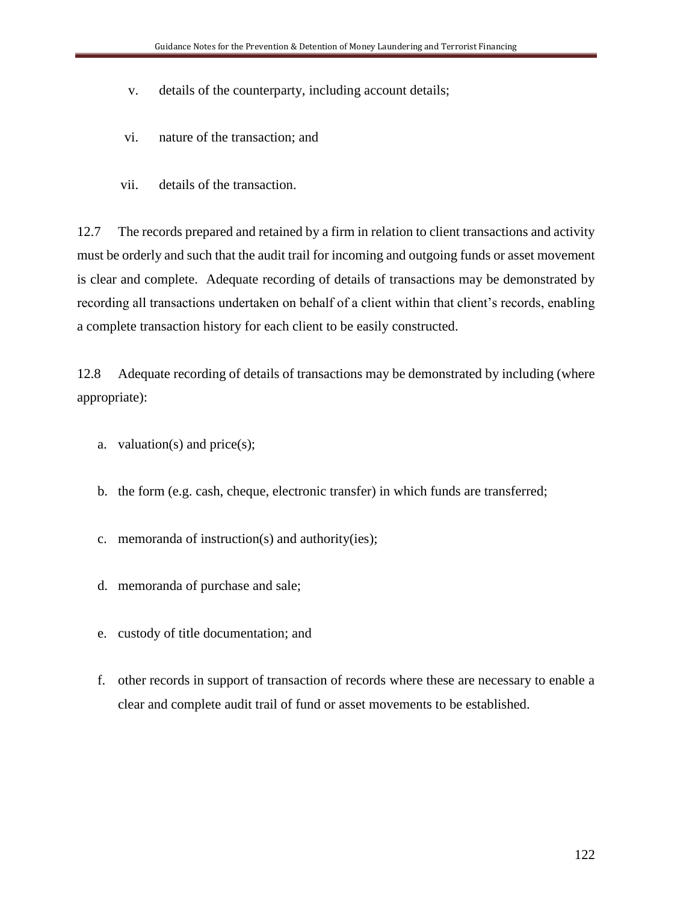v. details of the counterparty, including account details;

vi. nature of the transaction; and

vii. details of the transaction.

12.7 The records prepared and retained by a firm in relation to client transactions and activity must be orderly and such that the audit trail for incoming and outgoing funds or asset movement is clear and complete. Adequate recording of details of transactions may be demonstrated by recording all transactions undertaken on behalf of a client within that client's records, enabling a complete transaction history for each client to be easily constructed.

12.8 Adequate recording of details of transactions may be demonstrated by including (where appropriate):

a. valuation(s) and price(s);

b. the form (e.g. cash, cheque, electronic transfer) in which funds are transferred;

c. memoranda of instruction(s) and authority(ies);

d. memoranda of purchase and sale;

e. custody of title documentation; and

f. other records in support of transaction of records where these are necessary to enable a clear and complete audit trail of fund or asset movements to be established.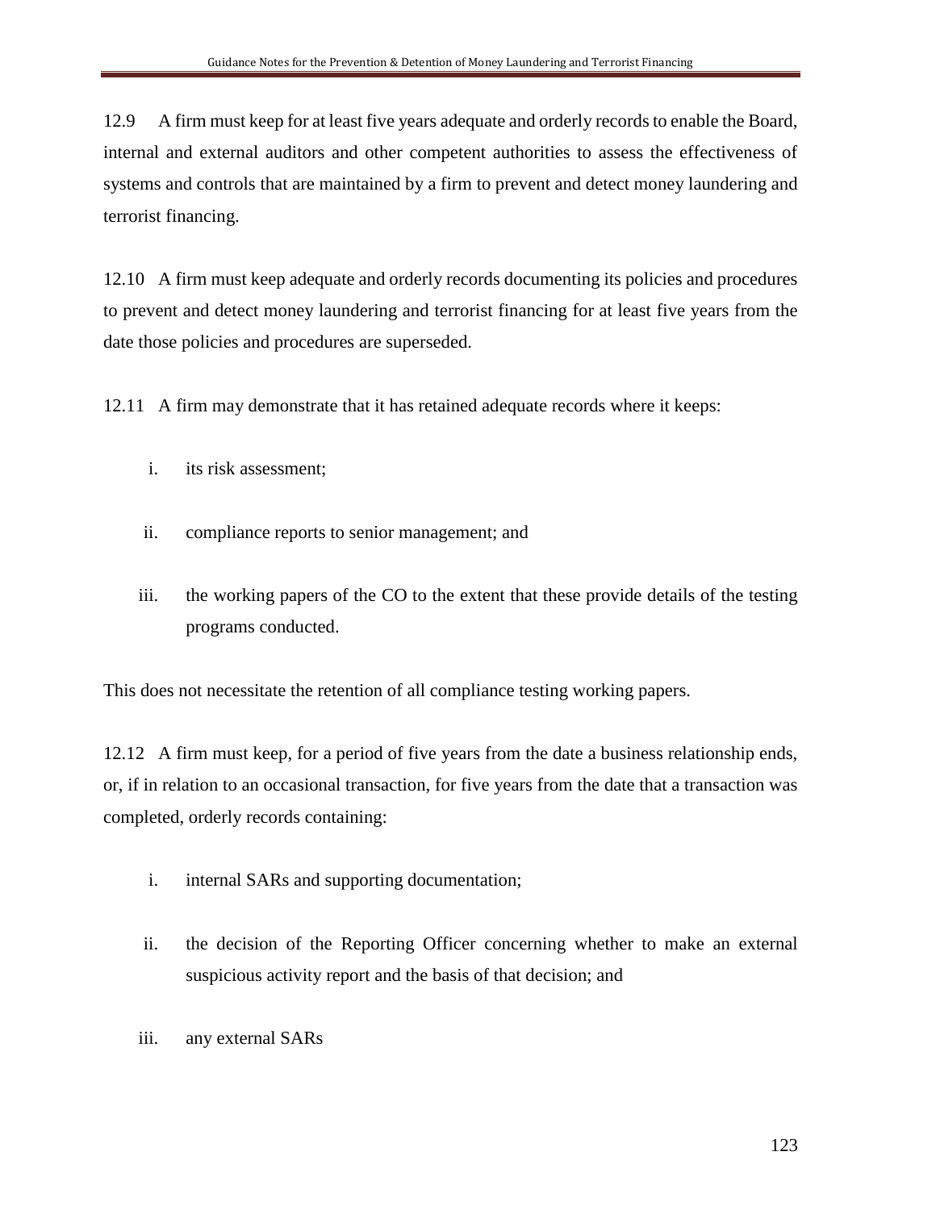12.9 A firm must keep for at least five years adequate and orderly records to enable the Board, internal and external auditors and other competent authorities to assess the effectiveness of systems and controls that are maintained by a firm to prevent and detect money laundering and terrorist financing.

12.10 A firm must keep adequate and orderly records documenting its policies and procedures to prevent and detect money laundering and terrorist financing for at least five years from the date those policies and procedures are superseded.

12.11 A firm may demonstrate that it has retained adequate records where it keeps:

i. its risk assessment;

ii. compliance reports to senior management; and

iii. the working papers of the CO to the extent that these provide details of the testing programs conducted.

This does not necessitate the retention of all compliance testing working papers.

12.12 A firm must keep, for a period of five years from the date a business relationship ends, or, if in relation to an occasional transaction, for five years from the date that a transaction was completed, orderly records containing:

i. internal SARs and supporting documentation;

ii. the decision of the Reporting Officer concerning whether to make an external suspicious activity report and the basis of that decision; and

iii. any external SARs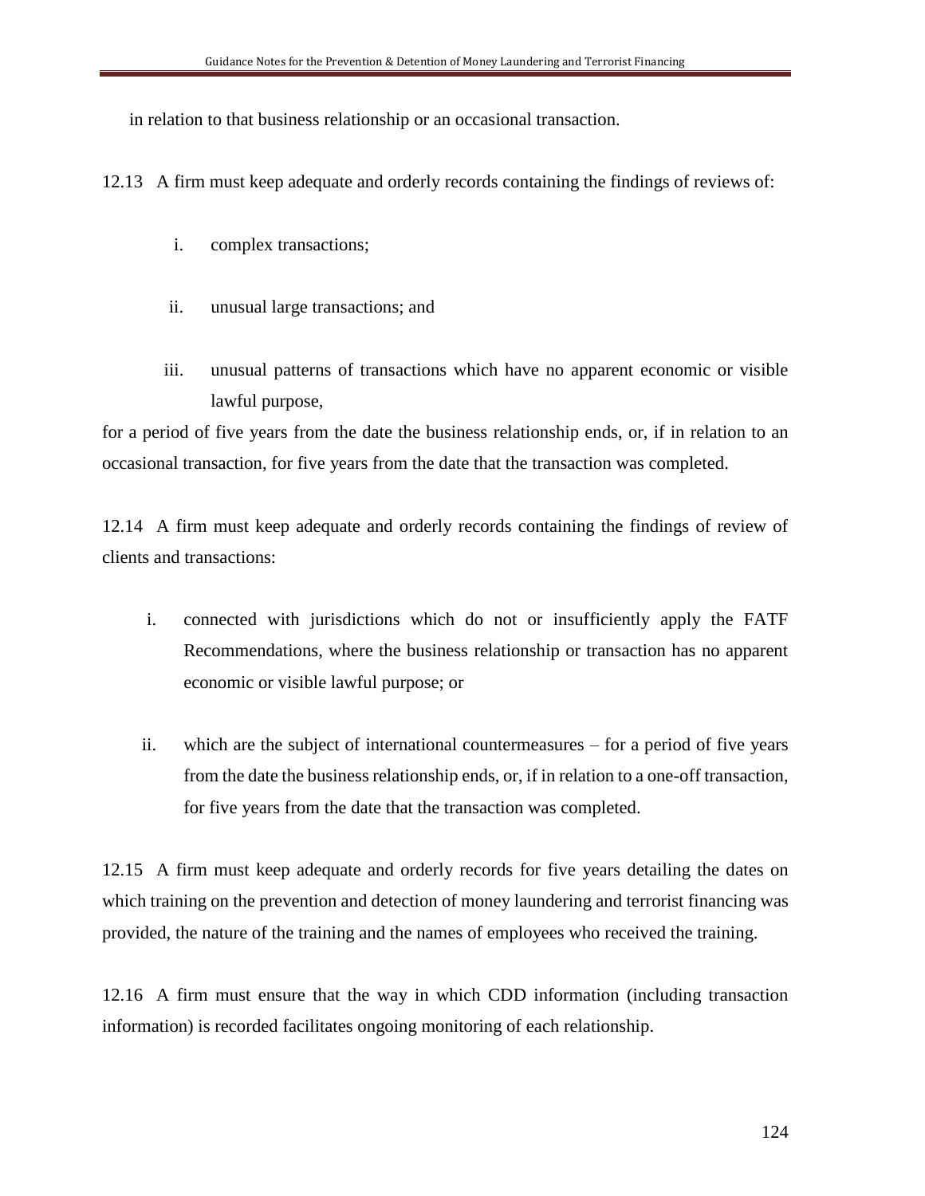in relation to that business relationship or an occasional transaction.

12.13 A firm must keep adequate and orderly records containing the findings of reviews of:

i. complex transactions;

ii. unusual large transactions; and

iii. unusual patterns of transactions which have no apparent economic or visible lawful purpose,

for a period of five years from the date the business relationship ends, or, if in relation to an occasional transaction, for five years from the date that the transaction was completed.

12.14 A firm must keep adequate and orderly records containing the findings of review of clients and transactions:

i. connected with jurisdictions which do not or insufficiently apply the FATF Recommendations, where the business relationship or transaction has no apparent economic or visible lawful purpose; or

ii. which are the subject of international countermeasures – for a period of five years from the date the business relationship ends, or, if in relation to a one-off transaction, for five years from the date that the transaction was completed.

12.15 A firm must keep adequate and orderly records for five years detailing the dates on which training on the prevention and detection of money laundering and terrorist financing was provided, the nature of the training and the names of employees who received the training.

12.16 A firm must ensure that the way in which CDD information (including transaction information) is recorded facilitates ongoing monitoring of each relationship.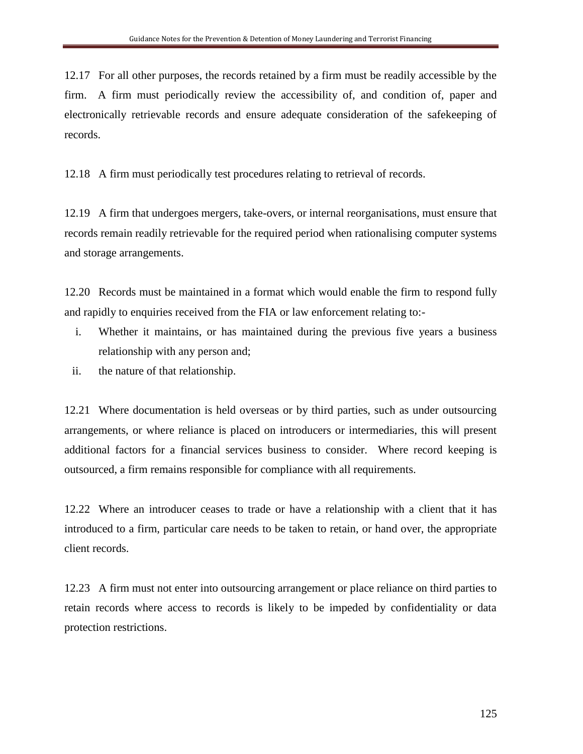12.17 For all other purposes, the records retained by a firm must be readily accessible by the firm. A firm must periodically review the accessibility of, and condition of, paper and electronically retrievable records and ensure adequate consideration of the safekeeping of records.

12.18 A firm must periodically test procedures relating to retrieval of records.

12.19 A firm that undergoes mergers, take-overs, or internal reorganisations, must ensure that records remain readily retrievable for the required period when rationalising computer systems and storage arrangements.

12.20 Records must be maintained in a format which would enable the firm to respond fully and rapidly to enquiries received from the FIA or law enforcement relating to:-

i. Whether it maintains, or has maintained during the previous five years a business relationship with any person and;
ii. the nature of that relationship.

12.21 Where documentation is held overseas or by third parties, such as under outsourcing arrangements, or where reliance is placed on introducers or intermediaries, this will present additional factors for a financial services business to consider. Where record keeping is outsourced, a firm remains responsible for compliance with all requirements.

12.22 Where an introducer ceases to trade or have a relationship with a client that it has introduced to a firm, particular care needs to be taken to retain, or hand over, the appropriate client records.

12.23 A firm must not enter into outsourcing arrangement or place reliance on third parties to retain records where access to records is likely to be impeded by confidentiality or data protection restrictions.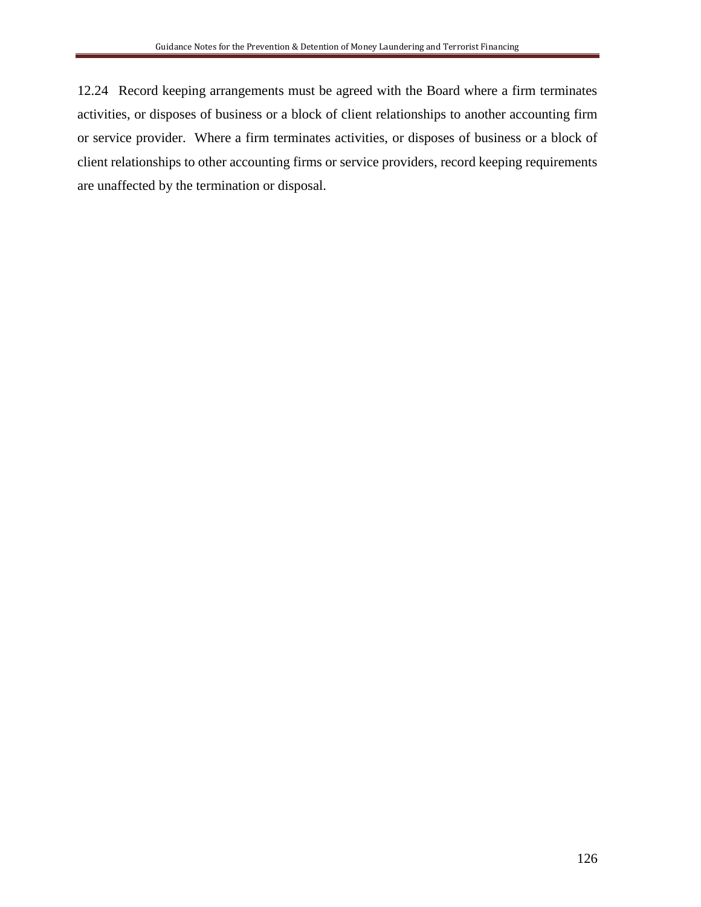12.24 Record keeping arrangements must be agreed with the Board where a firm terminates activities, or disposes of business or a block of client relationships to another accounting firm or service provider. Where a firm terminates activities, or disposes of business or a block of client relationships to other accounting firms or service providers, record keeping requirements are unaffected by the termination or disposal.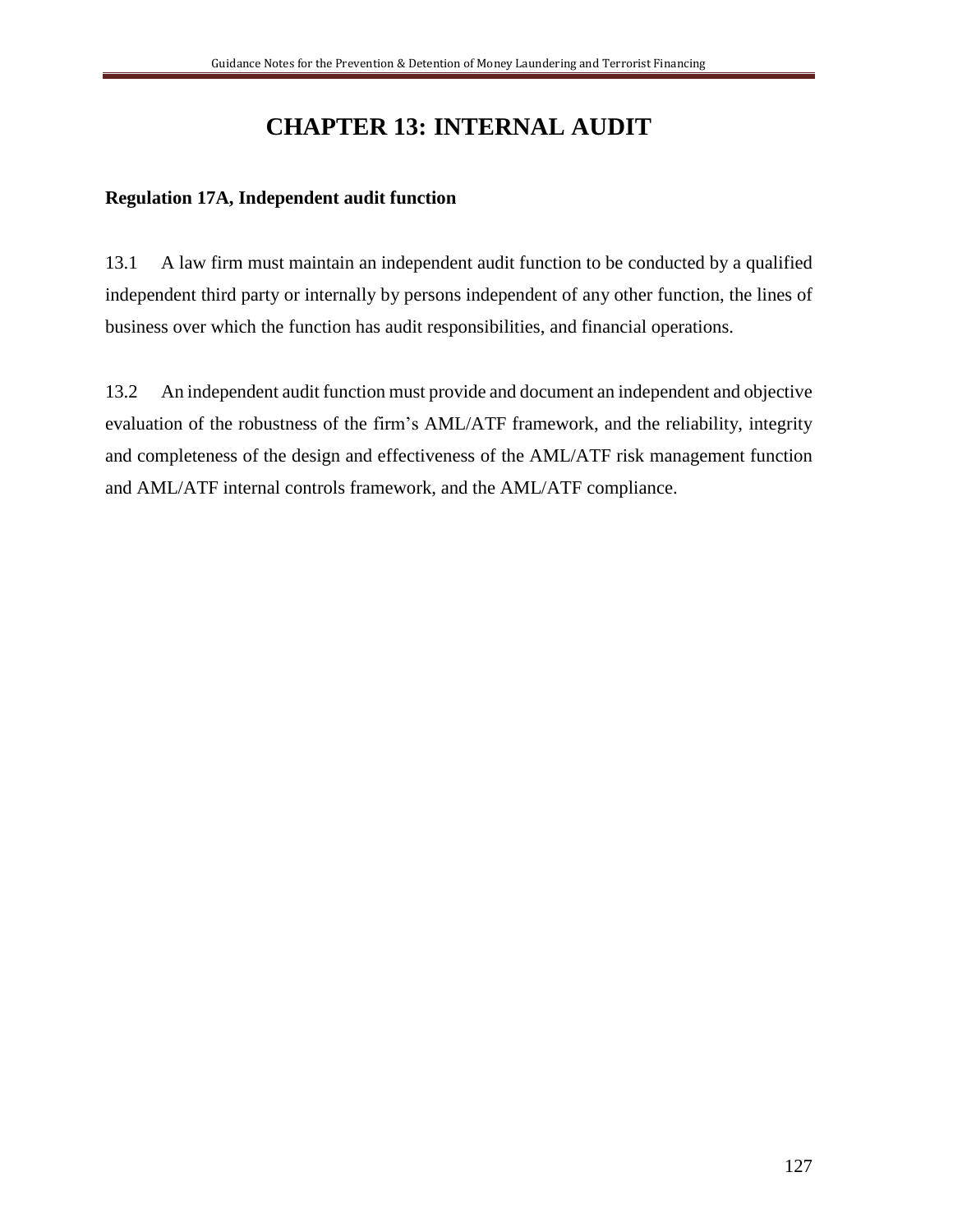# CHAPTER 13: INTERNAL AUDIT

**Regulation 17A, Independent audit function**

13.1 A law firm must maintain an independent audit function to be conducted by a qualified independent third party or internally by persons independent of any other function, the lines of business over which the function has audit responsibilities, and financial operations.

13.2 An independent audit function must provide and document an independent and objective evaluation of the robustness of the firm's AML/ATF framework, and the reliability, integrity and completeness of the design and effectiveness of the AML/ATF risk management function and AML/ATF internal controls framework, and the AML/ATF compliance.